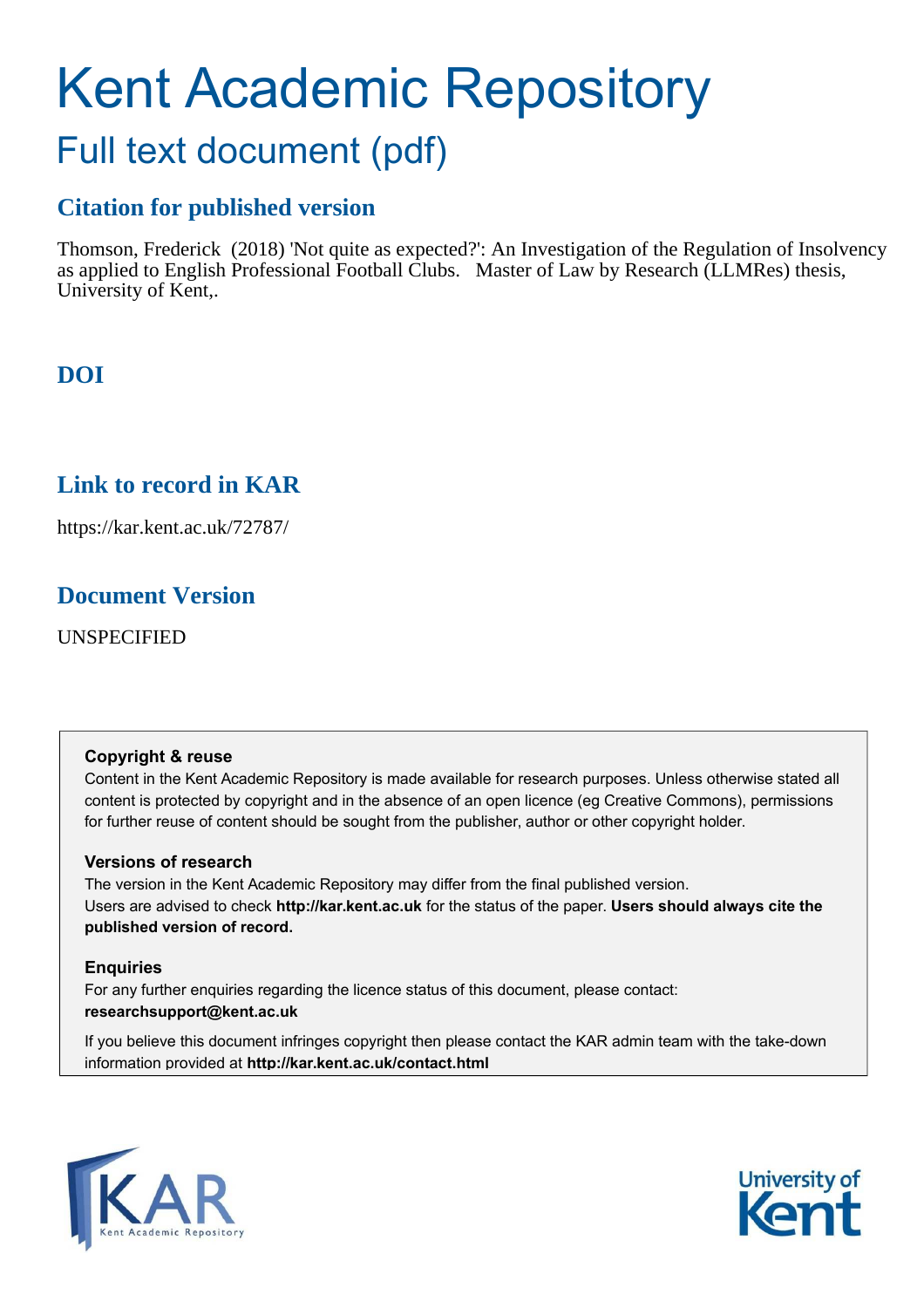# Kent Academic Repository

## Full text document (pdf)

### Citation for published version

Thomson, Frederick (2018) 'Not quite as expected?': An Investigation of the Regulation of Insolvency as applied to English Professional Football Clubs. Master of Law by Research (LLMRes) thesis, University of Kent,.

### DOI

### Link to record in KAR

https://kar.kent.ac.uk/72787/

### Document Version

UNSPECIFIED

**Copyright & reuse**

Content in the Kent Academic Repository is made available for research purposes. Unless otherwise stated all content is protected by copyright and in the absence of an open licence (eg Creative Commons), permissions for further reuse of content should be sought from the publisher, author or other copyright holder.

**Versions of research**

The version in the Kent Academic Repository may differ from the final published version. Users are advised to check **http://kar.kent.ac.uk** for the status of the paper. **Users should always cite the published version of record.**

**Enquiries**

For any further enquiries regarding the licence status of this document, please contact: **researchsupport@kent.ac.uk**

If you believe this document infringes copyright then please contact the KAR admin team with the take-down information provided at **http://kar.kent.ac.uk/contact.html**

KAR Kent Academic Repository

University of Kent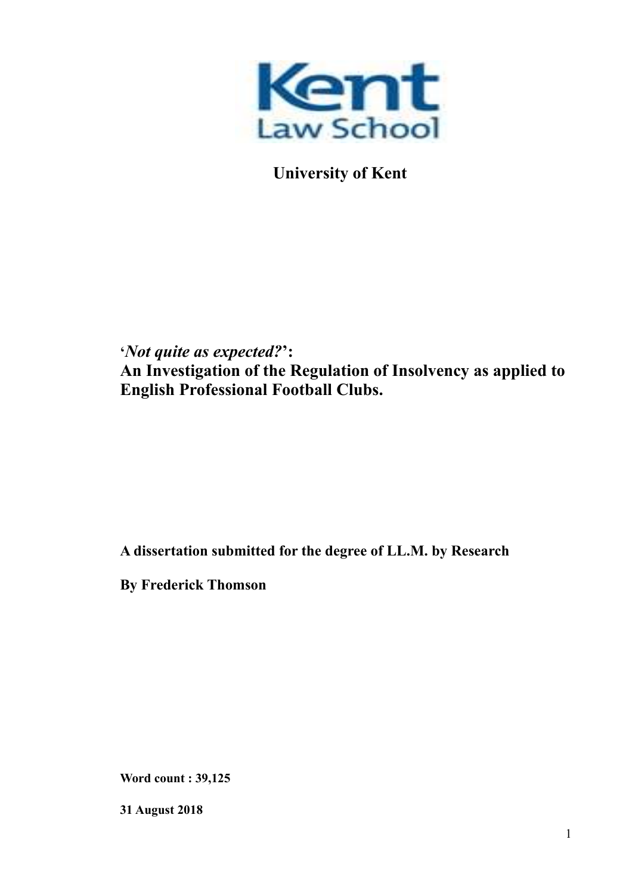Kent Law School

University of Kent

# ‘*Not quite as expected?*’: An Investigation of the Regulation of Insolvency as applied to English Professional Football Clubs.

**A dissertation submitted for the degree of LL.M. by Research**

**By Frederick Thomson**

**Word count : 39,125**

**31 August 2018**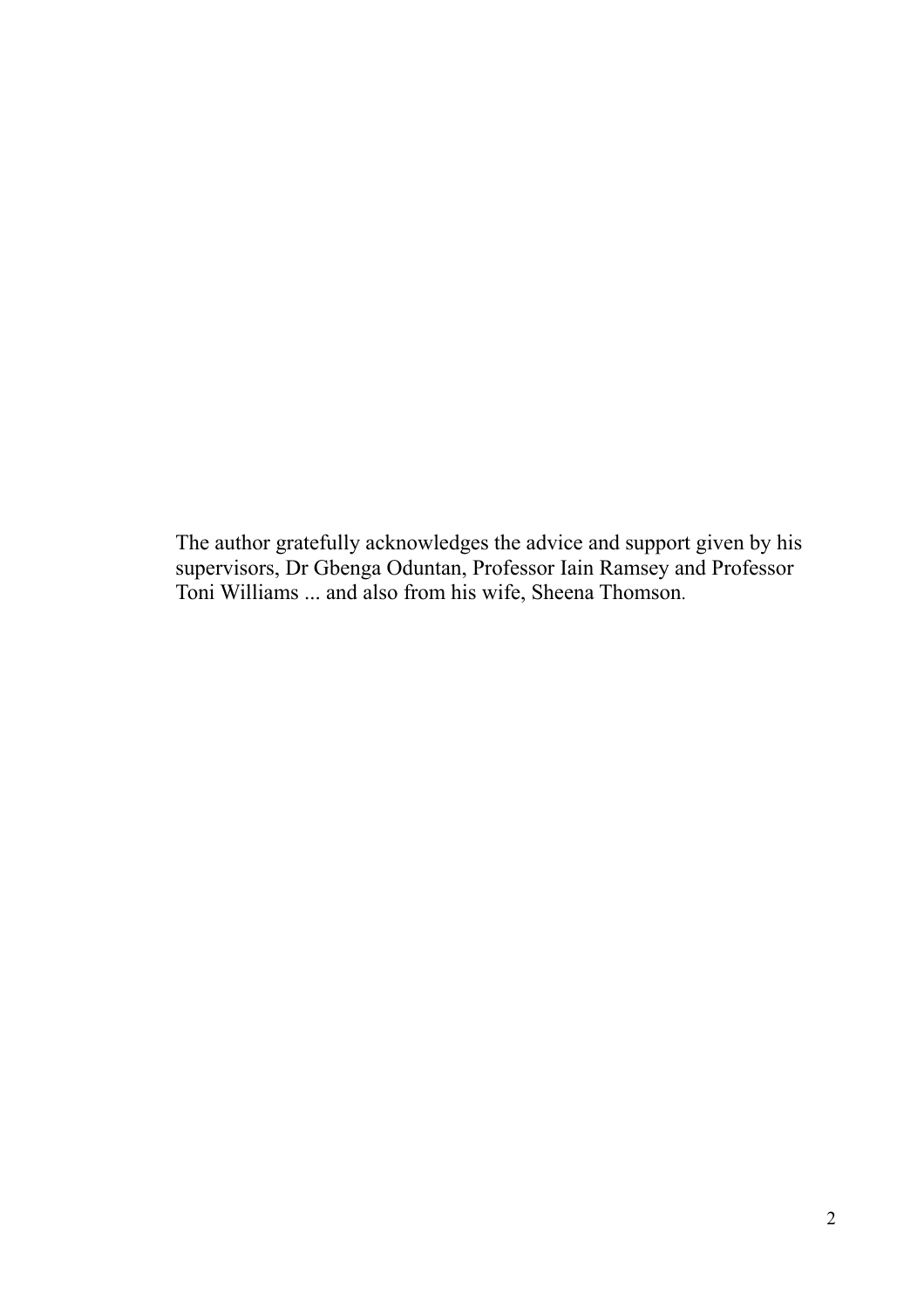The author gratefully acknowledges the advice and support given by his supervisors, Dr Gbenga Oduntan, Professor Iain Ramsey and Professor Toni Williams ... and also from his wife, Sheena Thomson.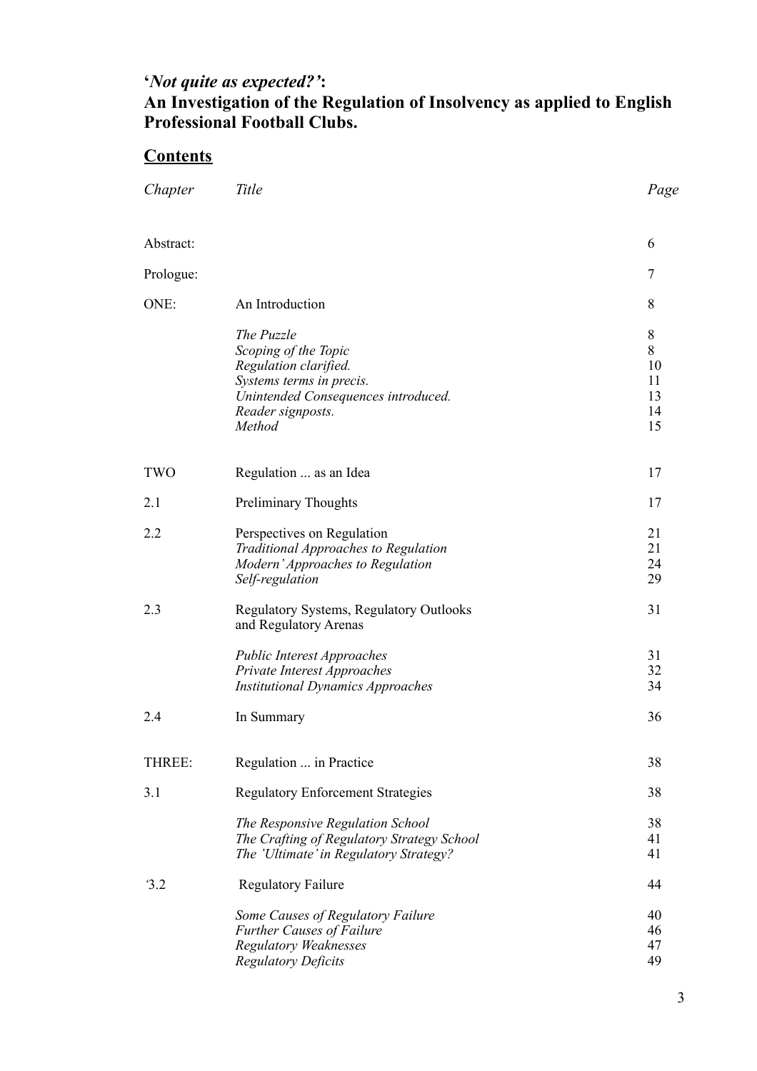## '*Not quite as expected?'*:
## An Investigation of the Regulation of Insolvency as applied to English Professional Football Clubs.

## Contents

| *Chapter* | *Title* | *Page* |
|---|---|---|
| Abstract: | | 6 |
| Prologue: | | 7 |
| ONE: | An Introduction | 8 |
| | *The Puzzle* | 8 |
| | *Scoping of the Topic* | 8 |
| | *Regulation clarified.* | 10 |
| | *Systems terms in precis.* | 11 |
| | *Unintended Consequences introduced.* | 13 |
| | *Reader signposts.* | 14 |
| | *Method* | 15 |
| TWO | Regulation ... as an Idea | 17 |
| 2.1 | Preliminary Thoughts | 17 |
| 2.2 | Perspectives on Regulation | 21 |
| | *Traditional Approaches to Regulation* | 21 |
| | *Modern' Approaches to Regulation* | 24 |
| | *Self-regulation* | 29 |
| 2.3 | Regulatory Systems, Regulatory Outlooks and Regulatory Arenas | 31 |
| | *Public Interest Approaches* | 31 |
| | *Private Interest Approaches* | 32 |
| | *Institutional Dynamics Approaches* | 34 |
| 2.4 | In Summary | 36 |
| THREE: | Regulation ... in Practice | 38 |
| 3.1 | Regulatory Enforcement Strategies | 38 |
| | *The Responsive Regulation School* | 38 |
| | *The Crafting of Regulatory Strategy School* | 41 |
| | *The 'Ultimate' in Regulatory Strategy?* | 41 |
| '3.2 | Regulatory Failure | 44 |
| | *Some Causes of Regulatory Failure* | 40 |
| | *Further Causes of Failure* | 46 |
| | *Regulatory Weaknesses* | 47 |
| | *Regulatory Deficits* | 49 |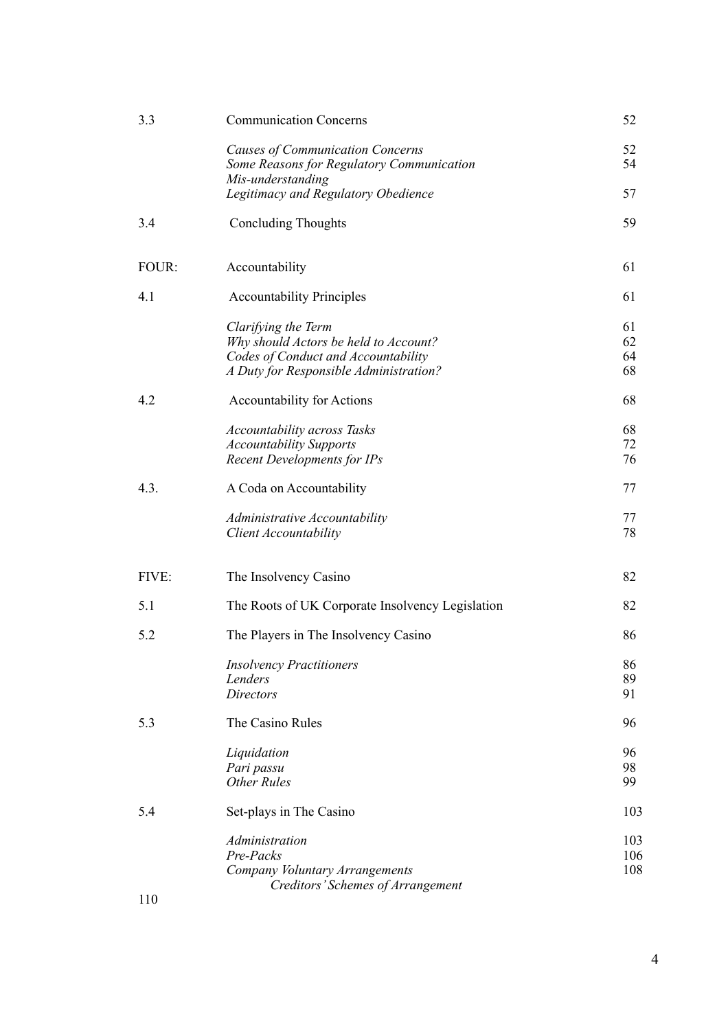| | | |
|---|---|---|
| 3.3 | Communication Concerns | 52 |
| | *Causes of Communication Concerns* | 52 |
| | *Some Reasons for Regulatory Communication Mis-understanding* | 54 |
| | *Legitimacy and Regulatory Obedience* | 57 |
| 3.4 | Concluding Thoughts | 59 |
| FOUR: | Accountability | 61 |
| 4.1 | Accountability Principles | 61 |
| | *Clarifying the Term* | 61 |
| | *Why should Actors be held to Account?* | 62 |
| | *Codes of Conduct and Accountability* | 64 |
| | *A Duty for Responsible Administration?* | 68 |
| 4.2 | Accountability for Actions | 68 |
| | *Accountability across Tasks* | 68 |
| | *Accountability Supports* | 72 |
| | *Recent Developments for IPs* | 76 |
| 4.3. | A Coda on Accountability | 77 |
| | *Administrative Accountability* | 77 |
| | *Client Accountability* | 78 |
| FIVE: | The Insolvency Casino | 82 |
| 5.1 | The Roots of UK Corporate Insolvency Legislation | 82 |
| 5.2 | The Players in The Insolvency Casino | 86 |
| | *Insolvency Practitioners* | 86 |
| | *Lenders* | 89 |
| | *Directors* | 91 |
| 5.3 | The Casino Rules | 96 |
| | *Liquidation* | 96 |
| | *Pari passu* | 98 |
| | *Other Rules* | 99 |
| 5.4 | Set-plays in The Casino | 103 |
| | *Administration* | 103 |
| | *Pre-Packs* | 106 |
| | *Company Voluntary Arrangements* | 108 |
| | *Creditors' Schemes of Arrangement* | 110 |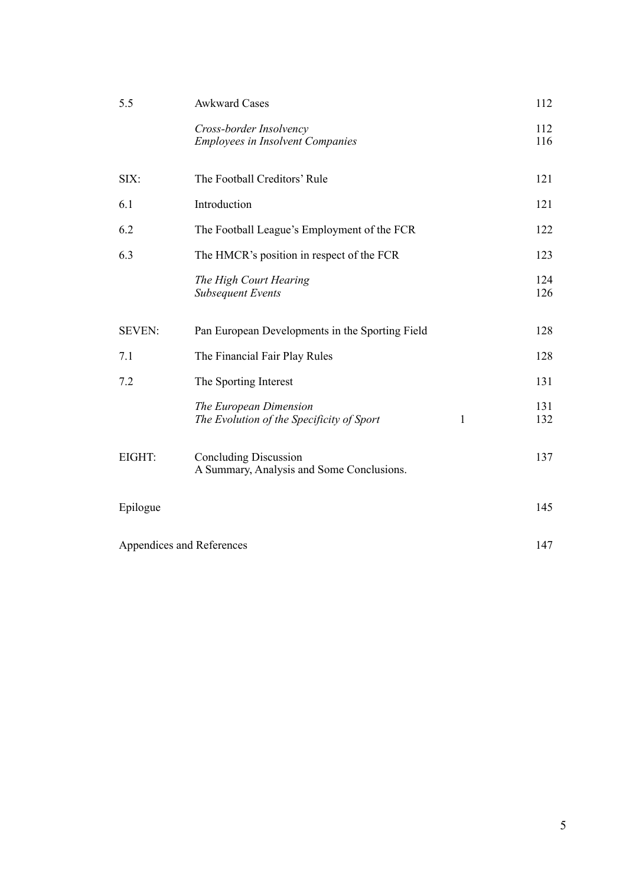| | | |
|---|---|---|
| 5.5 | Awkward Cases | 112 |
| | *Cross-border Insolvency* | 112 |
| | *Employees in Insolvent Companies* | 116 |
| SIX: | The Football Creditors' Rule | 121 |
| 6.1 | Introduction | 121 |
| 6.2 | The Football League's Employment of the FCR | 122 |
| 6.3 | The HMCR's position in respect of the FCR | 123 |
| | *The High Court Hearing* | 124 |
| | *Subsequent Events* | 126 |
| SEVEN: | Pan European Developments in the Sporting Field | 128 |
| 7.1 | The Financial Fair Play Rules | 128 |
| 7.2 | The Sporting Interest | 131 |
| | *The European Dimension* | 131 |
| | *The Evolution of the Specificity of Sport* 1 | 132 |
| EIGHT: | Concluding Discussion<br>A Summary, Analysis and Some Conclusions. | 137 |
| Epilogue | | 145 |
| Appendices and References | | 147 |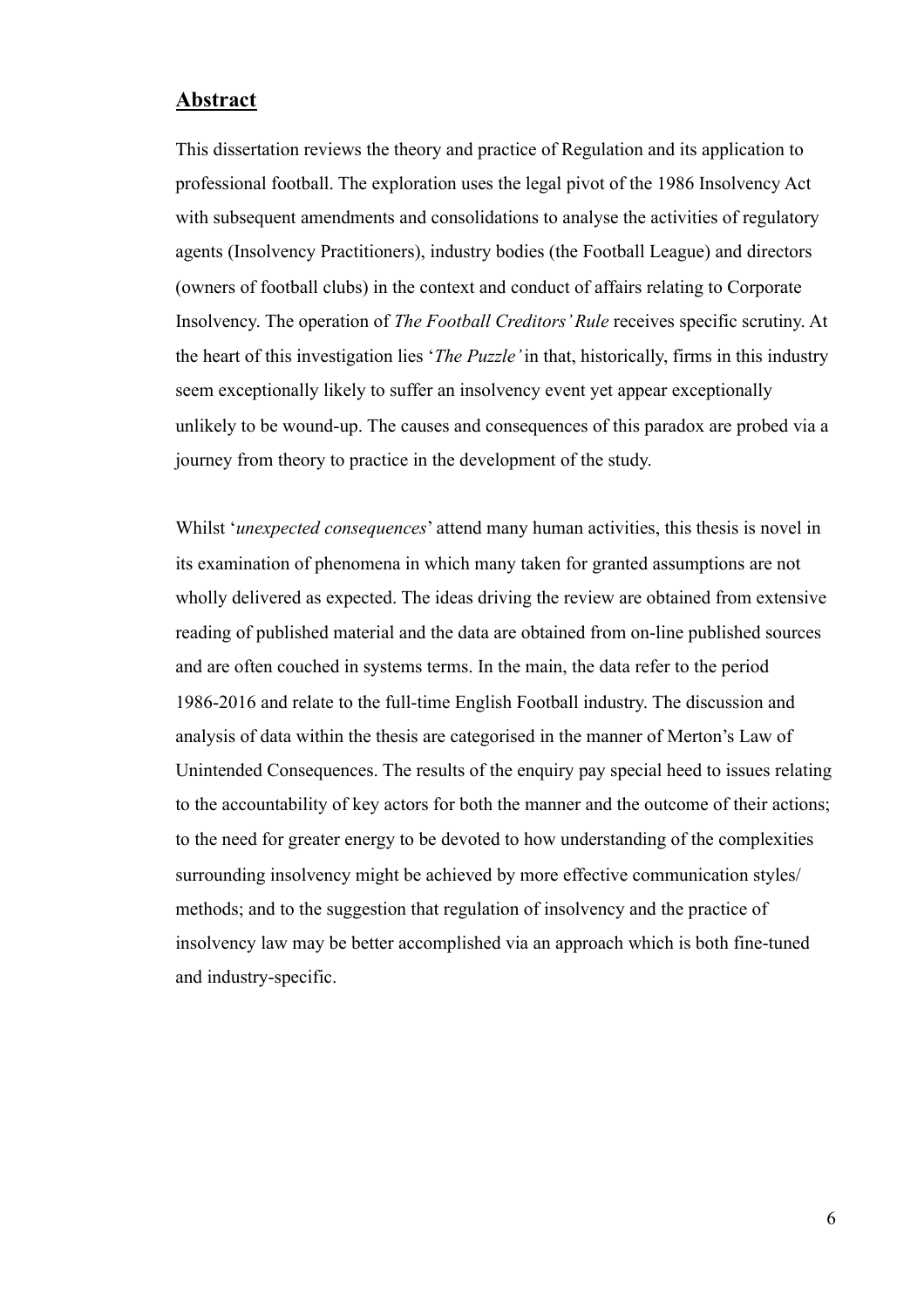## **Abstract**

This dissertation reviews the theory and practice of Regulation and its application to professional football. The exploration uses the legal pivot of the 1986 Insolvency Act with subsequent amendments and consolidations to analyse the activities of regulatory agents (Insolvency Practitioners), industry bodies (the Football League) and directors (owners of football clubs) in the context and conduct of affairs relating to Corporate Insolvency. The operation of *The Football Creditors' Rule* receives specific scrutiny. At the heart of this investigation lies '*The Puzzle'* in that, historically, firms in this industry seem exceptionally likely to suffer an insolvency event yet appear exceptionally unlikely to be wound-up. The causes and consequences of this paradox are probed via a journey from theory to practice in the development of the study.

Whilst '*unexpected consequences*' attend many human activities, this thesis is novel in its examination of phenomena in which many taken for granted assumptions are not wholly delivered as expected. The ideas driving the review are obtained from extensive reading of published material and the data are obtained from on-line published sources and are often couched in systems terms. In the main, the data refer to the period 1986-2016 and relate to the full-time English Football industry. The discussion and analysis of data within the thesis are categorised in the manner of Merton's Law of Unintended Consequences. The results of the enquiry pay special heed to issues relating to the accountability of key actors for both the manner and the outcome of their actions; to the need for greater energy to be devoted to how understanding of the complexities surrounding insolvency might be achieved by more effective communication styles/ methods; and to the suggestion that regulation of insolvency and the practice of insolvency law may be better accomplished via an approach which is both fine-tuned and industry-specific.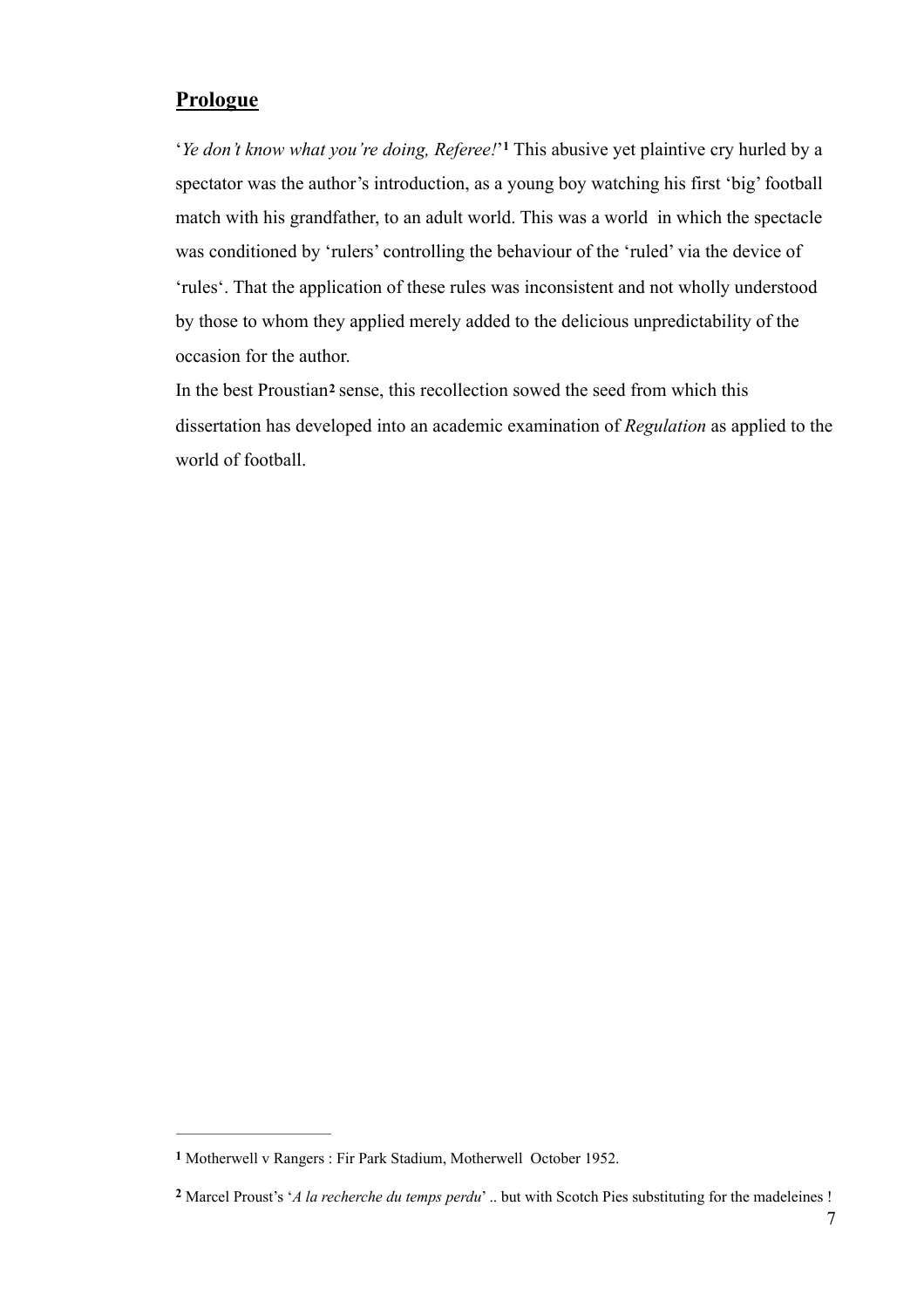## **Prologue**

'*Ye don't know what you're doing, Referee!*'[1] This abusive yet plaintive cry hurled by a spectator was the author's introduction, as a young boy watching his first 'big' football match with his grandfather, to an adult world. This was a world  in which the spectacle was conditioned by 'rulers' controlling the behaviour of the 'ruled' via the device of 'rules'. That the application of these rules was inconsistent and not wholly understood by those to whom they applied merely added to the delicious unpredictability of the occasion for the author.

In the best Proustian[2] sense, this recollection sowed the seed from which this dissertation has developed into an academic examination of *Regulation* as applied to the world of football.

---

[1] Motherwell v Rangers : Fir Park Stadium, Motherwell  October 1952.

[2] Marcel Proust's '*A la recherche du temps perdu*' .. but with Scotch Pies substituting for the madeleines !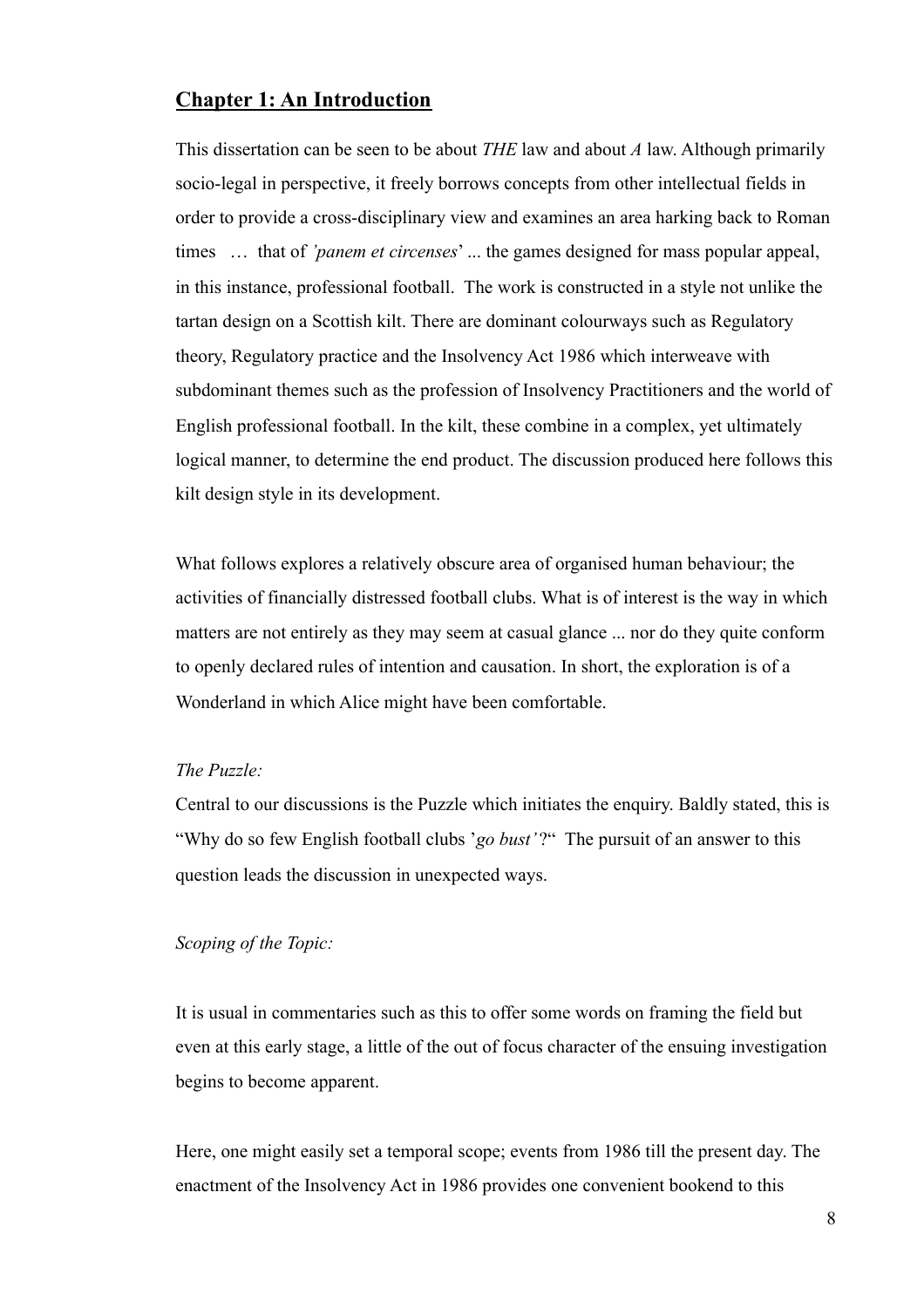## Chapter 1: An Introduction

This dissertation can be seen to be about *THE* law and about *A* law. Although primarily socio-legal in perspective, it freely borrows concepts from other intellectual fields in order to provide a cross-disciplinary view and examines an area harking back to Roman times … that of *'panem et circenses'* ... the games designed for mass popular appeal, in this instance, professional football. The work is constructed in a style not unlike the tartan design on a Scottish kilt. There are dominant colourways such as Regulatory theory, Regulatory practice and the Insolvency Act 1986 which interweave with subdominant themes such as the profession of Insolvency Practitioners and the world of English professional football. In the kilt, these combine in a complex, yet ultimately logical manner, to determine the end product. The discussion produced here follows this kilt design style in its development.

What follows explores a relatively obscure area of organised human behaviour; the activities of financially distressed football clubs. What is of interest is the way in which matters are not entirely as they may seem at casual glance ... nor do they quite conform to openly declared rules of intention and causation. In short, the exploration is of a Wonderland in which Alice might have been comfortable.

*The Puzzle:*

Central to our discussions is the Puzzle which initiates the enquiry. Baldly stated, this is "Why do so few English football clubs '*go bust'*?" The pursuit of an answer to this question leads the discussion in unexpected ways.

*Scoping of the Topic:*

It is usual in commentaries such as this to offer some words on framing the field but even at this early stage, a little of the out of focus character of the ensuing investigation begins to become apparent.

Here, one might easily set a temporal scope; events from 1986 till the present day. The enactment of the Insolvency Act in 1986 provides one convenient bookend to this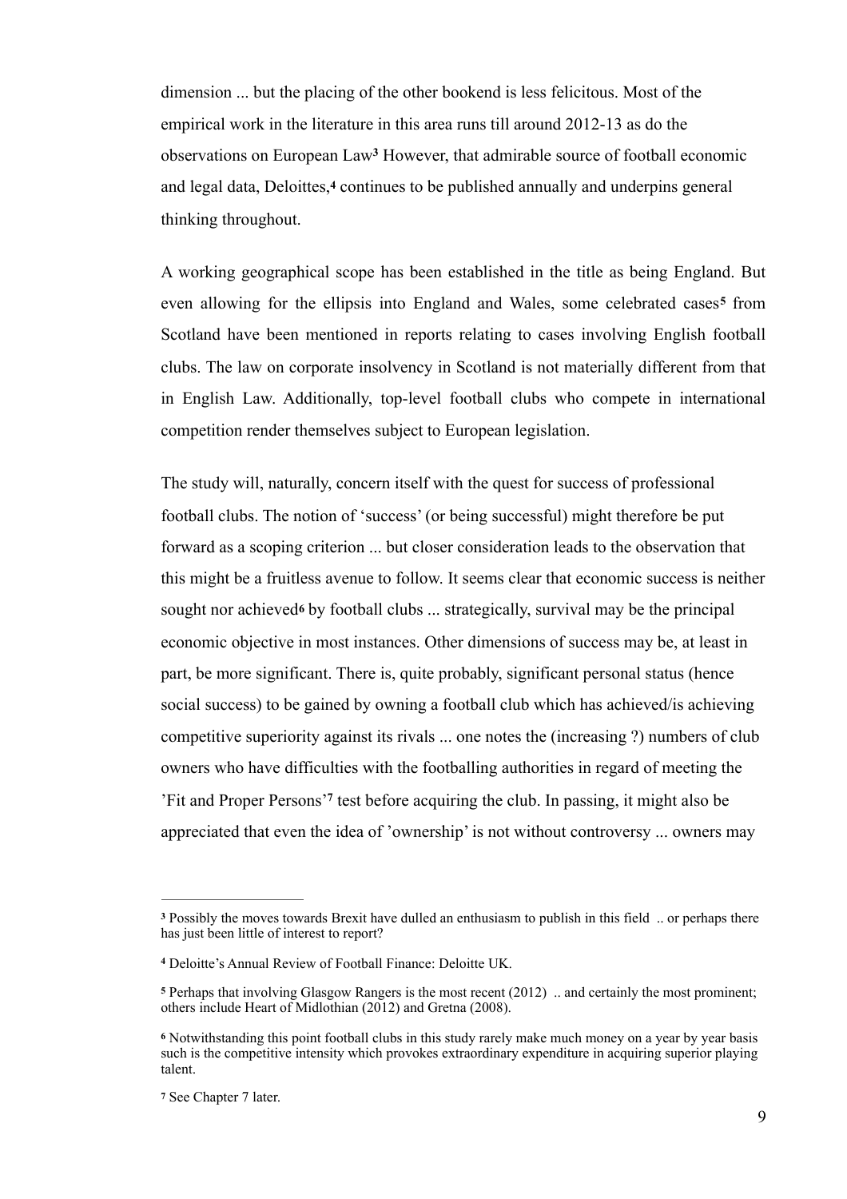dimension ... but the placing of the other bookend is less felicitous. Most of the empirical work in the literature in this area runs till around 2012-13 as do the observations on European Law[3] However, that admirable source of football economic and legal data, Deloittes,[4] continues to be published annually and underpins general thinking throughout.

A working geographical scope has been established in the title as being England. But even allowing for the ellipsis into England and Wales, some celebrated cases[5] from Scotland have been mentioned in reports relating to cases involving English football clubs. The law on corporate insolvency in Scotland is not materially different from that in English Law. Additionally, top-level football clubs who compete in international competition render themselves subject to European legislation.

The study will, naturally, concern itself with the quest for success of professional football clubs. The notion of 'success' (or being successful) might therefore be put forward as a scoping criterion ... but closer consideration leads to the observation that this might be a fruitless avenue to follow. It seems clear that economic success is neither sought nor achieved[6] by football clubs ... strategically, survival may be the principal economic objective in most instances. Other dimensions of success may be, at least in part, be more significant. There is, quite probably, significant personal status (hence social success) to be gained by owning a football club which has achieved/is achieving competitive superiority against its rivals ... one notes the (increasing ?) numbers of club owners who have difficulties with the footballing authorities in regard of meeting the 'Fit and Proper Persons'[7] test before acquiring the club. In passing, it might also be appreciated that even the idea of 'ownership' is not without controversy ... owners may

---

[3] Possibly the moves towards Brexit have dulled an enthusiasm to publish in this field .. or perhaps there has just been little of interest to report?

[4] Deloitte's Annual Review of Football Finance: Deloitte UK.

[5] Perhaps that involving Glasgow Rangers is the most recent (2012) .. and certainly the most prominent; others include Heart of Midlothian (2012) and Gretna (2008).

[6] Notwithstanding this point football clubs in this study rarely make much money on a year by year basis such is the competitive intensity which provokes extraordinary expenditure in acquiring superior playing talent.

[7] See Chapter 7 later.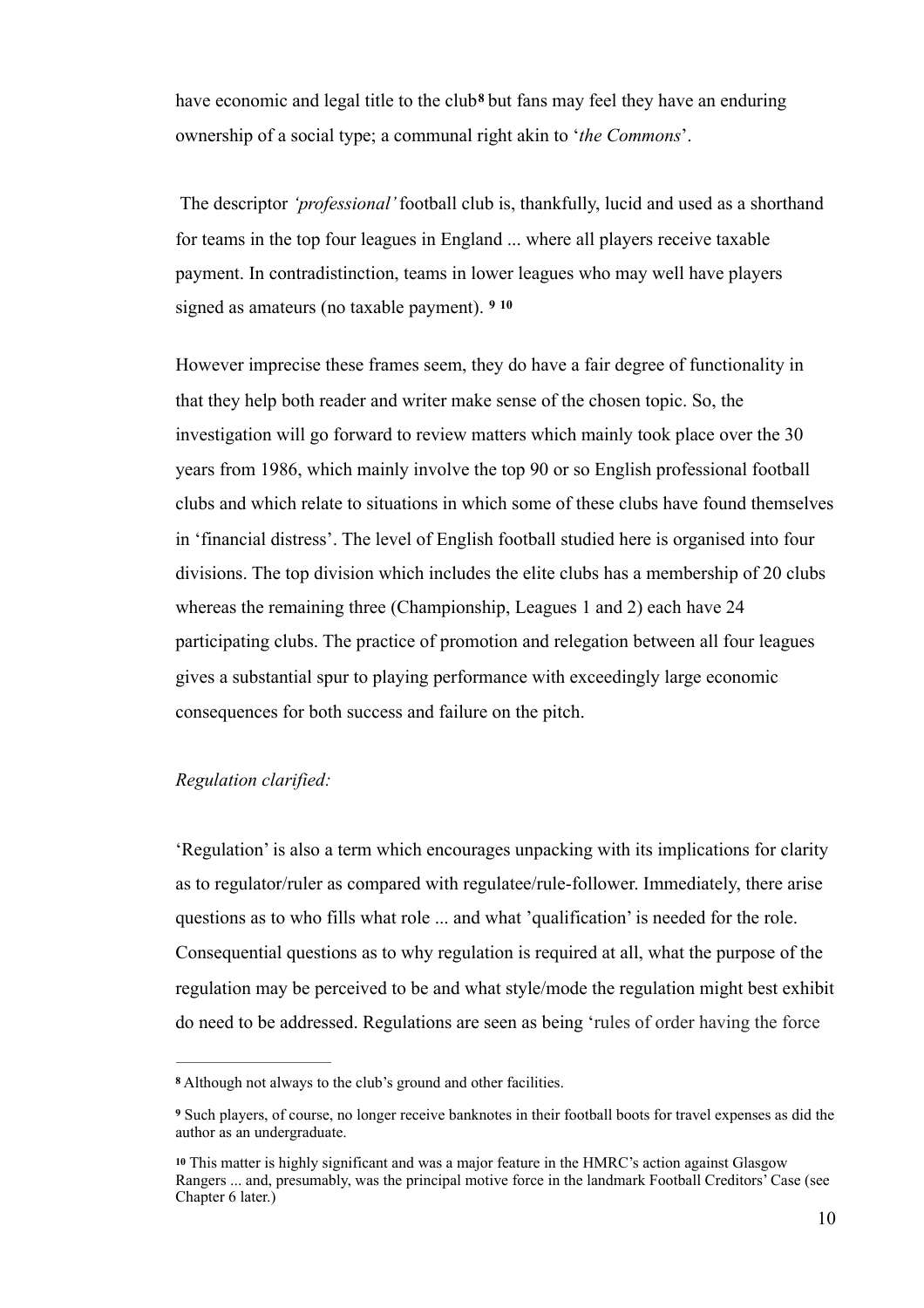have economic and legal title to the club[8] but fans may feel they have an enduring ownership of a social type; a communal right akin to '*the Commons*'.

The descriptor *'professional'* football club is, thankfully, lucid and used as a shorthand for teams in the top four leagues in England ... where all players receive taxable payment. In contradistinction, teams in lower leagues who may well have players signed as amateurs (no taxable payment). [9] [10]

However imprecise these frames seem, they do have a fair degree of functionality in that they help both reader and writer make sense of the chosen topic. So, the investigation will go forward to review matters which mainly took place over the 30 years from 1986, which mainly involve the top 90 or so English professional football clubs and which relate to situations in which some of these clubs have found themselves in 'financial distress'. The level of English football studied here is organised into four divisions. The top division which includes the elite clubs has a membership of 20 clubs whereas the remaining three (Championship, Leagues 1 and 2) each have 24 participating clubs. The practice of promotion and relegation between all four leagues gives a substantial spur to playing performance with exceedingly large economic consequences for both success and failure on the pitch.

*Regulation clarified:*

'Regulation' is also a term which encourages unpacking with its implications for clarity as to regulator/ruler as compared with regulatee/rule-follower. Immediately, there arise questions as to who fills what role ... and what 'qualification' is needed for the role. Consequential questions as to why regulation is required at all, what the purpose of the regulation may be perceived to be and what style/mode the regulation might best exhibit do need to be addressed. Regulations are seen as being 'rules of order having the force

---

[8] Although not always to the club's ground and other facilities.

[9] Such players, of course, no longer receive banknotes in their football boots for travel expenses as did the author as an undergraduate.

[10] This matter is highly significant and was a major feature in the HMRC's action against Glasgow Rangers ... and, presumably, was the principal motive force in the landmark Football Creditors' Case (see Chapter 6 later.)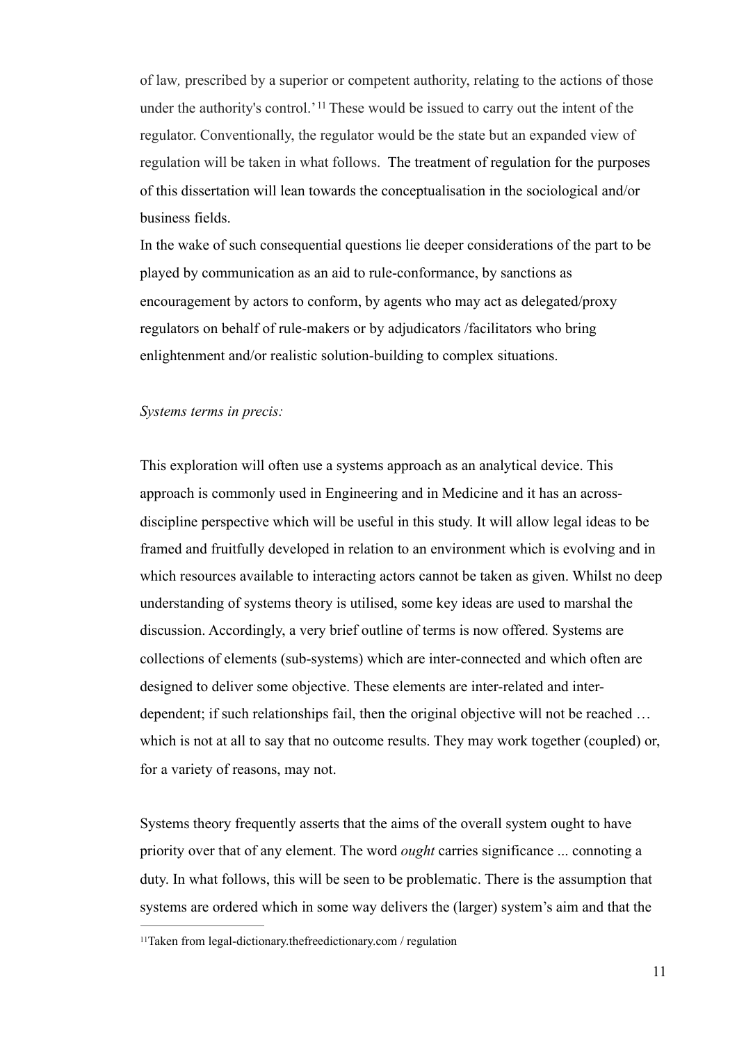of law*,* prescribed by a superior or competent authority, relating to the actions of those under the authority's control.'[11] These would be issued to carry out the intent of the regulator. Conventionally, the regulator would be the state but an expanded view of regulation will be taken in what follows. The treatment of regulation for the purposes of this dissertation will lean towards the conceptualisation in the sociological and/or business fields.

In the wake of such consequential questions lie deeper considerations of the part to be played by communication as an aid to rule-conformance, by sanctions as encouragement by actors to conform, by agents who may act as delegated/proxy regulators on behalf of rule-makers or by adjudicators /facilitators who bring enlightenment and/or realistic solution-building to complex situations.

*Systems terms in precis:*

This exploration will often use a systems approach as an analytical device. This approach is commonly used in Engineering and in Medicine and it has an across-discipline perspective which will be useful in this study. It will allow legal ideas to be framed and fruitfully developed in relation to an environment which is evolving and in which resources available to interacting actors cannot be taken as given. Whilst no deep understanding of systems theory is utilised, some key ideas are used to marshal the discussion. Accordingly, a very brief outline of terms is now offered. Systems are collections of elements (sub-systems) which are inter-connected and which often are designed to deliver some objective. These elements are inter-related and inter-dependent; if such relationships fail, then the original objective will not be reached … which is not at all to say that no outcome results. They may work together (coupled) or, for a variety of reasons, may not.

Systems theory frequently asserts that the aims of the overall system ought to have priority over that of any element. The word *ought* carries significance ... connoting a duty. In what follows, this will be seen to be problematic. There is the assumption that systems are ordered which in some way delivers the (larger) system's aim and that the

---

[11]Taken from legal-dictionary.thefreedictionary.com / regulation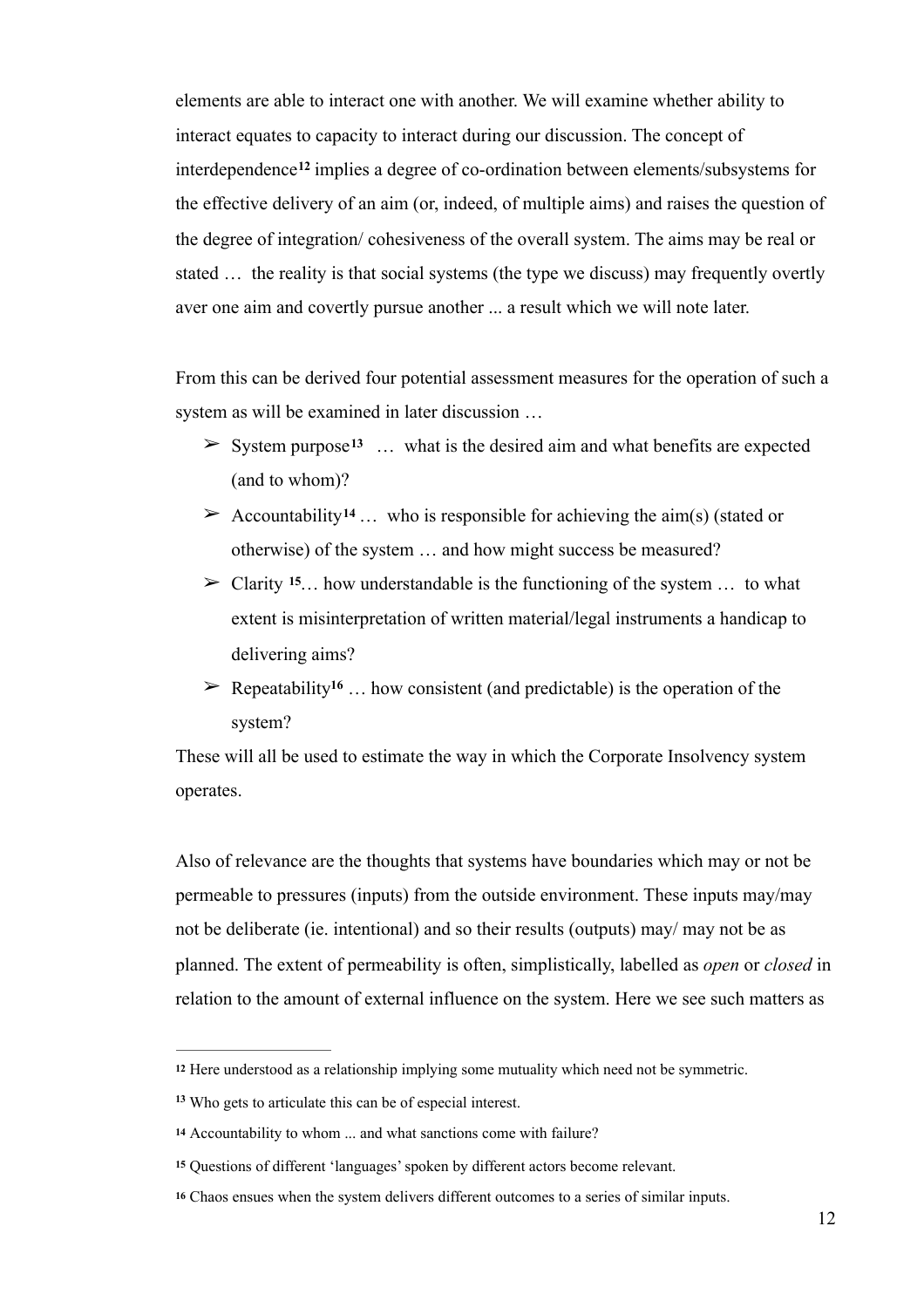elements are able to interact one with another. We will examine whether ability to interact equates to capacity to interact during our discussion. The concept of interdependence[12] implies a degree of co-ordination between elements/subsystems for the effective delivery of an aim (or, indeed, of multiple aims) and raises the question of the degree of integration/ cohesiveness of the overall system. The aims may be real or stated … the reality is that social systems (the type we discuss) may frequently overtly aver one aim and covertly pursue another ... a result which we will note later.

From this can be derived four potential assessment measures for the operation of such a system as will be examined in later discussion …

- System purpose[13] … what is the desired aim and what benefits are expected (and to whom)?
- Accountability[14] … who is responsible for achieving the aim(s) (stated or otherwise) of the system … and how might success be measured?
- Clarity [15]… how understandable is the functioning of the system … to what extent is misinterpretation of written material/legal instruments a handicap to delivering aims?
- Repeatability[16] … how consistent (and predictable) is the operation of the system?

These will all be used to estimate the way in which the Corporate Insolvency system operates.

Also of relevance are the thoughts that systems have boundaries which may or not be permeable to pressures (inputs) from the outside environment. These inputs may/may not be deliberate (ie. intentional) and so their results (outputs) may/ may not be as planned. The extent of permeability is often, simplistically, labelled as *open* or *closed* in relation to the amount of external influence on the system. Here we see such matters as

---

[12] Here understood as a relationship implying some mutuality which need not be symmetric.

[13] Who gets to articulate this can be of especial interest.

[14] Accountability to whom ... and what sanctions come with failure?

[15] Questions of different 'languages' spoken by different actors become relevant.

[16] Chaos ensues when the system delivers different outcomes to a series of similar inputs.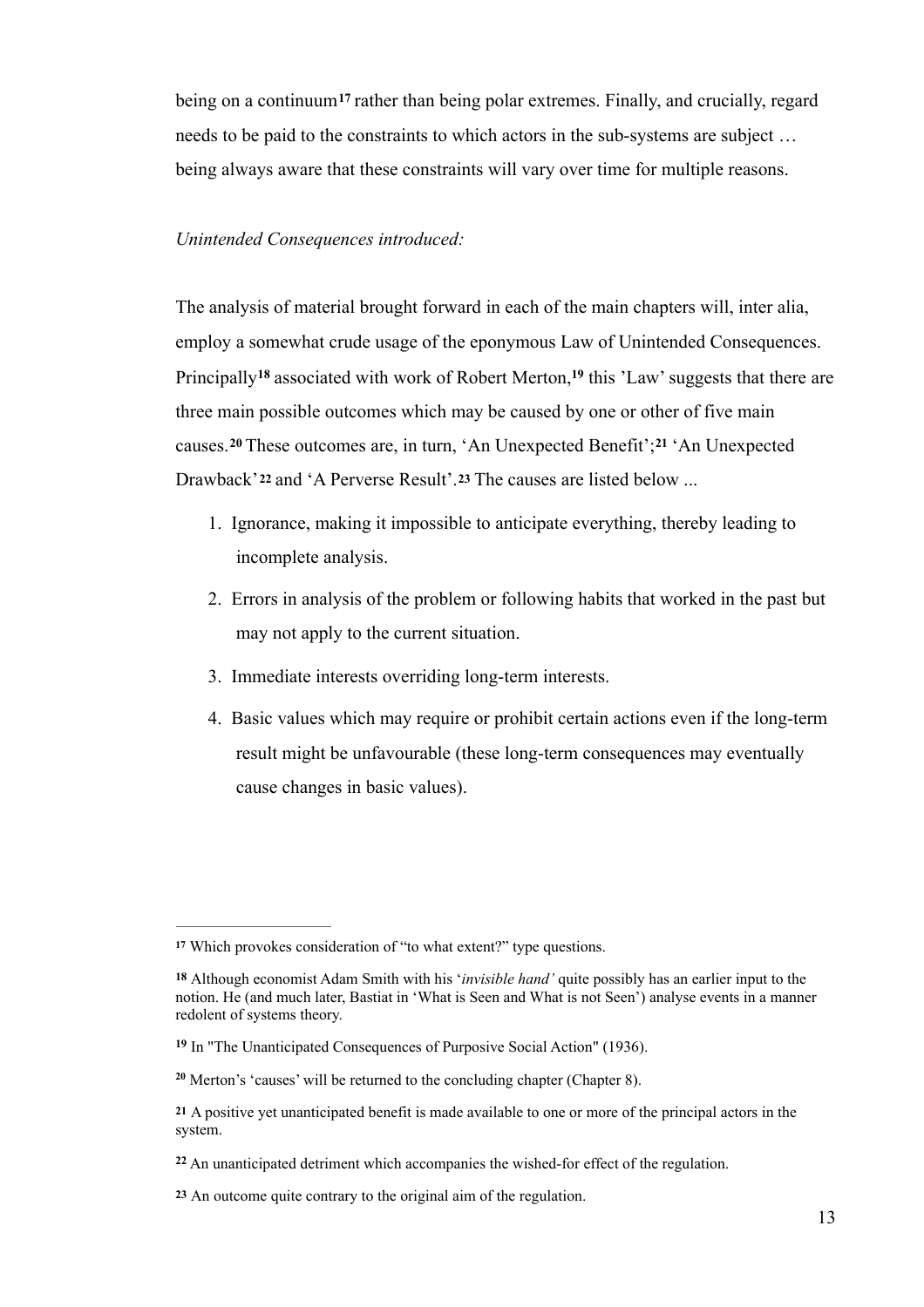being on a continuum[17] rather than being polar extremes. Finally, and crucially, regard needs to be paid to the constraints to which actors in the sub-systems are subject … being always aware that these constraints will vary over time for multiple reasons.

*Unintended Consequences introduced:*

The analysis of material brought forward in each of the main chapters will, inter alia, employ a somewhat crude usage of the eponymous Law of Unintended Consequences. Principally[18] associated with work of Robert Merton,[19] this 'Law' suggests that there are three main possible outcomes which may be caused by one or other of five main causes.[20] These outcomes are, in turn, 'An Unexpected Benefit';[21] 'An Unexpected Drawback'[22] and 'A Perverse Result'.[23] The causes are listed below ...

1. Ignorance, making it impossible to anticipate everything, thereby leading to incomplete analysis.
2. Errors in analysis of the problem or following habits that worked in the past but may not apply to the current situation.
3. Immediate interests overriding long-term interests.
4. Basic values which may require or prohibit certain actions even if the long-term result might be unfavourable (these long-term consequences may eventually cause changes in basic values).

---

[17] Which provokes consideration of "to what extent?" type questions.

[18] Although economist Adam Smith with his '*invisible hand'* quite possibly has an earlier input to the notion. He (and much later, Bastiat in 'What is Seen and What is not Seen') analyse events in a manner redolent of systems theory.

[19] In "The Unanticipated Consequences of Purposive Social Action" (1936).

[20] Merton's 'causes' will be returned to the concluding chapter (Chapter 8).

[21] A positive yet unanticipated benefit is made available to one or more of the principal actors in the system.

[22] An unanticipated detriment which accompanies the wished-for effect of the regulation.

[23] An outcome quite contrary to the original aim of the regulation.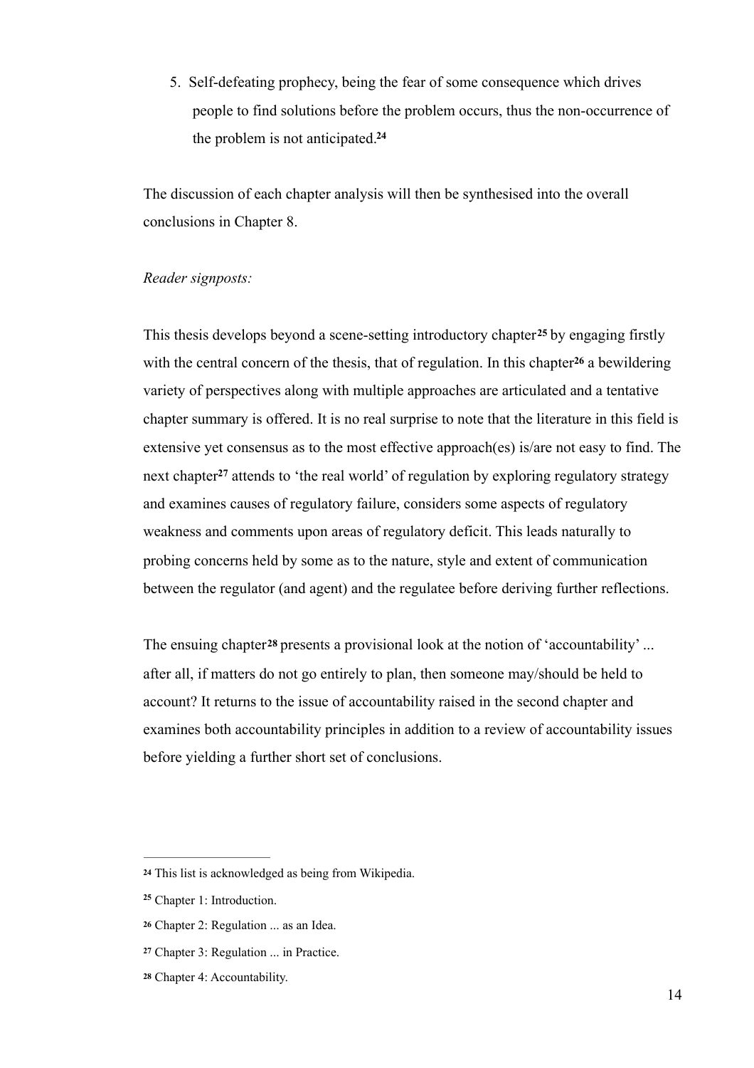5. Self-defeating prophecy, being the fear of some consequence which drives people to find solutions before the problem occurs, thus the non-occurrence of the problem is not anticipated.[24]

The discussion of each chapter analysis will then be synthesised into the overall conclusions in Chapter 8.

*Reader signposts:*

This thesis develops beyond a scene-setting introductory chapter[25] by engaging firstly with the central concern of the thesis, that of regulation. In this chapter[26] a bewildering variety of perspectives along with multiple approaches are articulated and a tentative chapter summary is offered. It is no real surprise to note that the literature in this field is extensive yet consensus as to the most effective approach(es) is/are not easy to find. The next chapter[27] attends to 'the real world' of regulation by exploring regulatory strategy and examines causes of regulatory failure, considers some aspects of regulatory weakness and comments upon areas of regulatory deficit. This leads naturally to probing concerns held by some as to the nature, style and extent of communication between the regulator (and agent) and the regulatee before deriving further reflections.

The ensuing chapter[28] presents a provisional look at the notion of 'accountability' ... after all, if matters do not go entirely to plan, then someone may/should be held to account? It returns to the issue of accountability raised in the second chapter and examines both accountability principles in addition to a review of accountability issues before yielding a further short set of conclusions.

---

[24] This list is acknowledged as being from Wikipedia.

[25] Chapter 1: Introduction.

[26] Chapter 2: Regulation ... as an Idea.

[27] Chapter 3: Regulation ... in Practice.

[28] Chapter 4: Accountability.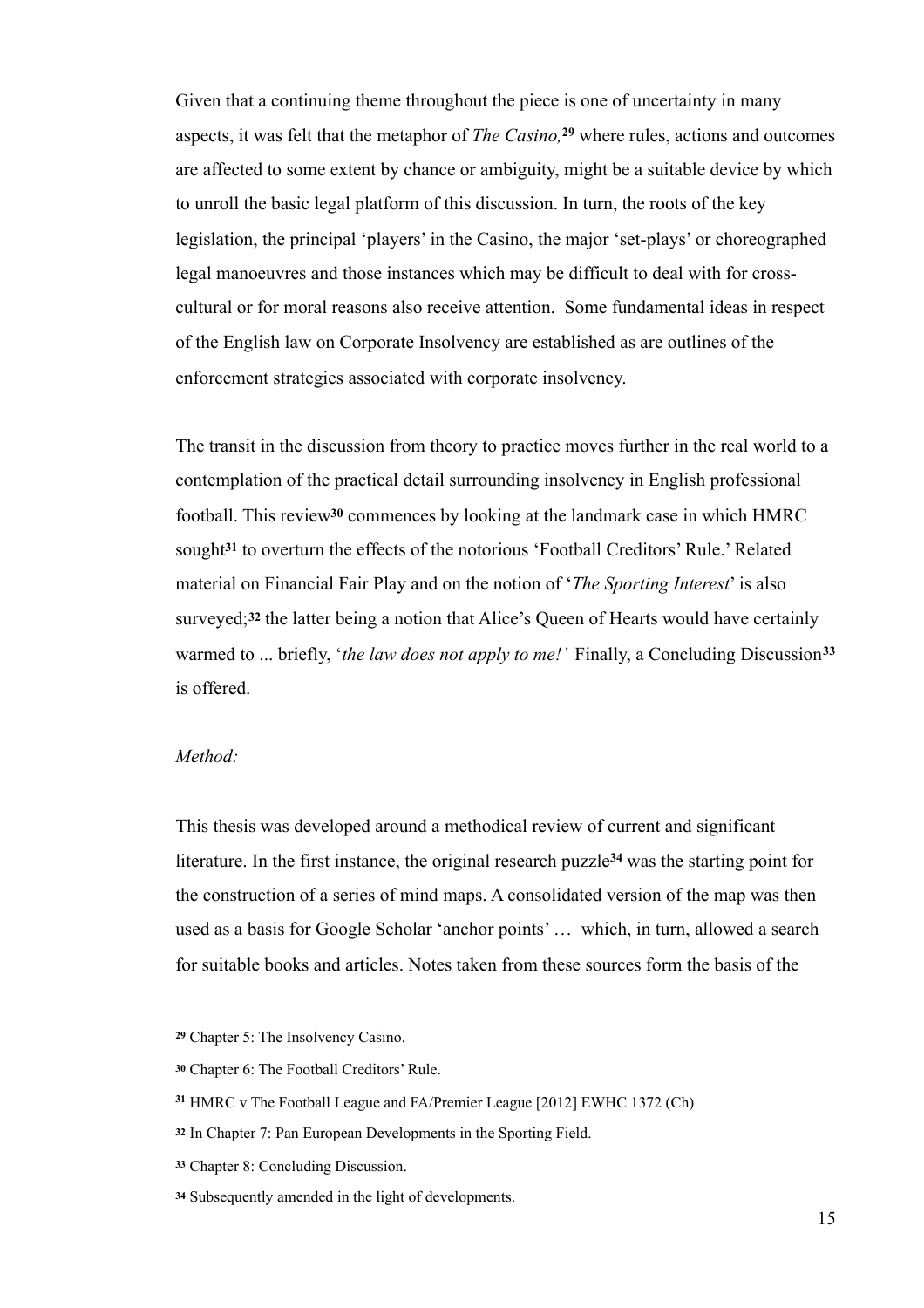Given that a continuing theme throughout the piece is one of uncertainty in many aspects, it was felt that the metaphor of *The Casino,*[29] where rules, actions and outcomes are affected to some extent by chance or ambiguity, might be a suitable device by which to unroll the basic legal platform of this discussion. In turn, the roots of the key legislation, the principal 'players' in the Casino, the major 'set-plays' or choreographed legal manoeuvres and those instances which may be difficult to deal with for cross-cultural or for moral reasons also receive attention. Some fundamental ideas in respect of the English law on Corporate Insolvency are established as are outlines of the enforcement strategies associated with corporate insolvency.

The transit in the discussion from theory to practice moves further in the real world to a contemplation of the practical detail surrounding insolvency in English professional football. This review[30] commences by looking at the landmark case in which HMRC sought[31] to overturn the effects of the notorious 'Football Creditors' Rule.' Related material on Financial Fair Play and on the notion of '*The Sporting Interest*' is also surveyed;[32] the latter being a notion that Alice's Queen of Hearts would have certainly warmed to ... briefly, '*the law does not apply to me!'* Finally, a Concluding Discussion[33] is offered.

*Method:*

This thesis was developed around a methodical review of current and significant literature. In the first instance, the original research puzzle[34] was the starting point for the construction of a series of mind maps. A consolidated version of the map was then used as a basis for Google Scholar 'anchor points' … which, in turn, allowed a search for suitable books and articles. Notes taken from these sources form the basis of the

---

[29] Chapter 5: The Insolvency Casino.

[30] Chapter 6: The Football Creditors' Rule.

[31] HMRC v The Football League and FA/Premier League [2012] EWHC 1372 (Ch)

[32] In Chapter 7: Pan European Developments in the Sporting Field.

[33] Chapter 8: Concluding Discussion.

[34] Subsequently amended in the light of developments.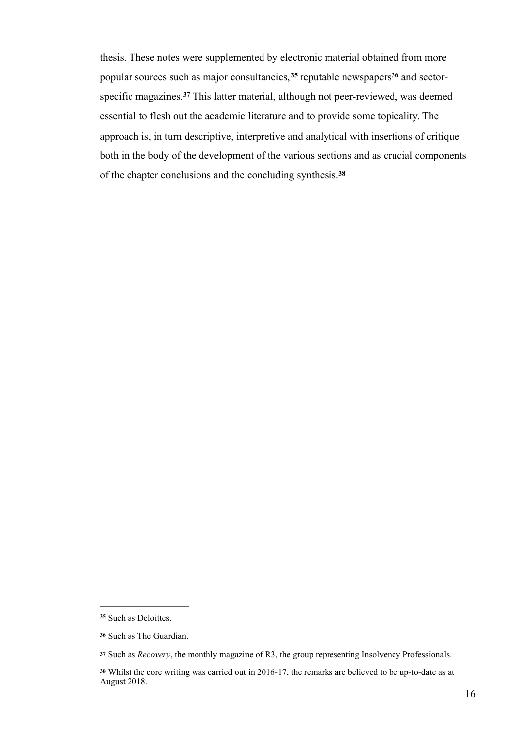thesis. These notes were supplemented by electronic material obtained from more popular sources such as major consultancies,[35] reputable newspapers[36] and sector-specific magazines.[37] This latter material, although not peer-reviewed, was deemed essential to flesh out the academic literature and to provide some topicality. The approach is, in turn descriptive, interpretive and analytical with insertions of critique both in the body of the development of the various sections and as crucial components of the chapter conclusions and the concluding synthesis.[38]

---

[35] Such as Deloittes.

[36] Such as The Guardian.

[37] Such as *Recovery*, the monthly magazine of R3, the group representing Insolvency Professionals.

[38] Whilst the core writing was carried out in 2016-17, the remarks are believed to be up-to-date as at August 2018.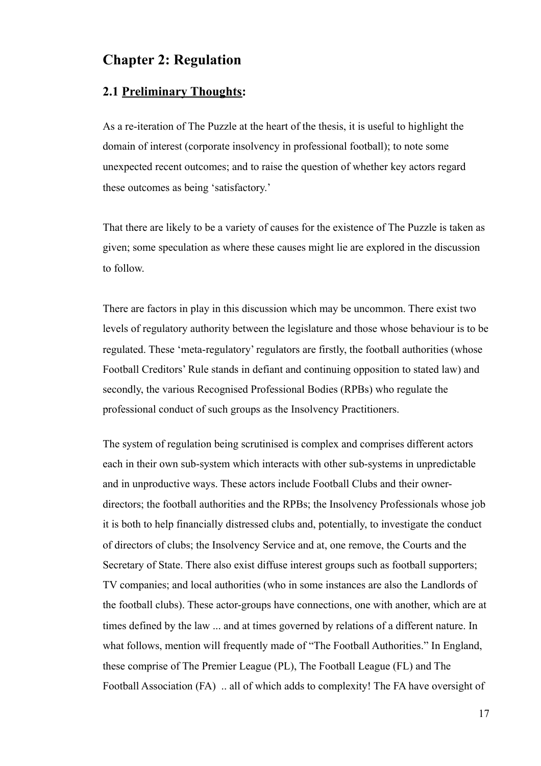# Chapter 2: Regulation

## 2.1 Preliminary Thoughts:

As a re-iteration of The Puzzle at the heart of the thesis, it is useful to highlight the domain of interest (corporate insolvency in professional football); to note some unexpected recent outcomes; and to raise the question of whether key actors regard these outcomes as being 'satisfactory.'

That there are likely to be a variety of causes for the existence of The Puzzle is taken as given; some speculation as where these causes might lie are explored in the discussion to follow.

There are factors in play in this discussion which may be uncommon. There exist two levels of regulatory authority between the legislature and those whose behaviour is to be regulated. These 'meta-regulatory' regulators are firstly, the football authorities (whose Football Creditors' Rule stands in defiant and continuing opposition to stated law) and secondly, the various Recognised Professional Bodies (RPBs) who regulate the professional conduct of such groups as the Insolvency Practitioners.

The system of regulation being scrutinised is complex and comprises different actors each in their own sub-system which interacts with other sub-systems in unpredictable and in unproductive ways. These actors include Football Clubs and their owner-directors; the football authorities and the RPBs; the Insolvency Professionals whose job it is both to help financially distressed clubs and, potentially, to investigate the conduct of directors of clubs; the Insolvency Service and at, one remove, the Courts and the Secretary of State. There also exist diffuse interest groups such as football supporters; TV companies; and local authorities (who in some instances are also the Landlords of the football clubs). These actor-groups have connections, one with another, which are at times defined by the law ... and at times governed by relations of a different nature. In what follows, mention will frequently made of "The Football Authorities." In England, these comprise of The Premier League (PL), The Football League (FL) and The Football Association (FA) .. all of which adds to complexity! The FA have oversight of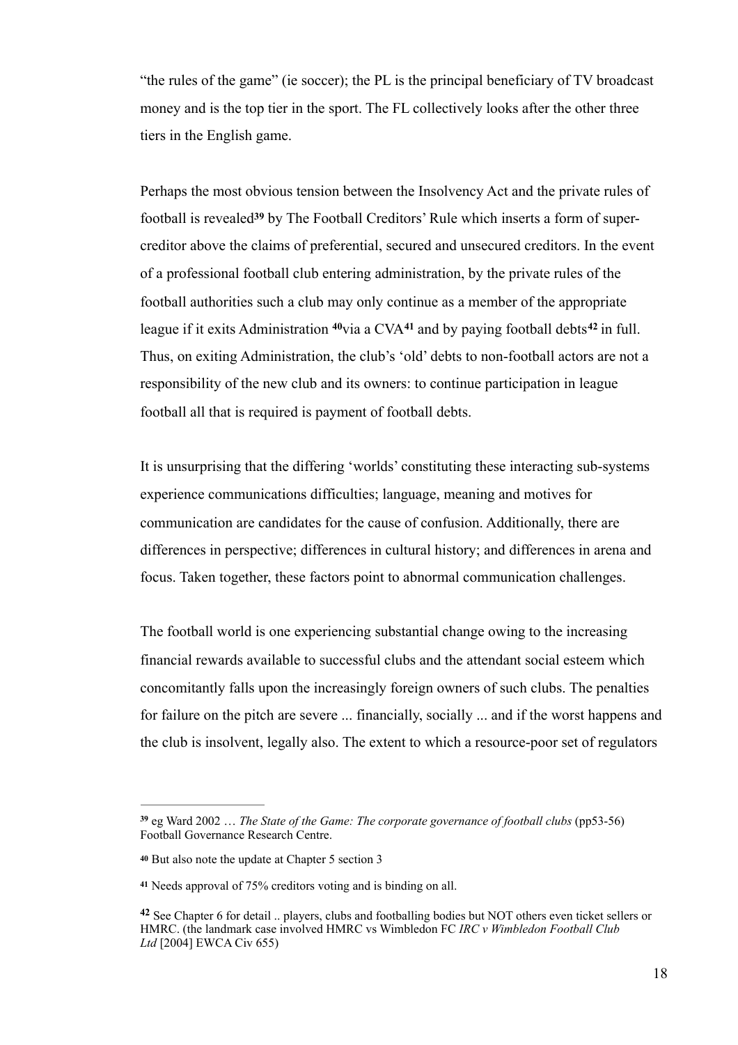“the rules of the game” (ie soccer); the PL is the principal beneficiary of TV broadcast money and is the top tier in the sport. The FL collectively looks after the other three tiers in the English game.

Perhaps the most obvious tension between the Insolvency Act and the private rules of football is revealed[39] by The Football Creditors’ Rule which inserts a form of super-creditor above the claims of preferential, secured and unsecured creditors. In the event of a professional football club entering administration, by the private rules of the football authorities such a club may only continue as a member of the appropriate league if it exits Administration [40]via a CVA[41] and by paying football debts[42] in full. Thus, on exiting Administration, the club’s ‘old’ debts to non-football actors are not a responsibility of the new club and its owners: to continue participation in league football all that is required is payment of football debts.

It is unsurprising that the differing ‘worlds’ constituting these interacting sub-systems experience communications difficulties; language, meaning and motives for communication are candidates for the cause of confusion. Additionally, there are differences in perspective; differences in cultural history; and differences in arena and focus. Taken together, these factors point to abnormal communication challenges.

The football world is one experiencing substantial change owing to the increasing financial rewards available to successful clubs and the attendant social esteem which concomitantly falls upon the increasingly foreign owners of such clubs. The penalties for failure on the pitch are severe ... financially, socially ... and if the worst happens and the club is insolvent, legally also. The extent to which a resource-poor set of regulators

---

[39] eg Ward 2002 … *The State of the Game: The corporate governance of football clubs* (pp53-56) Football Governance Research Centre.

[40] But also note the update at Chapter 5 section 3

[41] Needs approval of 75% creditors voting and is binding on all.

[42] See Chapter 6 for detail .. players, clubs and footballing bodies but NOT others even ticket sellers or HMRC. (the landmark case involved HMRC vs Wimbledon FC *IRC v Wimbledon Football Club Ltd* [2004] EWCA Civ 655)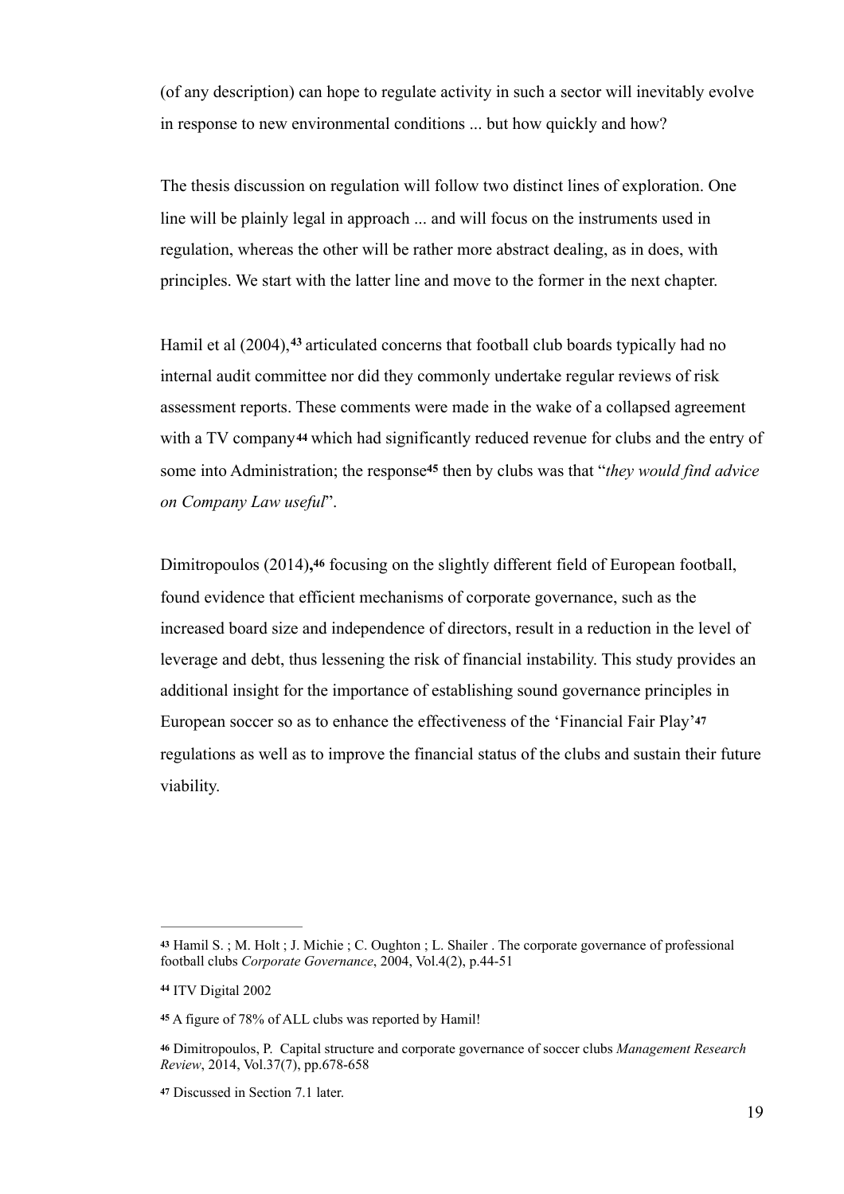(of any description) can hope to regulate activity in such a sector will inevitably evolve in response to new environmental conditions ... but how quickly and how?

The thesis discussion on regulation will follow two distinct lines of exploration. One line will be plainly legal in approach ... and will focus on the instruments used in regulation, whereas the other will be rather more abstract dealing, as in does, with principles. We start with the latter line and move to the former in the next chapter.

Hamil et al (2004),[43] articulated concerns that football club boards typically had no internal audit committee nor did they commonly undertake regular reviews of risk assessment reports. These comments were made in the wake of a collapsed agreement with a TV company[44] which had significantly reduced revenue for clubs and the entry of some into Administration; the response[45] then by clubs was that "*they would find advice on Company Law useful*".

Dimitropoulos (2014),[46] focusing on the slightly different field of European football, found evidence that efficient mechanisms of corporate governance, such as the increased board size and independence of directors, result in a reduction in the level of leverage and debt, thus lessening the risk of financial instability. This study provides an additional insight for the importance of establishing sound governance principles in European soccer so as to enhance the effectiveness of the 'Financial Fair Play'[47] regulations as well as to improve the financial status of the clubs and sustain their future viability.

---

[43] Hamil S. ; M. Holt ; J. Michie ; C. Oughton ; L. Shailer . The corporate governance of professional football clubs *Corporate Governance*, 2004, Vol.4(2), p.44-51

[44] ITV Digital 2002

[45] A figure of 78% of ALL clubs was reported by Hamil!

[46] Dimitropoulos, P. Capital structure and corporate governance of soccer clubs *Management Research Review*, 2014, Vol.37(7), pp.678-658

[47] Discussed in Section 7.1 later.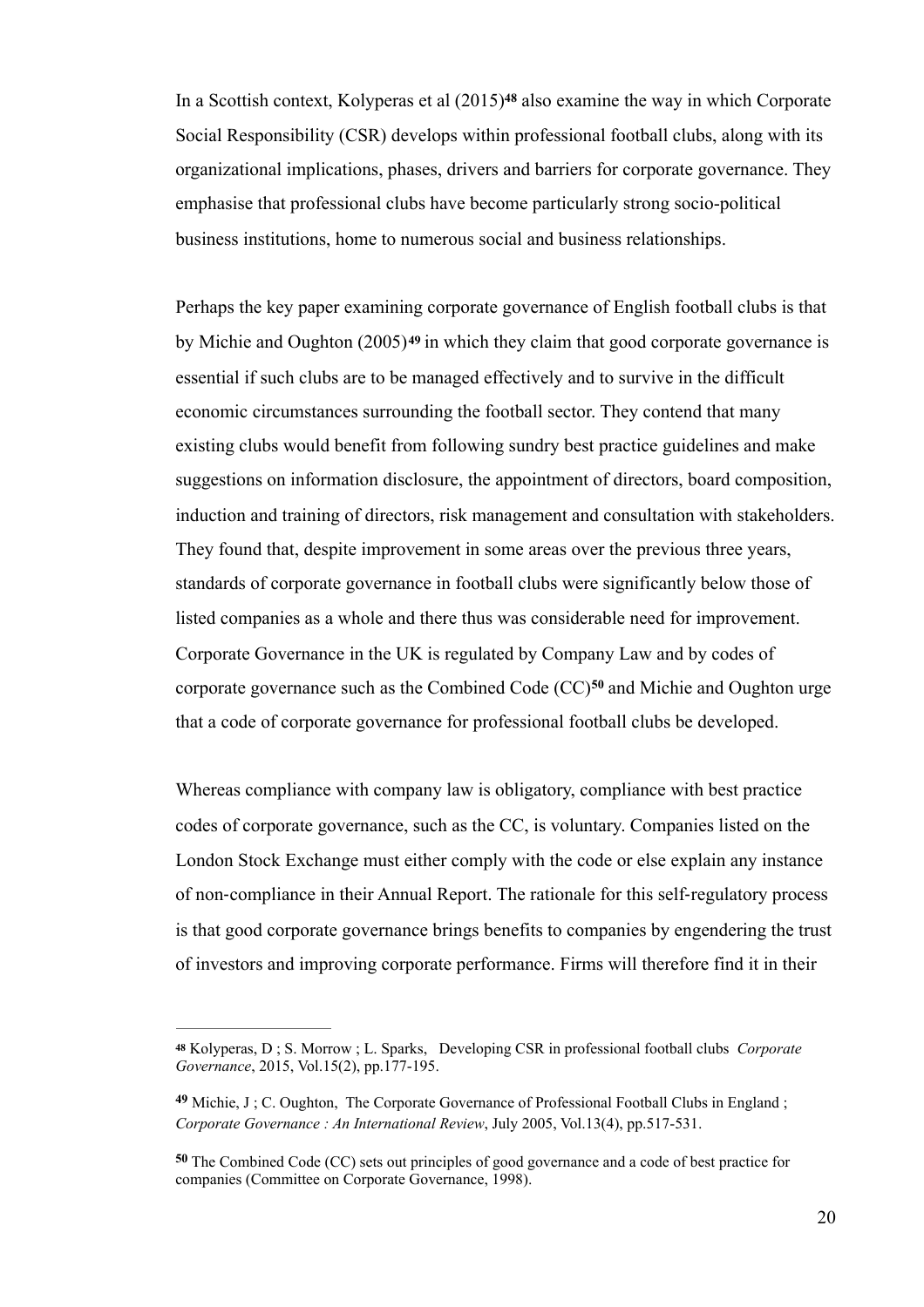In a Scottish context, Kolyperas et al (2015)[48] also examine the way in which Corporate Social Responsibility (CSR) develops within professional football clubs, along with its organizational implications, phases, drivers and barriers for corporate governance. They emphasise that professional clubs have become particularly strong socio-political business institutions, home to numerous social and business relationships.

Perhaps the key paper examining corporate governance of English football clubs is that by Michie and Oughton (2005)[49] in which they claim that good corporate governance is essential if such clubs are to be managed effectively and to survive in the difficult economic circumstances surrounding the football sector. They contend that many existing clubs would benefit from following sundry best practice guidelines and make suggestions on information disclosure, the appointment of directors, board composition, induction and training of directors, risk management and consultation with stakeholders. They found that, despite improvement in some areas over the previous three years, standards of corporate governance in football clubs were significantly below those of listed companies as a whole and there thus was considerable need for improvement. Corporate Governance in the UK is regulated by Company Law and by codes of corporate governance such as the Combined Code (CC)[50] and Michie and Oughton urge that a code of corporate governance for professional football clubs be developed.

Whereas compliance with company law is obligatory, compliance with best practice codes of corporate governance, such as the CC, is voluntary. Companies listed on the London Stock Exchange must either comply with the code or else explain any instance of non-compliance in their Annual Report. The rationale for this self-regulatory process is that good corporate governance brings benefits to companies by engendering the trust of investors and improving corporate performance. Firms will therefore find it in their

---

[48] Kolyperas, D ; S. Morrow ; L. Sparks, Developing CSR in professional football clubs *Corporate Governance*, 2015, Vol.15(2), pp.177-195.

[49] Michie, J ; C. Oughton, The Corporate Governance of Professional Football Clubs in England ; *Corporate Governance : An International Review*, July 2005, Vol.13(4), pp.517-531.

[50] The Combined Code (CC) sets out principles of good governance and a code of best practice for companies (Committee on Corporate Governance, 1998).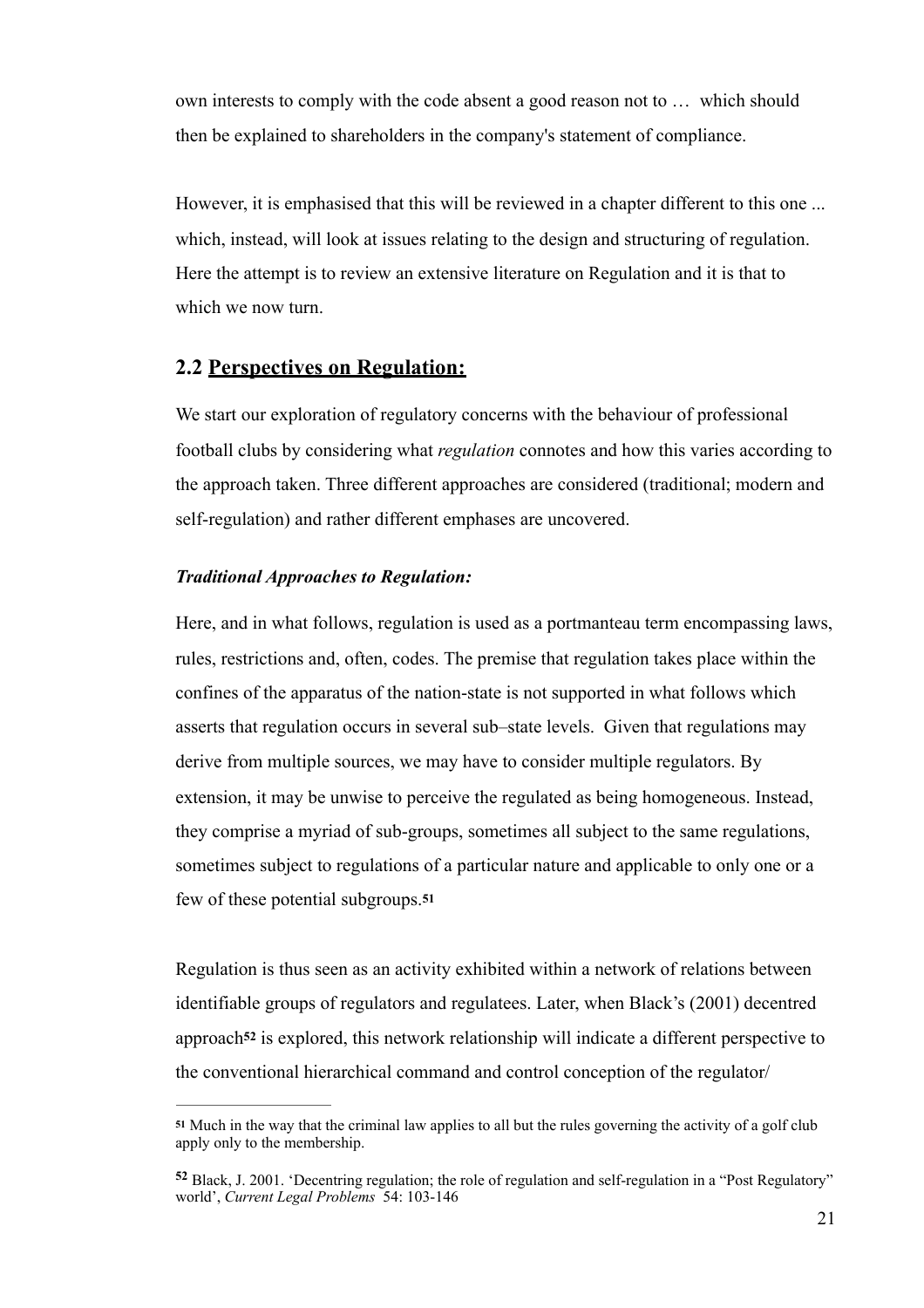own interests to comply with the code absent a good reason not to … which should then be explained to shareholders in the company's statement of compliance.

However, it is emphasised that this will be reviewed in a chapter different to this one ... which, instead, will look at issues relating to the design and structuring of regulation. Here the attempt is to review an extensive literature on Regulation and it is that to which we now turn.

## 2.2 Perspectives on Regulation:

We start our exploration of regulatory concerns with the behaviour of professional football clubs by considering what *regulation* connotes and how this varies according to the approach taken. Three different approaches are considered (traditional; modern and self-regulation) and rather different emphases are uncovered.

***Traditional Approaches to Regulation:***

Here, and in what follows, regulation is used as a portmanteau term encompassing laws, rules, restrictions and, often, codes. The premise that regulation takes place within the confines of the apparatus of the nation-state is not supported in what follows which asserts that regulation occurs in several sub–state levels. Given that regulations may derive from multiple sources, we may have to consider multiple regulators. By extension, it may be unwise to perceive the regulated as being homogeneous. Instead, they comprise a myriad of sub-groups, sometimes all subject to the same regulations, sometimes subject to regulations of a particular nature and applicable to only one or a few of these potential subgroups.[51]

Regulation is thus seen as an activity exhibited within a network of relations between identifiable groups of regulators and regulatees. Later, when Black's (2001) decentred approach[52] is explored, this network relationship will indicate a different perspective to the conventional hierarchical command and control conception of the regulator/

---

[51] Much in the way that the criminal law applies to all but the rules governing the activity of a golf club apply only to the membership.

[52] Black, J. 2001. 'Decentring regulation; the role of regulation and self-regulation in a "Post Regulatory" world', *Current Legal Problems* 54: 103-146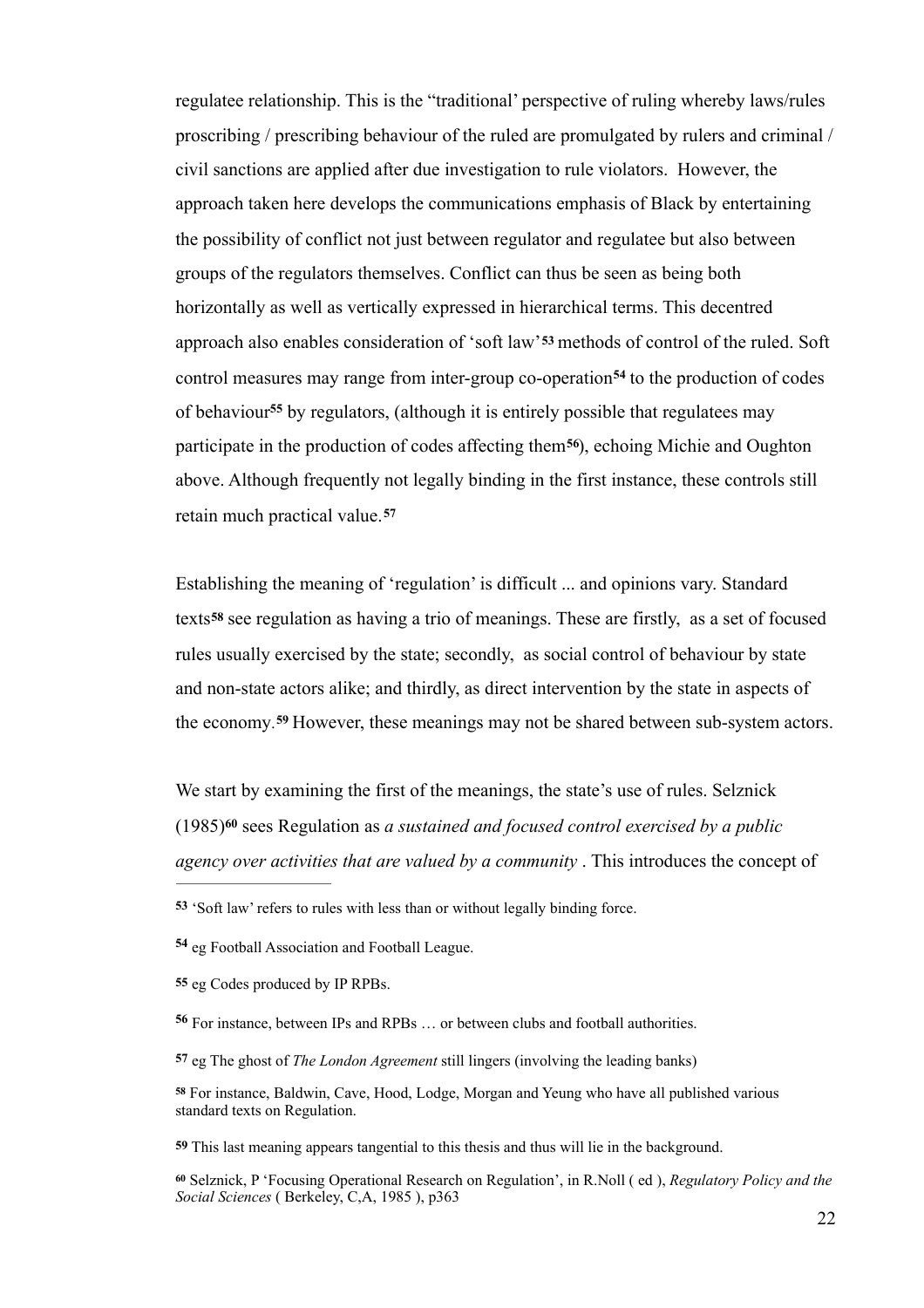regulatee relationship. This is the "traditional' perspective of ruling whereby laws/rules proscribing / prescribing behaviour of the ruled are promulgated by rulers and criminal / civil sanctions are applied after due investigation to rule violators. However, the approach taken here develops the communications emphasis of Black by entertaining the possibility of conflict not just between regulator and regulatee but also between groups of the regulators themselves. Conflict can thus be seen as being both horizontally as well as vertically expressed in hierarchical terms. This decentred approach also enables consideration of 'soft law'[53] methods of control of the ruled. Soft control measures may range from inter-group co-operation[54] to the production of codes of behaviour[55] by regulators, (although it is entirely possible that regulatees may participate in the production of codes affecting them[56]), echoing Michie and Oughton above. Although frequently not legally binding in the first instance, these controls still retain much practical value.[57]

Establishing the meaning of 'regulation' is difficult ... and opinions vary. Standard texts[58] see regulation as having a trio of meanings. These are firstly, as a set of focused rules usually exercised by the state; secondly, as social control of behaviour by state and non-state actors alike; and thirdly, as direct intervention by the state in aspects of the economy.[59] However, these meanings may not be shared between sub-system actors.

We start by examining the first of the meanings, the state's use of rules. Selznick (1985)[60] sees Regulation as *a sustained and focused control exercised by a public agency over activities that are valued by a community* . This introduces the concept of

---

[53] 'Soft law' refers to rules with less than or without legally binding force.

[54] eg Football Association and Football League.

[55] eg Codes produced by IP RPBs.

[56] For instance, between IPs and RPBs … or between clubs and football authorities.

[57] eg The ghost of *The London Agreement* still lingers (involving the leading banks)

[58] For instance, Baldwin, Cave, Hood, Lodge, Morgan and Yeung who have all published various standard texts on Regulation.

[59] This last meaning appears tangential to this thesis and thus will lie in the background.

[60] Selznick, P 'Focusing Operational Research on Regulation', in R.Noll ( ed ), *Regulatory Policy and the Social Sciences* ( Berkeley, C,A, 1985 ), p363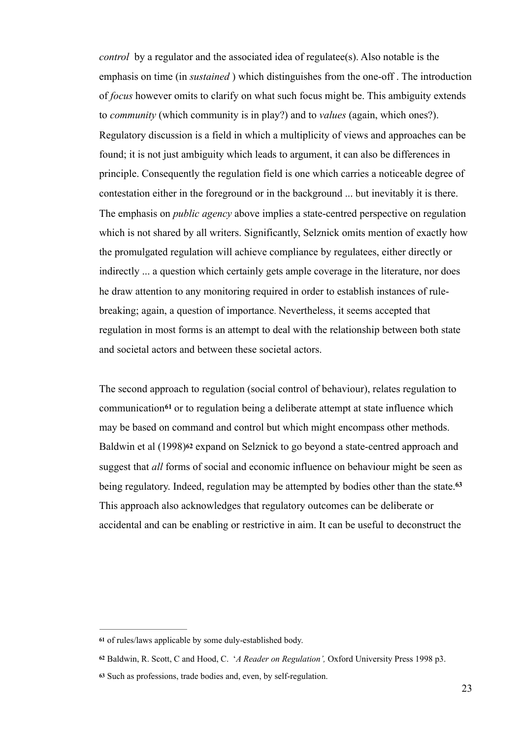*control* by a regulator and the associated idea of regulatee(s). Also notable is the emphasis on time (in *sustained* ) which distinguishes from the one-off . The introduction of *focus* however omits to clarify on what such focus might be. This ambiguity extends to *community* (which community is in play?) and to *values* (again, which ones?). Regulatory discussion is a field in which a multiplicity of views and approaches can be found; it is not just ambiguity which leads to argument, it can also be differences in principle. Consequently the regulation field is one which carries a noticeable degree of contestation either in the foreground or in the background ... but inevitably it is there. The emphasis on *public agency* above implies a state-centred perspective on regulation which is not shared by all writers. Significantly, Selznick omits mention of exactly how the promulgated regulation will achieve compliance by regulatees, either directly or indirectly ... a question which certainly gets ample coverage in the literature, nor does he draw attention to any monitoring required in order to establish instances of rule-breaking; again, a question of importance. Nevertheless, it seems accepted that regulation in most forms is an attempt to deal with the relationship between both state and societal actors and between these societal actors.

The second approach to regulation (social control of behaviour), relates regulation to communication[61] or to regulation being a deliberate attempt at state influence which may be based on command and control but which might encompass other methods. Baldwin et al (1998)[62] expand on Selznick to go beyond a state-centred approach and suggest that *all* forms of social and economic influence on behaviour might be seen as being regulatory. Indeed, regulation may be attempted by bodies other than the state.[63] This approach also acknowledges that regulatory outcomes can be deliberate or accidental and can be enabling or restrictive in aim. It can be useful to deconstruct the

---

[61] of rules/laws applicable by some duly-established body.

[62] Baldwin, R. Scott, C and Hood, C. '*A Reader on Regulation',* Oxford University Press 1998 p3.

[63] Such as professions, trade bodies and, even, by self-regulation.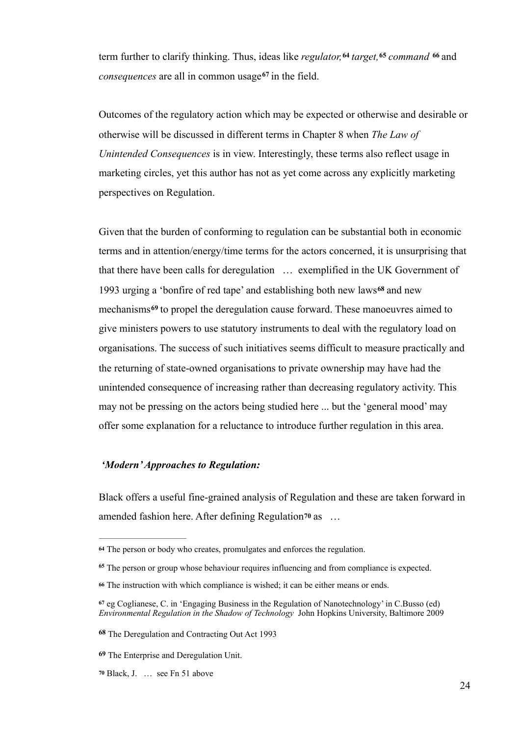term further to clarify thinking. Thus, ideas like *regulator,*[64] *target,*[65] *command* [66] and *consequences* are all in common usage[67] in the field.

Outcomes of the regulatory action which may be expected or otherwise and desirable or otherwise will be discussed in different terms in Chapter 8 when *The Law of Unintended Consequences* is in view. Interestingly, these terms also reflect usage in marketing circles, yet this author has not as yet come across any explicitly marketing perspectives on Regulation.

Given that the burden of conforming to regulation can be substantial both in economic terms and in attention/energy/time terms for the actors concerned, it is unsurprising that that there have been calls for deregulation … exemplified in the UK Government of 1993 urging a 'bonfire of red tape' and establishing both new laws[68] and new mechanisms[69] to propel the deregulation cause forward. These manoeuvres aimed to give ministers powers to use statutory instruments to deal with the regulatory load on organisations. The success of such initiatives seems difficult to measure practically and the returning of state-owned organisations to private ownership may have had the unintended consequence of increasing rather than decreasing regulatory activity. This may not be pressing on the actors being studied here ... but the 'general mood' may offer some explanation for a reluctance to introduce further regulation in this area.

***'Modern' Approaches to Regulation:***

Black offers a useful fine-grained analysis of Regulation and these are taken forward in amended fashion here. After defining Regulation[70] as …

---

[64] The person or body who creates, promulgates and enforces the regulation.

[65] The person or group whose behaviour requires influencing and from compliance is expected.

[66] The instruction with which compliance is wished; it can be either means or ends.

[67] eg Coglianese, C. in 'Engaging Business in the Regulation of Nanotechnology' in C.Busso (ed) *Environmental Regulation in the Shadow of Technology* John Hopkins University, Baltimore 2009

[68] The Deregulation and Contracting Out Act 1993

[69] The Enterprise and Deregulation Unit.

[70] Black, J. … see Fn 51 above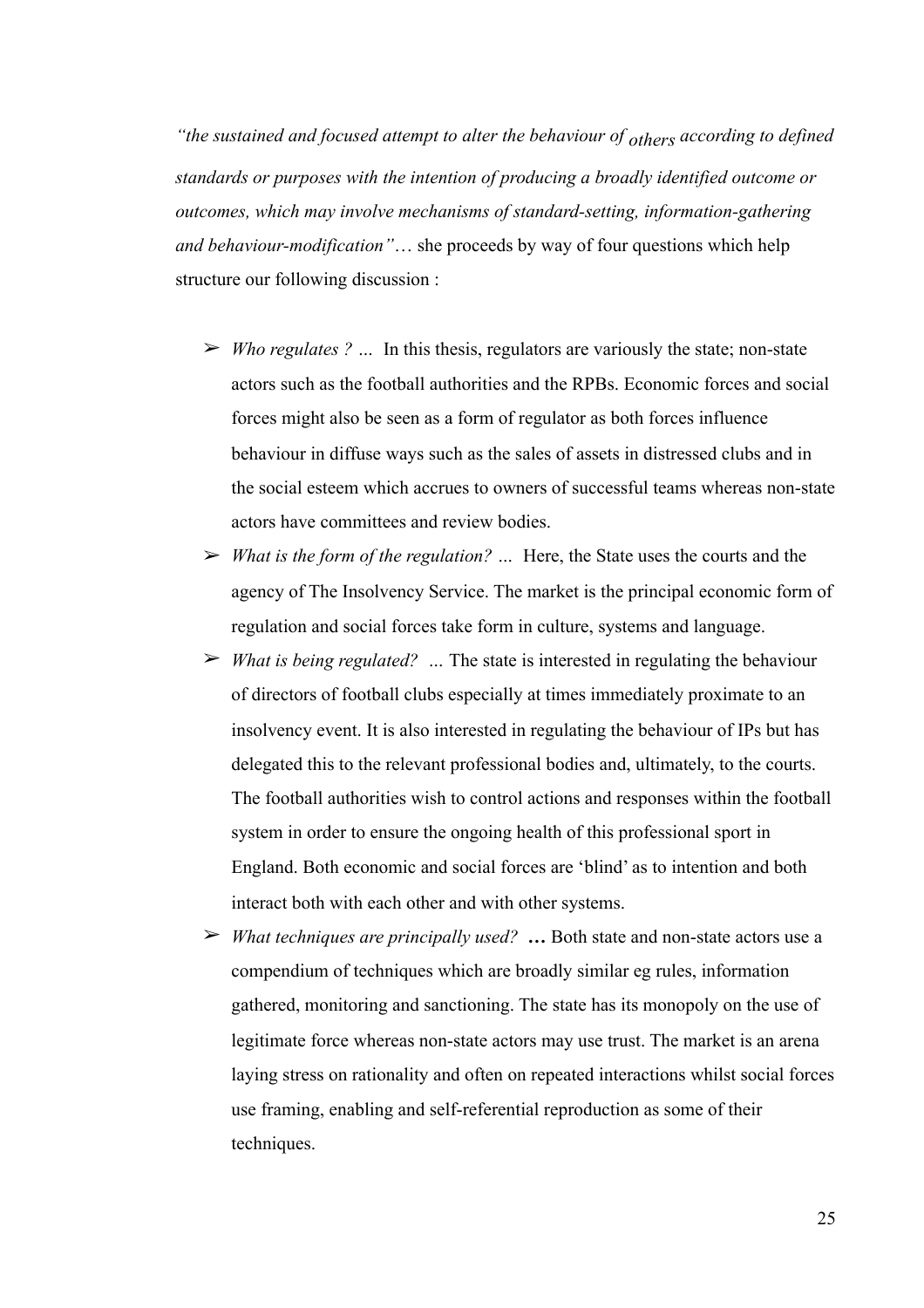*"the sustained and focused attempt to alter the behaviour of others according to defined standards or purposes with the intention of producing a broadly identified outcome or outcomes, which may involve mechanisms of standard-setting, information-gathering and behaviour-modification"*… she proceeds by way of four questions which help structure our following discussion :

- *Who regulates ? …* In this thesis, regulators are variously the state; non-state actors such as the football authorities and the RPBs. Economic forces and social forces might also be seen as a form of regulator as both forces influence behaviour in diffuse ways such as the sales of assets in distressed clubs and in the social esteem which accrues to owners of successful teams whereas non-state actors have committees and review bodies.
- *What is the form of the regulation? …* Here, the State uses the courts and the agency of The Insolvency Service. The market is the principal economic form of regulation and social forces take form in culture, systems and language.
- *What is being regulated? …* The state is interested in regulating the behaviour of directors of football clubs especially at times immediately proximate to an insolvency event. It is also interested in regulating the behaviour of IPs but has delegated this to the relevant professional bodies and, ultimately, to the courts. The football authorities wish to control actions and responses within the football system in order to ensure the ongoing health of this professional sport in England. Both economic and social forces are 'blind' as to intention and both interact both with each other and with other systems.
- *What techniques are principally used?* **…** Both state and non-state actors use a compendium of techniques which are broadly similar eg rules, information gathered, monitoring and sanctioning. The state has its monopoly on the use of legitimate force whereas non-state actors may use trust. The market is an arena laying stress on rationality and often on repeated interactions whilst social forces use framing, enabling and self-referential reproduction as some of their techniques.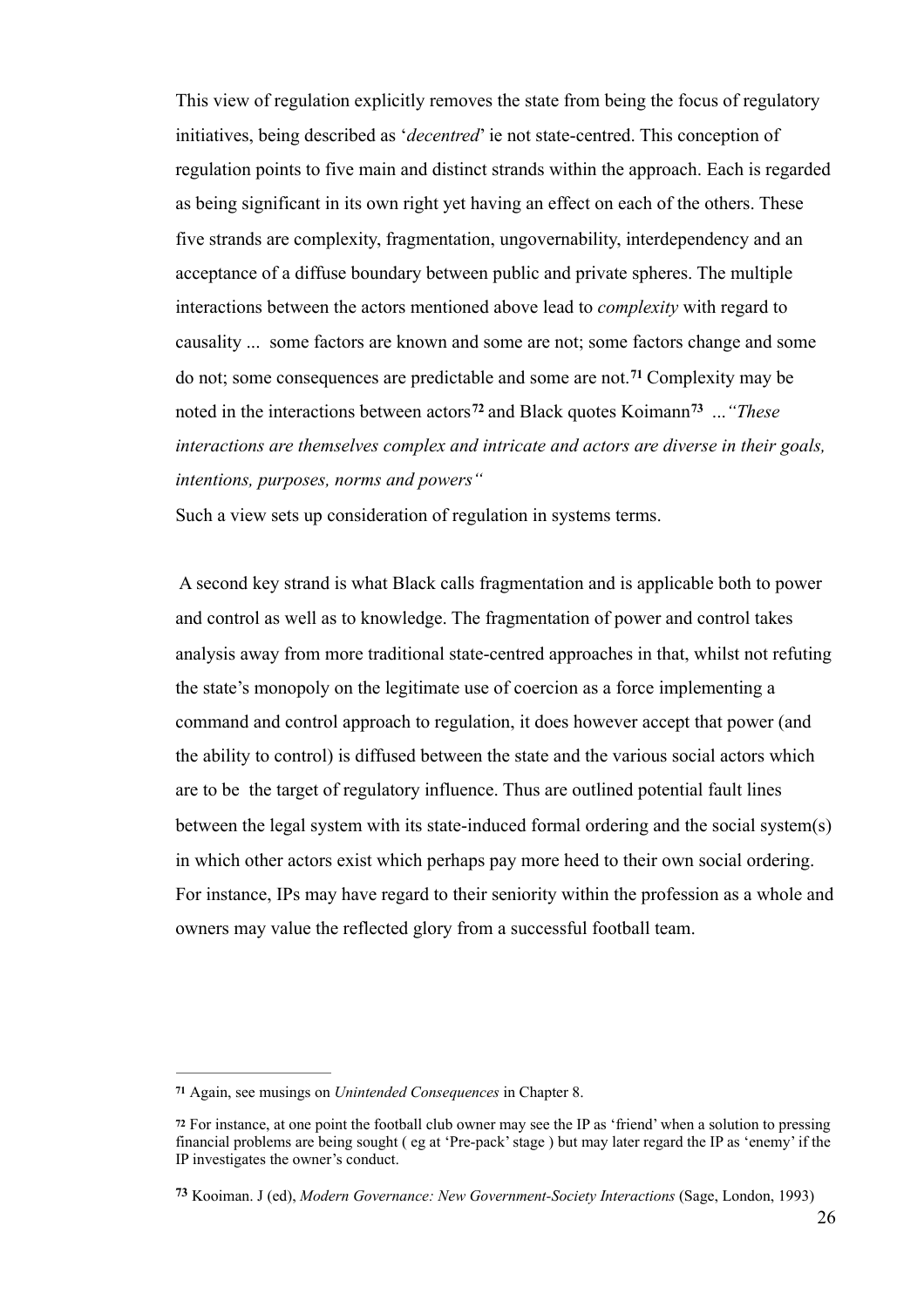This view of regulation explicitly removes the state from being the focus of regulatory initiatives, being described as '*decentred*' ie not state-centred. This conception of regulation points to five main and distinct strands within the approach. Each is regarded as being significant in its own right yet having an effect on each of the others. These five strands are complexity, fragmentation, ungovernability, interdependency and an acceptance of a diffuse boundary between public and private spheres. The multiple interactions between the actors mentioned above lead to *complexity* with regard to causality ... some factors are known and some are not; some factors change and some do not; some consequences are predictable and some are not.[71] Complexity may be noted in the interactions between actors[72] and Black quotes Koimann[73] ...*"These interactions are themselves complex and intricate and actors are diverse in their goals, intentions, purposes, norms and powers"*

Such a view sets up consideration of regulation in systems terms.

A second key strand is what Black calls fragmentation and is applicable both to power and control as well as to knowledge. The fragmentation of power and control takes analysis away from more traditional state-centred approaches in that, whilst not refuting the state's monopoly on the legitimate use of coercion as a force implementing a command and control approach to regulation, it does however accept that power (and the ability to control) is diffused between the state and the various social actors which are to be the target of regulatory influence. Thus are outlined potential fault lines between the legal system with its state-induced formal ordering and the social system(s) in which other actors exist which perhaps pay more heed to their own social ordering. For instance, IPs may have regard to their seniority within the profession as a whole and owners may value the reflected glory from a successful football team.

---

[71] Again, see musings on *Unintended Consequences* in Chapter 8.

[72] For instance, at one point the football club owner may see the IP as 'friend' when a solution to pressing financial problems are being sought ( eg at 'Pre-pack' stage ) but may later regard the IP as 'enemy' if the IP investigates the owner's conduct.

[73] Kooiman. J (ed), *Modern Governance: New Government-Society Interactions* (Sage, London, 1993)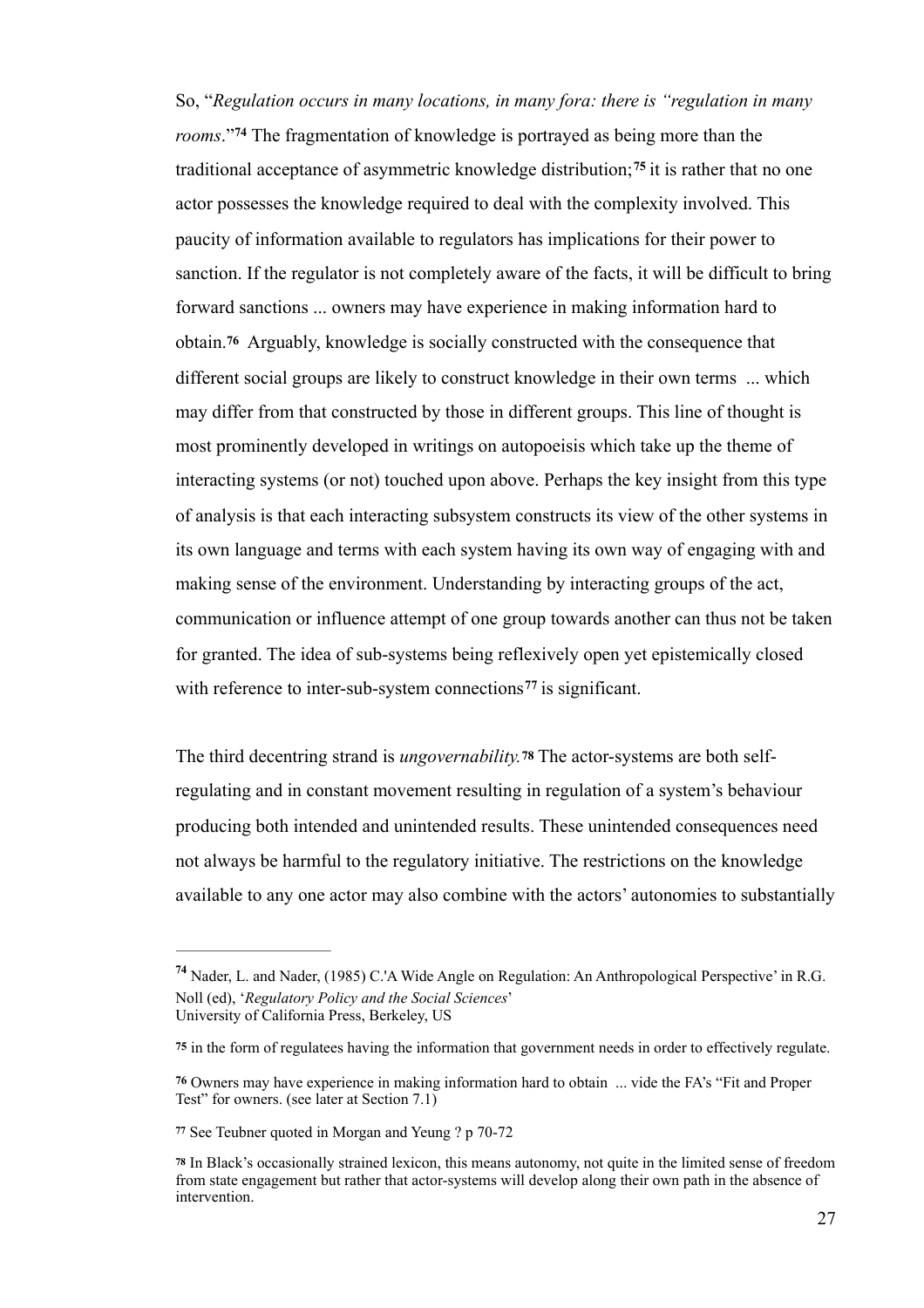So, "*Regulation occurs in many locations, in many fora: there is "regulation in many rooms*."[74] The fragmentation of knowledge is portrayed as being more than the traditional acceptance of asymmetric knowledge distribution;[75] it is rather that no one actor possesses the knowledge required to deal with the complexity involved. This paucity of information available to regulators has implications for their power to sanction. If the regulator is not completely aware of the facts, it will be difficult to bring forward sanctions ... owners may have experience in making information hard to obtain.[76] Arguably, knowledge is socially constructed with the consequence that different social groups are likely to construct knowledge in their own terms ... which may differ from that constructed by those in different groups. This line of thought is most prominently developed in writings on autopoeisis which take up the theme of interacting systems (or not) touched upon above. Perhaps the key insight from this type of analysis is that each interacting subsystem constructs its view of the other systems in its own language and terms with each system having its own way of engaging with and making sense of the environment. Understanding by interacting groups of the act, communication or influence attempt of one group towards another can thus not be taken for granted. The idea of sub-systems being reflexively open yet epistemically closed with reference to inter-sub-system connections[77] is significant.

The third decentring strand is *ungovernability.*[78] The actor-systems are both self-regulating and in constant movement resulting in regulation of a system's behaviour producing both intended and unintended results. These unintended consequences need not always be harmful to the regulatory initiative. The restrictions on the knowledge available to any one actor may also combine with the actors' autonomies to substantially

---

[74] Nader, L. and Nader, (1985) C.'A Wide Angle on Regulation: An Anthropological Perspective' in R.G. Noll (ed), '*Regulatory Policy and the Social Sciences*'
University of California Press, Berkeley, US

[75] in the form of regulatees having the information that government needs in order to effectively regulate.

[76] Owners may have experience in making information hard to obtain ... vide the FA's "Fit and Proper Test" for owners. (see later at Section 7.1)

[77] See Teubner quoted in Morgan and Yeung ? p 70-72

[78] In Black's occasionally strained lexicon, this means autonomy, not quite in the limited sense of freedom from state engagement but rather that actor-systems will develop along their own path in the absence of intervention.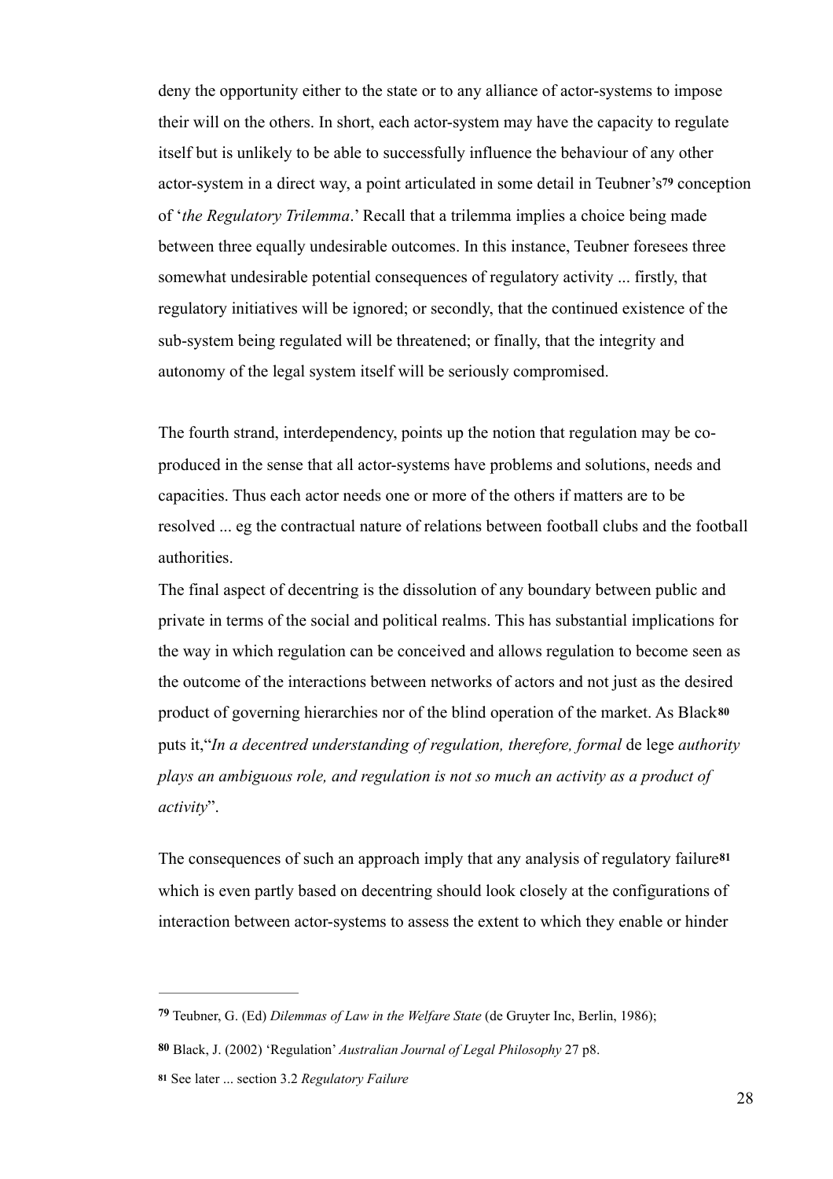deny the opportunity either to the state or to any alliance of actor-systems to impose their will on the others. In short, each actor-system may have the capacity to regulate itself but is unlikely to be able to successfully influence the behaviour of any other actor-system in a direct way, a point articulated in some detail in Teubner's[79] conception of '*the Regulatory Trilemma*.' Recall that a trilemma implies a choice being made between three equally undesirable outcomes. In this instance, Teubner foresees three somewhat undesirable potential consequences of regulatory activity ... firstly, that regulatory initiatives will be ignored; or secondly, that the continued existence of the sub-system being regulated will be threatened; or finally, that the integrity and autonomy of the legal system itself will be seriously compromised.

The fourth strand, interdependency, points up the notion that regulation may be co-produced in the sense that all actor-systems have problems and solutions, needs and capacities. Thus each actor needs one or more of the others if matters are to be resolved ... eg the contractual nature of relations between football clubs and the football authorities.

The final aspect of decentring is the dissolution of any boundary between public and private in terms of the social and political realms. This has substantial implications for the way in which regulation can be conceived and allows regulation to become seen as the outcome of the interactions between networks of actors and not just as the desired product of governing hierarchies nor of the blind operation of the market. As Black[80] puts it,"*In a decentred understanding of regulation, therefore, formal* de lege *authority plays an ambiguous role, and regulation is not so much an activity as a product of activity*".

The consequences of such an approach imply that any analysis of regulatory failure[81] which is even partly based on decentring should look closely at the configurations of interaction between actor-systems to assess the extent to which they enable or hinder

---

[79] Teubner, G. (Ed) *Dilemmas of Law in the Welfare State* (de Gruyter Inc, Berlin, 1986);

[80] Black, J. (2002) 'Regulation' *Australian Journal of Legal Philosophy* 27 p8.

[81] See later ... section 3.2 *Regulatory Failure*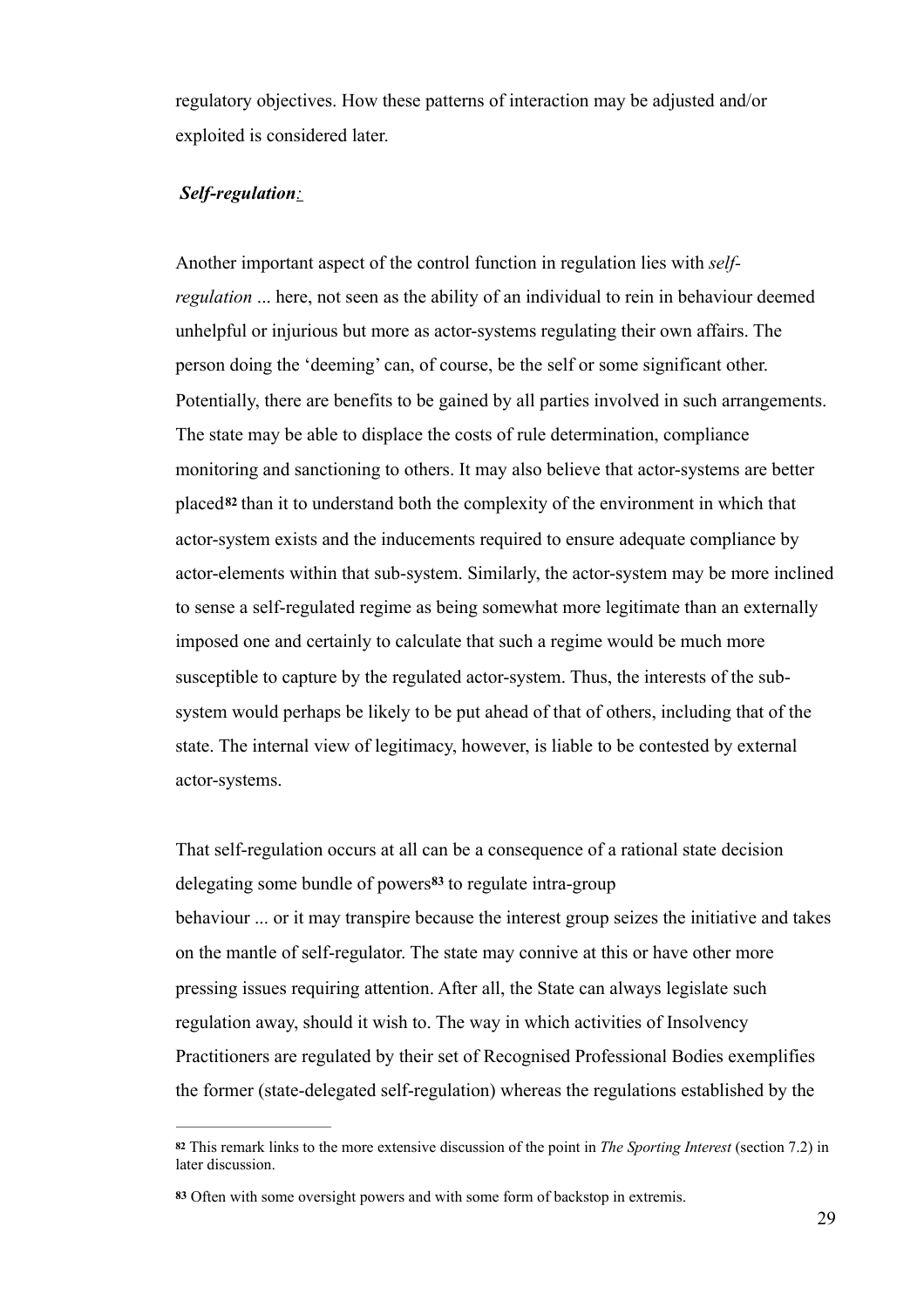regulatory objectives. How these patterns of interaction may be adjusted and/or exploited is considered later.

***Self-regulation*:**

Another important aspect of the control function in regulation lies with *self-regulation* ... here, not seen as the ability of an individual to rein in behaviour deemed unhelpful or injurious but more as actor-systems regulating their own affairs. The person doing the 'deeming' can, of course, be the self or some significant other. Potentially, there are benefits to be gained by all parties involved in such arrangements. The state may be able to displace the costs of rule determination, compliance monitoring and sanctioning to others. It may also believe that actor-systems are better placed[82] than it to understand both the complexity of the environment in which that actor-system exists and the inducements required to ensure adequate compliance by actor-elements within that sub-system. Similarly, the actor-system may be more inclined to sense a self-regulated regime as being somewhat more legitimate than an externally imposed one and certainly to calculate that such a regime would be much more susceptible to capture by the regulated actor-system. Thus, the interests of the sub-system would perhaps be likely to be put ahead of that of others, including that of the state. The internal view of legitimacy, however, is liable to be contested by external actor-systems.

That self-regulation occurs at all can be a consequence of a rational state decision delegating some bundle of powers[83] to regulate intra-group behaviour ... or it may transpire because the interest group seizes the initiative and takes on the mantle of self-regulator. The state may connive at this or have other more pressing issues requiring attention. After all, the State can always legislate such regulation away, should it wish to. The way in which activities of Insolvency Practitioners are regulated by their set of Recognised Professional Bodies exemplifies the former (state-delegated self-regulation) whereas the regulations established by the

---

[82] This remark links to the more extensive discussion of the point in *The Sporting Interest* (section 7.2) in later discussion.

[83] Often with some oversight powers and with some form of backstop in extremis.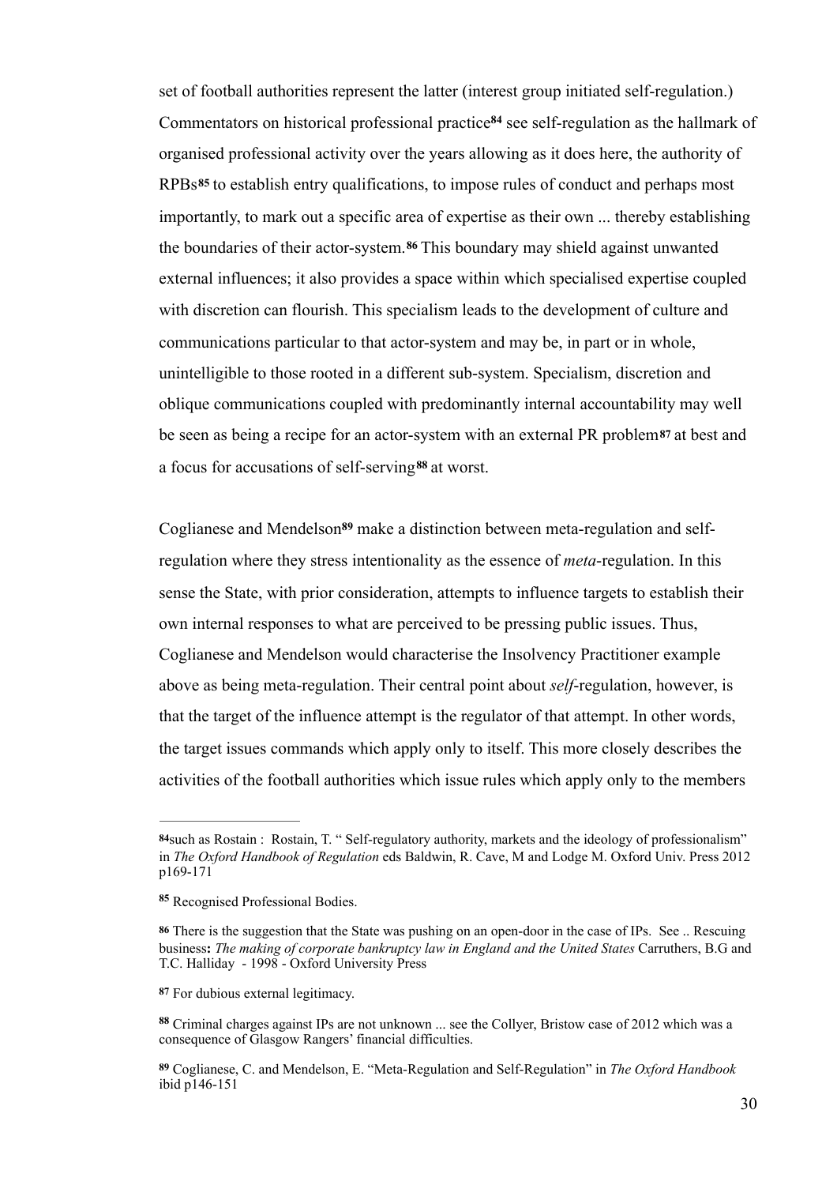set of football authorities represent the latter (interest group initiated self-regulation.) Commentators on historical professional practice[84] see self-regulation as the hallmark of organised professional activity over the years allowing as it does here, the authority of RPBs[85] to establish entry qualifications, to impose rules of conduct and perhaps most importantly, to mark out a specific area of expertise as their own ... thereby establishing the boundaries of their actor-system.[86] This boundary may shield against unwanted external influences; it also provides a space within which specialised expertise coupled with discretion can flourish. This specialism leads to the development of culture and communications particular to that actor-system and may be, in part or in whole, unintelligible to those rooted in a different sub-system. Specialism, discretion and oblique communications coupled with predominantly internal accountability may well be seen as being a recipe for an actor-system with an external PR problem[87] at best and a focus for accusations of self-serving[88] at worst.

Coglianese and Mendelson[89] make a distinction between meta-regulation and self-regulation where they stress intentionality as the essence of *meta*-regulation. In this sense the State, with prior consideration, attempts to influence targets to establish their own internal responses to what are perceived to be pressing public issues. Thus, Coglianese and Mendelson would characterise the Insolvency Practitioner example above as being meta-regulation. Their central point about *self*-regulation, however, is that the target of the influence attempt is the regulator of that attempt. In other words, the target issues commands which apply only to itself. This more closely describes the activities of the football authorities which issue rules which apply only to the members

---

[84] such as Rostain : Rostain, T. " Self-regulatory authority, markets and the ideology of professionalism" in *The Oxford Handbook of Regulation* eds Baldwin, R. Cave, M and Lodge M. Oxford Univ. Press 2012 p169-171

[85] Recognised Professional Bodies.

[86] There is the suggestion that the State was pushing on an open-door in the case of IPs. See .. Rescuing business**:** *The making of corporate bankruptcy law in England and the United States* Carruthers, B.G and T.C. Halliday - 1998 - Oxford University Press

[87] For dubious external legitimacy.

[88] Criminal charges against IPs are not unknown ... see the Collyer, Bristow case of 2012 which was a consequence of Glasgow Rangers' financial difficulties.

[89] Coglianese, C. and Mendelson, E. "Meta-Regulation and Self-Regulation" in *The Oxford Handbook* ibid p146-151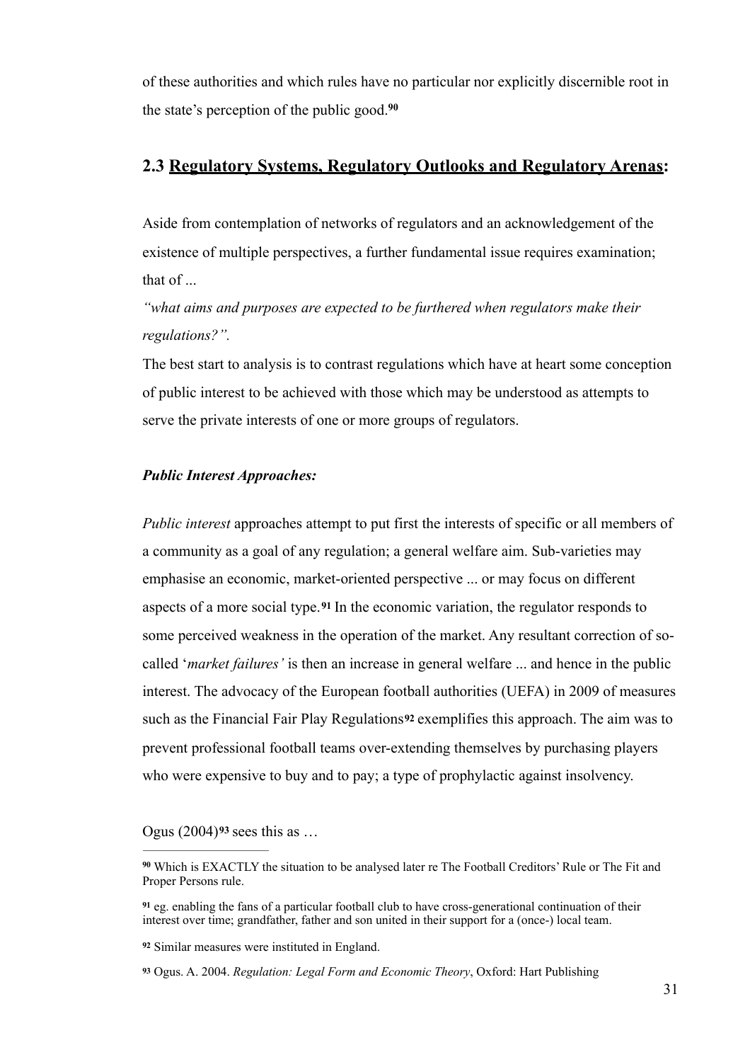of these authorities and which rules have no particular nor explicitly discernible root in the state's perception of the public good.[90]

## 2.3 <u>Regulatory Systems, Regulatory Outlooks and Regulatory Arenas</u>:

Aside from contemplation of networks of regulators and an acknowledgement of the existence of multiple perspectives, a further fundamental issue requires examination; that of ...

*"what aims and purposes are expected to be furthered when regulators make their regulations?".*

The best start to analysis is to contrast regulations which have at heart some conception of public interest to be achieved with those which may be understood as attempts to serve the private interests of one or more groups of regulators.

***Public Interest Approaches:***

*Public interest* approaches attempt to put first the interests of specific or all members of a community as a goal of any regulation; a general welfare aim. Sub-varieties may emphasise an economic, market-oriented perspective ... or may focus on different aspects of a more social type.[91] In the economic variation, the regulator responds to some perceived weakness in the operation of the market. Any resultant correction of so-called '*market failures'* is then an increase in general welfare ... and hence in the public interest. The advocacy of the European football authorities (UEFA) in 2009 of measures such as the Financial Fair Play Regulations[92] exemplifies this approach. The aim was to prevent professional football teams over-extending themselves by purchasing players who were expensive to buy and to pay; a type of prophylactic against insolvency.

Ogus (2004)[93] sees this as …

---

[90] Which is EXACTLY the situation to be analysed later re The Football Creditors' Rule or The Fit and Proper Persons rule.

[91] eg. enabling the fans of a particular football club to have cross-generational continuation of their interest over time; grandfather, father and son united in their support for a (once-) local team.

[92] Similar measures were instituted in England.

[93] Ogus. A. 2004. *Regulation: Legal Form and Economic Theory*, Oxford: Hart Publishing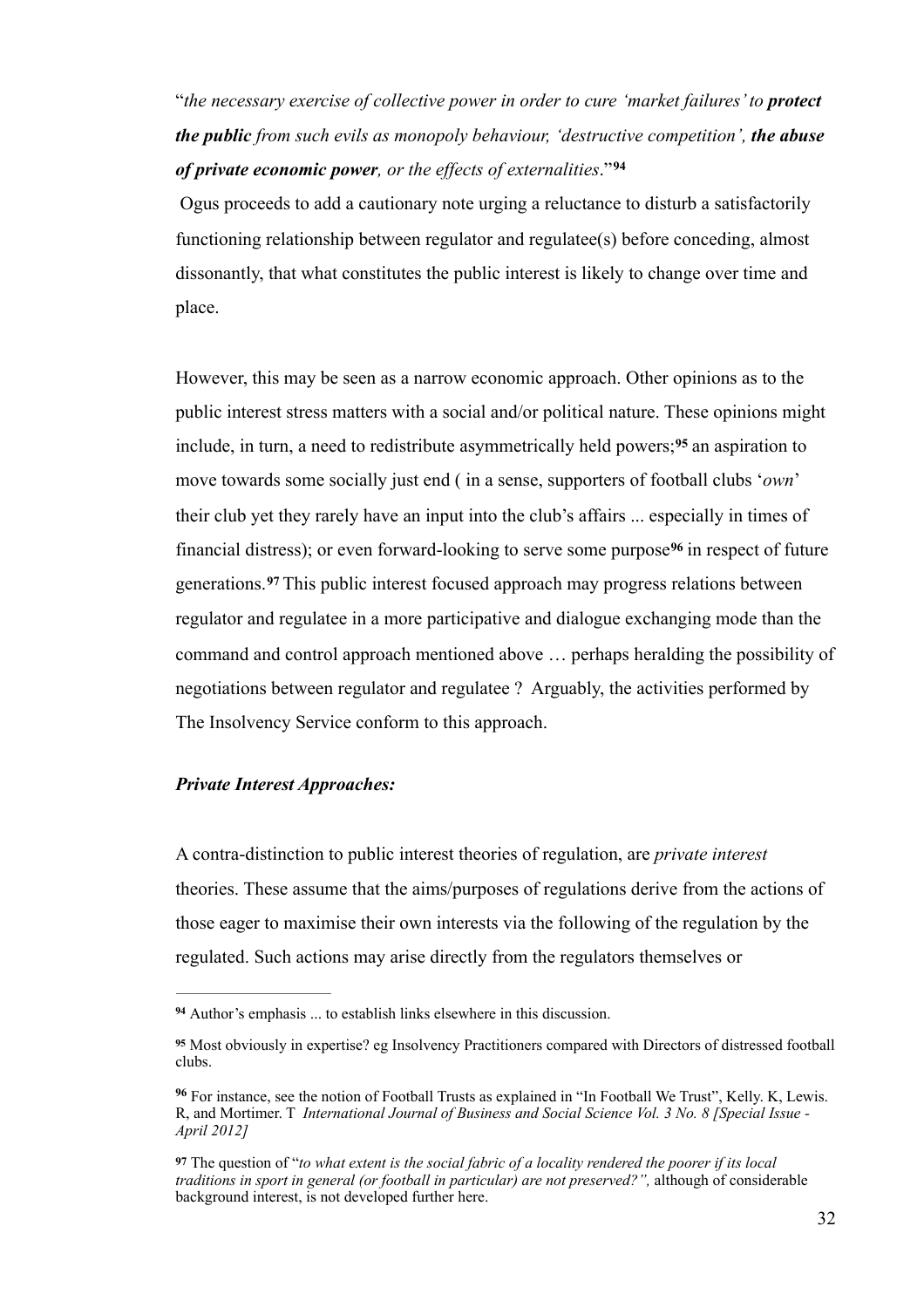"*the necessary exercise of collective power in order to cure 'market failures' to* ***protect the public*** *from such evils as monopoly behaviour, 'destructive competition',* ***the abuse of private economic power****, or the effects of externalities*."[94]

Ogus proceeds to add a cautionary note urging a reluctance to disturb a satisfactorily functioning relationship between regulator and regulatee(s) before conceding, almost dissonantly, that what constitutes the public interest is likely to change over time and place.

However, this may be seen as a narrow economic approach. Other opinions as to the public interest stress matters with a social and/or political nature. These opinions might include, in turn, a need to redistribute asymmetrically held powers;[95] an aspiration to move towards some socially just end ( in a sense, supporters of football clubs '*own*' their club yet they rarely have an input into the club's affairs ... especially in times of financial distress); or even forward-looking to serve some purpose[96] in respect of future generations.[97] This public interest focused approach may progress relations between regulator and regulatee in a more participative and dialogue exchanging mode than the command and control approach mentioned above … perhaps heralding the possibility of negotiations between regulator and regulatee ? Arguably, the activities performed by The Insolvency Service conform to this approach.

### *Private Interest Approaches:*

A contra-distinction to public interest theories of regulation, are *private interest* theories. These assume that the aims/purposes of regulations derive from the actions of those eager to maximise their own interests via the following of the regulation by the regulated. Such actions may arise directly from the regulators themselves or

---

[94] Author's emphasis ... to establish links elsewhere in this discussion.

[95] Most obviously in expertise? eg Insolvency Practitioners compared with Directors of distressed football clubs.

[96] For instance, see the notion of Football Trusts as explained in "In Football We Trust", Kelly. K, Lewis. R, and Mortimer. T *International Journal of Business and Social Science Vol. 3 No. 8 [Special Issue - April 2012]*

[97] The question of "*to what extent is the social fabric of a locality rendered the poorer if its local traditions in sport in general (or football in particular) are not preserved?",* although of considerable background interest, is not developed further here.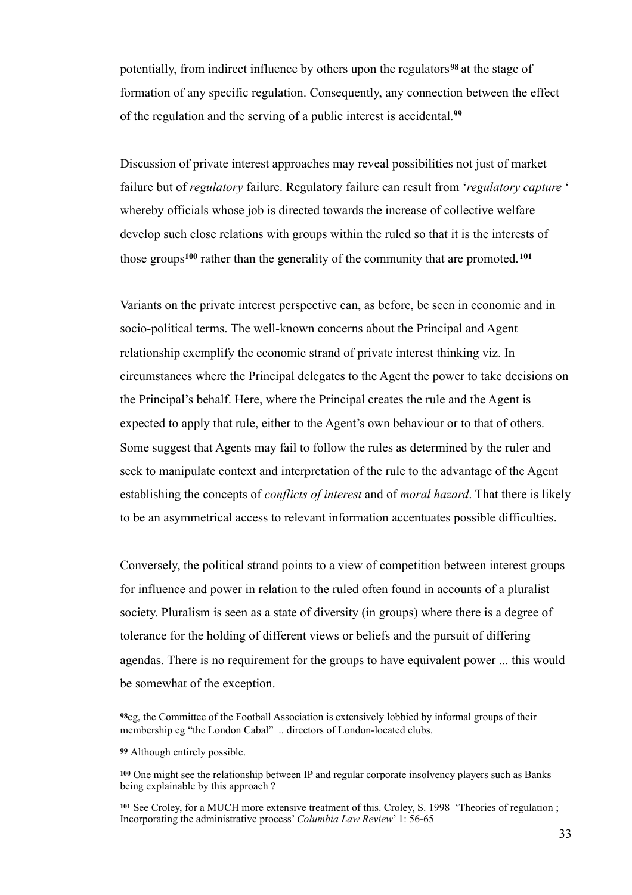potentially, from indirect influence by others upon the regulators[98] at the stage of formation of any specific regulation. Consequently, any connection between the effect of the regulation and the serving of a public interest is accidental.[99]

Discussion of private interest approaches may reveal possibilities not just of market failure but of *regulatory* failure. Regulatory failure can result from '*regulatory capture* ' whereby officials whose job is directed towards the increase of collective welfare develop such close relations with groups within the ruled so that it is the interests of those groups[100] rather than the generality of the community that are promoted.[101]

Variants on the private interest perspective can, as before, be seen in economic and in socio-political terms. The well-known concerns about the Principal and Agent relationship exemplify the economic strand of private interest thinking viz. In circumstances where the Principal delegates to the Agent the power to take decisions on the Principal's behalf. Here, where the Principal creates the rule and the Agent is expected to apply that rule, either to the Agent's own behaviour or to that of others. Some suggest that Agents may fail to follow the rules as determined by the ruler and seek to manipulate context and interpretation of the rule to the advantage of the Agent establishing the concepts of *conflicts of interest* and of *moral hazard*. That there is likely to be an asymmetrical access to relevant information accentuates possible difficulties.

Conversely, the political strand points to a view of competition between interest groups for influence and power in relation to the ruled often found in accounts of a pluralist society. Pluralism is seen as a state of diversity (in groups) where there is a degree of tolerance for the holding of different views or beliefs and the pursuit of differing agendas. There is no requirement for the groups to have equivalent power ... this would be somewhat of the exception.

---

[98] eg, the Committee of the Football Association is extensively lobbied by informal groups of their membership eg "the London Cabal" .. directors of London-located clubs.

[99] Although entirely possible.

[100] One might see the relationship between IP and regular corporate insolvency players such as Banks being explainable by this approach ?

[101] See Croley, for a MUCH more extensive treatment of this. Croley, S. 1998 'Theories of regulation ; Incorporating the administrative process' *Columbia Law Review*' 1: 56-65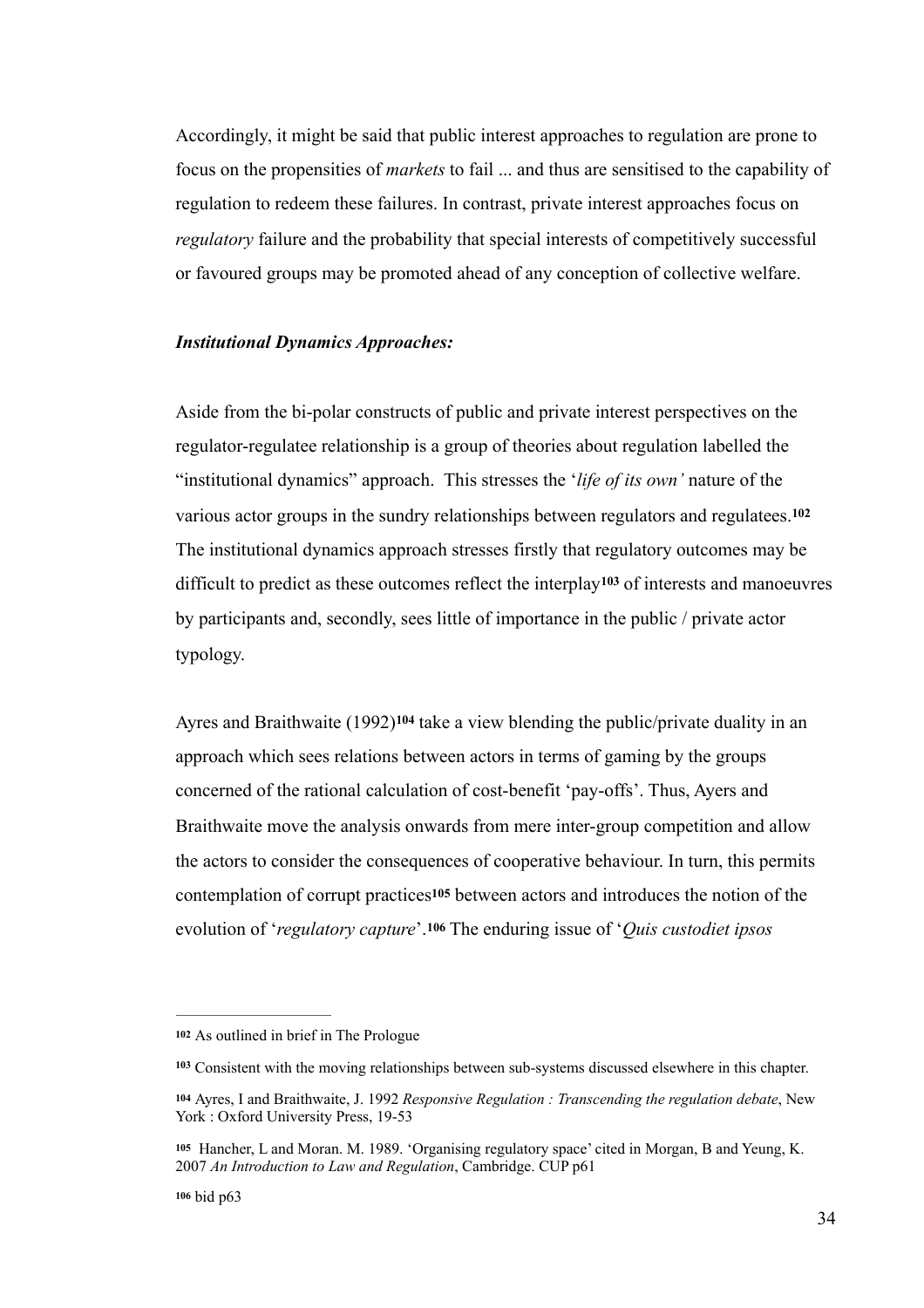Accordingly, it might be said that public interest approaches to regulation are prone to focus on the propensities of *markets* to fail ... and thus are sensitised to the capability of regulation to redeem these failures. In contrast, private interest approaches focus on *regulatory* failure and the probability that special interests of competitively successful or favoured groups may be promoted ahead of any conception of collective welfare.

***Institutional Dynamics Approaches:***

Aside from the bi-polar constructs of public and private interest perspectives on the regulator-regulatee relationship is a group of theories about regulation labelled the "institutional dynamics" approach. This stresses the '*life of its own'* nature of the various actor groups in the sundry relationships between regulators and regulatees.[102] The institutional dynamics approach stresses firstly that regulatory outcomes may be difficult to predict as these outcomes reflect the interplay[103] of interests and manoeuvres by participants and, secondly, sees little of importance in the public / private actor typology.

Ayres and Braithwaite (1992)[104] take a view blending the public/private duality in an approach which sees relations between actors in terms of gaming by the groups concerned of the rational calculation of cost-benefit 'pay-offs'. Thus, Ayers and Braithwaite move the analysis onwards from mere inter-group competition and allow the actors to consider the consequences of cooperative behaviour. In turn, this permits contemplation of corrupt practices[105] between actors and introduces the notion of the evolution of '*regulatory capture*'.[106] The enduring issue of '*Quis custodiet ipsos*

---

[102] As outlined in brief in The Prologue

[103] Consistent with the moving relationships between sub-systems discussed elsewhere in this chapter.

[104] Ayres, I and Braithwaite, J. 1992 *Responsive Regulation : Transcending the regulation debate*, New York : Oxford University Press, 19-53

[105] Hancher, L and Moran. M. 1989. 'Organising regulatory space' cited in Morgan, B and Yeung, K. 2007 *An Introduction to Law and Regulation*, Cambridge. CUP p61

[106] bid p63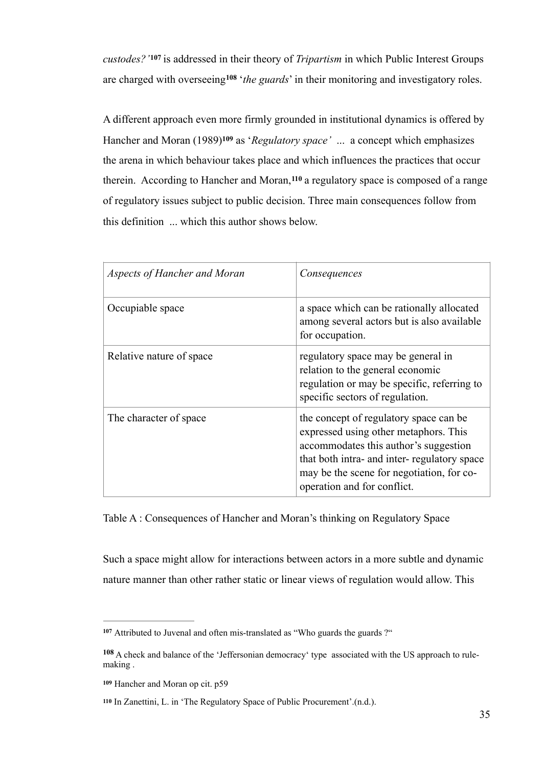*custodes?'*[107] is addressed in their theory of *Tripartism* in which Public Interest Groups are charged with overseeing[108] '*the guards*' in their monitoring and investigatory roles.

A different approach even more firmly grounded in institutional dynamics is offered by Hancher and Moran (1989)[109] as '*Regulatory space'* ... a concept which emphasizes the arena in which behaviour takes place and which influences the practices that occur therein. According to Hancher and Moran,[110] a regulatory space is composed of a range of regulatory issues subject to public decision. Three main consequences follow from this definition ... which this author shows below.

| *Aspects of Hancher and Moran* | *Consequences* |
|---|---|
| Occupiable space | a space which can be rationally allocated among several actors but is also available for occupation. |
| Relative nature of space | regulatory space may be general in relation to the general economic regulation or may be specific, referring to specific sectors of regulation. |
| The character of space | the concept of regulatory space can be expressed using other metaphors. This accommodates this author's suggestion that both intra- and inter- regulatory space may be the scene for negotiation, for co-operation and for conflict. |

Table A : Consequences of Hancher and Moran's thinking on Regulatory Space

Such a space might allow for interactions between actors in a more subtle and dynamic nature manner than other rather static or linear views of regulation would allow. This

---

[107] Attributed to Juvenal and often mis-translated as "Who guards the guards ?"

[108] A check and balance of the 'Jeffersonian democracy' type associated with the US approach to rule-making .

[109] Hancher and Moran op cit. p59

[110] In Zanettini, L. in 'The Regulatory Space of Public Procurement'.(n.d.).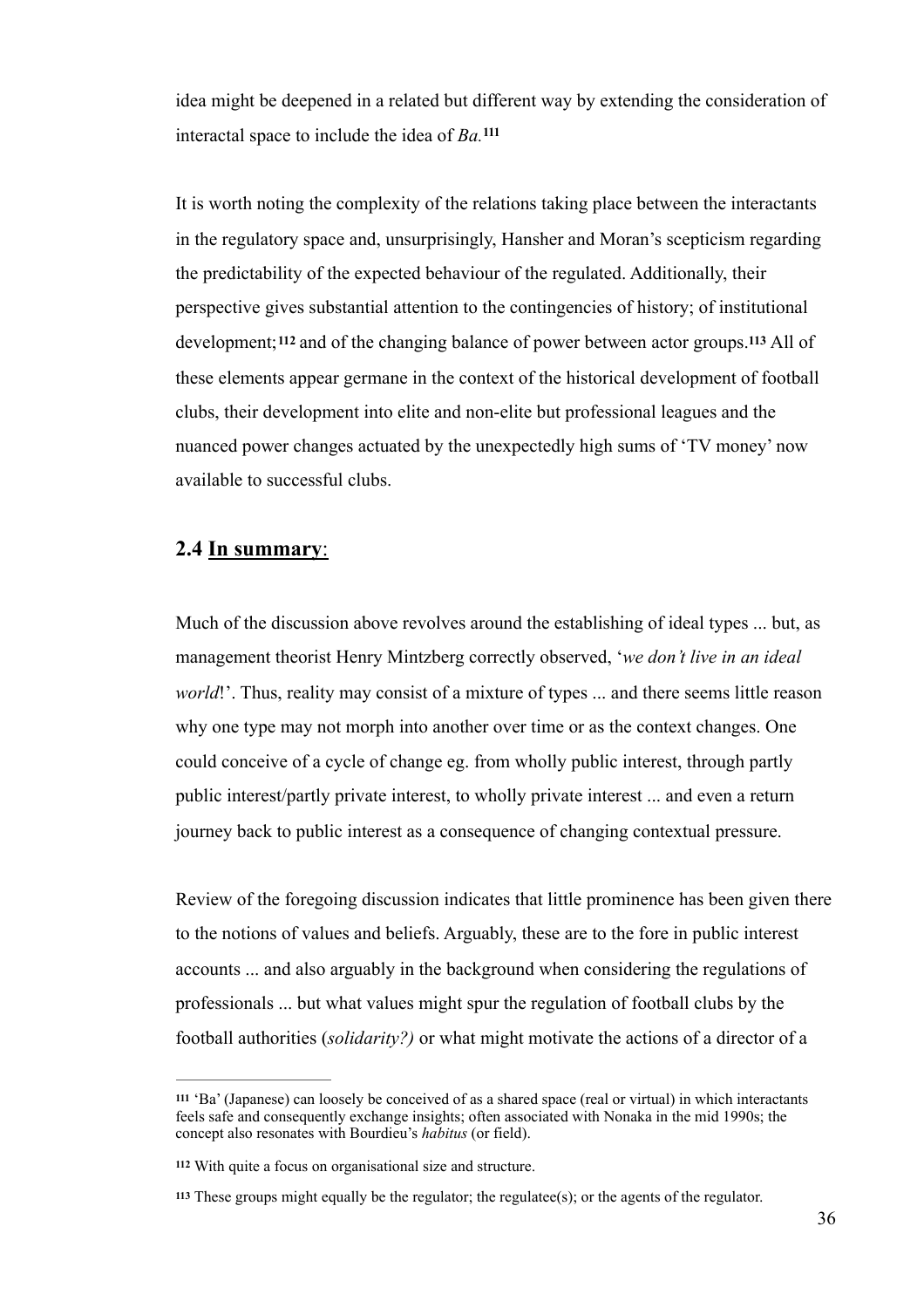idea might be deepened in a related but different way by extending the consideration of interactal space to include the idea of *Ba.*[111]

It is worth noting the complexity of the relations taking place between the interactants in the regulatory space and, unsurprisingly, Hansher and Moran's scepticism regarding the predictability of the expected behaviour of the regulated. Additionally, their perspective gives substantial attention to the contingencies of history; of institutional development;[112] and of the changing balance of power between actor groups.[113] All of these elements appear germane in the context of the historical development of football clubs, their development into elite and non-elite but professional leagues and the nuanced power changes actuated by the unexpectedly high sums of 'TV money' now available to successful clubs.

## 2.4 <u>In summary</u>:

Much of the discussion above revolves around the establishing of ideal types ... but, as management theorist Henry Mintzberg correctly observed, '*we don't live in an ideal world*!'. Thus, reality may consist of a mixture of types ... and there seems little reason why one type may not morph into another over time or as the context changes. One could conceive of a cycle of change eg. from wholly public interest, through partly public interest/partly private interest, to wholly private interest ... and even a return journey back to public interest as a consequence of changing contextual pressure.

Review of the foregoing discussion indicates that little prominence has been given there to the notions of values and beliefs. Arguably, these are to the fore in public interest accounts ... and also arguably in the background when considering the regulations of professionals ... but what values might spur the regulation of football clubs by the football authorities (*solidarity?)* or what might motivate the actions of a director of a

---

[111] 'Ba' (Japanese) can loosely be conceived of as a shared space (real or virtual) in which interactants feels safe and consequently exchange insights; often associated with Nonaka in the mid 1990s; the concept also resonates with Bourdieu's *habitus* (or field).

[112] With quite a focus on organisational size and structure.

[113] These groups might equally be the regulator; the regulatee(s); or the agents of the regulator.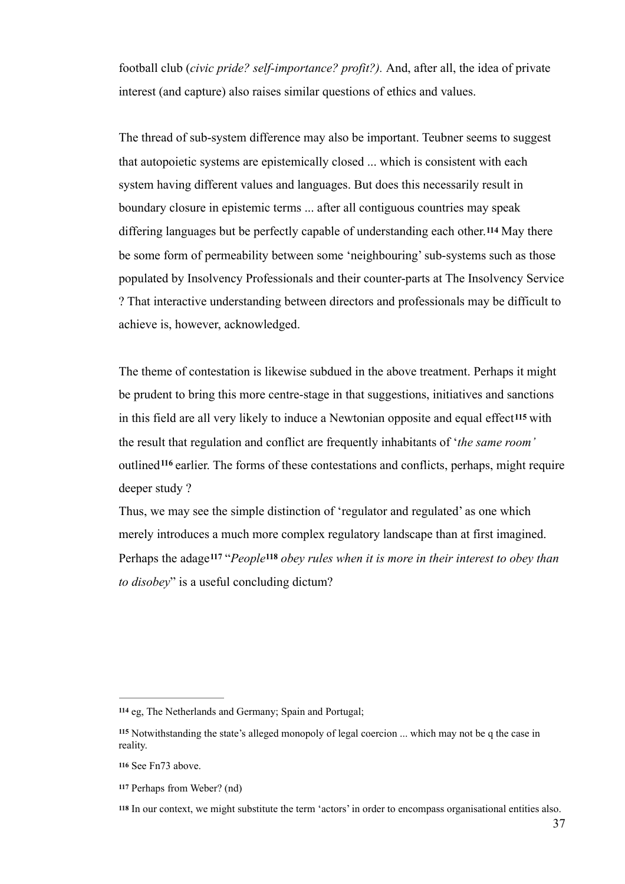football club (*civic pride? self-importance? profit?).* And, after all, the idea of private interest (and capture) also raises similar questions of ethics and values.

The thread of sub-system difference may also be important. Teubner seems to suggest that autopoietic systems are epistemically closed ... which is consistent with each system having different values and languages. But does this necessarily result in boundary closure in epistemic terms ... after all contiguous countries may speak differing languages but be perfectly capable of understanding each other.[114] May there be some form of permeability between some 'neighbouring' sub-systems such as those populated by Insolvency Professionals and their counter-parts at The Insolvency Service ? That interactive understanding between directors and professionals may be difficult to achieve is, however, acknowledged.

The theme of contestation is likewise subdued in the above treatment. Perhaps it might be prudent to bring this more centre-stage in that suggestions, initiatives and sanctions in this field are all very likely to induce a Newtonian opposite and equal effect[115] with the result that regulation and conflict are frequently inhabitants of '*the same room'* outlined[116] earlier. The forms of these contestations and conflicts, perhaps, might require deeper study ?

Thus, we may see the simple distinction of 'regulator and regulated' as one which merely introduces a much more complex regulatory landscape than at first imagined. Perhaps the adage[117] "*People*[118] *obey rules when it is more in their interest to obey than to disobey*" is a useful concluding dictum?

---

[114] eg, The Netherlands and Germany; Spain and Portugal;

[115] Notwithstanding the state's alleged monopoly of legal coercion ... which may not be q the case in reality.

[116] See Fn73 above.

[117] Perhaps from Weber? (nd)

[118] In our context, we might substitute the term 'actors' in order to encompass organisational entities also.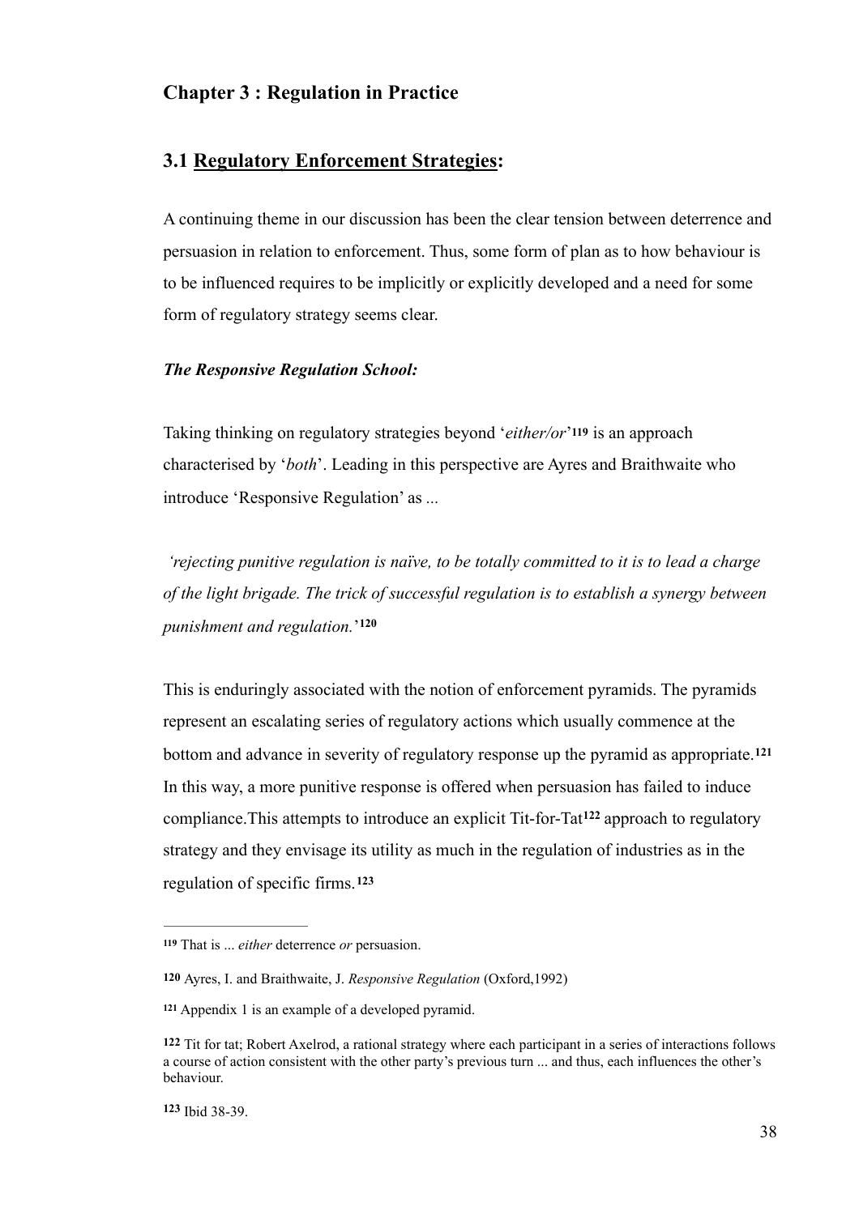## Chapter 3 : Regulation in Practice

### 3.1 Regulatory Enforcement Strategies:

A continuing theme in our discussion has been the clear tension between deterrence and persuasion in relation to enforcement. Thus, some form of plan as to how behaviour is to be influenced requires to be implicitly or explicitly developed and a need for some form of regulatory strategy seems clear.

***The Responsive Regulation School:***

Taking thinking on regulatory strategies beyond '*either/or*'[119] is an approach characterised by '*both*'. Leading in this perspective are Ayres and Braithwaite who introduce 'Responsive Regulation' as ...

*'rejecting punitive regulation is naïve, to be totally committed to it is to lead a charge of the light brigade. The trick of successful regulation is to establish a synergy between punishment and regulation.'*[120]

This is enduringly associated with the notion of enforcement pyramids. The pyramids represent an escalating series of regulatory actions which usually commence at the bottom and advance in severity of regulatory response up the pyramid as appropriate.[121] In this way, a more punitive response is offered when persuasion has failed to induce compliance.This attempts to introduce an explicit Tit-for-Tat[122] approach to regulatory strategy and they envisage its utility as much in the regulation of industries as in the regulation of specific firms.[123]

---

[119] That is ... *either* deterrence *or* persuasion.

[120] Ayres, I. and Braithwaite, J. *Responsive Regulation* (Oxford,1992)

[121] Appendix 1 is an example of a developed pyramid.

[122] Tit for tat; Robert Axelrod, a rational strategy where each participant in a series of interactions follows a course of action consistent with the other party's previous turn ... and thus, each influences the other's behaviour.

[123] Ibid 38-39.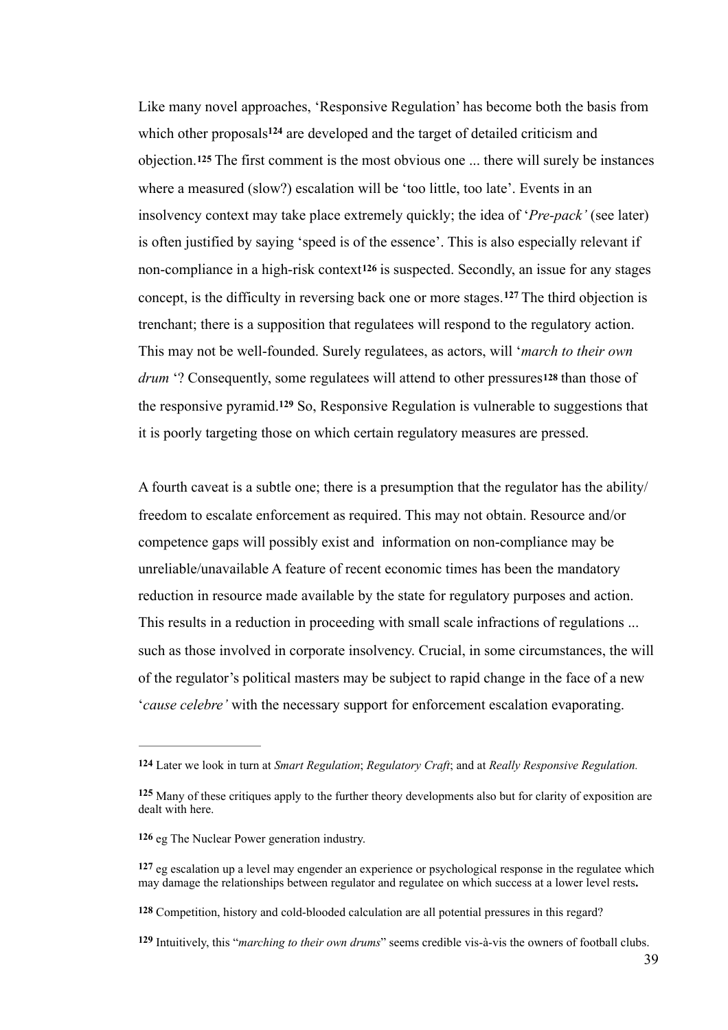Like many novel approaches, 'Responsive Regulation' has become both the basis from which other proposals[124] are developed and the target of detailed criticism and objection.[125] The first comment is the most obvious one ... there will surely be instances where a measured (slow?) escalation will be 'too little, too late'. Events in an insolvency context may take place extremely quickly; the idea of '*Pre-pack'* (see later) is often justified by saying 'speed is of the essence'. This is also especially relevant if non-compliance in a high-risk context[126] is suspected. Secondly, an issue for any stages concept, is the difficulty in reversing back one or more stages.[127] The third objection is trenchant; there is a supposition that regulatees will respond to the regulatory action. This may not be well-founded. Surely regulatees, as actors, will '*march to their own drum* '? Consequently, some regulatees will attend to other pressures[128] than those of the responsive pyramid.[129] So, Responsive Regulation is vulnerable to suggestions that it is poorly targeting those on which certain regulatory measures are pressed.

A fourth caveat is a subtle one; there is a presumption that the regulator has the ability/ freedom to escalate enforcement as required. This may not obtain. Resource and/or competence gaps will possibly exist and information on non-compliance may be unreliable/unavailable A feature of recent economic times has been the mandatory reduction in resource made available by the state for regulatory purposes and action. This results in a reduction in proceeding with small scale infractions of regulations ... such as those involved in corporate insolvency. Crucial, in some circumstances, the will of the regulator's political masters may be subject to rapid change in the face of a new '*cause celebre'* with the necessary support for enforcement escalation evaporating.

---

[124] Later we look in turn at *Smart Regulation*; *Regulatory Craft*; and at *Really Responsive Regulation.*

[125] Many of these critiques apply to the further theory developments also but for clarity of exposition are dealt with here.

[126] eg The Nuclear Power generation industry.

[127] eg escalation up a level may engender an experience or psychological response in the regulatee which may damage the relationships between regulator and regulatee on which success at a lower level rests**.**

[128] Competition, history and cold-blooded calculation are all potential pressures in this regard?

[129] Intuitively, this "*marching to their own drums*" seems credible vis-à-vis the owners of football clubs.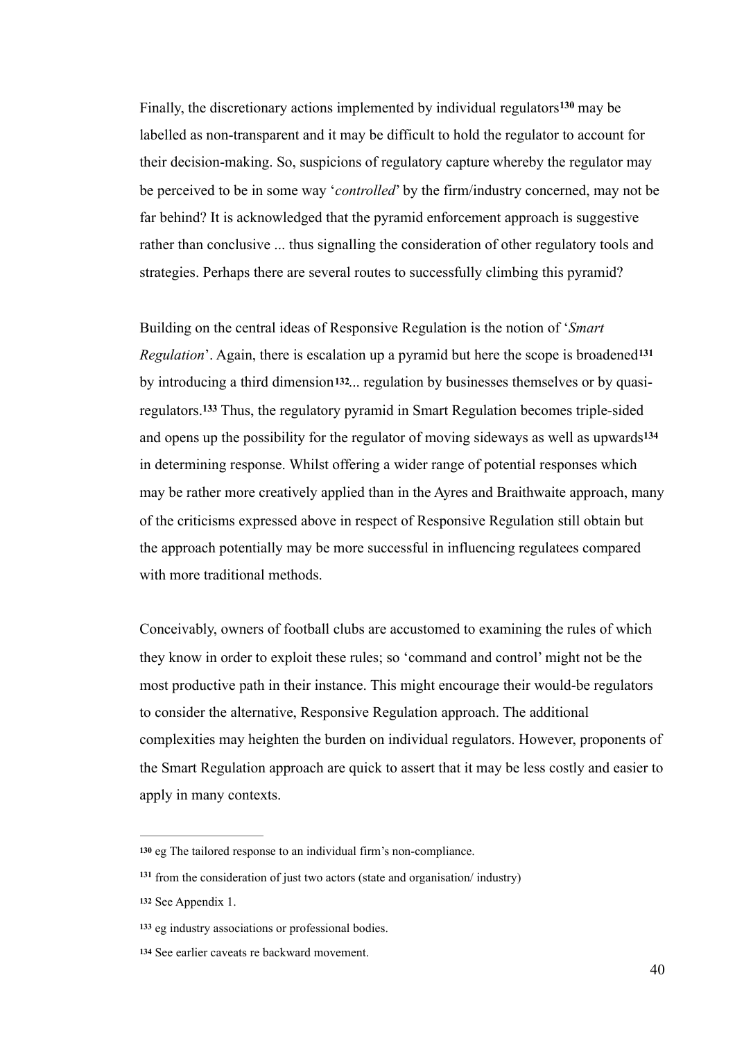Finally, the discretionary actions implemented by individual regulators[130] may be labelled as non-transparent and it may be difficult to hold the regulator to account for their decision-making. So, suspicions of regulatory capture whereby the regulator may be perceived to be in some way '*controlled*' by the firm/industry concerned, may not be far behind? It is acknowledged that the pyramid enforcement approach is suggestive rather than conclusive ... thus signalling the consideration of other regulatory tools and strategies. Perhaps there are several routes to successfully climbing this pyramid?

Building on the central ideas of Responsive Regulation is the notion of '*Smart Regulation*'. Again, there is escalation up a pyramid but here the scope is broadened[131] by introducing a third dimension[132]... regulation by businesses themselves or by quasi-regulators.[133] Thus, the regulatory pyramid in Smart Regulation becomes triple-sided and opens up the possibility for the regulator of moving sideways as well as upwards[134] in determining response. Whilst offering a wider range of potential responses which may be rather more creatively applied than in the Ayres and Braithwaite approach, many of the criticisms expressed above in respect of Responsive Regulation still obtain but the approach potentially may be more successful in influencing regulatees compared with more traditional methods.

Conceivably, owners of football clubs are accustomed to examining the rules of which they know in order to exploit these rules; so 'command and control' might not be the most productive path in their instance. This might encourage their would-be regulators to consider the alternative, Responsive Regulation approach. The additional complexities may heighten the burden on individual regulators. However, proponents of the Smart Regulation approach are quick to assert that it may be less costly and easier to apply in many contexts.

---

[130] eg The tailored response to an individual firm's non-compliance.

[131] from the consideration of just two actors (state and organisation/ industry)

[132] See Appendix 1.

[133] eg industry associations or professional bodies.

[134] See earlier caveats re backward movement.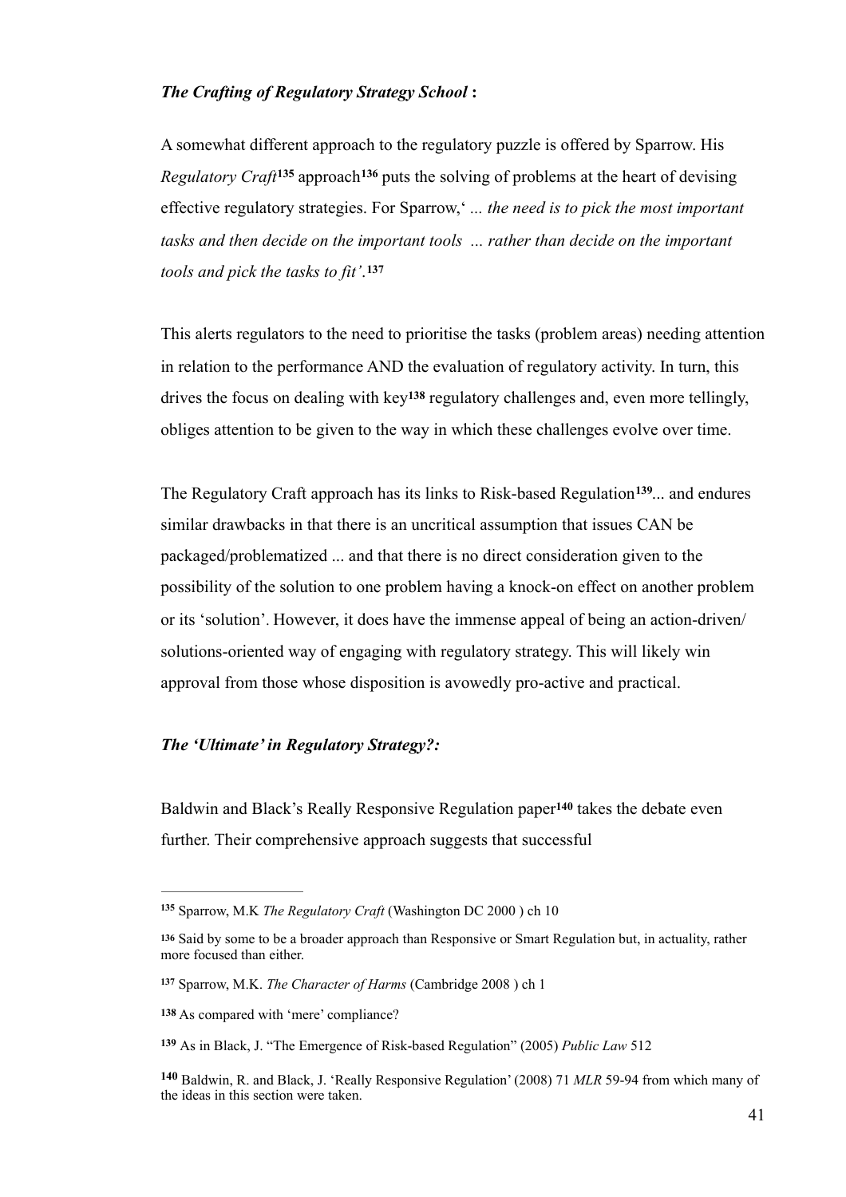***The Crafting of Regulatory Strategy School* :**

A somewhat different approach to the regulatory puzzle is offered by Sparrow. His *Regulatory Craft*[135] approach[136] puts the solving of problems at the heart of devising effective regulatory strategies. For Sparrow,' *... the need is to pick the most important tasks and then decide on the important tools ... rather than decide on the important tools and pick the tasks to fit'*.[137]

This alerts regulators to the need to prioritise the tasks (problem areas) needing attention in relation to the performance AND the evaluation of regulatory activity. In turn, this drives the focus on dealing with key[138] regulatory challenges and, even more tellingly, obliges attention to be given to the way in which these challenges evolve over time.

The Regulatory Craft approach has its links to Risk-based Regulation[139]... and endures similar drawbacks in that there is an uncritical assumption that issues CAN be packaged/problematized ... and that there is no direct consideration given to the possibility of the solution to one problem having a knock-on effect on another problem or its 'solution'. However, it does have the immense appeal of being an action-driven/ solutions-oriented way of engaging with regulatory strategy. This will likely win approval from those whose disposition is avowedly pro-active and practical.

***The 'Ultimate' in Regulatory Strategy?:***

Baldwin and Black's Really Responsive Regulation paper[140] takes the debate even further. Their comprehensive approach suggests that successful

---

[135] Sparrow, M.K *The Regulatory Craft* (Washington DC 2000 ) ch 10

[136] Said by some to be a broader approach than Responsive or Smart Regulation but, in actuality, rather more focused than either.

[137] Sparrow, M.K. *The Character of Harms* (Cambridge 2008 ) ch 1

[138] As compared with 'mere' compliance?

[139] As in Black, J. "The Emergence of Risk-based Regulation" (2005) *Public Law* 512

[140] Baldwin, R. and Black, J. 'Really Responsive Regulation' (2008) 71 *MLR* 59-94 from which many of the ideas in this section were taken.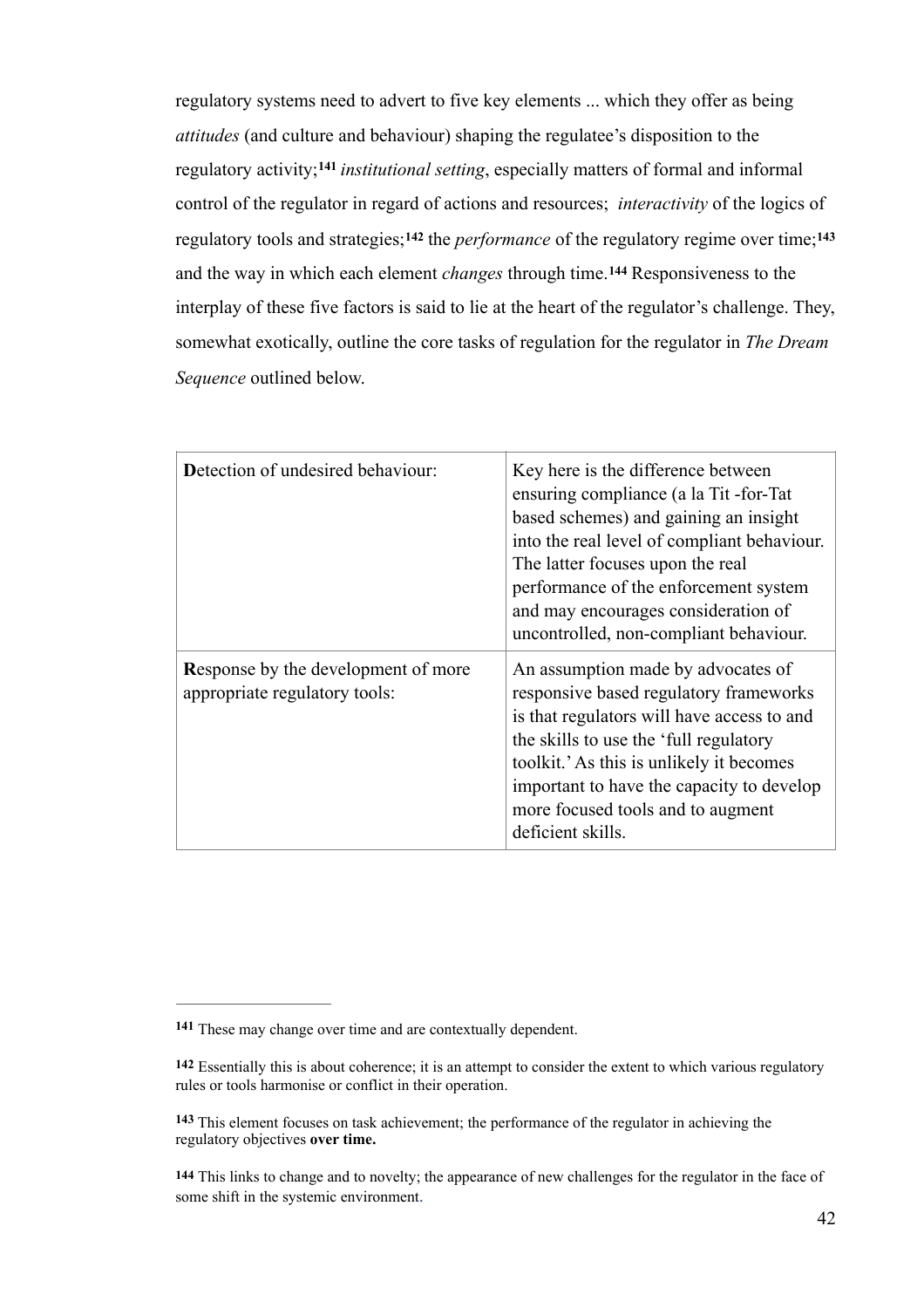regulatory systems need to advert to five key elements ... which they offer as being *attitudes* (and culture and behaviour) shaping the regulatee's disposition to the regulatory activity;[141] *institutional setting*, especially matters of formal and informal control of the regulator in regard of actions and resources; *interactivity* of the logics of regulatory tools and strategies;[142] the *performance* of the regulatory regime over time;[143] and the way in which each element *changes* through time.[144] Responsiveness to the interplay of these five factors is said to lie at the heart of the regulator's challenge. They, somewhat exotically, outline the core tasks of regulation for the regulator in *The Dream Sequence* outlined below.

| | |
|---|---|
| **D**etection of undesired behaviour: | Key here is the difference between ensuring compliance (a la Tit -for-Tat based schemes) and gaining an insight into the real level of compliant behaviour. The latter focuses upon the real performance of the enforcement system and may encourages consideration of uncontrolled, non-compliant behaviour. |
| **R**esponse by the development of more appropriate regulatory tools: | An assumption made by advocates of responsive based regulatory frameworks is that regulators will have access to and the skills to use the 'full regulatory toolkit.' As this is unlikely it becomes important to have the capacity to develop more focused tools and to augment deficient skills. |

---

[141] These may change over time and are contextually dependent.

[142] Essentially this is about coherence; it is an attempt to consider the extent to which various regulatory rules or tools harmonise or conflict in their operation.

[143] This element focuses on task achievement; the performance of the regulator in achieving the regulatory objectives **over time.**

[144] This links to change and to novelty; the appearance of new challenges for the regulator in the face of some shift in the systemic environment.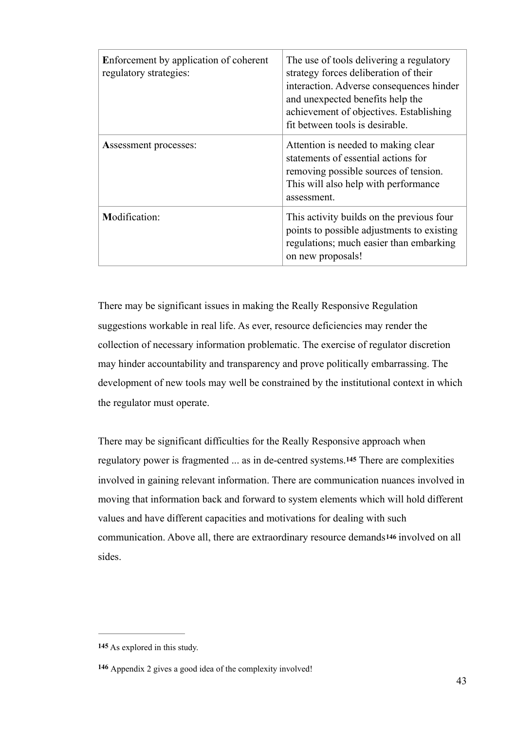| | |
|---|---|
| **E**nforcement by application of coherent regulatory strategies: | The use of tools delivering a regulatory strategy forces deliberation of their interaction. Adverse consequences hinder and unexpected benefits help the achievement of objectives. Establishing fit between tools is desirable. |
| **A**ssessment processes: | Attention is needed to making clear statements of essential actions for removing possible sources of tension. This will also help with performance assessment. |
| **M**odification: | This activity builds on the previous four points to possible adjustments to existing regulations; much easier than embarking on new proposals! |

There may be significant issues in making the Really Responsive Regulation suggestions workable in real life. As ever, resource deficiencies may render the collection of necessary information problematic. The exercise of regulator discretion may hinder accountability and transparency and prove politically embarrassing. The development of new tools may well be constrained by the institutional context in which the regulator must operate.

There may be significant difficulties for the Really Responsive approach when regulatory power is fragmented ... as in de-centred systems.[145] There are complexities involved in gaining relevant information. There are communication nuances involved in moving that information back and forward to system elements which will hold different values and have different capacities and motivations for dealing with such communication. Above all, there are extraordinary resource demands[146] involved on all sides.

---

**145** As explored in this study.

**146** Appendix 2 gives a good idea of the complexity involved!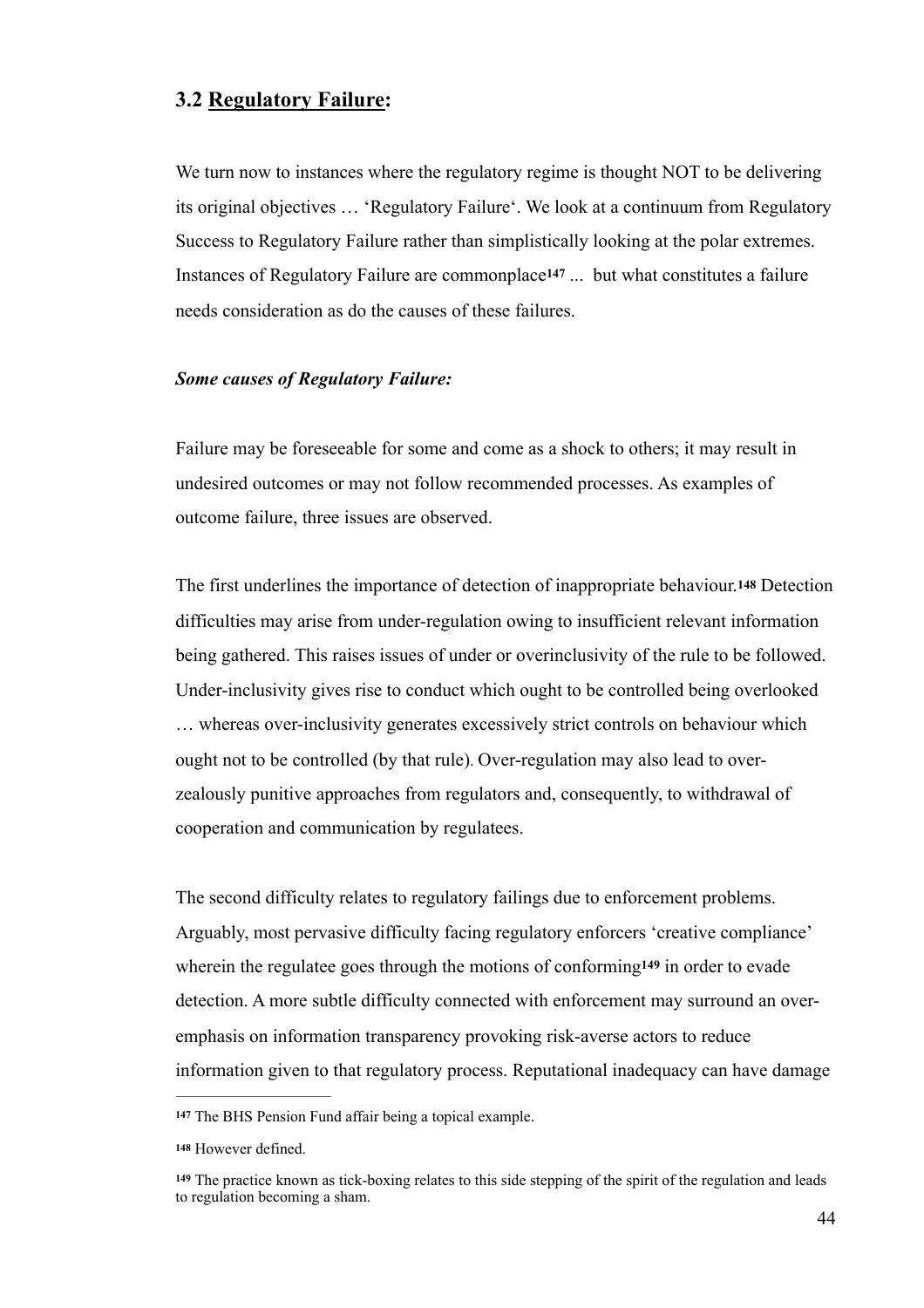### 3.2 Regulatory Failure:

We turn now to instances where the regulatory regime is thought NOT to be delivering its original objectives … 'Regulatory Failure'. We look at a continuum from Regulatory Success to Regulatory Failure rather than simplistically looking at the polar extremes. Instances of Regulatory Failure are commonplace[147] ... but what constitutes a failure needs consideration as do the causes of these failures.

***Some causes of Regulatory Failure:***

Failure may be foreseeable for some and come as a shock to others; it may result in undesired outcomes or may not follow recommended processes. As examples of outcome failure, three issues are observed.

The first underlines the importance of detection of inappropriate behaviour.[148] Detection difficulties may arise from under-regulation owing to insufficient relevant information being gathered. This raises issues of under or overinclusivity of the rule to be followed. Under-inclusivity gives rise to conduct which ought to be controlled being overlooked … whereas over-inclusivity generates excessively strict controls on behaviour which ought not to be controlled (by that rule). Over-regulation may also lead to over-zealously punitive approaches from regulators and, consequently, to withdrawal of cooperation and communication by regulatees.

The second difficulty relates to regulatory failings due to enforcement problems. Arguably, most pervasive difficulty facing regulatory enforcers 'creative compliance' wherein the regulatee goes through the motions of conforming[149] in order to evade detection. A more subtle difficulty connected with enforcement may surround an over-emphasis on information transparency provoking risk-averse actors to reduce information given to that regulatory process. Reputational inadequacy can have damage

---

[147] The BHS Pension Fund affair being a topical example.

[148] However defined.

[149] The practice known as tick-boxing relates to this side stepping of the spirit of the regulation and leads to regulation becoming a sham.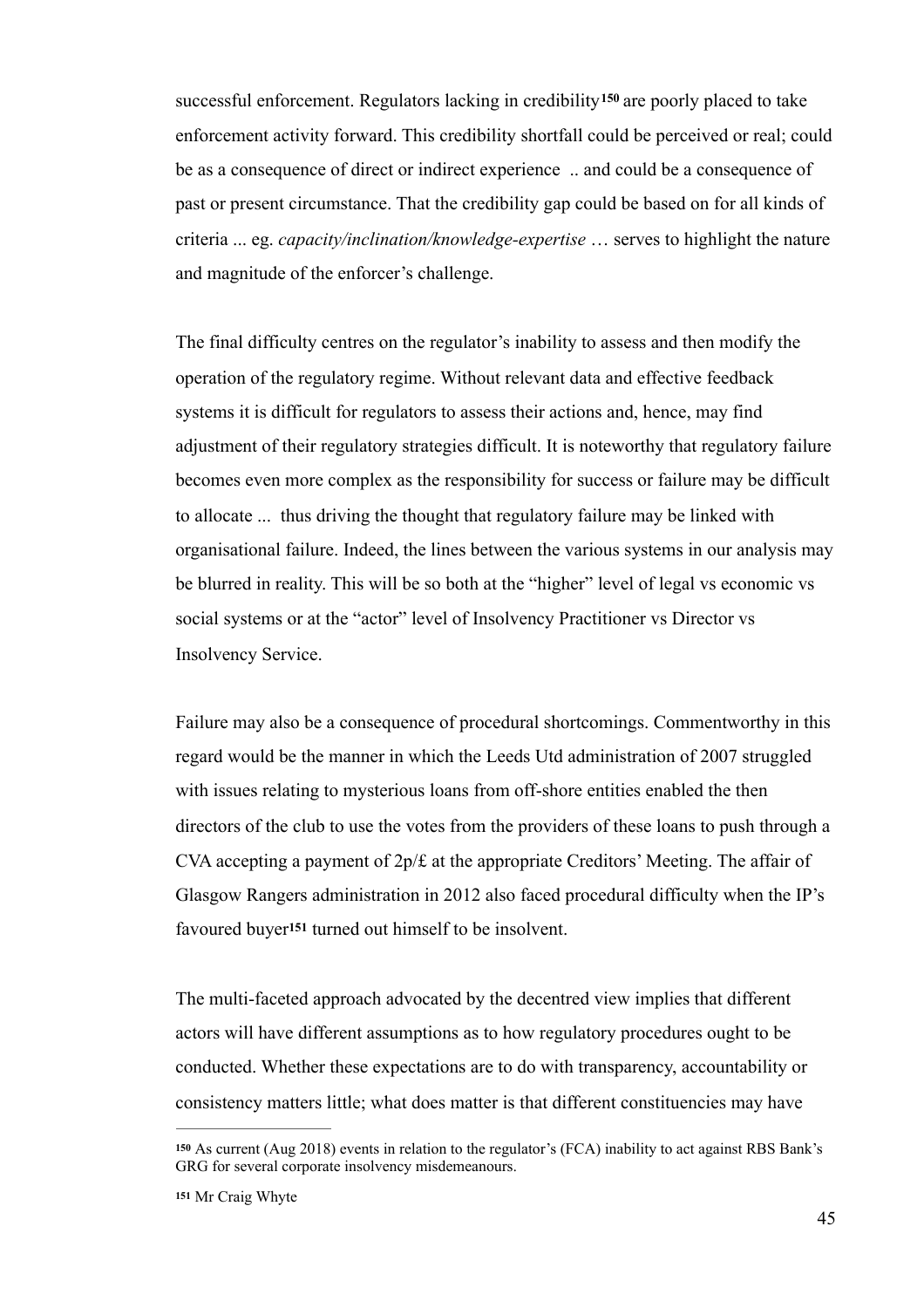successful enforcement. Regulators lacking in credibility[150] are poorly placed to take enforcement activity forward. This credibility shortfall could be perceived or real; could be as a consequence of direct or indirect experience .. and could be a consequence of past or present circumstance. That the credibility gap could be based on for all kinds of criteria ... eg. *capacity/inclination/knowledge-expertise* … serves to highlight the nature and magnitude of the enforcer's challenge.

The final difficulty centres on the regulator's inability to assess and then modify the operation of the regulatory regime. Without relevant data and effective feedback systems it is difficult for regulators to assess their actions and, hence, may find adjustment of their regulatory strategies difficult. It is noteworthy that regulatory failure becomes even more complex as the responsibility for success or failure may be difficult to allocate ... thus driving the thought that regulatory failure may be linked with organisational failure. Indeed, the lines between the various systems in our analysis may be blurred in reality. This will be so both at the "higher" level of legal vs economic vs social systems or at the "actor" level of Insolvency Practitioner vs Director vs Insolvency Service.

Failure may also be a consequence of procedural shortcomings. Commentworthy in this regard would be the manner in which the Leeds Utd administration of 2007 struggled with issues relating to mysterious loans from off-shore entities enabled the then directors of the club to use the votes from the providers of these loans to push through a CVA accepting a payment of 2p/£ at the appropriate Creditors' Meeting. The affair of Glasgow Rangers administration in 2012 also faced procedural difficulty when the IP's favoured buyer[151] turned out himself to be insolvent.

The multi-faceted approach advocated by the decentred view implies that different actors will have different assumptions as to how regulatory procedures ought to be conducted. Whether these expectations are to do with transparency, accountability or consistency matters little; what does matter is that different constituencies may have

---

[150] As current (Aug 2018) events in relation to the regulator's (FCA) inability to act against RBS Bank's GRG for several corporate insolvency misdemeanours.

[151] Mr Craig Whyte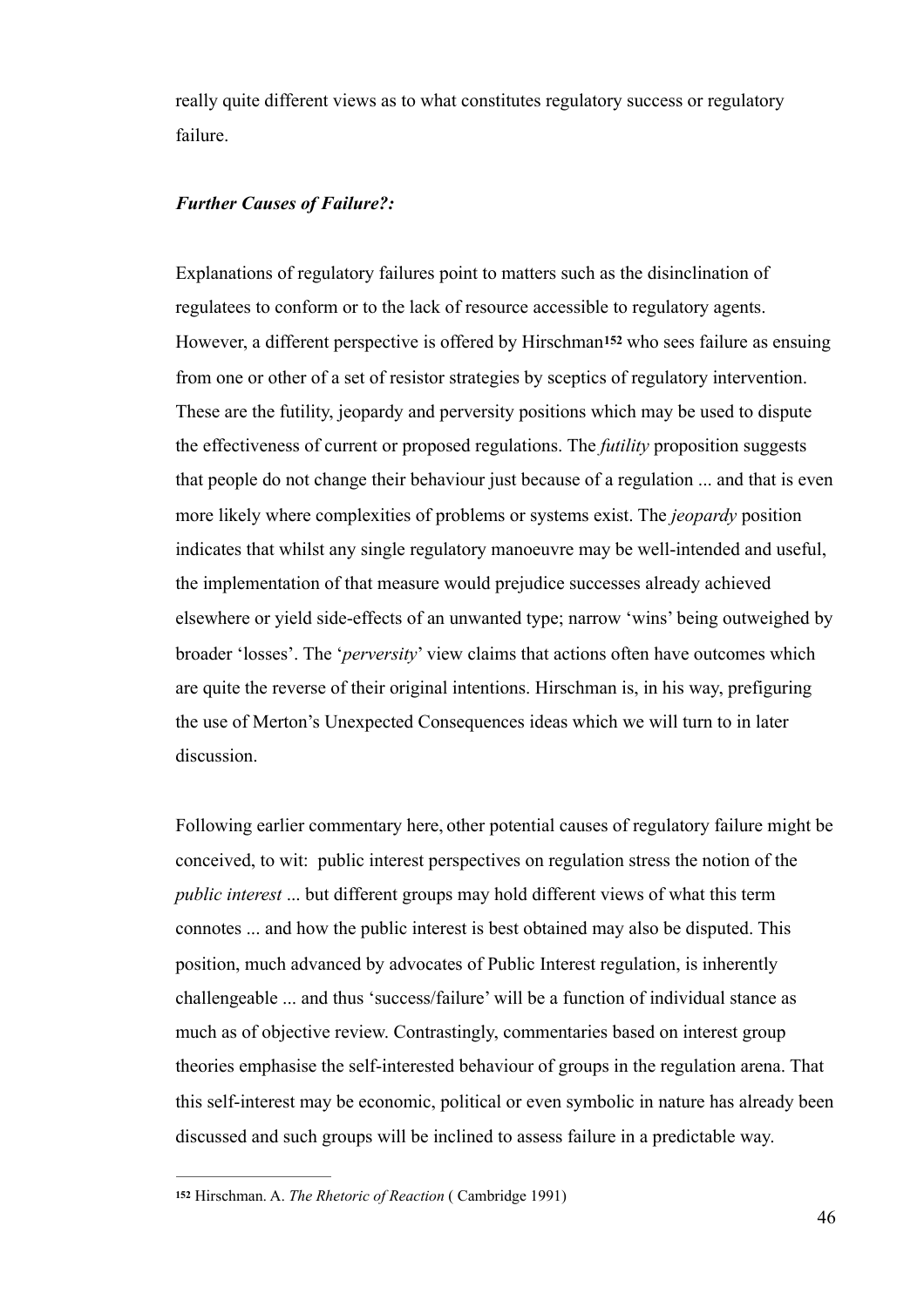really quite different views as to what constitutes regulatory success or regulatory failure.

***Further Causes of Failure?:***

Explanations of regulatory failures point to matters such as the disinclination of regulatees to conform or to the lack of resource accessible to regulatory agents. However, a different perspective is offered by Hirschman[152] who sees failure as ensuing from one or other of a set of resistor strategies by sceptics of regulatory intervention. These are the futility, jeopardy and perversity positions which may be used to dispute the effectiveness of current or proposed regulations. The *futility* proposition suggests that people do not change their behaviour just because of a regulation ... and that is even more likely where complexities of problems or systems exist. The *jeopardy* position indicates that whilst any single regulatory manoeuvre may be well-intended and useful, the implementation of that measure would prejudice successes already achieved elsewhere or yield side-effects of an unwanted type; narrow 'wins' being outweighed by broader 'losses'. The '*perversity*' view claims that actions often have outcomes which are quite the reverse of their original intentions. Hirschman is, in his way, prefiguring the use of Merton's Unexpected Consequences ideas which we will turn to in later discussion.

Following earlier commentary here, other potential causes of regulatory failure might be conceived, to wit: public interest perspectives on regulation stress the notion of the *public interest* ... but different groups may hold different views of what this term connotes ... and how the public interest is best obtained may also be disputed. This position, much advanced by advocates of Public Interest regulation, is inherently challengeable ... and thus 'success/failure' will be a function of individual stance as much as of objective review. Contrastingly, commentaries based on interest group theories emphasise the self-interested behaviour of groups in the regulation arena. That this self-interest may be economic, political or even symbolic in nature has already been discussed and such groups will be inclined to assess failure in a predictable way.

---

[152] Hirschman. A. *The Rhetoric of Reaction* ( Cambridge 1991)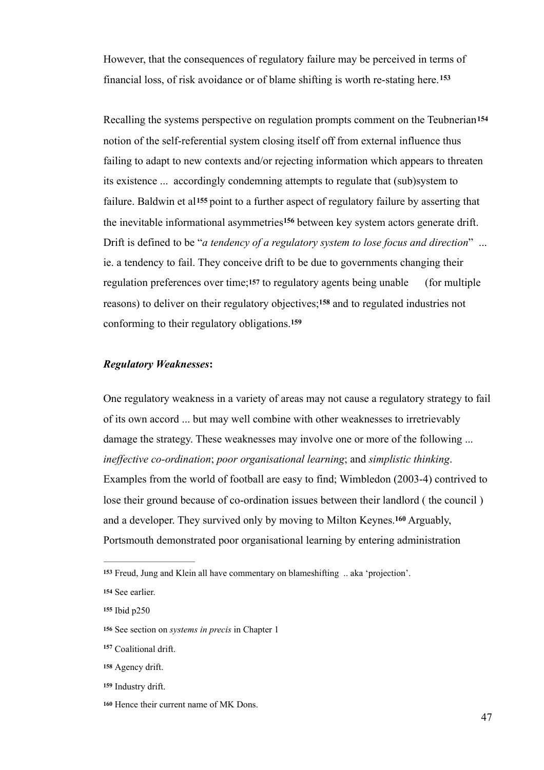However, that the consequences of regulatory failure may be perceived in terms of financial loss, of risk avoidance or of blame shifting is worth re-stating here.[153]

Recalling the systems perspective on regulation prompts comment on the Teubnerian[154] notion of the self-referential system closing itself off from external influence thus failing to adapt to new contexts and/or rejecting information which appears to threaten its existence ... accordingly condemning attempts to regulate that (sub)system to failure. Baldwin et al[155] point to a further aspect of regulatory failure by asserting that the inevitable informational asymmetries[156] between key system actors generate drift. Drift is defined to be "*a tendency of a regulatory system to lose focus and direction*" ... ie. a tendency to fail. They conceive drift to be due to governments changing their regulation preferences over time;[157] to regulatory agents being unable (for multiple reasons) to deliver on their regulatory objectives;[158] and to regulated industries not conforming to their regulatory obligations.[159]

***Regulatory Weaknesses*:**

One regulatory weakness in a variety of areas may not cause a regulatory strategy to fail of its own accord ... but may well combine with other weaknesses to irretrievably damage the strategy. These weaknesses may involve one or more of the following ... *ineffective co-ordination*; *poor organisational learning*; and *simplistic thinking*. Examples from the world of football are easy to find; Wimbledon (2003-4) contrived to lose their ground because of co-ordination issues between their landlord ( the council ) and a developer. They survived only by moving to Milton Keynes.[160] Arguably, Portsmouth demonstrated poor organisational learning by entering administration

---

[153] Freud, Jung and Klein all have commentary on blameshifting .. aka 'projection'.

[154] See earlier.

[155] Ibid p250

[156] See section on *systems in precis* in Chapter 1

[157] Coalitional drift.

[158] Agency drift.

[159] Industry drift.

[160] Hence their current name of MK Dons.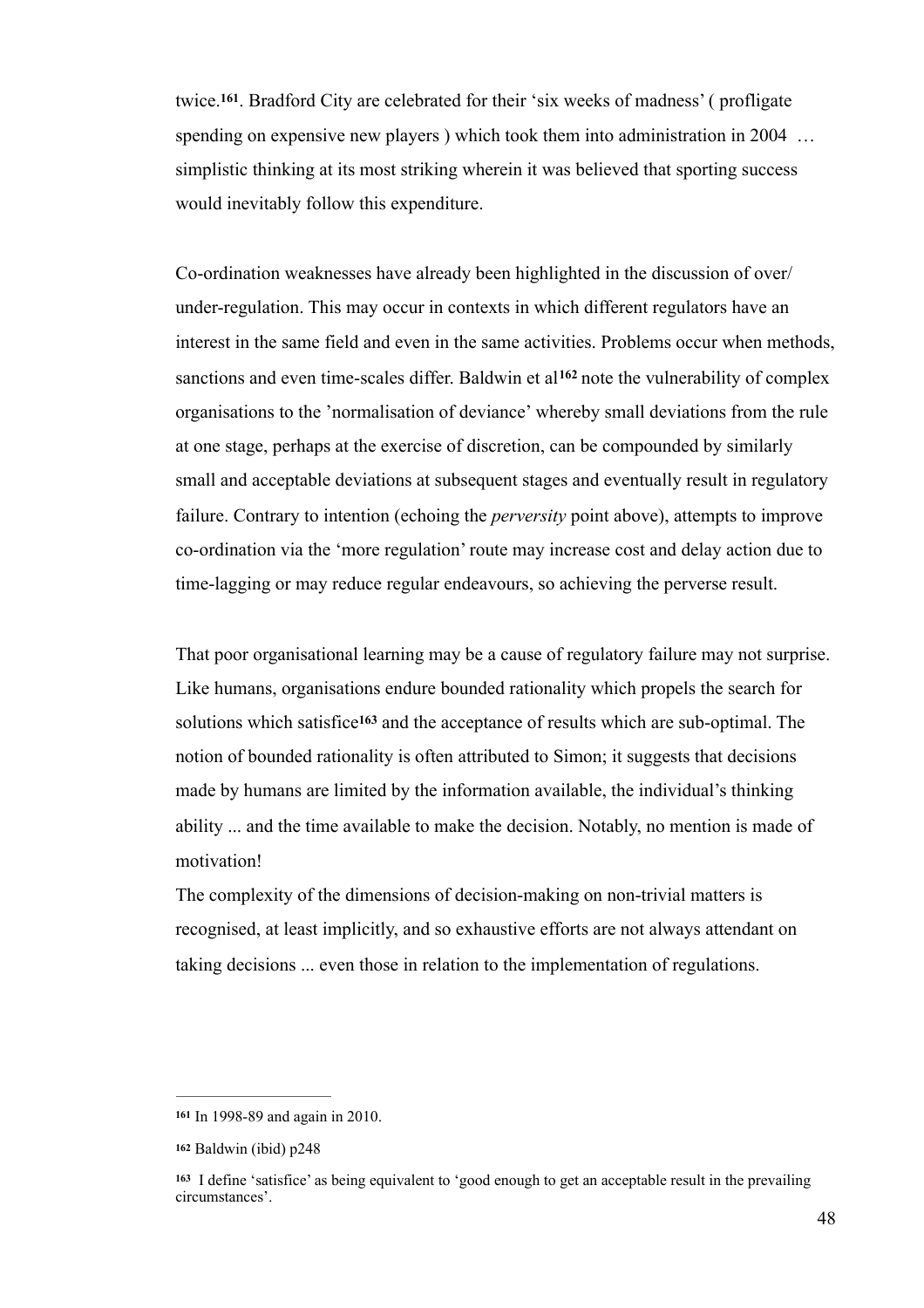twice.[161]. Bradford City are celebrated for their 'six weeks of madness' ( profligate spending on expensive new players ) which took them into administration in 2004 … simplistic thinking at its most striking wherein it was believed that sporting success would inevitably follow this expenditure.

Co-ordination weaknesses have already been highlighted in the discussion of over/under-regulation. This may occur in contexts in which different regulators have an interest in the same field and even in the same activities. Problems occur when methods, sanctions and even time-scales differ. Baldwin et al[162] note the vulnerability of complex organisations to the 'normalisation of deviance' whereby small deviations from the rule at one stage, perhaps at the exercise of discretion, can be compounded by similarly small and acceptable deviations at subsequent stages and eventually result in regulatory failure. Contrary to intention (echoing the *perversity* point above), attempts to improve co-ordination via the 'more regulation' route may increase cost and delay action due to time-lagging or may reduce regular endeavours, so achieving the perverse result.

That poor organisational learning may be a cause of regulatory failure may not surprise. Like humans, organisations endure bounded rationality which propels the search for solutions which satisfice[163] and the acceptance of results which are sub-optimal. The notion of bounded rationality is often attributed to Simon; it suggests that decisions made by humans are limited by the information available, the individual's thinking ability ... and the time available to make the decision. Notably, no mention is made of motivation!

The complexity of the dimensions of decision-making on non-trivial matters is recognised, at least implicitly, and so exhaustive efforts are not always attendant on taking decisions ... even those in relation to the implementation of regulations.

---

[161] In 1998-89 and again in 2010.

[162] Baldwin (ibid) p248

[163] I define 'satisfice' as being equivalent to 'good enough to get an acceptable result in the prevailing circumstances'.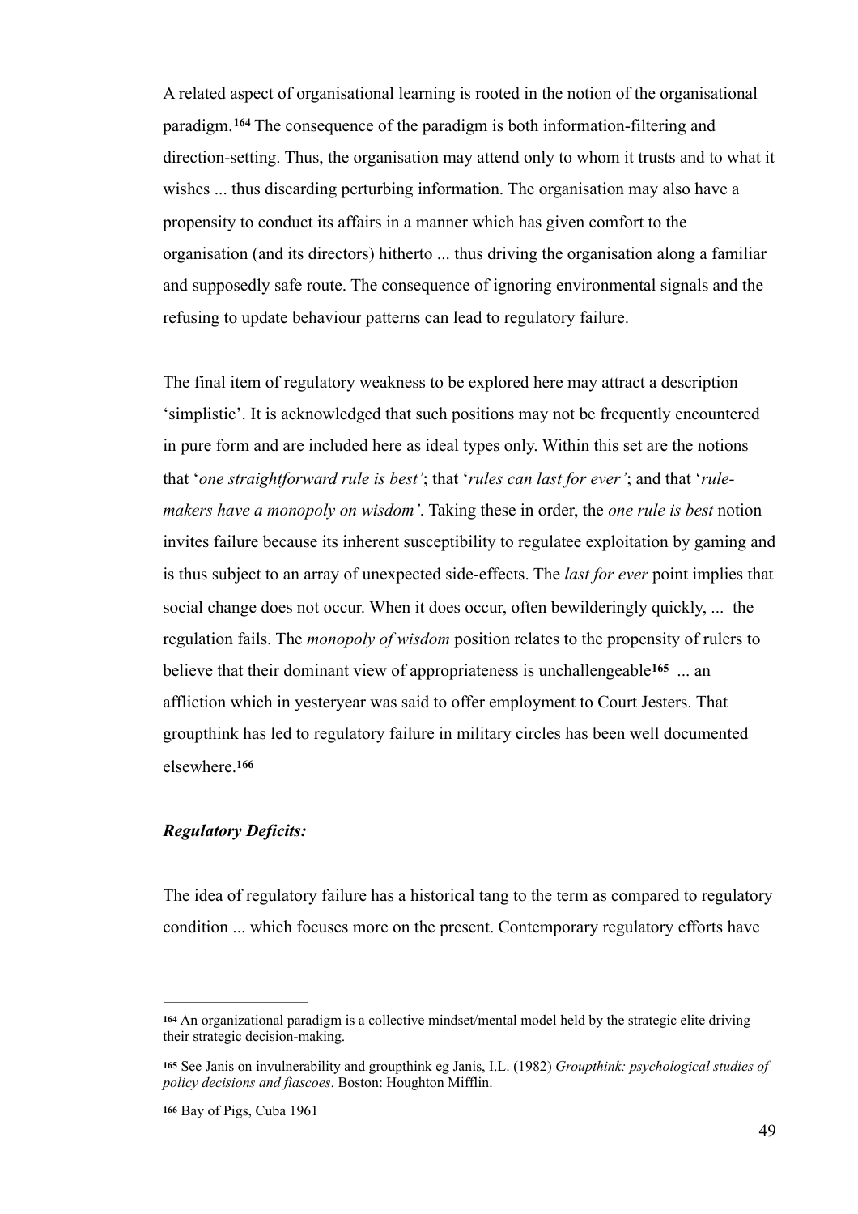A related aspect of organisational learning is rooted in the notion of the organisational paradigm.[164] The consequence of the paradigm is both information-filtering and direction-setting. Thus, the organisation may attend only to whom it trusts and to what it wishes ... thus discarding perturbing information. The organisation may also have a propensity to conduct its affairs in a manner which has given comfort to the organisation (and its directors) hitherto ... thus driving the organisation along a familiar and supposedly safe route. The consequence of ignoring environmental signals and the refusing to update behaviour patterns can lead to regulatory failure.

The final item of regulatory weakness to be explored here may attract a description 'simplistic'. It is acknowledged that such positions may not be frequently encountered in pure form and are included here as ideal types only. Within this set are the notions that '*one straightforward rule is best'*; that '*rules can last for ever'*; and that '*rule-makers have a monopoly on wisdom'*. Taking these in order, the *one rule is best* notion invites failure because its inherent susceptibility to regulatee exploitation by gaming and is thus subject to an array of unexpected side-effects. The *last for ever* point implies that social change does not occur. When it does occur, often bewilderingly quickly, ... the regulation fails. The *monopoly of wisdom* position relates to the propensity of rulers to believe that their dominant view of appropriateness is unchallengeable[165] ... an affliction which in yesteryear was said to offer employment to Court Jesters. That groupthink has led to regulatory failure in military circles has been well documented elsewhere.[166]

***Regulatory Deficits:***

The idea of regulatory failure has a historical tang to the term as compared to regulatory condition ... which focuses more on the present. Contemporary regulatory efforts have

---

[164] An organizational paradigm is a collective mindset/mental model held by the strategic elite driving their strategic decision-making.

[165] See Janis on invulnerability and groupthink eg Janis, I.L. (1982) *Groupthink: psychological studies of policy decisions and fiascoes*. Boston: Houghton Mifflin.

[166] Bay of Pigs, Cuba 1961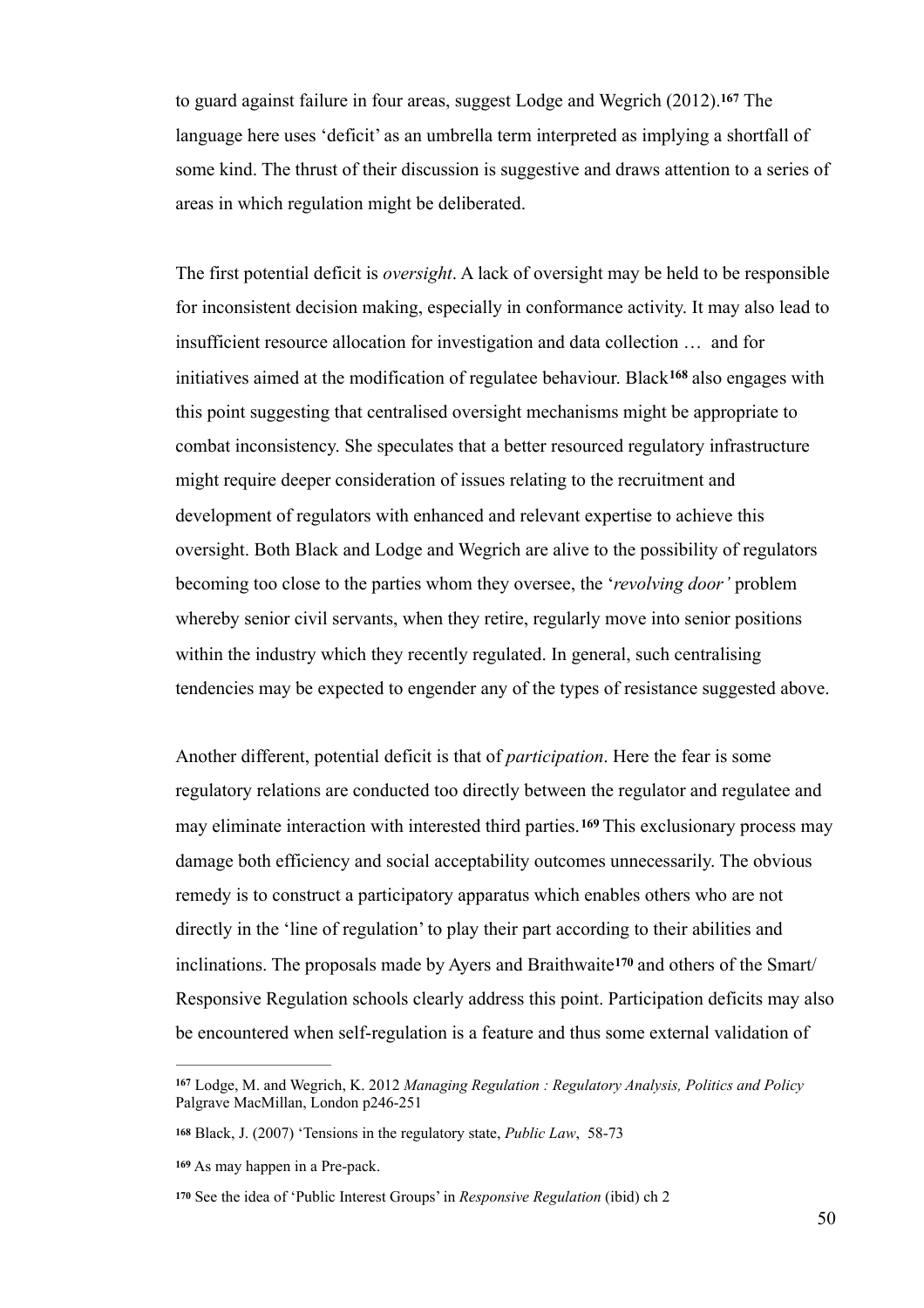to guard against failure in four areas, suggest Lodge and Wegrich (2012).[167] The language here uses 'deficit' as an umbrella term interpreted as implying a shortfall of some kind. The thrust of their discussion is suggestive and draws attention to a series of areas in which regulation might be deliberated.

The first potential deficit is *oversight*. A lack of oversight may be held to be responsible for inconsistent decision making, especially in conformance activity. It may also lead to insufficient resource allocation for investigation and data collection … and for initiatives aimed at the modification of regulatee behaviour. Black[168] also engages with this point suggesting that centralised oversight mechanisms might be appropriate to combat inconsistency. She speculates that a better resourced regulatory infrastructure might require deeper consideration of issues relating to the recruitment and development of regulators with enhanced and relevant expertise to achieve this oversight. Both Black and Lodge and Wegrich are alive to the possibility of regulators becoming too close to the parties whom they oversee, the '*revolving door'* problem whereby senior civil servants, when they retire, regularly move into senior positions within the industry which they recently regulated. In general, such centralising tendencies may be expected to engender any of the types of resistance suggested above.

Another different, potential deficit is that of *participation*. Here the fear is some regulatory relations are conducted too directly between the regulator and regulatee and may eliminate interaction with interested third parties.[169] This exclusionary process may damage both efficiency and social acceptability outcomes unnecessarily. The obvious remedy is to construct a participatory apparatus which enables others who are not directly in the 'line of regulation' to play their part according to their abilities and inclinations. The proposals made by Ayers and Braithwaite[170] and others of the Smart/Responsive Regulation schools clearly address this point. Participation deficits may also be encountered when self-regulation is a feature and thus some external validation of

---

[167] Lodge, M. and Wegrich, K. 2012 *Managing Regulation : Regulatory Analysis, Politics and Policy* Palgrave MacMillan, London p246-251

[168] Black, J. (2007) 'Tensions in the regulatory state, *Public Law*, 58-73

[169] As may happen in a Pre-pack.

[170] See the idea of 'Public Interest Groups' in *Responsive Regulation* (ibid) ch 2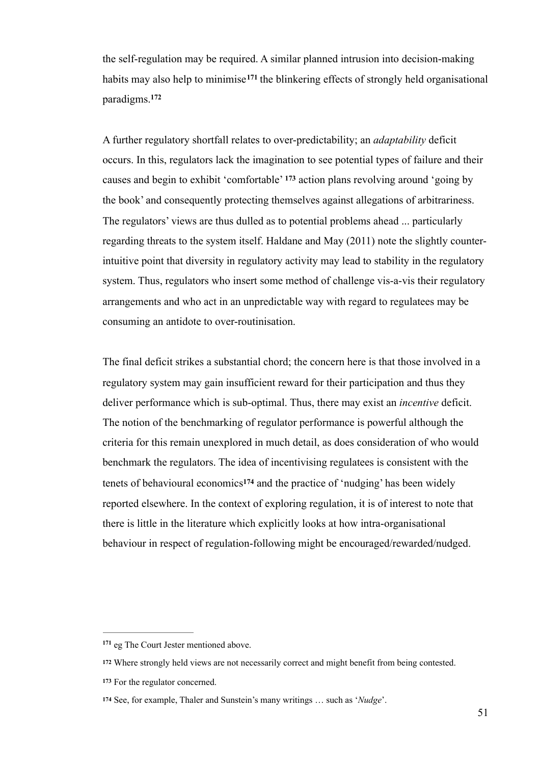the self-regulation may be required. A similar planned intrusion into decision-making habits may also help to minimise[171] the blinkering effects of strongly held organisational paradigms.[172]

A further regulatory shortfall relates to over-predictability; an *adaptability* deficit occurs. In this, regulators lack the imagination to see potential types of failure and their causes and begin to exhibit 'comfortable' [173] action plans revolving around 'going by the book' and consequently protecting themselves against allegations of arbitrariness. The regulators' views are thus dulled as to potential problems ahead ... particularly regarding threats to the system itself. Haldane and May (2011) note the slightly counter-intuitive point that diversity in regulatory activity may lead to stability in the regulatory system. Thus, regulators who insert some method of challenge vis-a-vis their regulatory arrangements and who act in an unpredictable way with regard to regulatees may be consuming an antidote to over-routinisation.

The final deficit strikes a substantial chord; the concern here is that those involved in a regulatory system may gain insufficient reward for their participation and thus they deliver performance which is sub-optimal. Thus, there may exist an *incentive* deficit. The notion of the benchmarking of regulator performance is powerful although the criteria for this remain unexplored in much detail, as does consideration of who would benchmark the regulators. The idea of incentivising regulatees is consistent with the tenets of behavioural economics[174] and the practice of 'nudging' has been widely reported elsewhere. In the context of exploring regulation, it is of interest to note that there is little in the literature which explicitly looks at how intra-organisational behaviour in respect of regulation-following might be encouraged/rewarded/nudged.

---

[171] eg The Court Jester mentioned above.

[172] Where strongly held views are not necessarily correct and might benefit from being contested.

[173] For the regulator concerned.

[174] See, for example, Thaler and Sunstein's many writings … such as '*Nudge*'.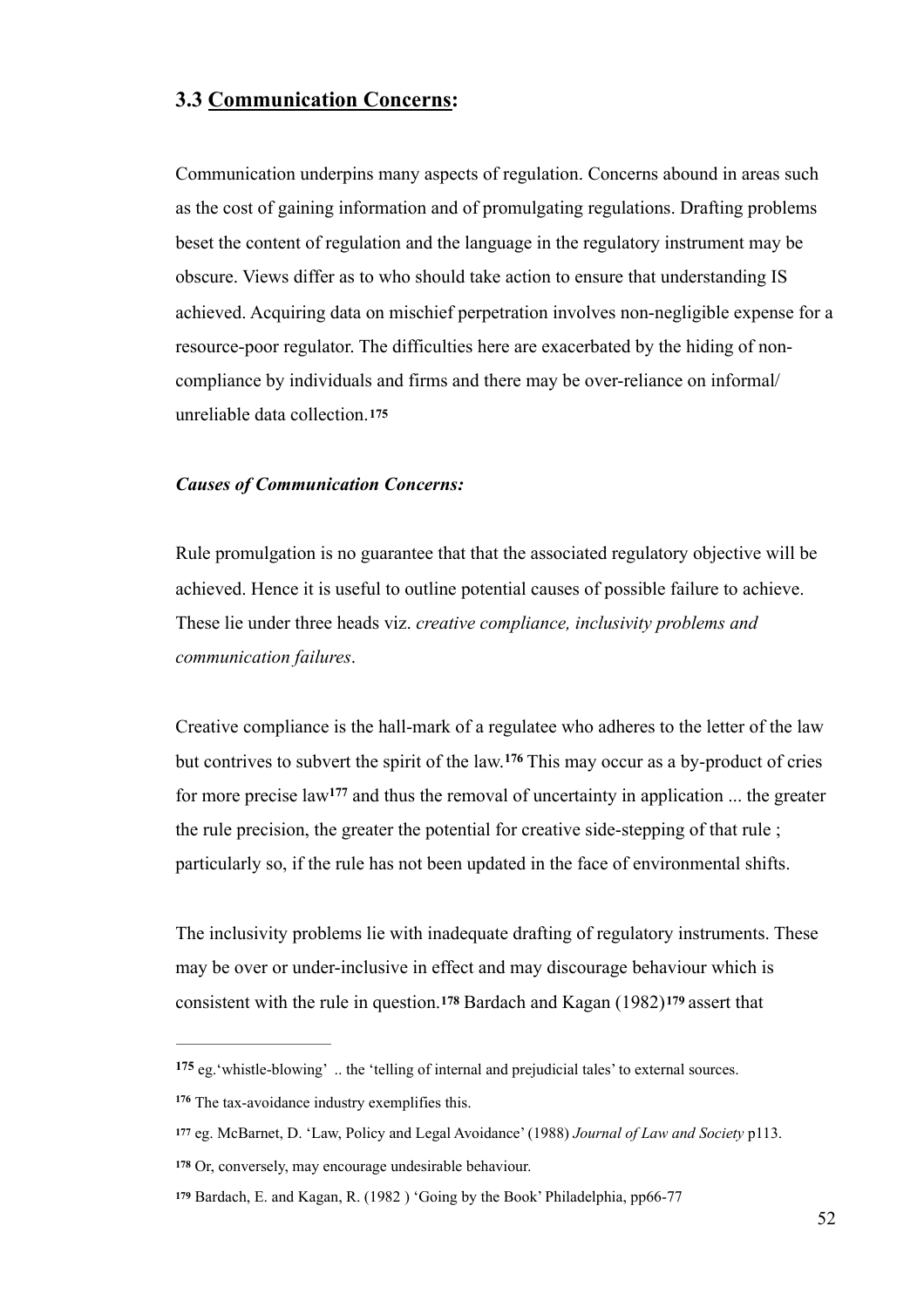## 3.3 Communication Concerns:

Communication underpins many aspects of regulation. Concerns abound in areas such as the cost of gaining information and of promulgating regulations. Drafting problems beset the content of regulation and the language in the regulatory instrument may be obscure. Views differ as to who should take action to ensure that understanding IS achieved. Acquiring data on mischief perpetration involves non-negligible expense for a resource-poor regulator. The difficulties here are exacerbated by the hiding of non-compliance by individuals and firms and there may be over-reliance on informal/ unreliable data collection.[175]

***Causes of Communication Concerns:***

Rule promulgation is no guarantee that that the associated regulatory objective will be achieved. Hence it is useful to outline potential causes of possible failure to achieve. These lie under three heads viz. *creative compliance, inclusivity problems and communication failures*.

Creative compliance is the hall-mark of a regulatee who adheres to the letter of the law but contrives to subvert the spirit of the law.[176] This may occur as a by-product of cries for more precise law[177] and thus the removal of uncertainty in application ... the greater the rule precision, the greater the potential for creative side-stepping of that rule ; particularly so, if the rule has not been updated in the face of environmental shifts.

The inclusivity problems lie with inadequate drafting of regulatory instruments. These may be over or under-inclusive in effect and may discourage behaviour which is consistent with the rule in question.[178] Bardach and Kagan (1982)[179] assert that

---

[175] eg.'whistle-blowing' .. the 'telling of internal and prejudicial tales' to external sources.

[176] The tax-avoidance industry exemplifies this.

[177] eg. McBarnet, D. 'Law, Policy and Legal Avoidance' (1988) *Journal of Law and Society* p113.

[178] Or, conversely, may encourage undesirable behaviour.

[179] Bardach, E. and Kagan, R. (1982 ) 'Going by the Book' Philadelphia, pp66-77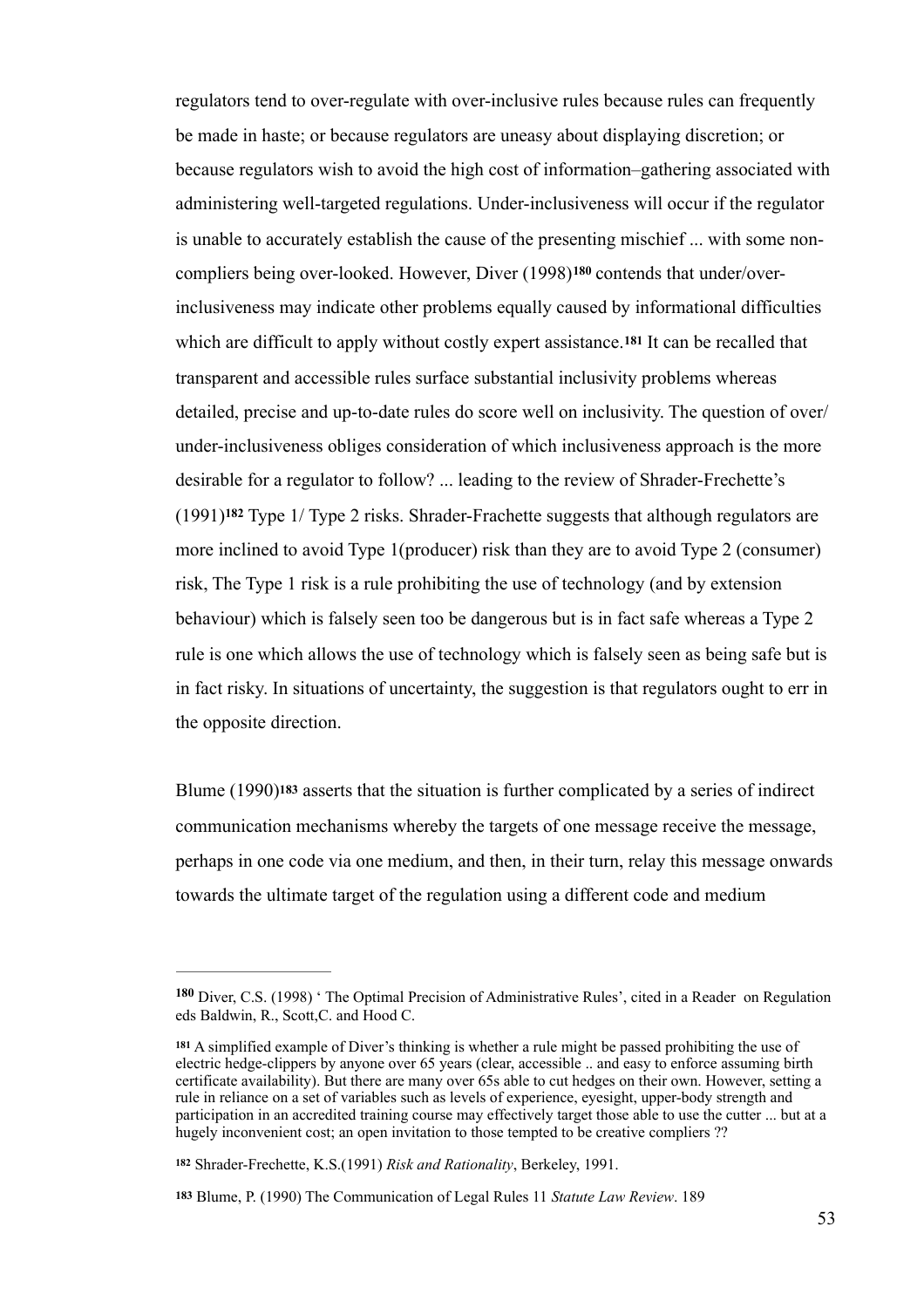regulators tend to over-regulate with over-inclusive rules because rules can frequently be made in haste; or because regulators are uneasy about displaying discretion; or because regulators wish to avoid the high cost of information–gathering associated with administering well-targeted regulations. Under-inclusiveness will occur if the regulator is unable to accurately establish the cause of the presenting mischief ... with some non-compliers being over-looked. However, Diver (1998)[180] contends that under/over-inclusiveness may indicate other problems equally caused by informational difficulties which are difficult to apply without costly expert assistance.[181] It can be recalled that transparent and accessible rules surface substantial inclusivity problems whereas detailed, precise and up-to-date rules do score well on inclusivity. The question of over/under-inclusiveness obliges consideration of which inclusiveness approach is the more desirable for a regulator to follow? ... leading to the review of Shrader-Frechette's (1991)[182] Type 1/ Type 2 risks. Shrader-Frachette suggests that although regulators are more inclined to avoid Type 1(producer) risk than they are to avoid Type 2 (consumer) risk, The Type 1 risk is a rule prohibiting the use of technology (and by extension behaviour) which is falsely seen too be dangerous but is in fact safe whereas a Type 2 rule is one which allows the use of technology which is falsely seen as being safe but is in fact risky. In situations of uncertainty, the suggestion is that regulators ought to err in the opposite direction.

Blume (1990)[183] asserts that the situation is further complicated by a series of indirect communication mechanisms whereby the targets of one message receive the message, perhaps in one code via one medium, and then, in their turn, relay this message onwards towards the ultimate target of the regulation using a different code and medium

---

[180] Diver, C.S. (1998) ' The Optimal Precision of Administrative Rules', cited in a Reader on Regulation eds Baldwin, R., Scott,C. and Hood C.

[181] A simplified example of Diver's thinking is whether a rule might be passed prohibiting the use of electric hedge-clippers by anyone over 65 years (clear, accessible .. and easy to enforce assuming birth certificate availability). But there are many over 65s able to cut hedges on their own. However, setting a rule in reliance on a set of variables such as levels of experience, eyesight, upper-body strength and participation in an accredited training course may effectively target those able to use the cutter ... but at a hugely inconvenient cost; an open invitation to those tempted to be creative compliers ??

[182] Shrader-Frechette, K.S.(1991) *Risk and Rationality*, Berkeley, 1991.

[183] Blume, P. (1990) The Communication of Legal Rules 11 *Statute Law Review*. 189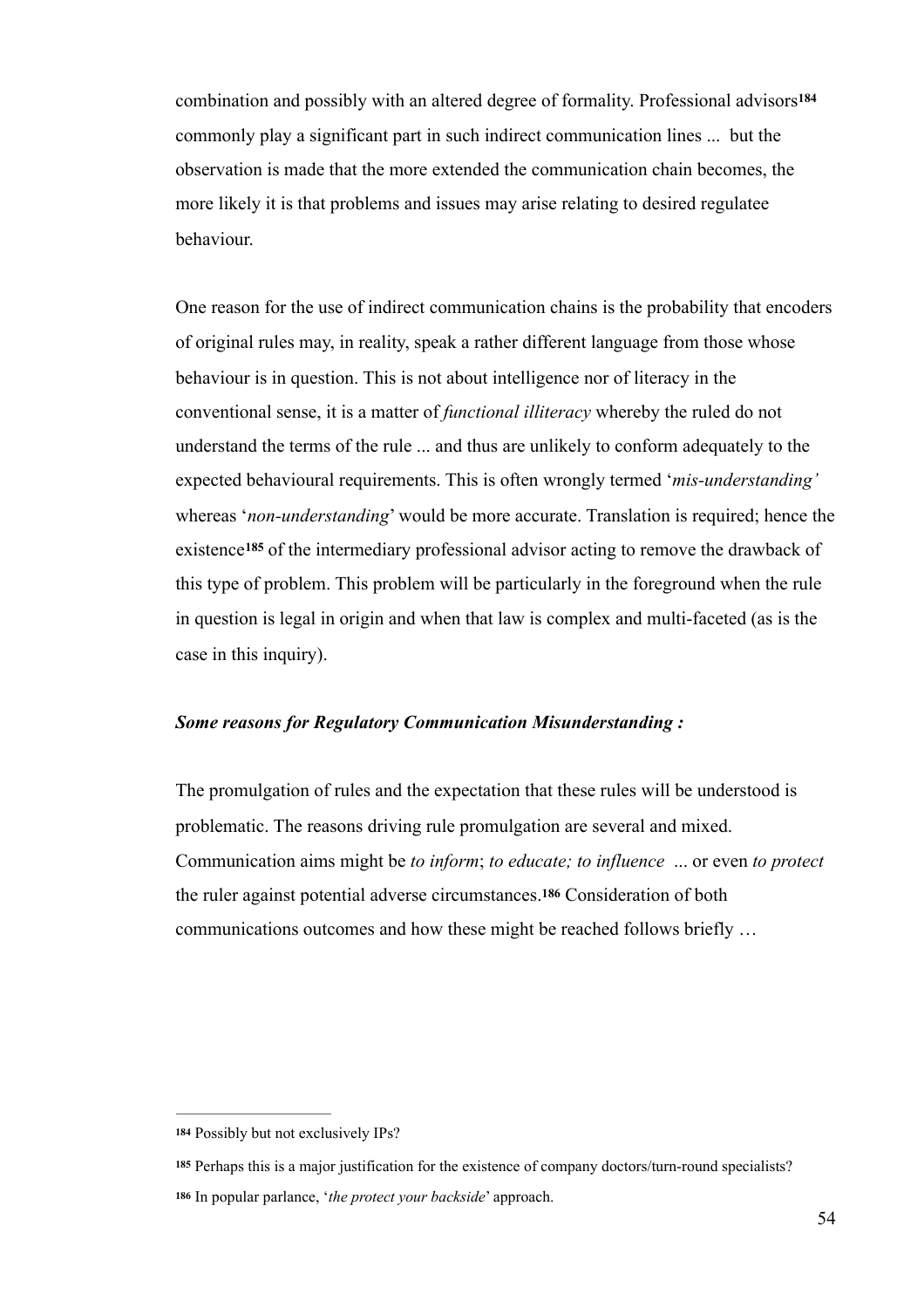combination and possibly with an altered degree of formality. Professional advisors[184] commonly play a significant part in such indirect communication lines ... but the observation is made that the more extended the communication chain becomes, the more likely it is that problems and issues may arise relating to desired regulatee behaviour.

One reason for the use of indirect communication chains is the probability that encoders of original rules may, in reality, speak a rather different language from those whose behaviour is in question. This is not about intelligence nor of literacy in the conventional sense, it is a matter of *functional illiteracy* whereby the ruled do not understand the terms of the rule ... and thus are unlikely to conform adequately to the expected behavioural requirements. This is often wrongly termed '*mis-understanding'* whereas '*non-understanding*' would be more accurate. Translation is required; hence the existence[185] of the intermediary professional advisor acting to remove the drawback of this type of problem. This problem will be particularly in the foreground when the rule in question is legal in origin and when that law is complex and multi-faceted (as is the case in this inquiry).

***Some reasons for Regulatory Communication Misunderstanding :***

The promulgation of rules and the expectation that these rules will be understood is problematic. The reasons driving rule promulgation are several and mixed. Communication aims might be *to inform*; *to educate; to influence* ... or even *to protect* the ruler against potential adverse circumstances.[186] Consideration of both communications outcomes and how these might be reached follows briefly …

---

[184] Possibly but not exclusively IPs?

[185] Perhaps this is a major justification for the existence of company doctors/turn-round specialists?

[186] In popular parlance, '*the protect your backside*' approach.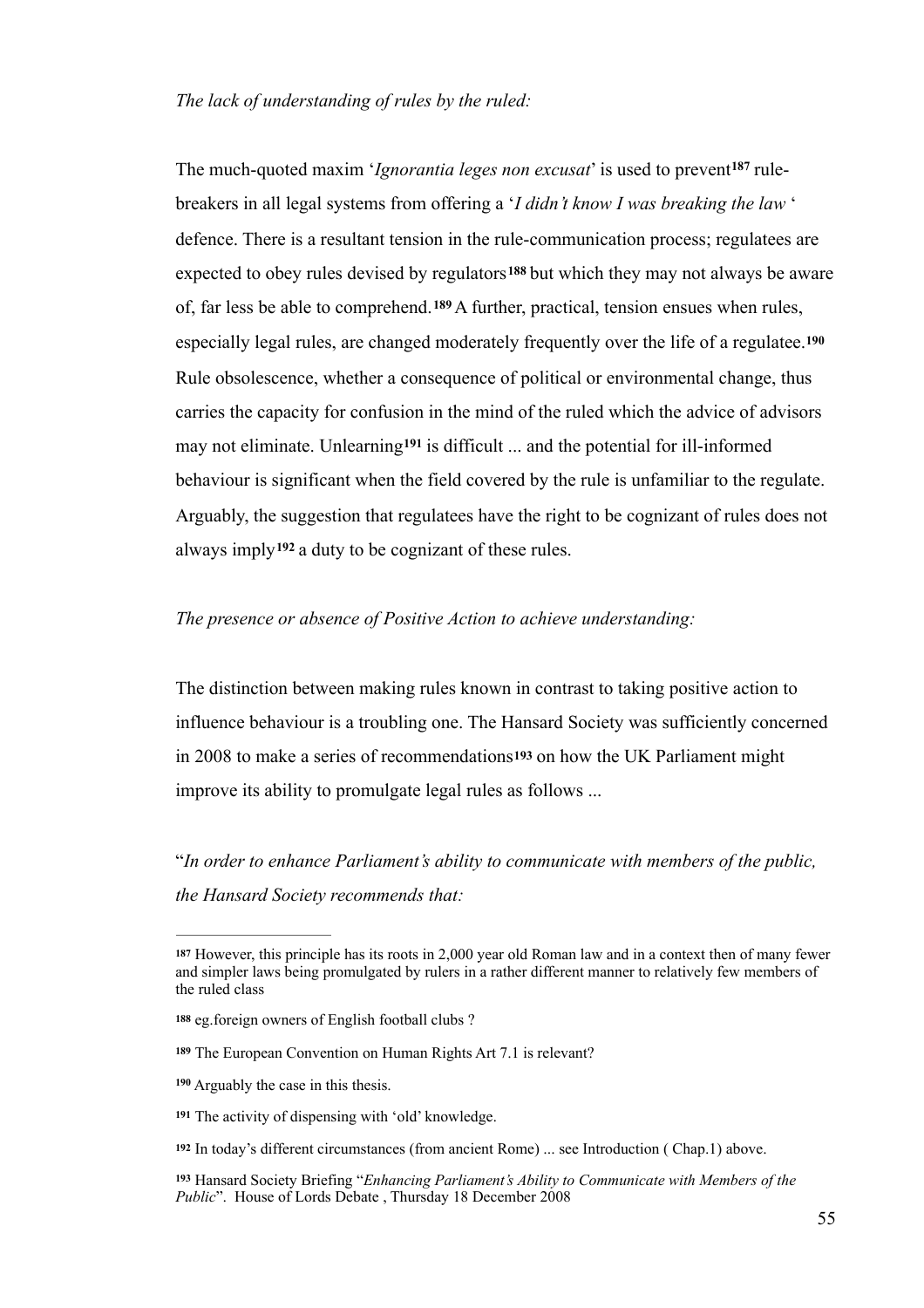*The lack of understanding of rules by the ruled:*

The much-quoted maxim '*Ignorantia leges non excusat*' is used to prevent[187] rule-breakers in all legal systems from offering a '*I didn't know I was breaking the law* ' defence. There is a resultant tension in the rule-communication process; regulatees are expected to obey rules devised by regulators[188] but which they may not always be aware of, far less be able to comprehend.[189] A further, practical, tension ensues when rules, especially legal rules, are changed moderately frequently over the life of a regulatee.[190] Rule obsolescence, whether a consequence of political or environmental change, thus carries the capacity for confusion in the mind of the ruled which the advice of advisors may not eliminate. Unlearning[191] is difficult ... and the potential for ill-informed behaviour is significant when the field covered by the rule is unfamiliar to the regulate. Arguably, the suggestion that regulatees have the right to be cognizant of rules does not always imply[192] a duty to be cognizant of these rules.

*The presence or absence of Positive Action to achieve understanding:*

The distinction between making rules known in contrast to taking positive action to influence behaviour is a troubling one. The Hansard Society was sufficiently concerned in 2008 to make a series of recommendations[193] on how the UK Parliament might improve its ability to promulgate legal rules as follows ...

"*In order to enhance Parliament's ability to communicate with members of the public, the Hansard Society recommends that:*

---

[187] However, this principle has its roots in 2,000 year old Roman law and in a context then of many fewer and simpler laws being promulgated by rulers in a rather different manner to relatively few members of the ruled class

[188] eg.foreign owners of English football clubs ?

[189] The European Convention on Human Rights Art 7.1 is relevant?

[190] Arguably the case in this thesis.

[191] The activity of dispensing with 'old' knowledge.

[192] In today's different circumstances (from ancient Rome) ... see Introduction ( Chap.1) above.

[193] Hansard Society Briefing "*Enhancing Parliament's Ability to Communicate with Members of the Public*". House of Lords Debate , Thursday 18 December 2008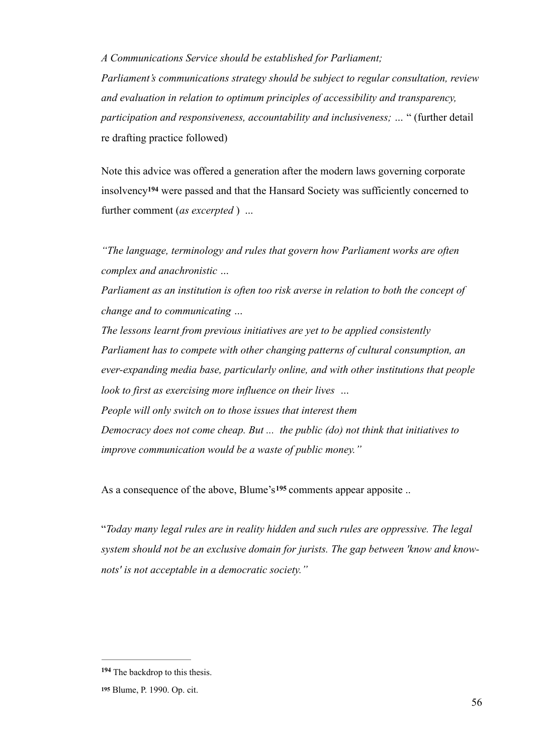*A Communications Service should be established for Parliament;*

*Parliament's communications strategy should be subject to regular consultation, review and evaluation in relation to optimum principles of accessibility and transparency, participation and responsiveness, accountability and inclusiveness; …* " (further detail re drafting practice followed)

Note this advice was offered a generation after the modern laws governing corporate insolvency[194] were passed and that the Hansard Society was sufficiently concerned to further comment (*as excerpted* ) …

*"The language, terminology and rules that govern how Parliament works are often complex and anachronistic …*

*Parliament as an institution is often too risk averse in relation to both the concept of change and to communicating …*

*The lessons learnt from previous initiatives are yet to be applied consistently*

*Parliament has to compete with other changing patterns of cultural consumption, an ever-expanding media base, particularly online, and with other institutions that people look to first as exercising more influence on their lives …*

*People will only switch on to those issues that interest them*

*Democracy does not come cheap. But ... the public (do) not think that initiatives to improve communication would be a waste of public money."*

As a consequence of the above, Blume's[195] comments appear apposite ..

"*Today many legal rules are in reality hidden and such rules are oppressive. The legal system should not be an exclusive domain for jurists. The gap between 'know and know-nots' is not acceptable in a democratic society."*

---

[194] The backdrop to this thesis.

[195] Blume, P. 1990. Op. cit.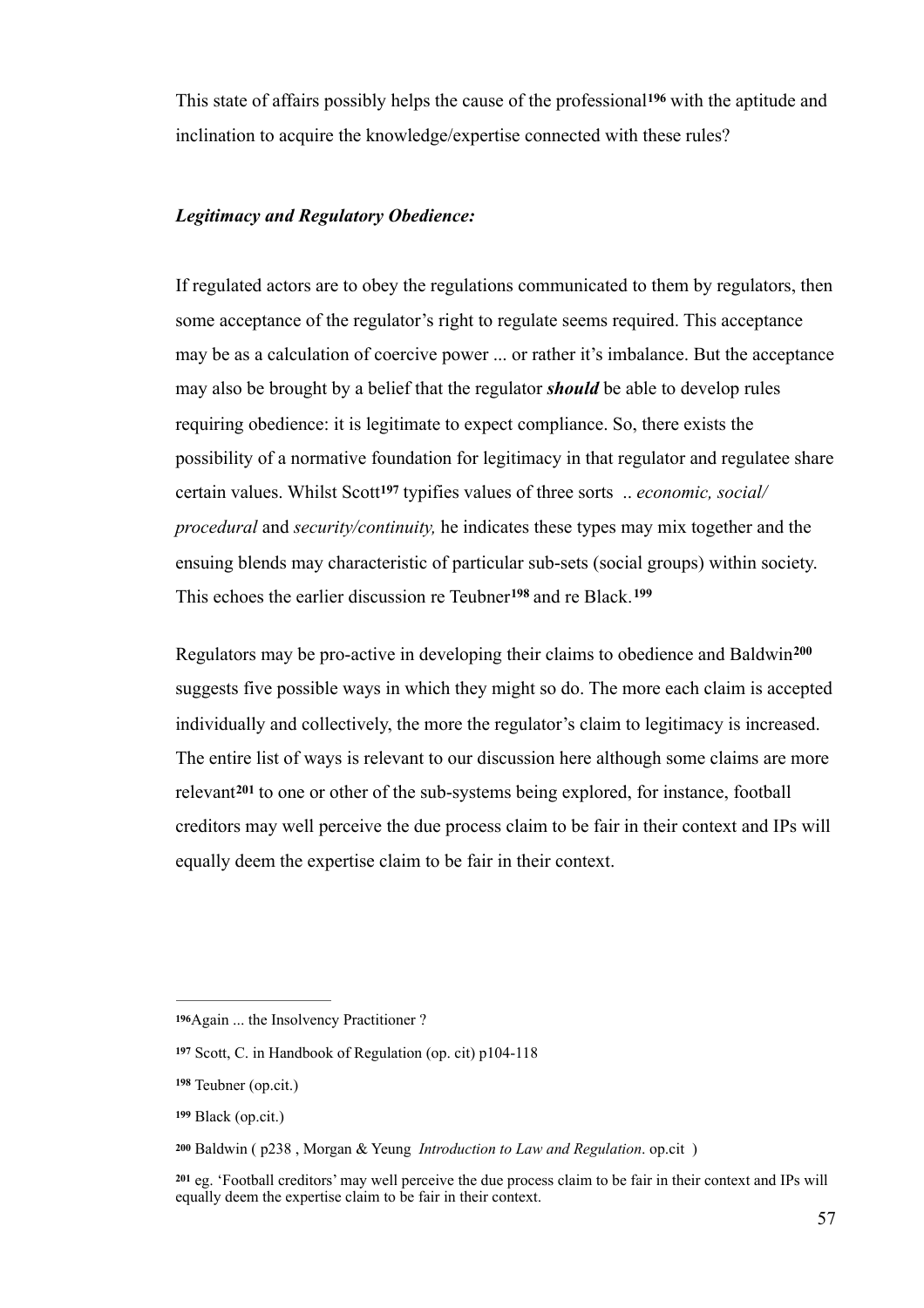This state of affairs possibly helps the cause of the professional[196] with the aptitude and inclination to acquire the knowledge/expertise connected with these rules?

***Legitimacy and Regulatory Obedience:***

If regulated actors are to obey the regulations communicated to them by regulators, then some acceptance of the regulator's right to regulate seems required. This acceptance may be as a calculation of coercive power ... or rather it's imbalance. But the acceptance may also be brought by a belief that the regulator ***should*** be able to develop rules requiring obedience: it is legitimate to expect compliance. So, there exists the possibility of a normative foundation for legitimacy in that regulator and regulatee share certain values. Whilst Scott[197] typifies values of three sorts .. *economic, social/procedural* and *security/continuity,* he indicates these types may mix together and the ensuing blends may characteristic of particular sub-sets (social groups) within society. This echoes the earlier discussion re Teubner[198] and re Black.[199]

Regulators may be pro-active in developing their claims to obedience and Baldwin[200] suggests five possible ways in which they might so do. The more each claim is accepted individually and collectively, the more the regulator's claim to legitimacy is increased. The entire list of ways is relevant to our discussion here although some claims are more relevant[201] to one or other of the sub-systems being explored, for instance, football creditors may well perceive the due process claim to be fair in their context and IPs will equally deem the expertise claim to be fair in their context.

---

[196]Again ... the Insolvency Practitioner ?

[197] Scott, C. in Handbook of Regulation (op. cit) p104-118

[198] Teubner (op.cit.)

[199] Black (op.cit.)

[200] Baldwin ( p238 , Morgan & Yeung *Introduction to Law and Regulation*. op.cit )

[201] eg. 'Football creditors' may well perceive the due process claim to be fair in their context and IPs will equally deem the expertise claim to be fair in their context.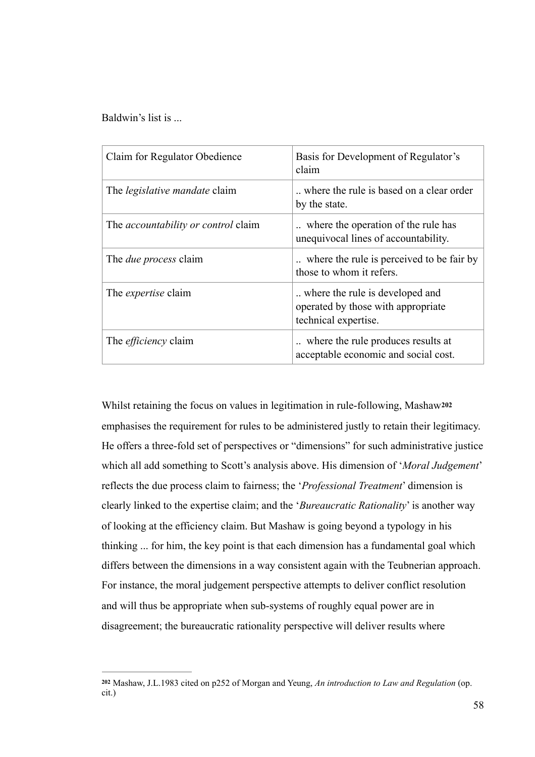Baldwin's list is ...

| Claim for Regulator Obedience | Basis for Development of Regulator's claim |
|---|---|
| The *legislative mandate* claim | .. where the rule is based on a clear order by the state. |
| The *accountability or control* claim | .. where the operation of the rule has unequivocal lines of accountability. |
| The *due process* claim | .. where the rule is perceived to be fair by those to whom it refers. |
| The *expertise* claim | .. where the rule is developed and operated by those with appropriate technical expertise. |
| The *efficiency* claim | .. where the rule produces results at acceptable economic and social cost. |

Whilst retaining the focus on values in legitimation in rule-following, Mashaw[202] emphasises the requirement for rules to be administered justly to retain their legitimacy. He offers a three-fold set of perspectives or "dimensions" for such administrative justice which all add something to Scott's analysis above. His dimension of '*Moral Judgement*' reflects the due process claim to fairness; the '*Professional Treatment*' dimension is clearly linked to the expertise claim; and the '*Bureaucratic Rationality*' is another way of looking at the efficiency claim. But Mashaw is going beyond a typology in his thinking ... for him, the key point is that each dimension has a fundamental goal which differs between the dimensions in a way consistent again with the Teubnerian approach. For instance, the moral judgement perspective attempts to deliver conflict resolution and will thus be appropriate when sub-systems of roughly equal power are in disagreement; the bureaucratic rationality perspective will deliver results where

[202] Mashaw, J.L.1983 cited on p252 of Morgan and Yeung, *An introduction to Law and Regulation* (op. cit.)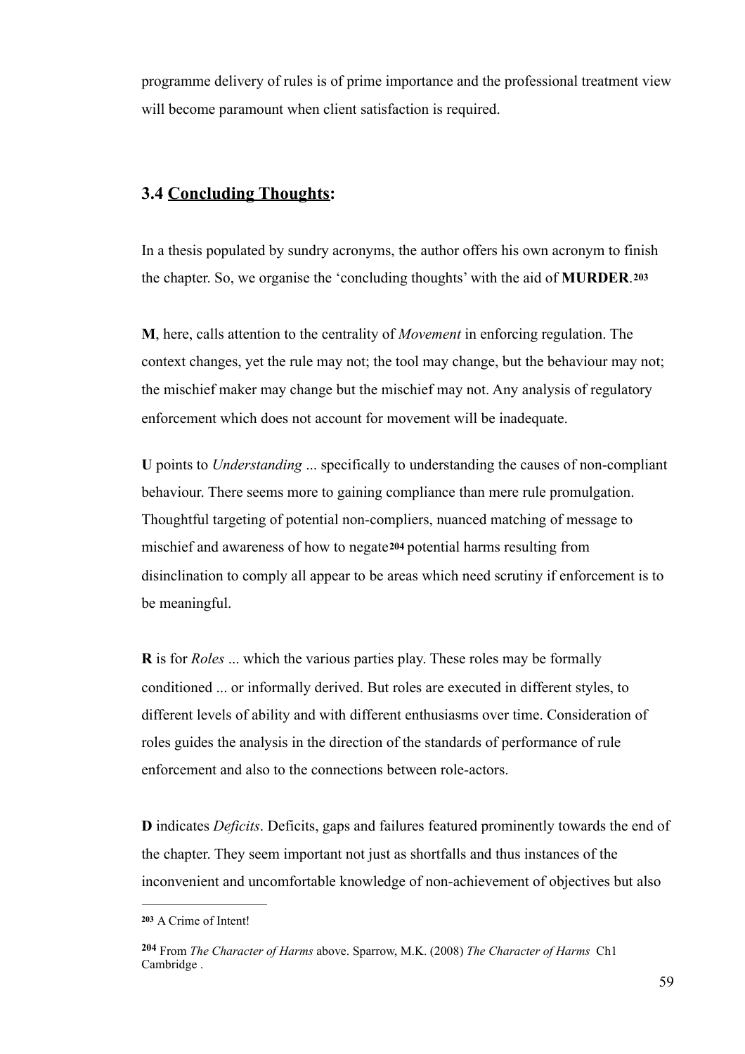programme delivery of rules is of prime importance and the professional treatment view will become paramount when client satisfaction is required.

### 3.4 Concluding Thoughts:

In a thesis populated by sundry acronyms, the author offers his own acronym to finish the chapter. So, we organise the 'concluding thoughts' with the aid of **MURDER**.[203]

**M**, here, calls attention to the centrality of *Movement* in enforcing regulation. The context changes, yet the rule may not; the tool may change, but the behaviour may not; the mischief maker may change but the mischief may not. Any analysis of regulatory enforcement which does not account for movement will be inadequate.

**U** points to *Understanding* ... specifically to understanding the causes of non-compliant behaviour. There seems more to gaining compliance than mere rule promulgation. Thoughtful targeting of potential non-compliers, nuanced matching of message to mischief and awareness of how to negate[204] potential harms resulting from disinclination to comply all appear to be areas which need scrutiny if enforcement is to be meaningful.

**R** is for *Roles* ... which the various parties play. These roles may be formally conditioned ... or informally derived. But roles are executed in different styles, to different levels of ability and with different enthusiasms over time. Consideration of roles guides the analysis in the direction of the standards of performance of rule enforcement and also to the connections between role-actors.

**D** indicates *Deficits*. Deficits, gaps and failures featured prominently towards the end of the chapter. They seem important not just as shortfalls and thus instances of the inconvenient and uncomfortable knowledge of non-achievement of objectives but also

---

[203] A Crime of Intent!

[204] From *The Character of Harms* above. Sparrow, M.K. (2008) *The Character of Harms* Ch1 Cambridge .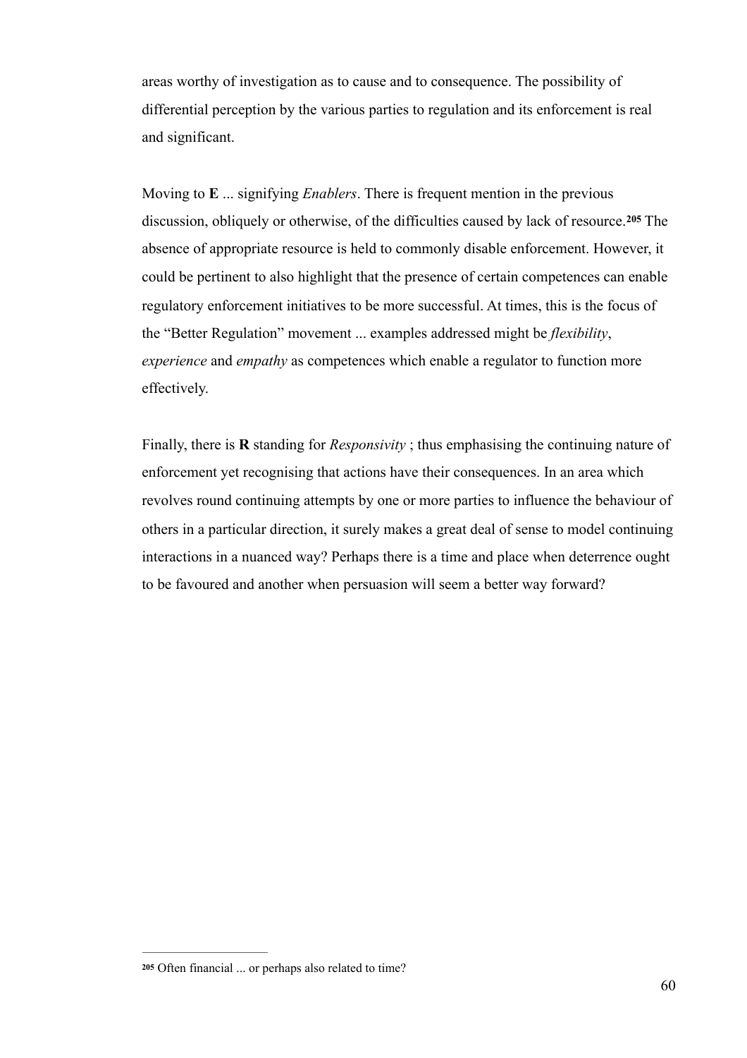areas worthy of investigation as to cause and to consequence. The possibility of differential perception by the various parties to regulation and its enforcement is real and significant.

Moving to **E** ... signifying *Enablers*. There is frequent mention in the previous discussion, obliquely or otherwise, of the difficulties caused by lack of resource.[205] The absence of appropriate resource is held to commonly disable enforcement. However, it could be pertinent to also highlight that the presence of certain competences can enable regulatory enforcement initiatives to be more successful. At times, this is the focus of the "Better Regulation" movement ... examples addressed might be *flexibility*, *experience* and *empathy* as competences which enable a regulator to function more effectively.

Finally, there is **R** standing for *Responsivity* ; thus emphasising the continuing nature of enforcement yet recognising that actions have their consequences. In an area which revolves round continuing attempts by one or more parties to influence the behaviour of others in a particular direction, it surely makes a great deal of sense to model continuing interactions in a nuanced way? Perhaps there is a time and place when deterrence ought to be favoured and another when persuasion will seem a better way forward?

---

[205] Often financial ... or perhaps also related to time?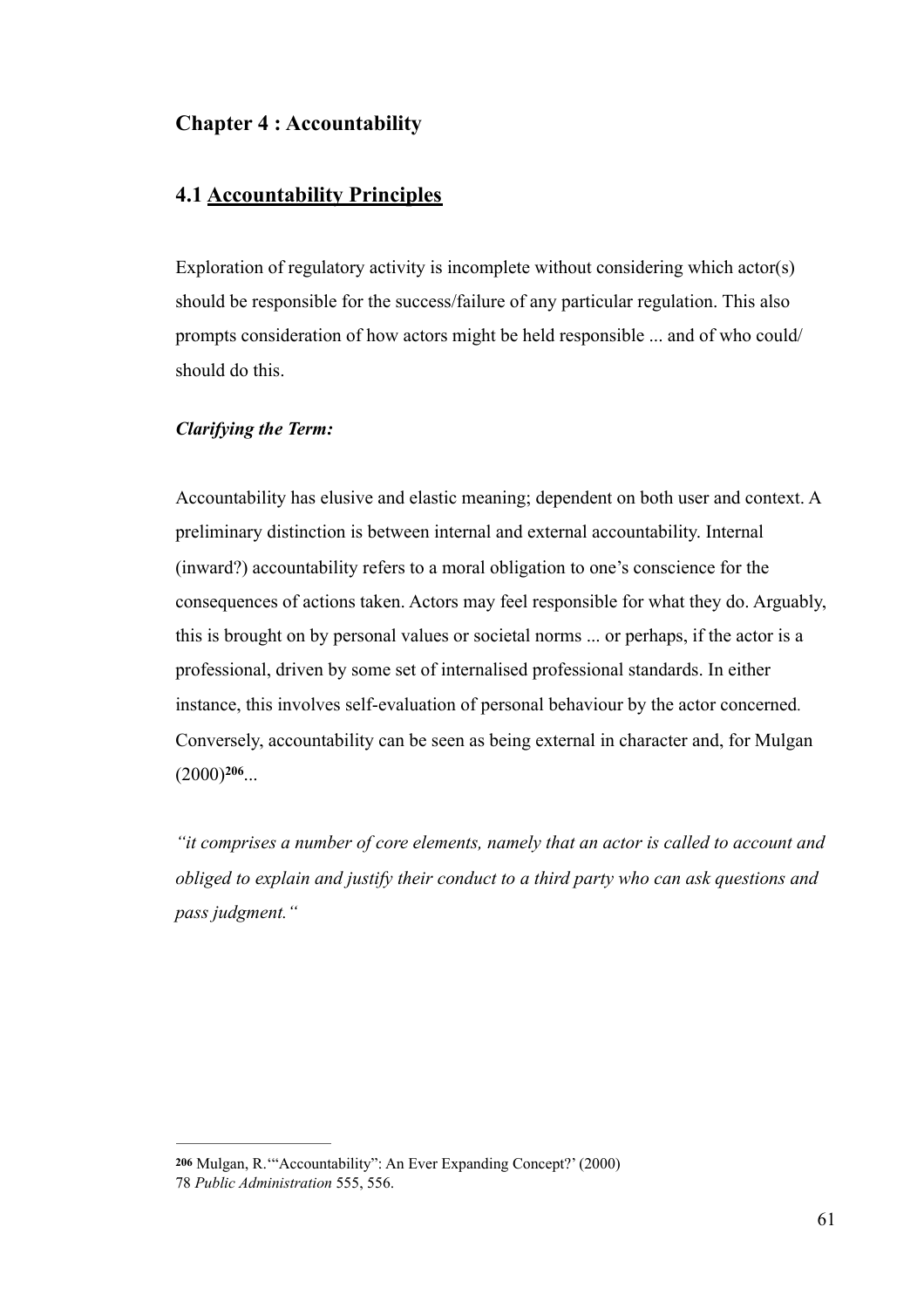## Chapter 4 : Accountability

### 4.1 Accountability Principles

Exploration of regulatory activity is incomplete without considering which actor(s) should be responsible for the success/failure of any particular regulation. This also prompts consideration of how actors might be held responsible ... and of who could/should do this.

***Clarifying the Term:***

Accountability has elusive and elastic meaning; dependent on both user and context. A preliminary distinction is between internal and external accountability. Internal (inward?) accountability refers to a moral obligation to one's conscience for the consequences of actions taken. Actors may feel responsible for what they do. Arguably, this is brought on by personal values or societal norms ... or perhaps, if the actor is a professional, driven by some set of internalised professional standards. In either instance, this involves self-evaluation of personal behaviour by the actor concerned. Conversely, accountability can be seen as being external in character and, for Mulgan (2000)[206]...

*"it comprises a number of core elements, namely that an actor is called to account and obliged to explain and justify their conduct to a third party who can ask questions and pass judgment."*

---

[206] Mulgan, R.'"Accountability": An Ever Expanding Concept?' (2000) 78 *Public Administration* 555, 556.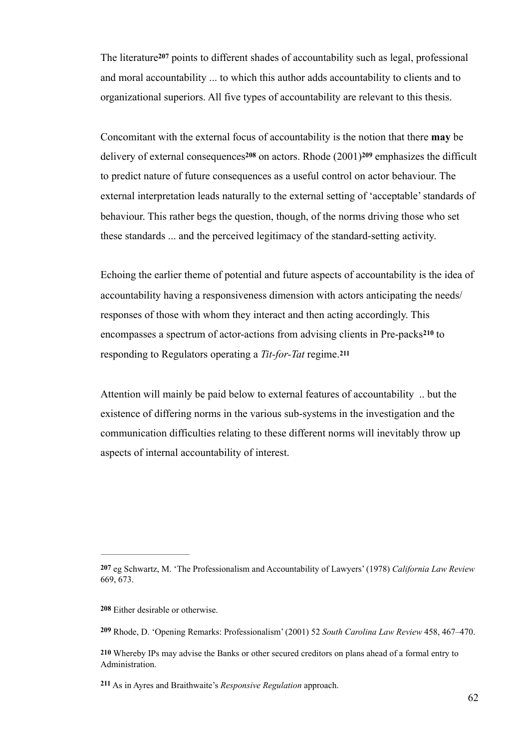The literature[207] points to different shades of accountability such as legal, professional and moral accountability ... to which this author adds accountability to clients and to organizational superiors. All five types of accountability are relevant to this thesis.

Concomitant with the external focus of accountability is the notion that there **may** be delivery of external consequences[208] on actors. Rhode (2001)[209] emphasizes the difficult to predict nature of future consequences as a useful control on actor behaviour. The external interpretation leads naturally to the external setting of 'acceptable' standards of behaviour. This rather begs the question, though, of the norms driving those who set these standards ... and the perceived legitimacy of the standard-setting activity.

Echoing the earlier theme of potential and future aspects of accountability is the idea of accountability having a responsiveness dimension with actors anticipating the needs/ responses of those with whom they interact and then acting accordingly. This encompasses a spectrum of actor-actions from advising clients in Pre-packs[210] to responding to Regulators operating a *Tit-for-Tat* regime.[211]

Attention will mainly be paid below to external features of accountability .. but the existence of differing norms in the various sub-systems in the investigation and the communication difficulties relating to these different norms will inevitably throw up aspects of internal accountability of interest.

---

**207** eg Schwartz, M. 'The Professionalism and Accountability of Lawyers' (1978) *California Law Review* 669, 673.

**208** Either desirable or otherwise.

**209** Rhode, D. 'Opening Remarks: Professionalism' (2001) 52 *South Carolina Law Review* 458, 467–470.

**210** Whereby IPs may advise the Banks or other secured creditors on plans ahead of a formal entry to Administration.

**211** As in Ayres and Braithwaite's *Responsive Regulation* approach.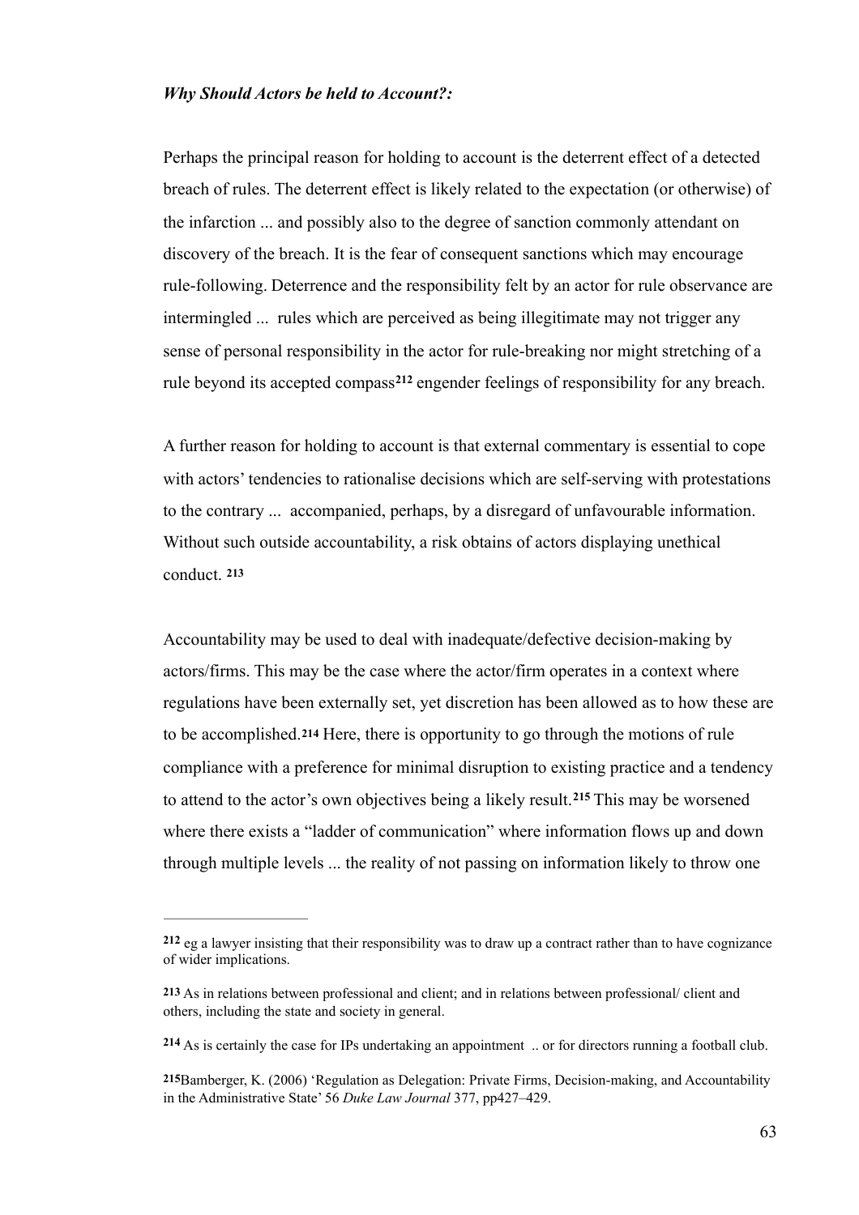***Why Should Actors be held to Account?:***

Perhaps the principal reason for holding to account is the deterrent effect of a detected breach of rules. The deterrent effect is likely related to the expectation (or otherwise) of the infarction ... and possibly also to the degree of sanction commonly attendant on discovery of the breach. It is the fear of consequent sanctions which may encourage rule-following. Deterrence and the responsibility felt by an actor for rule observance are intermingled ... rules which are perceived as being illegitimate may not trigger any sense of personal responsibility in the actor for rule-breaking nor might stretching of a rule beyond its accepted compass[212] engender feelings of responsibility for any breach.

A further reason for holding to account is that external commentary is essential to cope with actors' tendencies to rationalise decisions which are self-serving with protestations to the contrary ... accompanied, perhaps, by a disregard of unfavourable information. Without such outside accountability, a risk obtains of actors displaying unethical conduct. [213]

Accountability may be used to deal with inadequate/defective decision-making by actors/firms. This may be the case where the actor/firm operates in a context where regulations have been externally set, yet discretion has been allowed as to how these are to be accomplished.[214] Here, there is opportunity to go through the motions of rule compliance with a preference for minimal disruption to existing practice and a tendency to attend to the actor's own objectives being a likely result.[215] This may be worsened where there exists a "ladder of communication" where information flows up and down through multiple levels ... the reality of not passing on information likely to throw one

---

[212] eg a lawyer insisting that their responsibility was to draw up a contract rather than to have cognizance of wider implications.

[213] As in relations between professional and client; and in relations between professional/ client and others, including the state and society in general.

[214] As is certainly the case for IPs undertaking an appointment .. or for directors running a football club.

[215] Bamberger, K. (2006) 'Regulation as Delegation: Private Firms, Decision-making, and Accountability in the Administrative State' 56 *Duke Law Journal* 377, pp427–429.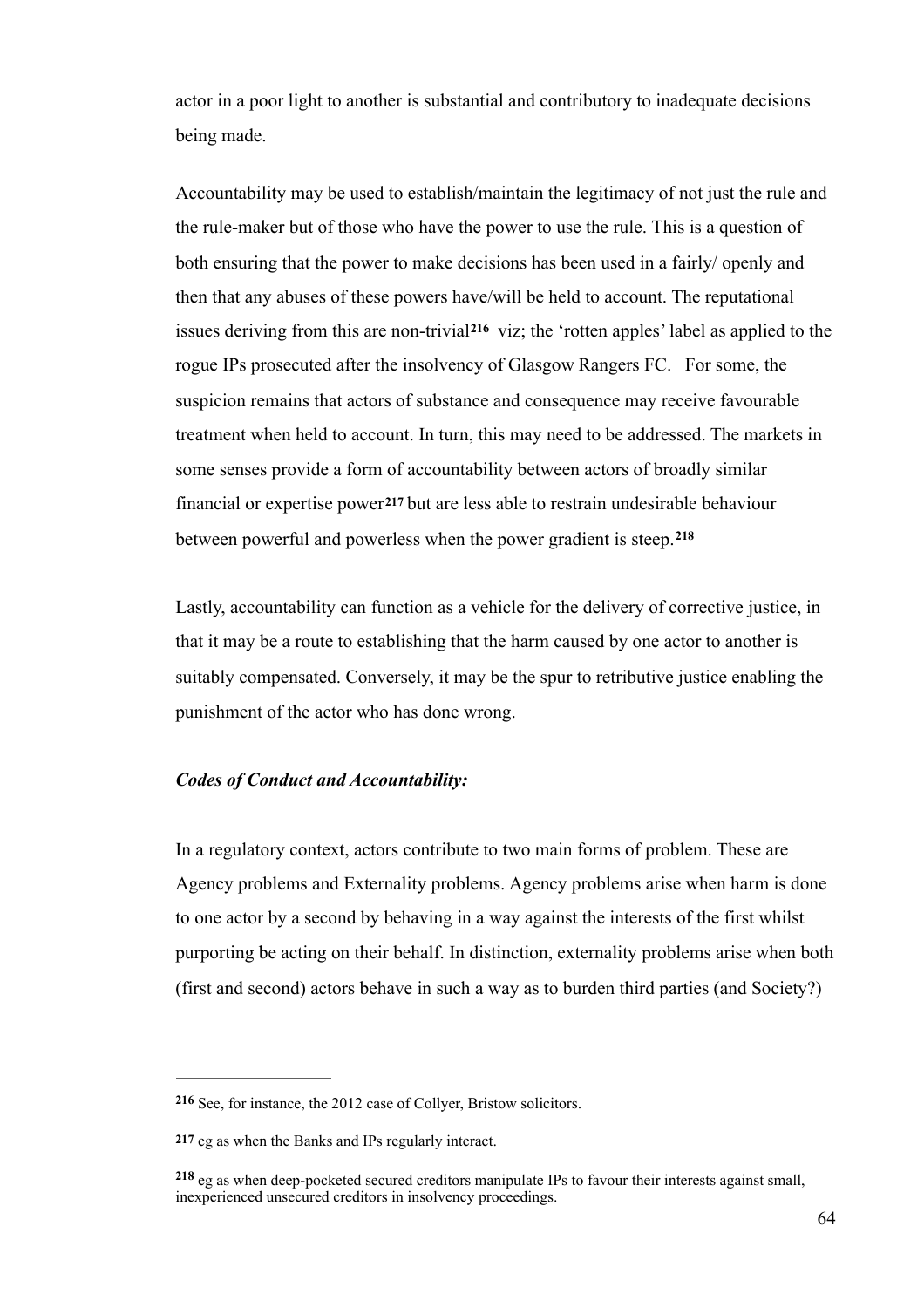actor in a poor light to another is substantial and contributory to inadequate decisions being made.

Accountability may be used to establish/maintain the legitimacy of not just the rule and the rule-maker but of those who have the power to use the rule. This is a question of both ensuring that the power to make decisions has been used in a fairly/ openly and then that any abuses of these powers have/will be held to account. The reputational issues deriving from this are non-trivial[216] viz; the 'rotten apples' label as applied to the rogue IPs prosecuted after the insolvency of Glasgow Rangers FC. For some, the suspicion remains that actors of substance and consequence may receive favourable treatment when held to account. In turn, this may need to be addressed. The markets in some senses provide a form of accountability between actors of broadly similar financial or expertise power[217] but are less able to restrain undesirable behaviour between powerful and powerless when the power gradient is steep.[218]

Lastly, accountability can function as a vehicle for the delivery of corrective justice, in that it may be a route to establishing that the harm caused by one actor to another is suitably compensated. Conversely, it may be the spur to retributive justice enabling the punishment of the actor who has done wrong.

***Codes of Conduct and Accountability:***

In a regulatory context, actors contribute to two main forms of problem. These are Agency problems and Externality problems. Agency problems arise when harm is done to one actor by a second by behaving in a way against the interests of the first whilst purporting be acting on their behalf. In distinction, externality problems arise when both (first and second) actors behave in such a way as to burden third parties (and Society?)

---

[216] See, for instance, the 2012 case of Collyer, Bristow solicitors.

[217] eg as when the Banks and IPs regularly interact.

[218] eg as when deep-pocketed secured creditors manipulate IPs to favour their interests against small, inexperienced unsecured creditors in insolvency proceedings.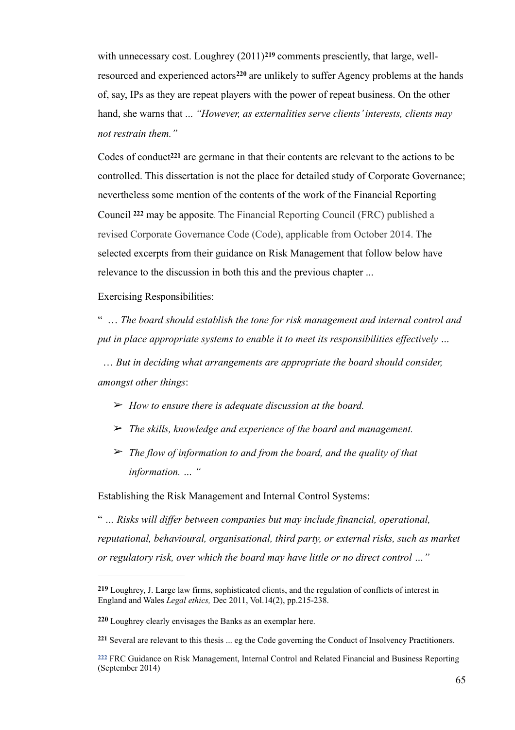with unnecessary cost. Loughrey (2011)[219] comments presciently, that large, well-resourced and experienced actors[220] are unlikely to suffer Agency problems at the hands of, say, IPs as they are repeat players with the power of repeat business. On the other hand, she warns that ... *"However, as externalities serve clients' interests, clients may not restrain them."*

Codes of conduct[221] are germane in that their contents are relevant to the actions to be controlled. This dissertation is not the place for detailed study of Corporate Governance; nevertheless some mention of the contents of the work of the Financial Reporting Council [222] may be apposite. The Financial Reporting Council (FRC) published a revised Corporate Governance Code (Code), applicable from October 2014. The selected excerpts from their guidance on Risk Management that follow below have relevance to the discussion in both this and the previous chapter ...

Exercising Responsibilities:

" *… The board should establish the tone for risk management and internal control and put in place appropriate systems to enable it to meet its responsibilities effectively …*

*… But in deciding what arrangements are appropriate the board should consider, amongst other things*:

- *How to ensure there is adequate discussion at the board.*
- *The skills, knowledge and experience of the board and management.*
- *The flow of information to and from the board, and the quality of that information. … "*

Establishing the Risk Management and Internal Control Systems:

" *… Risks will differ between companies but may include financial, operational, reputational, behavioural, organisational, third party, or external risks, such as market or regulatory risk, over which the board may have little or no direct control …"*

---

[219] Loughrey, J. Large law firms, sophisticated clients, and the regulation of conflicts of interest in England and Wales *Legal ethics,* Dec 2011, Vol.14(2), pp.215-238.

[220] Loughrey clearly envisages the Banks as an exemplar here.

[221] Several are relevant to this thesis ... eg the Code governing the Conduct of Insolvency Practitioners.

[222] FRC Guidance on Risk Management, Internal Control and Related Financial and Business Reporting (September 2014)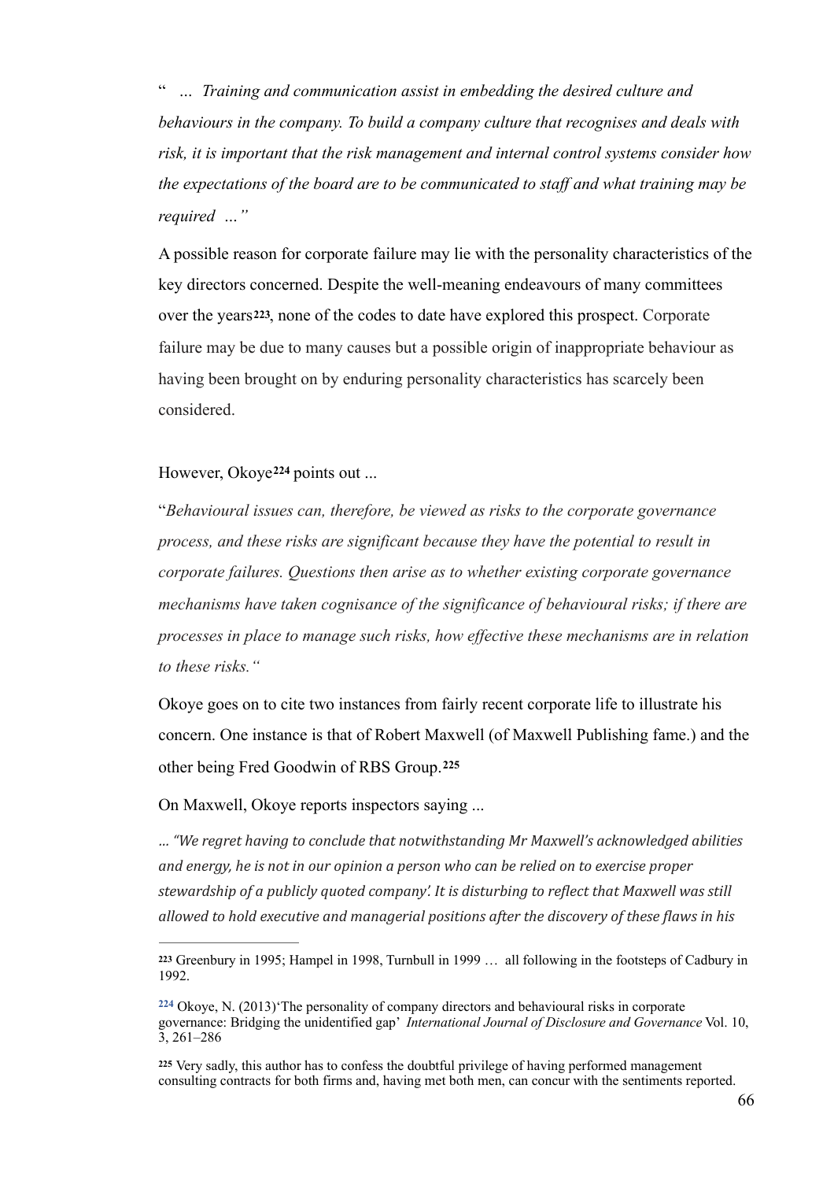" *... Training and communication assist in embedding the desired culture and behaviours in the company. To build a company culture that recognises and deals with risk, it is important that the risk management and internal control systems consider how the expectations of the board are to be communicated to staff and what training may be required ..."*

A possible reason for corporate failure may lie with the personality characteristics of the key directors concerned. Despite the well-meaning endeavours of many committees over the years[223], none of the codes to date have explored this prospect. Corporate failure may be due to many causes but a possible origin of inappropriate behaviour as having been brought on by enduring personality characteristics has scarcely been considered.

However, Okoye[224] points out ...

"*Behavioural issues can, therefore, be viewed as risks to the corporate governance process, and these risks are significant because they have the potential to result in corporate failures. Questions then arise as to whether existing corporate governance mechanisms have taken cognisance of the significance of behavioural risks; if there are processes in place to manage such risks, how effective these mechanisms are in relation to these risks.*"

Okoye goes on to cite two instances from fairly recent corporate life to illustrate his concern. One instance is that of Robert Maxwell (of Maxwell Publishing fame.) and the other being Fred Goodwin of RBS Group.[225]

On Maxwell, Okoye reports inspectors saying ...

*... "We regret having to conclude that notwithstanding Mr Maxwell's acknowledged abilities and energy, he is not in our opinion a person who can be relied on to exercise proper stewardship of a publicly quoted company'. It is disturbing to reflect that Maxwell was still allowed to hold executive and managerial positions after the discovery of these flaws in his*

---

[223] Greenbury in 1995; Hampel in 1998, Turnbull in 1999 … all following in the footsteps of Cadbury in 1992.

[224] Okoye, N. (2013)'The personality of company directors and behavioural risks in corporate governance: Bridging the unidentified gap' *International Journal of Disclosure and Governance* Vol. 10, 3, 261–286

[225] Very sadly, this author has to confess the doubtful privilege of having performed management consulting contracts for both firms and, having met both men, can concur with the sentiments reported.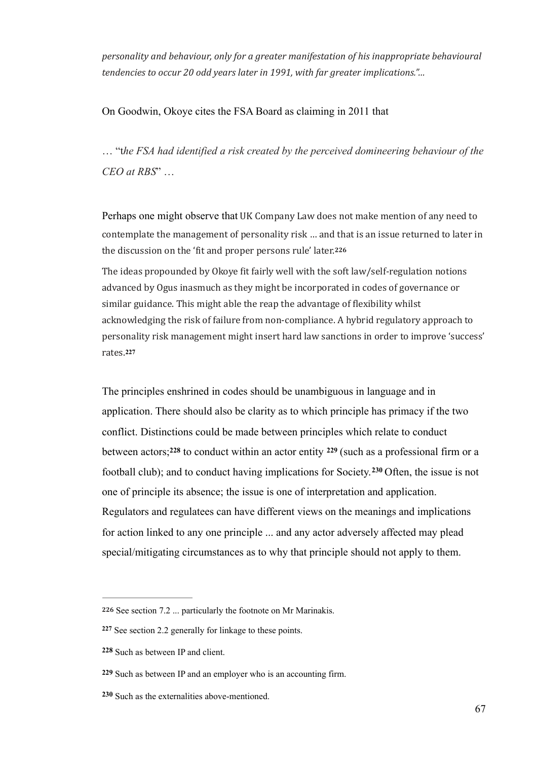*personality and behaviour, only for a greater manifestation of his inappropriate behavioural tendencies to occur 20 odd years later in 1991, with far greater implications."...*

On Goodwin, Okoye cites the FSA Board as claiming in 2011 that

… "*the FSA had identified a risk created by the perceived domineering behaviour of the CEO at RBS*" …

Perhaps one might observe that UK Company Law does not make mention of any need to contemplate the management of personality risk … and that is an issue returned to later in the discussion on the 'fit and proper persons rule' later.[226]

The ideas propounded by Okoye fit fairly well with the soft law/self-regulation notions advanced by Ogus inasmuch as they might be incorporated in codes of governance or similar guidance. This might able the reap the advantage of flexibility whilst acknowledging the risk of failure from non-compliance. A hybrid regulatory approach to personality risk management might insert hard law sanctions in order to improve 'success' rates.[227]

The principles enshrined in codes should be unambiguous in language and in application. There should also be clarity as to which principle has primacy if the two conflict. Distinctions could be made between principles which relate to conduct between actors;[228] to conduct within an actor entity [229] (such as a professional firm or a football club); and to conduct having implications for Society.[230] Often, the issue is not one of principle its absence; the issue is one of interpretation and application. Regulators and regulatees can have different views on the meanings and implications for action linked to any one principle ... and any actor adversely affected may plead special/mitigating circumstances as to why that principle should not apply to them.

---

[226] See section 7.2 ... particularly the footnote on Mr Marinakis.

[227] See section 2.2 generally for linkage to these points.

[228] Such as between IP and client.

[229] Such as between IP and an employer who is an accounting firm.

[230] Such as the externalities above-mentioned.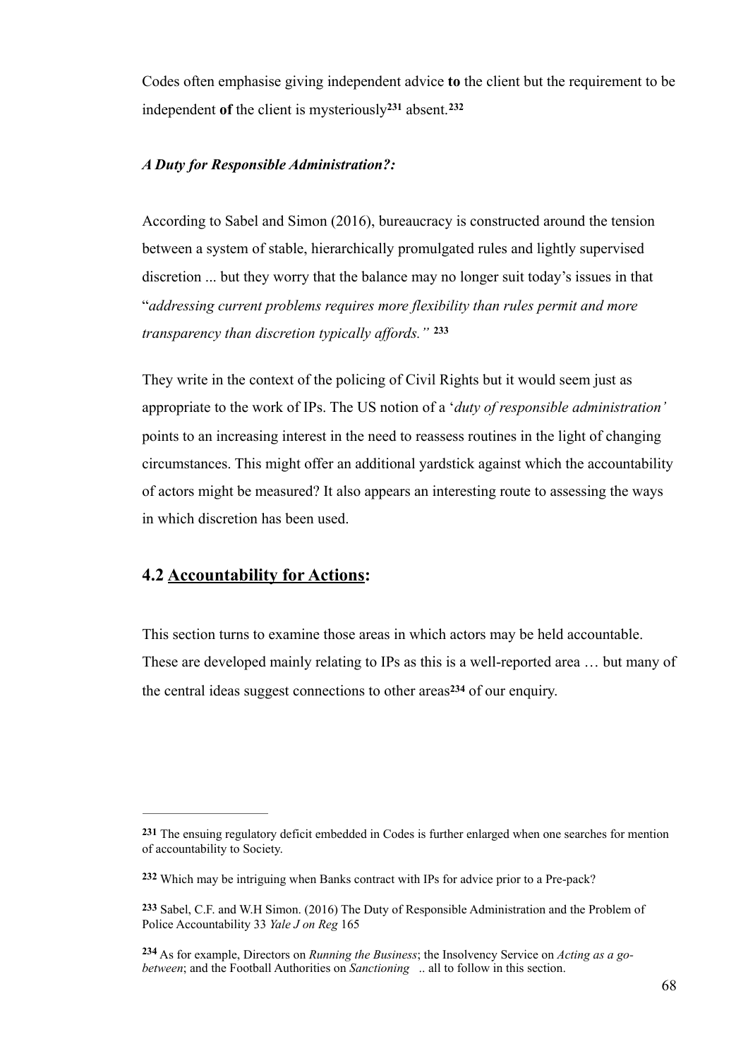Codes often emphasise giving independent advice **to** the client but the requirement to be independent **of** the client is mysteriously[231] absent.[232]

***A Duty for Responsible Administration?:***

According to Sabel and Simon (2016), bureaucracy is constructed around the tension between a system of stable, hierarchically promulgated rules and lightly supervised discretion ... but they worry that the balance may no longer suit today's issues in that "*addressing current problems requires more flexibility than rules permit and more transparency than discretion typically affords."* [233]

They write in the context of the policing of Civil Rights but it would seem just as appropriate to the work of IPs. The US notion of a '*duty of responsible administration'* points to an increasing interest in the need to reassess routines in the light of changing circumstances. This might offer an additional yardstick against which the accountability of actors might be measured? It also appears an interesting route to assessing the ways in which discretion has been used.

## 4.2 <u>Accountability for Actions</u>:

This section turns to examine those areas in which actors may be held accountable. These are developed mainly relating to IPs as this is a well-reported area … but many of the central ideas suggest connections to other areas[234] of our enquiry.

---

[231] The ensuing regulatory deficit embedded in Codes is further enlarged when one searches for mention of accountability to Society.

[232] Which may be intriguing when Banks contract with IPs for advice prior to a Pre-pack?

[233] Sabel, C.F. and W.H Simon. (2016) The Duty of Responsible Administration and the Problem of Police Accountability 33 *Yale J on Reg* 165

[234] As for example, Directors on *Running the Business*; the Insolvency Service on *Acting as a go-between*; and the Football Authorities on *Sanctioning* .. all to follow in this section.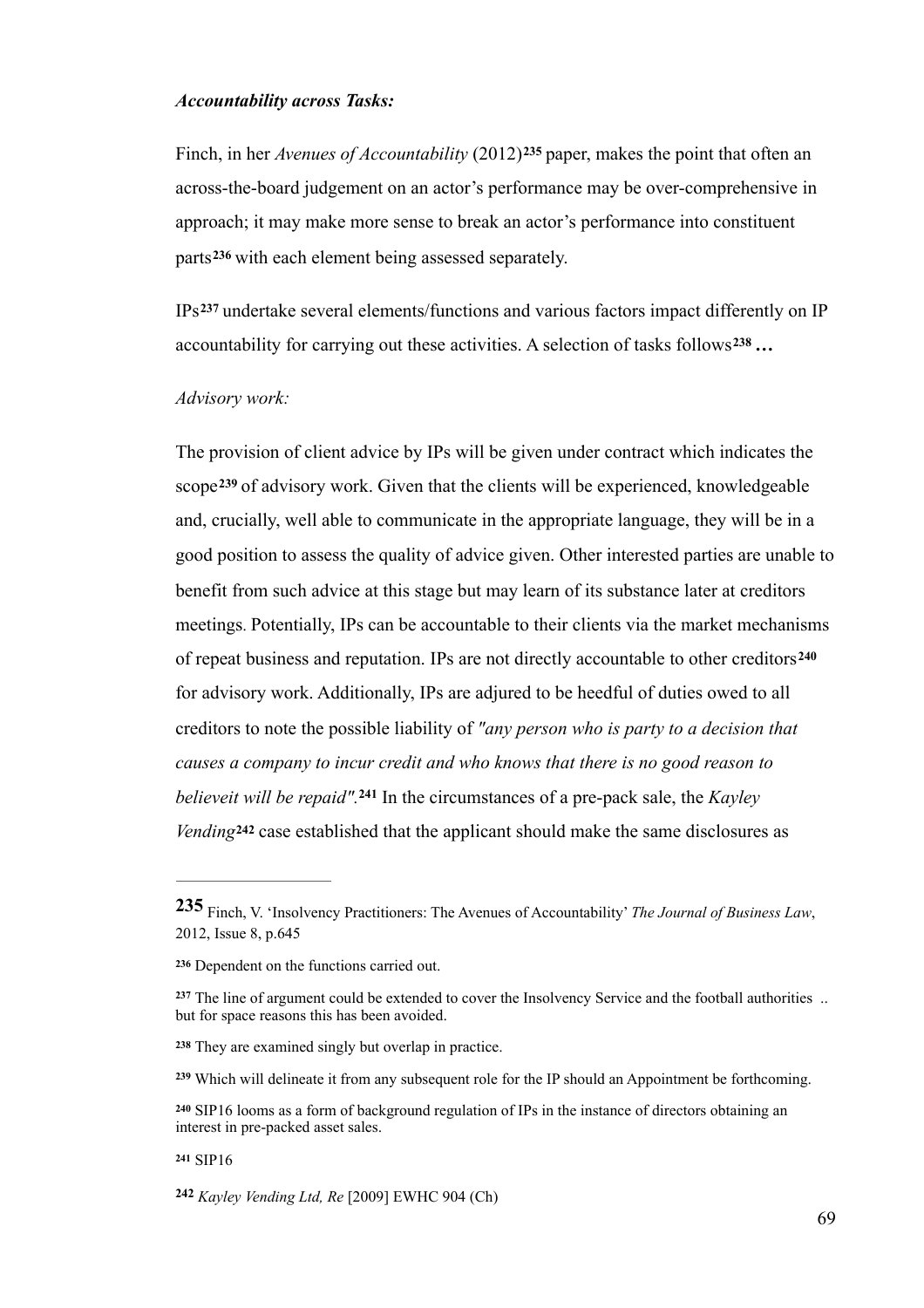***Accountability across Tasks:***

Finch, in her *Avenues of Accountability* (2012)[235] paper, makes the point that often an across-the-board judgement on an actor's performance may be over-comprehensive in approach; it may make more sense to break an actor's performance into constituent parts[236] with each element being assessed separately.

IPs[237] undertake several elements/functions and various factors impact differently on IP accountability for carrying out these activities. A selection of tasks follows[238] **…**

*Advisory work:*

The provision of client advice by IPs will be given under contract which indicates the scope[239] of advisory work. Given that the clients will be experienced, knowledgeable and, crucially, well able to communicate in the appropriate language, they will be in a good position to assess the quality of advice given. Other interested parties are unable to benefit from such advice at this stage but may learn of its substance later at creditors meetings. Potentially, IPs can be accountable to their clients via the market mechanisms of repeat business and reputation. IPs are not directly accountable to other creditors[240] for advisory work. Additionally, IPs are adjured to be heedful of duties owed to all creditors to note the possible liability of *"any person who is party to a decision that causes a company to incur credit and who knows that there is no good reason to believeit will be repaid"*.[241] In the circumstances of a pre-pack sale, the *Kayley Vending*[242] case established that the applicant should make the same disclosures as

---

**235** Finch, V. 'Insolvency Practitioners: The Avenues of Accountability' *The Journal of Business Law*, 2012, Issue 8, p.645

**236** Dependent on the functions carried out.

**237** The line of argument could be extended to cover the Insolvency Service and the football authorities .. but for space reasons this has been avoided.

**238** They are examined singly but overlap in practice.

**239** Which will delineate it from any subsequent role for the IP should an Appointment be forthcoming.

**240** SIP16 looms as a form of background regulation of IPs in the instance of directors obtaining an interest in pre-packed asset sales.

**241** SIP16

**242** *Kayley Vending Ltd, Re* [2009] EWHC 904 (Ch)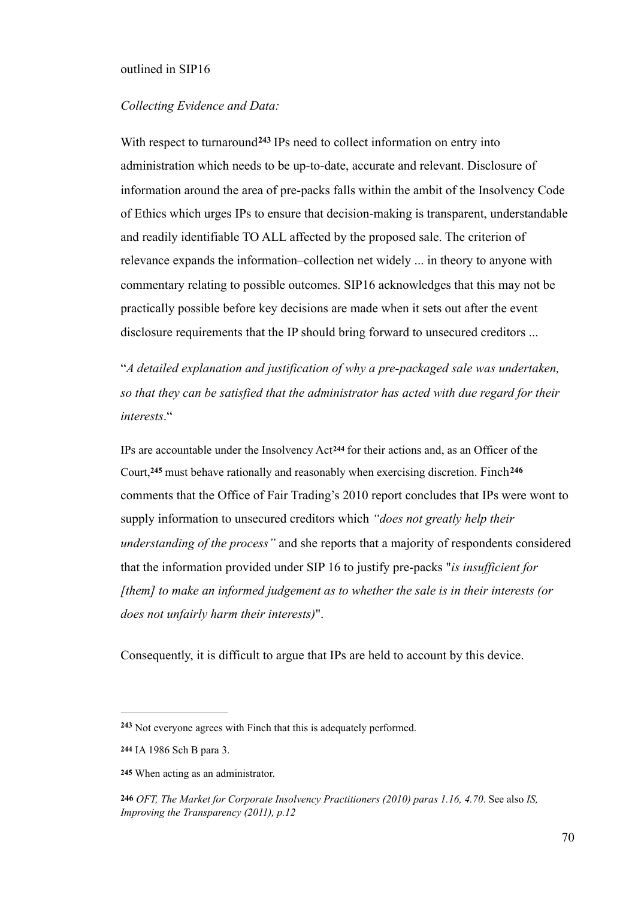outlined in SIP16

*Collecting Evidence and Data:*

With respect to turnaround[243] IPs need to collect information on entry into administration which needs to be up-to-date, accurate and relevant. Disclosure of information around the area of pre-packs falls within the ambit of the Insolvency Code of Ethics which urges IPs to ensure that decision-making is transparent, understandable and readily identifiable TO ALL affected by the proposed sale. The criterion of relevance expands the information–collection net widely ... in theory to anyone with commentary relating to possible outcomes. SIP16 acknowledges that this may not be practically possible before key decisions are made when it sets out after the event disclosure requirements that the IP should bring forward to unsecured creditors ...

"*A detailed explanation and justification of why a pre-packaged sale was undertaken, so that they can be satisfied that the administrator has acted with due regard for their interests*."

IPs are accountable under the Insolvency Act[244] for their actions and, as an Officer of the Court,[245] must behave rationally and reasonably when exercising discretion. Finch[246] comments that the Office of Fair Trading's 2010 report concludes that IPs were wont to supply information to unsecured creditors which *"does not greatly help their understanding of the process"* and she reports that a majority of respondents considered that the information provided under SIP 16 to justify pre-packs "*is insufficient for [them] to make an informed judgement as to whether the sale is in their interests (or does not unfairly harm their interests)*".

Consequently, it is difficult to argue that IPs are held to account by this device.

---

[243] Not everyone agrees with Finch that this is adequately performed.

[244] IA 1986 Sch B para 3.

[245] When acting as an administrator.

[246] *OFT, The Market for Corporate Insolvency Practitioners (2010) paras 1.16, 4.70*. See also *IS, Improving the Transparency (2011), p.12*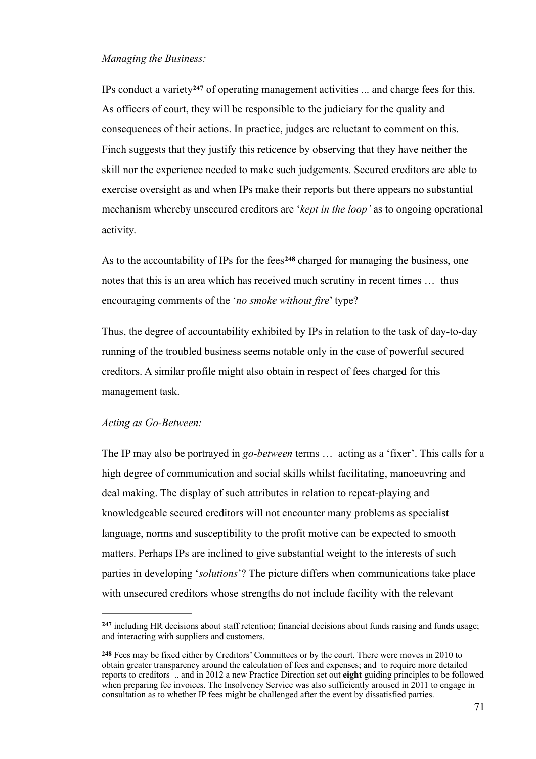*Managing the Business:*

IPs conduct a variety[247] of operating management activities ... and charge fees for this. As officers of court, they will be responsible to the judiciary for the quality and consequences of their actions. In practice, judges are reluctant to comment on this. Finch suggests that they justify this reticence by observing that they have neither the skill nor the experience needed to make such judgements. Secured creditors are able to exercise oversight as and when IPs make their reports but there appears no substantial mechanism whereby unsecured creditors are '*kept in the loop'* as to ongoing operational activity.

As to the accountability of IPs for the fees[248] charged for managing the business, one notes that this is an area which has received much scrutiny in recent times … thus encouraging comments of the '*no smoke without fire*' type?

Thus, the degree of accountability exhibited by IPs in relation to the task of day-to-day running of the troubled business seems notable only in the case of powerful secured creditors. A similar profile might also obtain in respect of fees charged for this management task.

*Acting as Go-Between:*

The IP may also be portrayed in *go-between* terms … acting as a 'fixer'. This calls for a high degree of communication and social skills whilst facilitating, manoeuvring and deal making. The display of such attributes in relation to repeat-playing and knowledgeable secured creditors will not encounter many problems as specialist language, norms and susceptibility to the profit motive can be expected to smooth matters. Perhaps IPs are inclined to give substantial weight to the interests of such parties in developing '*solutions*'? The picture differs when communications take place with unsecured creditors whose strengths do not include facility with the relevant

---

[247] including HR decisions about staff retention; financial decisions about funds raising and funds usage; and interacting with suppliers and customers.

[248] Fees may be fixed either by Creditors' Committees or by the court. There were moves in 2010 to obtain greater transparency around the calculation of fees and expenses; and to require more detailed reports to creditors .. and in 2012 a new Practice Direction set out **eight** guiding principles to be followed when preparing fee invoices. The Insolvency Service was also sufficiently aroused in 2011 to engage in consultation as to whether IP fees might be challenged after the event by dissatisfied parties.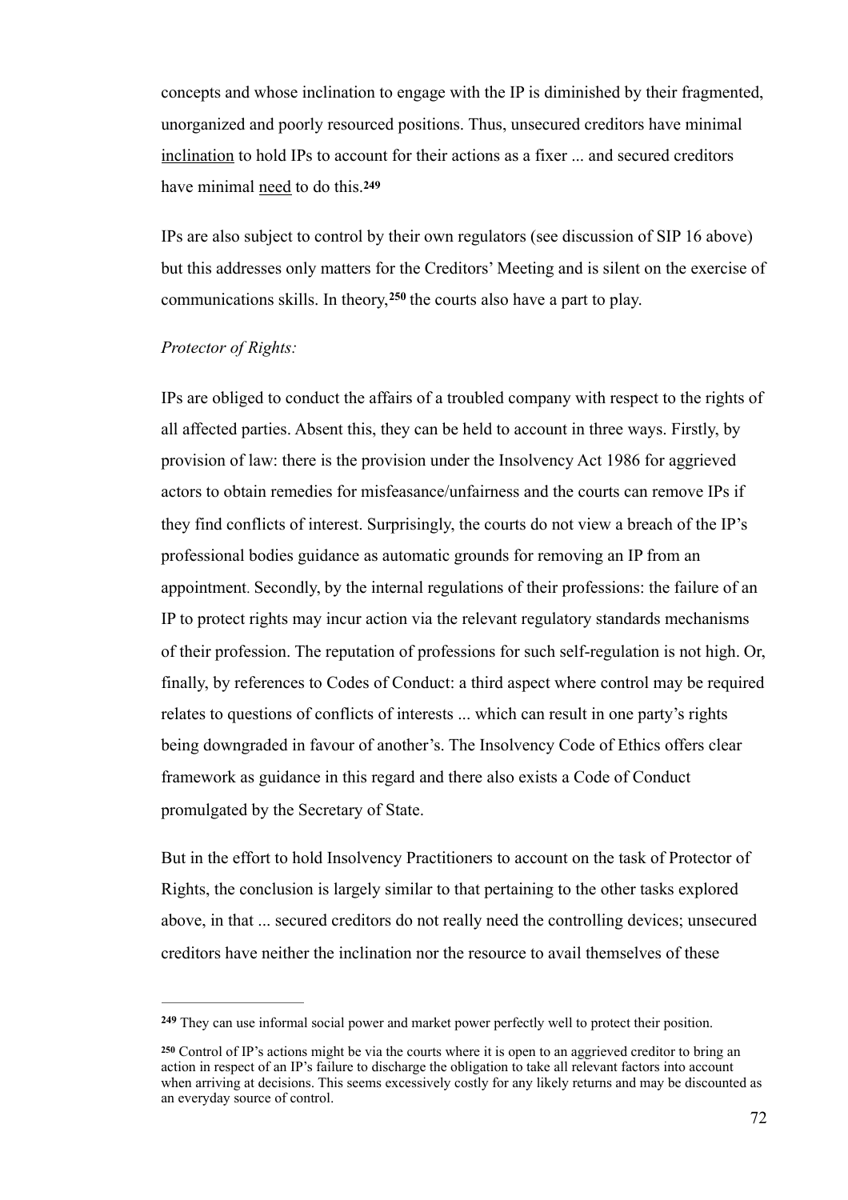concepts and whose inclination to engage with the IP is diminished by their fragmented, unorganized and poorly resourced positions. Thus, unsecured creditors have minimal inclination to hold IPs to account for their actions as a fixer ... and secured creditors have minimal need to do this.[249]

IPs are also subject to control by their own regulators (see discussion of SIP 16 above) but this addresses only matters for the Creditors' Meeting and is silent on the exercise of communications skills. In theory,[250] the courts also have a part to play.

*Protector of Rights:*

IPs are obliged to conduct the affairs of a troubled company with respect to the rights of all affected parties. Absent this, they can be held to account in three ways. Firstly, by provision of law: there is the provision under the Insolvency Act 1986 for aggrieved actors to obtain remedies for misfeasance/unfairness and the courts can remove IPs if they find conflicts of interest. Surprisingly, the courts do not view a breach of the IP's professional bodies guidance as automatic grounds for removing an IP from an appointment. Secondly, by the internal regulations of their professions: the failure of an IP to protect rights may incur action via the relevant regulatory standards mechanisms of their profession. The reputation of professions for such self-regulation is not high. Or, finally, by references to Codes of Conduct: a third aspect where control may be required relates to questions of conflicts of interests ... which can result in one party's rights being downgraded in favour of another's. The Insolvency Code of Ethics offers clear framework as guidance in this regard and there also exists a Code of Conduct promulgated by the Secretary of State.

But in the effort to hold Insolvency Practitioners to account on the task of Protector of Rights, the conclusion is largely similar to that pertaining to the other tasks explored above, in that ... secured creditors do not really need the controlling devices; unsecured creditors have neither the inclination nor the resource to avail themselves of these

---

[249] They can use informal social power and market power perfectly well to protect their position.

[250] Control of IP's actions might be via the courts where it is open to an aggrieved creditor to bring an action in respect of an IP's failure to discharge the obligation to take all relevant factors into account when arriving at decisions. This seems excessively costly for any likely returns and may be discounted as an everyday source of control.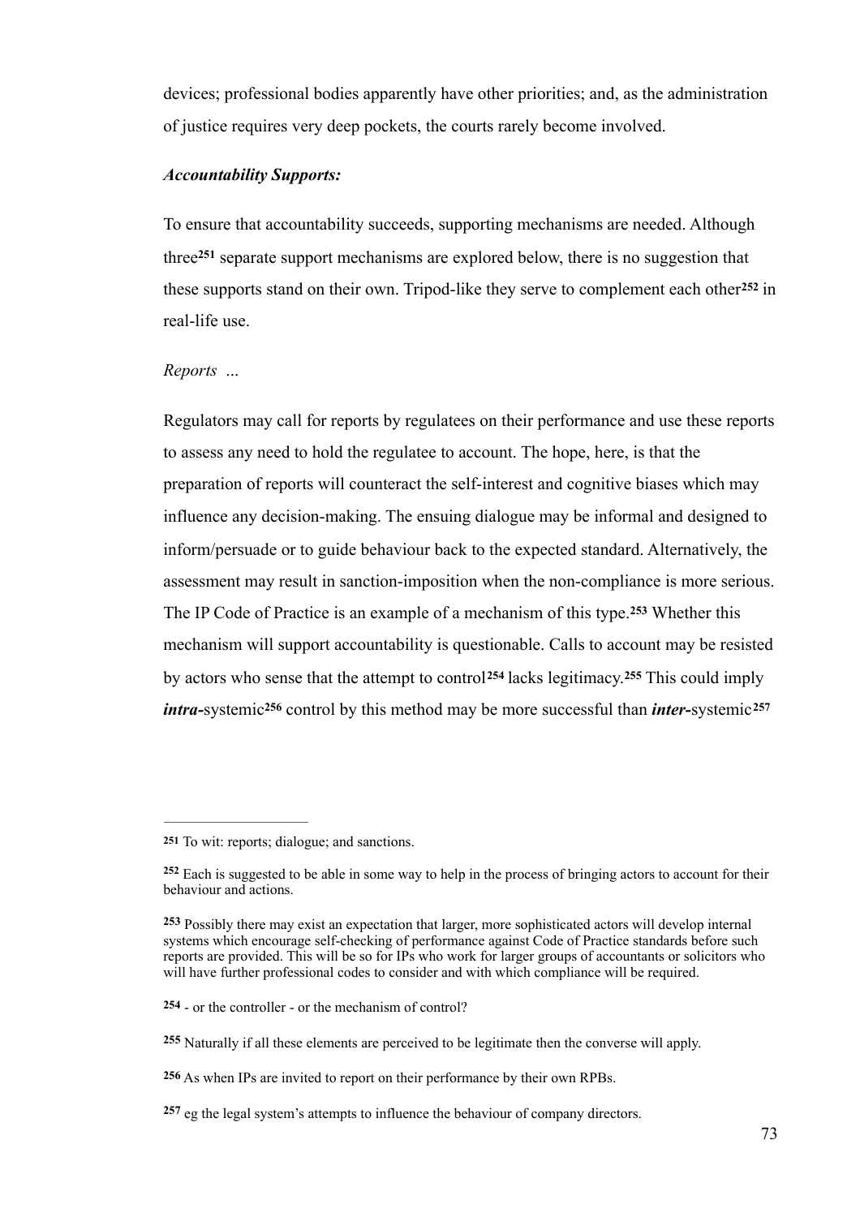devices; professional bodies apparently have other priorities; and, as the administration of justice requires very deep pockets, the courts rarely become involved.

***Accountability Supports:***

To ensure that accountability succeeds, supporting mechanisms are needed. Although three[251] separate support mechanisms are explored below, there is no suggestion that these supports stand on their own. Tripod-like they serve to complement each other[252] in real-life use.

*Reports ...*

Regulators may call for reports by regulatees on their performance and use these reports to assess any need to hold the regulatee to account. The hope, here, is that the preparation of reports will counteract the self-interest and cognitive biases which may influence any decision-making. The ensuing dialogue may be informal and designed to inform/persuade or to guide behaviour back to the expected standard. Alternatively, the assessment may result in sanction-imposition when the non-compliance is more serious. The IP Code of Practice is an example of a mechanism of this type.[253] Whether this mechanism will support accountability is questionable. Calls to account may be resisted by actors who sense that the attempt to control[254] lacks legitimacy.[255] This could imply ***intra-***systemic[256] control by this method may be more successful than ***inter-***systemic[257]

---

[251] To wit: reports; dialogue; and sanctions.

[252] Each is suggested to be able in some way to help in the process of bringing actors to account for their behaviour and actions.

[253] Possibly there may exist an expectation that larger, more sophisticated actors will develop internal systems which encourage self-checking of performance against Code of Practice standards before such reports are provided. This will be so for IPs who work for larger groups of accountants or solicitors who will have further professional codes to consider and with which compliance will be required.

[254] - or the controller - or the mechanism of control?

[255] Naturally if all these elements are perceived to be legitimate then the converse will apply.

[256] As when IPs are invited to report on their performance by their own RPBs.

[257] eg the legal system's attempts to influence the behaviour of company directors.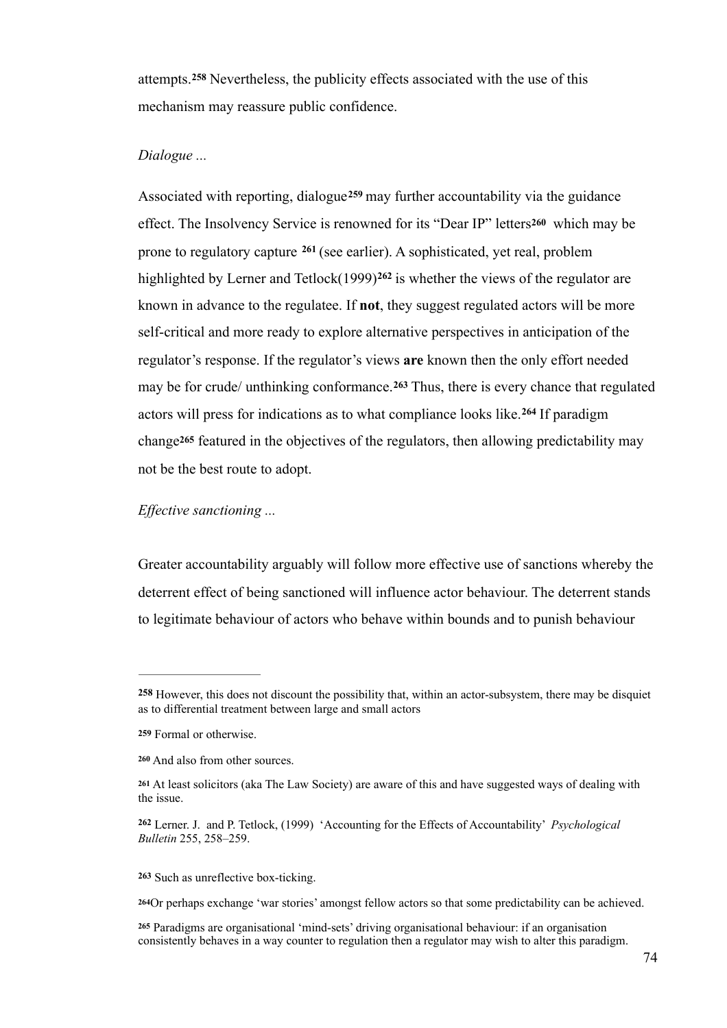attempts.[258] Nevertheless, the publicity effects associated with the use of this mechanism may reassure public confidence.

*Dialogue ...*

Associated with reporting, dialogue[259] may further accountability via the guidance effect. The Insolvency Service is renowned for its "Dear IP" letters[260] which may be prone to regulatory capture [261] (see earlier). A sophisticated, yet real, problem highlighted by Lerner and Tetlock(1999)[262] is whether the views of the regulator are known in advance to the regulatee. If **not**, they suggest regulated actors will be more self-critical and more ready to explore alternative perspectives in anticipation of the regulator's response. If the regulator's views **are** known then the only effort needed may be for crude/ unthinking conformance.[263] Thus, there is every chance that regulated actors will press for indications as to what compliance looks like.[264] If paradigm change[265] featured in the objectives of the regulators, then allowing predictability may not be the best route to adopt.

*Effective sanctioning ...*

Greater accountability arguably will follow more effective use of sanctions whereby the deterrent effect of being sanctioned will influence actor behaviour. The deterrent stands to legitimate behaviour of actors who behave within bounds and to punish behaviour

---

[258] However, this does not discount the possibility that, within an actor-subsystem, there may be disquiet as to differential treatment between large and small actors

[259] Formal or otherwise.

[260] And also from other sources.

[261] At least solicitors (aka The Law Society) are aware of this and have suggested ways of dealing with the issue.

[262] Lerner. J. and P. Tetlock, (1999) 'Accounting for the Effects of Accountability' *Psychological Bulletin* 255, 258–259.

[263] Such as unreflective box-ticking.

[264] Or perhaps exchange 'war stories' amongst fellow actors so that some predictability can be achieved.

[265] Paradigms are organisational 'mind-sets' driving organisational behaviour: if an organisation consistently behaves in a way counter to regulation then a regulator may wish to alter this paradigm.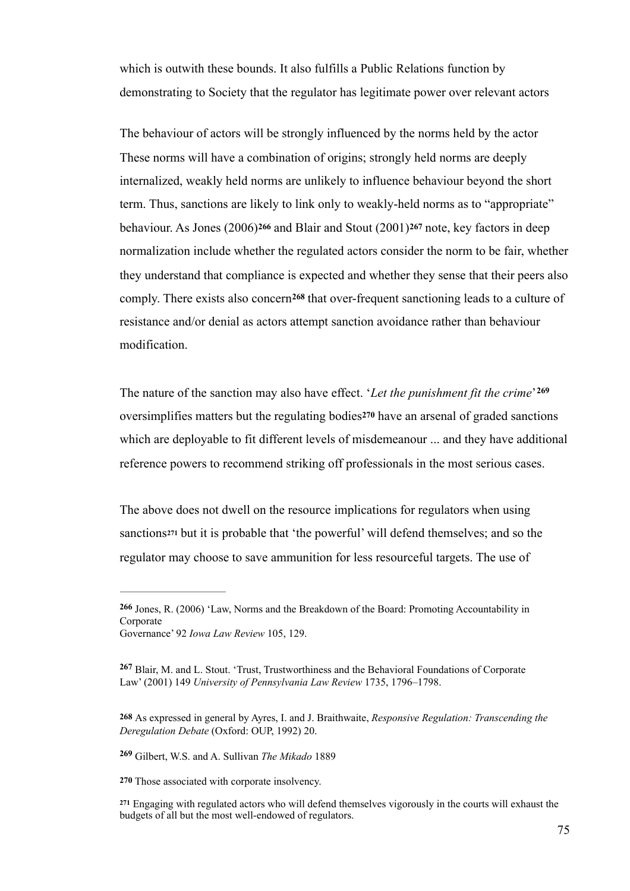which is outwith these bounds. It also fulfills a Public Relations function by demonstrating to Society that the regulator has legitimate power over relevant actors

The behaviour of actors will be strongly influenced by the norms held by the actor These norms will have a combination of origins; strongly held norms are deeply internalized, weakly held norms are unlikely to influence behaviour beyond the short term. Thus, sanctions are likely to link only to weakly-held norms as to "appropriate" behaviour. As Jones (2006)[266] and Blair and Stout (2001)[267] note, key factors in deep normalization include whether the regulated actors consider the norm to be fair, whether they understand that compliance is expected and whether they sense that their peers also comply. There exists also concern[268] that over-frequent sanctioning leads to a culture of resistance and/or denial as actors attempt sanction avoidance rather than behaviour modification.

The nature of the sanction may also have effect. '*Let the punishment fit the crime*'[269] oversimplifies matters but the regulating bodies[270] have an arsenal of graded sanctions which are deployable to fit different levels of misdemeanour ... and they have additional reference powers to recommend striking off professionals in the most serious cases.

The above does not dwell on the resource implications for regulators when using sanctions[271] but it is probable that 'the powerful' will defend themselves; and so the regulator may choose to save ammunition for less resourceful targets. The use of

---

[266] Jones, R. (2006) 'Law, Norms and the Breakdown of the Board: Promoting Accountability in Corporate Governance' 92 *Iowa Law Review* 105, 129.

[267] Blair, M. and L. Stout. 'Trust, Trustworthiness and the Behavioral Foundations of Corporate Law' (2001) 149 *University of Pennsylvania Law Review* 1735, 1796–1798.

[268] As expressed in general by Ayres, I. and J. Braithwaite, *Responsive Regulation: Transcending the Deregulation Debate* (Oxford: OUP, 1992) 20.

[269] Gilbert, W.S. and A. Sullivan *The Mikado* 1889

[270] Those associated with corporate insolvency.

[271] Engaging with regulated actors who will defend themselves vigorously in the courts will exhaust the budgets of all but the most well-endowed of regulators.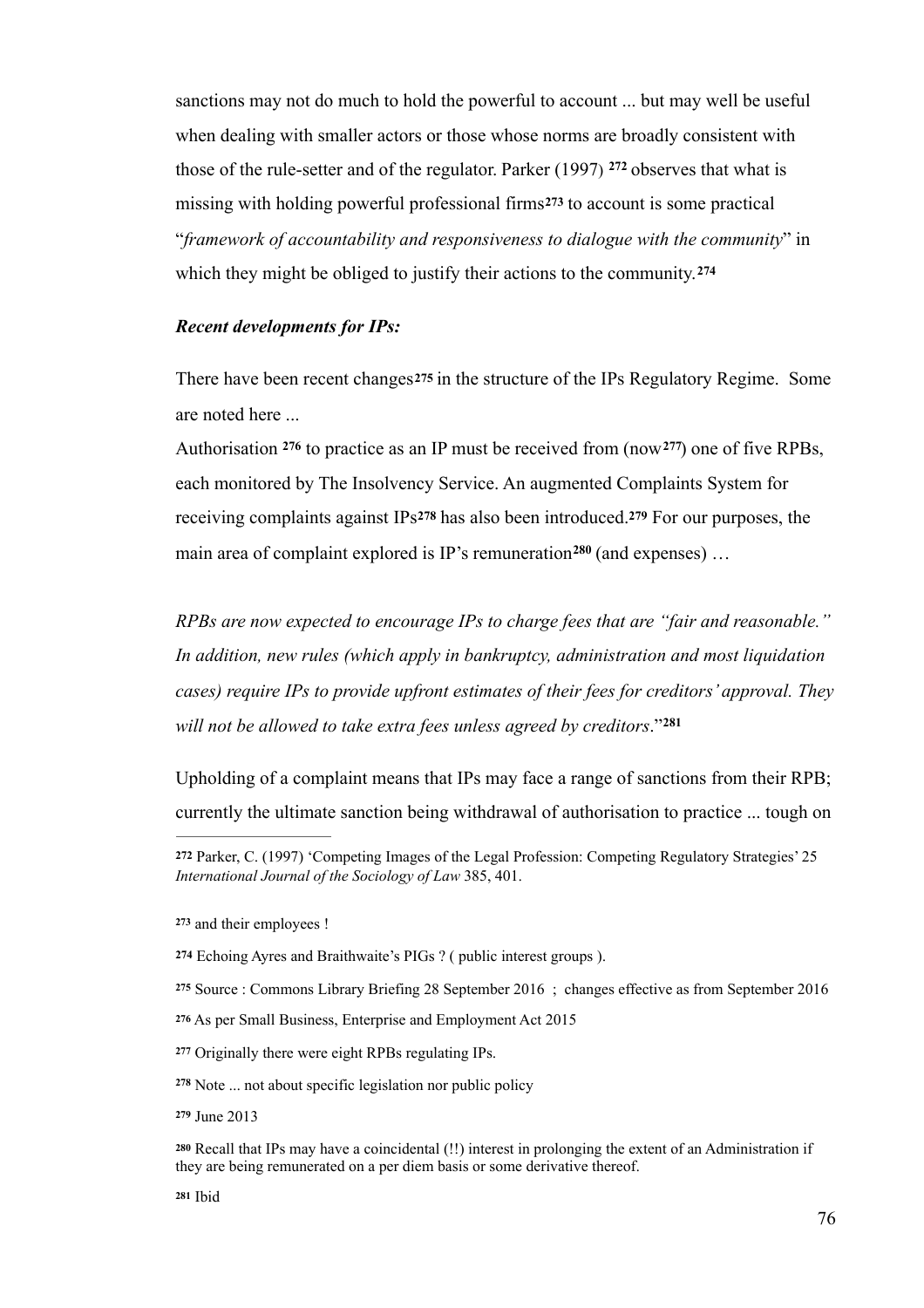sanctions may not do much to hold the powerful to account ... but may well be useful when dealing with smaller actors or those whose norms are broadly consistent with those of the rule-setter and of the regulator. Parker (1997) [272] observes that what is missing with holding powerful professional firms[273] to account is some practical "*framework of accountability and responsiveness to dialogue with the community*" in which they might be obliged to justify their actions to the community.[274]

***Recent developments for IPs:***

There have been recent changes[275] in the structure of the IPs Regulatory Regime. Some are noted here ...
Authorisation [276] to practice as an IP must be received from (now[277]) one of five RPBs, each monitored by The Insolvency Service. An augmented Complaints System for receiving complaints against IPs[278] has also been introduced.[279] For our purposes, the main area of complaint explored is IP's remuneration[280] (and expenses) …

*RPBs are now expected to encourage IPs to charge fees that are "fair and reasonable." In addition, new rules (which apply in bankruptcy, administration and most liquidation cases) require IPs to provide upfront estimates of their fees for creditors' approval. They will not be allowed to take extra fees unless agreed by creditors*."[281]

Upholding of a complaint means that IPs may face a range of sanctions from their RPB; currently the ultimate sanction being withdrawal of authorisation to practice ... tough on

---

[272] Parker, C. (1997) 'Competing Images of the Legal Profession: Competing Regulatory Strategies' 25 *International Journal of the Sociology of Law* 385, 401.

[273] and their employees !

[274] Echoing Ayres and Braithwaite's PIGs ? ( public interest groups ).

[275] Source : Commons Library Briefing 28 September 2016 ; changes effective as from September 2016

[276] As per Small Business, Enterprise and Employment Act 2015

[277] Originally there were eight RPBs regulating IPs.

[278] Note ... not about specific legislation nor public policy

[279] June 2013

[280] Recall that IPs may have a coincidental (!!) interest in prolonging the extent of an Administration if they are being remunerated on a per diem basis or some derivative thereof.

[281] Ibid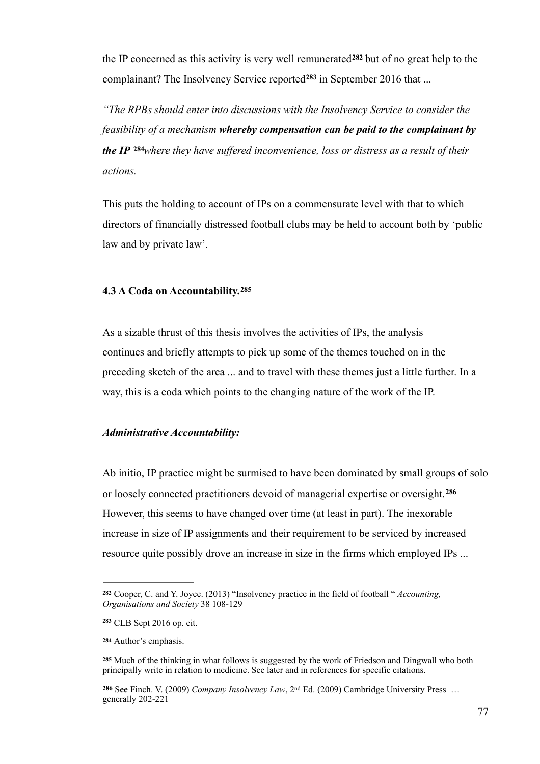the IP concerned as this activity is very well remunerated[282] but of no great help to the complainant? The Insolvency Service reported[283] in September 2016 that ...

*"The RPBs should enter into discussions with the Insolvency Service to consider the feasibility of a mechanism **whereby compensation can be paid to the complainant by the IP** [284]where they have suffered inconvenience, loss or distress as a result of their actions.*

This puts the holding to account of IPs on a commensurate level with that to which directors of financially distressed football clubs may be held to account both by 'public law and by private law'.

### 4.3 A Coda on Accountability.[285]

As a sizable thrust of this thesis involves the activities of IPs, the analysis continues and briefly attempts to pick up some of the themes touched on in the preceding sketch of the area ... and to travel with these themes just a little further. In a way, this is a coda which points to the changing nature of the work of the IP.

***Administrative Accountability:***

Ab initio, IP practice might be surmised to have been dominated by small groups of solo or loosely connected practitioners devoid of managerial expertise or oversight.[286] However, this seems to have changed over time (at least in part). The inexorable increase in size of IP assignments and their requirement to be serviced by increased resource quite possibly drove an increase in size in the firms which employed IPs ...

---

[282] Cooper, C. and Y. Joyce. (2013) "Insolvency practice in the field of football " *Accounting, Organisations and Society* 38 108-129

[283] CLB Sept 2016 op. cit.

[284] Author's emphasis.

[285] Much of the thinking in what follows is suggested by the work of Friedson and Dingwall who both principally write in relation to medicine. See later and in references for specific citations.

[286] See Finch. V. (2009) *Company Insolvency Law*, 2nd Ed. (2009) Cambridge University Press … generally 202-221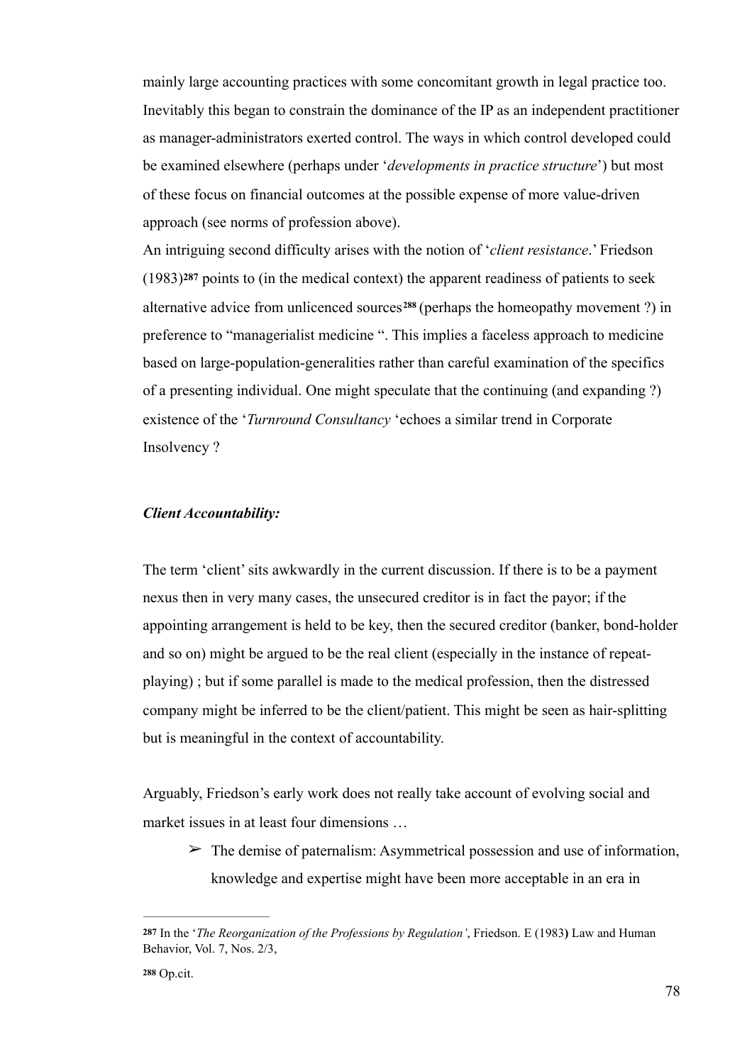mainly large accounting practices with some concomitant growth in legal practice too. Inevitably this began to constrain the dominance of the IP as an independent practitioner as manager-administrators exerted control. The ways in which control developed could be examined elsewhere (perhaps under '*developments in practice structure*') but most of these focus on financial outcomes at the possible expense of more value-driven approach (see norms of profession above).

An intriguing second difficulty arises with the notion of '*client resistance*.' Friedson (1983)[287] points to (in the medical context) the apparent readiness of patients to seek alternative advice from unlicenced sources[288] (perhaps the homeopathy movement ?) in preference to "managerialist medicine ". This implies a faceless approach to medicine based on large-population-generalities rather than careful examination of the specifics of a presenting individual. One might speculate that the continuing (and expanding ?) existence of the '*Turnround Consultancy* 'echoes a similar trend in Corporate Insolvency ?

***Client Accountability:***

The term 'client' sits awkwardly in the current discussion. If there is to be a payment nexus then in very many cases, the unsecured creditor is in fact the payor; if the appointing arrangement is held to be key, then the secured creditor (banker, bond-holder and so on) might be argued to be the real client (especially in the instance of repeat-playing) ; but if some parallel is made to the medical profession, then the distressed company might be inferred to be the client/patient. This might be seen as hair-splitting but is meaningful in the context of accountability.

Arguably, Friedson's early work does not really take account of evolving social and market issues in at least four dimensions …

- ➢ The demise of paternalism: Asymmetrical possession and use of information, knowledge and expertise might have been more acceptable in an era in

---

**287** In the '*The Reorganization of the Professions by Regulation'*, Friedson. E (1983**)** Law and Human Behavior, Vol. 7, Nos. 2/3,

**288** Op.cit.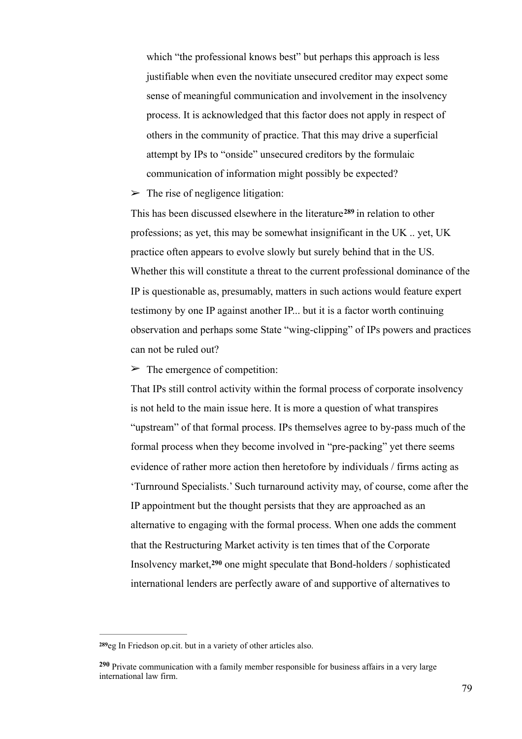which "the professional knows best" but perhaps this approach is less justifiable when even the novitiate unsecured creditor may expect some sense of meaningful communication and involvement in the insolvency process. It is acknowledged that this factor does not apply in respect of others in the community of practice. That this may drive a superficial attempt by IPs to "onside" unsecured creditors by the formulaic communication of information might possibly be expected?

➢ The rise of negligence litigation:

This has been discussed elsewhere in the literature[289] in relation to other professions; as yet, this may be somewhat insignificant in the UK .. yet, UK practice often appears to evolve slowly but surely behind that in the US. Whether this will constitute a threat to the current professional dominance of the IP is questionable as, presumably, matters in such actions would feature expert testimony by one IP against another IP... but it is a factor worth continuing observation and perhaps some State "wing-clipping" of IPs powers and practices can not be ruled out?

➢ The emergence of competition:

That IPs still control activity within the formal process of corporate insolvency is not held to the main issue here. It is more a question of what transpires "upstream" of that formal process. IPs themselves agree to by-pass much of the formal process when they become involved in "pre-packing" yet there seems evidence of rather more action then heretofore by individuals / firms acting as 'Turnround Specialists.' Such turnaround activity may, of course, come after the IP appointment but the thought persists that they are approached as an alternative to engaging with the formal process. When one adds the comment that the Restructuring Market activity is ten times that of the Corporate Insolvency market,[290] one might speculate that Bond-holders / sophisticated international lenders are perfectly aware of and supportive of alternatives to

---

[289] eg In Friedson op.cit. but in a variety of other articles also.

[290] Private communication with a family member responsible for business affairs in a very large international law firm.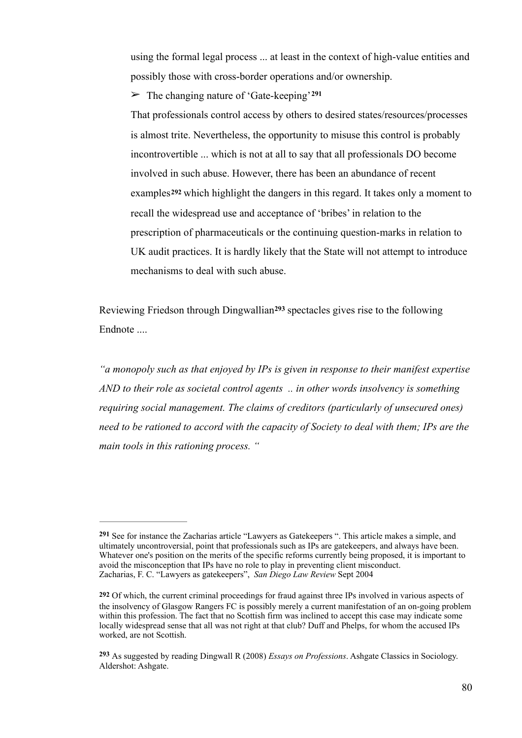using the formal legal process ... at least in the context of high-value entities and possibly those with cross-border operations and/or ownership.

➢ The changing nature of 'Gate-keeping'[291]

That professionals control access by others to desired states/resources/processes is almost trite. Nevertheless, the opportunity to misuse this control is probably incontrovertible ... which is not at all to say that all professionals DO become involved in such abuse. However, there has been an abundance of recent examples[292] which highlight the dangers in this regard. It takes only a moment to recall the widespread use and acceptance of 'bribes' in relation to the prescription of pharmaceuticals or the continuing question-marks in relation to UK audit practices. It is hardly likely that the State will not attempt to introduce mechanisms to deal with such abuse.

Reviewing Friedson through Dingwallian[293] spectacles gives rise to the following Endnote ....

*"a monopoly such as that enjoyed by IPs is given in response to their manifest expertise AND to their role as societal control agents .. in other words insolvency is something requiring social management. The claims of creditors (particularly of unsecured ones) need to be rationed to accord with the capacity of Society to deal with them; IPs are the main tools in this rationing process. "*

---

[291] See for instance the Zacharias article "Lawyers as Gatekeepers ". This article makes a simple, and ultimately uncontroversial, point that professionals such as IPs are gatekeepers, and always have been. Whatever one's position on the merits of the specific reforms currently being proposed, it is important to avoid the misconception that IPs have no role to play in preventing client misconduct.
Zacharias, F. C. "Lawyers as gatekeepers", *San Diego Law Review* Sept 2004

[292] Of which, the current criminal proceedings for fraud against three IPs involved in various aspects of the insolvency of Glasgow Rangers FC is possibly merely a current manifestation of an on-going problem within this profession. The fact that no Scottish firm was inclined to accept this case may indicate some locally widespread sense that all was not right at that club? Duff and Phelps, for whom the accused IPs worked, are not Scottish.

[293] As suggested by reading Dingwall R (2008) *Essays on Professions*. Ashgate Classics in Sociology. Aldershot: Ashgate.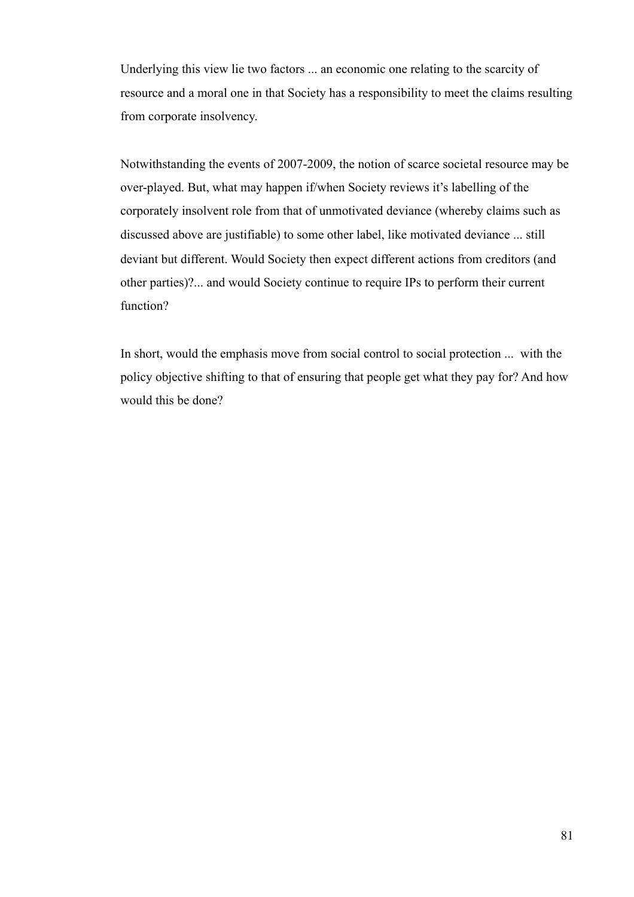Underlying this view lie two factors ... an economic one relating to the scarcity of resource and a moral one in that Society has a responsibility to meet the claims resulting from corporate insolvency.

Notwithstanding the events of 2007-2009, the notion of scarce societal resource may be over-played. But, what may happen if/when Society reviews it's labelling of the corporately insolvent role from that of unmotivated deviance (whereby claims such as discussed above are justifiable) to some other label, like motivated deviance ... still deviant but different. Would Society then expect different actions from creditors (and other parties)?... and would Society continue to require IPs to perform their current function?

In short, would the emphasis move from social control to social protection ... with the policy objective shifting to that of ensuring that people get what they pay for? And how would this be done?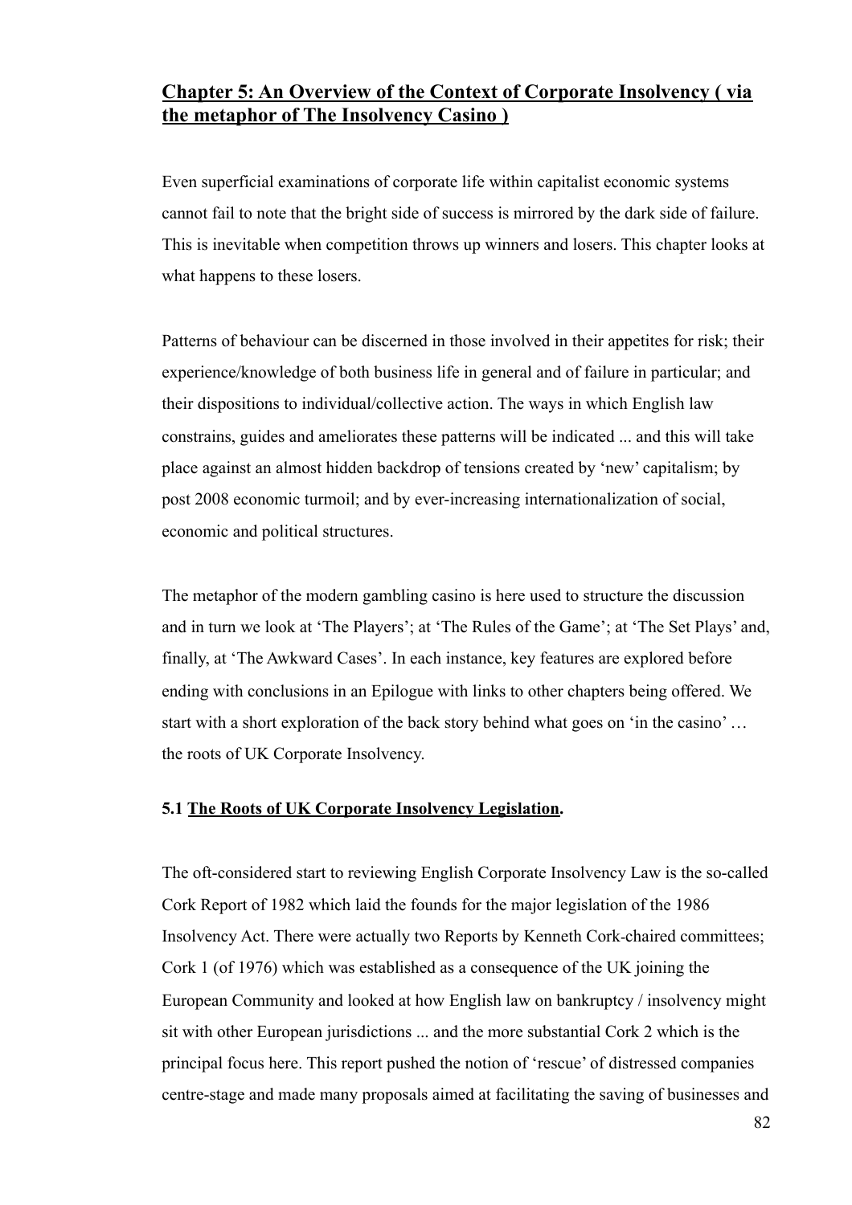## **Chapter 5: An Overview of the Context of Corporate Insolvency ( via the metaphor of The Insolvency Casino )**

Even superficial examinations of corporate life within capitalist economic systems cannot fail to note that the bright side of success is mirrored by the dark side of failure. This is inevitable when competition throws up winners and losers. This chapter looks at what happens to these losers.

Patterns of behaviour can be discerned in those involved in their appetites for risk; their experience/knowledge of both business life in general and of failure in particular; and their dispositions to individual/collective action. The ways in which English law constrains, guides and ameliorates these patterns will be indicated ... and this will take place against an almost hidden backdrop of tensions created by 'new' capitalism; by post 2008 economic turmoil; and by ever-increasing internationalization of social, economic and political structures.

The metaphor of the modern gambling casino is here used to structure the discussion and in turn we look at 'The Players'; at 'The Rules of the Game'; at 'The Set Plays' and, finally, at 'The Awkward Cases'. In each instance, key features are explored before ending with conclusions in an Epilogue with links to other chapters being offered. We start with a short exploration of the back story behind what goes on 'in the casino' … the roots of UK Corporate Insolvency.

### **5.1 The Roots of UK Corporate Insolvency Legislation.**

The oft-considered start to reviewing English Corporate Insolvency Law is the so-called Cork Report of 1982 which laid the founds for the major legislation of the 1986 Insolvency Act. There were actually two Reports by Kenneth Cork-chaired committees; Cork 1 (of 1976) which was established as a consequence of the UK joining the European Community and looked at how English law on bankruptcy / insolvency might sit with other European jurisdictions ... and the more substantial Cork 2 which is the principal focus here. This report pushed the notion of 'rescue' of distressed companies centre-stage and made many proposals aimed at facilitating the saving of businesses and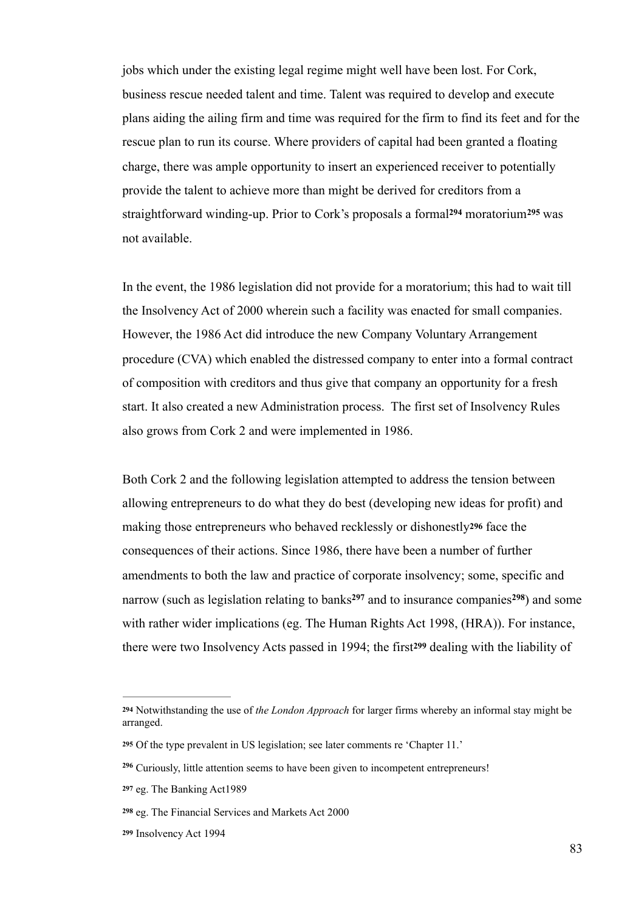jobs which under the existing legal regime might well have been lost. For Cork, business rescue needed talent and time. Talent was required to develop and execute plans aiding the ailing firm and time was required for the firm to find its feet and for the rescue plan to run its course. Where providers of capital had been granted a floating charge, there was ample opportunity to insert an experienced receiver to potentially provide the talent to achieve more than might be derived for creditors from a straightforward winding-up. Prior to Cork's proposals a formal[294] moratorium[295] was not available.

In the event, the 1986 legislation did not provide for a moratorium; this had to wait till the Insolvency Act of 2000 wherein such a facility was enacted for small companies. However, the 1986 Act did introduce the new Company Voluntary Arrangement procedure (CVA) which enabled the distressed company to enter into a formal contract of composition with creditors and thus give that company an opportunity for a fresh start. It also created a new Administration process. The first set of Insolvency Rules also grows from Cork 2 and were implemented in 1986.

Both Cork 2 and the following legislation attempted to address the tension between allowing entrepreneurs to do what they do best (developing new ideas for profit) and making those entrepreneurs who behaved recklessly or dishonestly[296] face the consequences of their actions. Since 1986, there have been a number of further amendments to both the law and practice of corporate insolvency; some, specific and narrow (such as legislation relating to banks[297] and to insurance companies[298]) and some with rather wider implications (eg. The Human Rights Act 1998, (HRA)). For instance, there were two Insolvency Acts passed in 1994; the first[299] dealing with the liability of

---

[294] Notwithstanding the use of *the London Approach* for larger firms whereby an informal stay might be arranged.

[295] Of the type prevalent in US legislation; see later comments re 'Chapter 11.'

[296] Curiously, little attention seems to have been given to incompetent entrepreneurs!

[297] eg. The Banking Act1989

[298] eg. The Financial Services and Markets Act 2000

[299] Insolvency Act 1994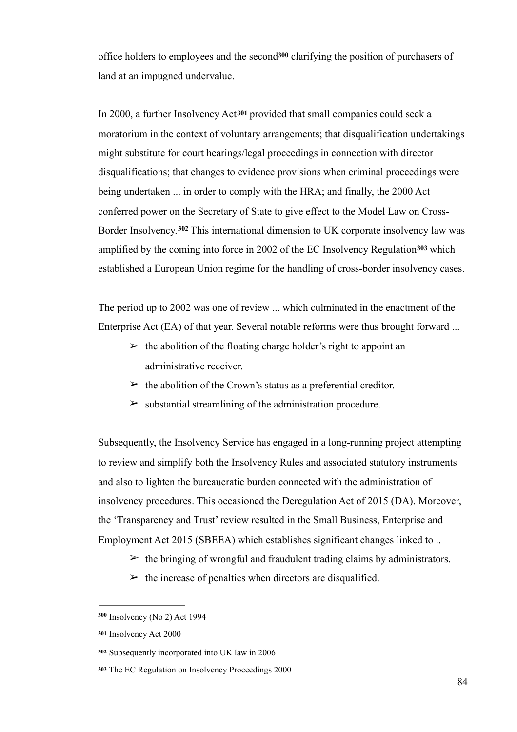office holders to employees and the second[300] clarifying the position of purchasers of land at an impugned undervalue.

In 2000, a further Insolvency Act[301] provided that small companies could seek a moratorium in the context of voluntary arrangements; that disqualification undertakings might substitute for court hearings/legal proceedings in connection with director disqualifications; that changes to evidence provisions when criminal proceedings were being undertaken ... in order to comply with the HRA; and finally, the 2000 Act conferred power on the Secretary of State to give effect to the Model Law on Cross-Border Insolvency.[302] This international dimension to UK corporate insolvency law was amplified by the coming into force in 2002 of the EC Insolvency Regulation[303] which established a European Union regime for the handling of cross-border insolvency cases.

The period up to 2002 was one of review ... which culminated in the enactment of the Enterprise Act (EA) of that year. Several notable reforms were thus brought forward ...

- ➢ the abolition of the floating charge holder's right to appoint an administrative receiver.
- ➢ the abolition of the Crown's status as a preferential creditor.
- ➢ substantial streamlining of the administration procedure.

Subsequently, the Insolvency Service has engaged in a long-running project attempting to review and simplify both the Insolvency Rules and associated statutory instruments and also to lighten the bureaucratic burden connected with the administration of insolvency procedures. This occasioned the Deregulation Act of 2015 (DA). Moreover, the 'Transparency and Trust' review resulted in the Small Business, Enterprise and Employment Act 2015 (SBEEA) which establishes significant changes linked to ..

- ➢ the bringing of wrongful and fraudulent trading claims by administrators.
- ➢ the increase of penalties when directors are disqualified.

---

[300] Insolvency (No 2) Act 1994

[301] Insolvency Act 2000

[302] Subsequently incorporated into UK law in 2006

[303] The EC Regulation on Insolvency Proceedings 2000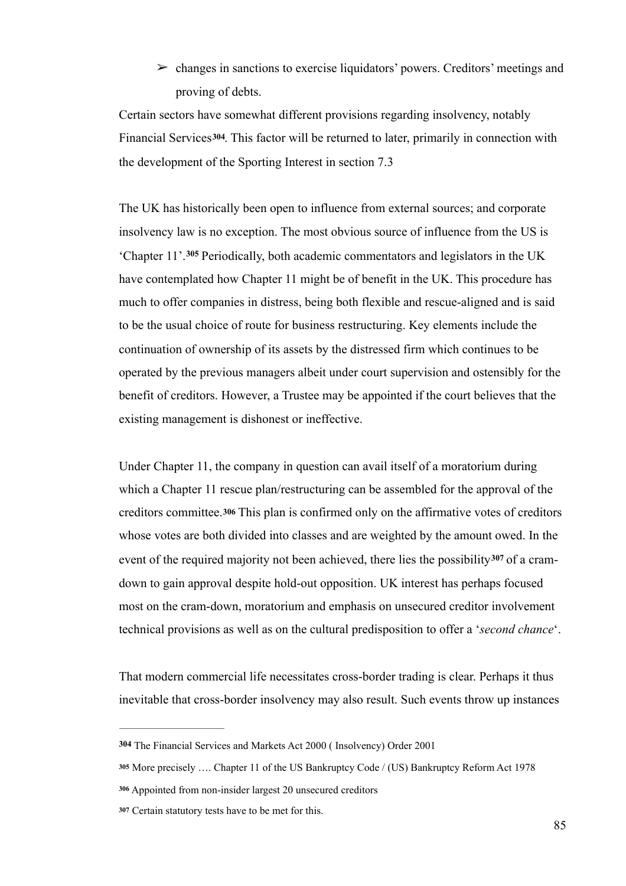➢ changes in sanctions to exercise liquidators' powers. Creditors' meetings and proving of debts.

Certain sectors have somewhat different provisions regarding insolvency, notably Financial Services[304]. This factor will be returned to later, primarily in connection with the development of the Sporting Interest in section 7.3

The UK has historically been open to influence from external sources; and corporate insolvency law is no exception. The most obvious source of influence from the US is 'Chapter 11'.[305] Periodically, both academic commentators and legislators in the UK have contemplated how Chapter 11 might be of benefit in the UK. This procedure has much to offer companies in distress, being both flexible and rescue-aligned and is said to be the usual choice of route for business restructuring. Key elements include the continuation of ownership of its assets by the distressed firm which continues to be operated by the previous managers albeit under court supervision and ostensibly for the benefit of creditors. However, a Trustee may be appointed if the court believes that the existing management is dishonest or ineffective.

Under Chapter 11, the company in question can avail itself of a moratorium during which a Chapter 11 rescue plan/restructuring can be assembled for the approval of the creditors committee.[306] This plan is confirmed only on the affirmative votes of creditors whose votes are both divided into classes and are weighted by the amount owed. In the event of the required majority not been achieved, there lies the possibility[307] of a cram-down to gain approval despite hold-out opposition. UK interest has perhaps focused most on the cram-down, moratorium and emphasis on unsecured creditor involvement technical provisions as well as on the cultural predisposition to offer a '*second chance*'.

That modern commercial life necessitates cross-border trading is clear. Perhaps it thus inevitable that cross-border insolvency may also result. Such events throw up instances

---

[304] The Financial Services and Markets Act 2000 ( Insolvency) Order 2001

[305] More precisely …. Chapter 11 of the US Bankruptcy Code / (US) Bankruptcy Reform Act 1978

[306] Appointed from non-insider largest 20 unsecured creditors

[307] Certain statutory tests have to be met for this.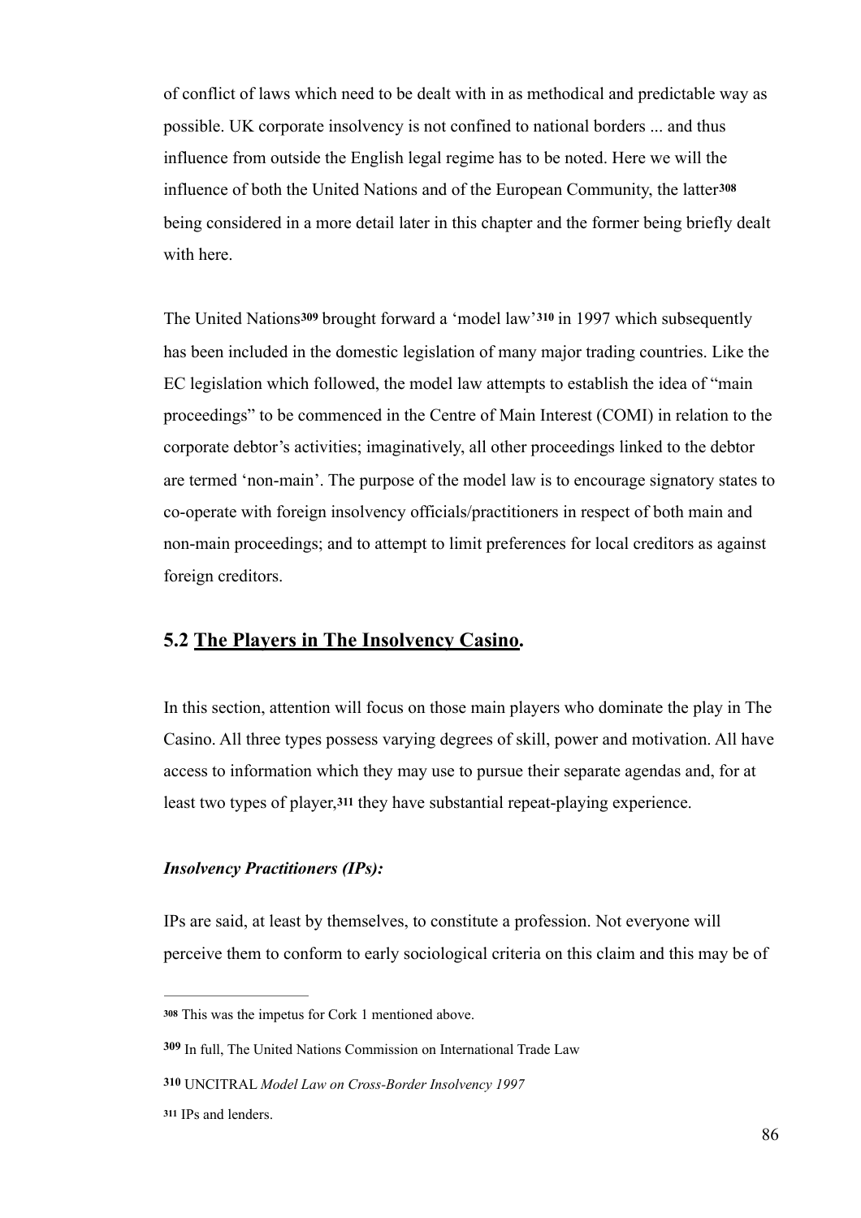of conflict of laws which need to be dealt with in as methodical and predictable way as possible. UK corporate insolvency is not confined to national borders ... and thus influence from outside the English legal regime has to be noted. Here we will the influence of both the United Nations and of the European Community, the latter[308] being considered in a more detail later in this chapter and the former being briefly dealt with here.

The United Nations[309] brought forward a 'model law'[310] in 1997 which subsequently has been included in the domestic legislation of many major trading countries. Like the EC legislation which followed, the model law attempts to establish the idea of "main proceedings" to be commenced in the Centre of Main Interest (COMI) in relation to the corporate debtor's activities; imaginatively, all other proceedings linked to the debtor are termed 'non-main'. The purpose of the model law is to encourage signatory states to co-operate with foreign insolvency officials/practitioners in respect of both main and non-main proceedings; and to attempt to limit preferences for local creditors as against foreign creditors.

## 5.2 <u>The Players in The Insolvency Casino</u>.

In this section, attention will focus on those main players who dominate the play in The Casino. All three types possess varying degrees of skill, power and motivation. All have access to information which they may use to pursue their separate agendas and, for at least two types of player,[311] they have substantial repeat-playing experience.

### *Insolvency Practitioners (IPs):*

IPs are said, at least by themselves, to constitute a profession. Not everyone will perceive them to conform to early sociological criteria on this claim and this may be of

---

[308] This was the impetus for Cork 1 mentioned above.

[309] In full, The United Nations Commission on International Trade Law

[310] UNCITRAL *Model Law on Cross-Border Insolvency 1997*

[311] IPs and lenders.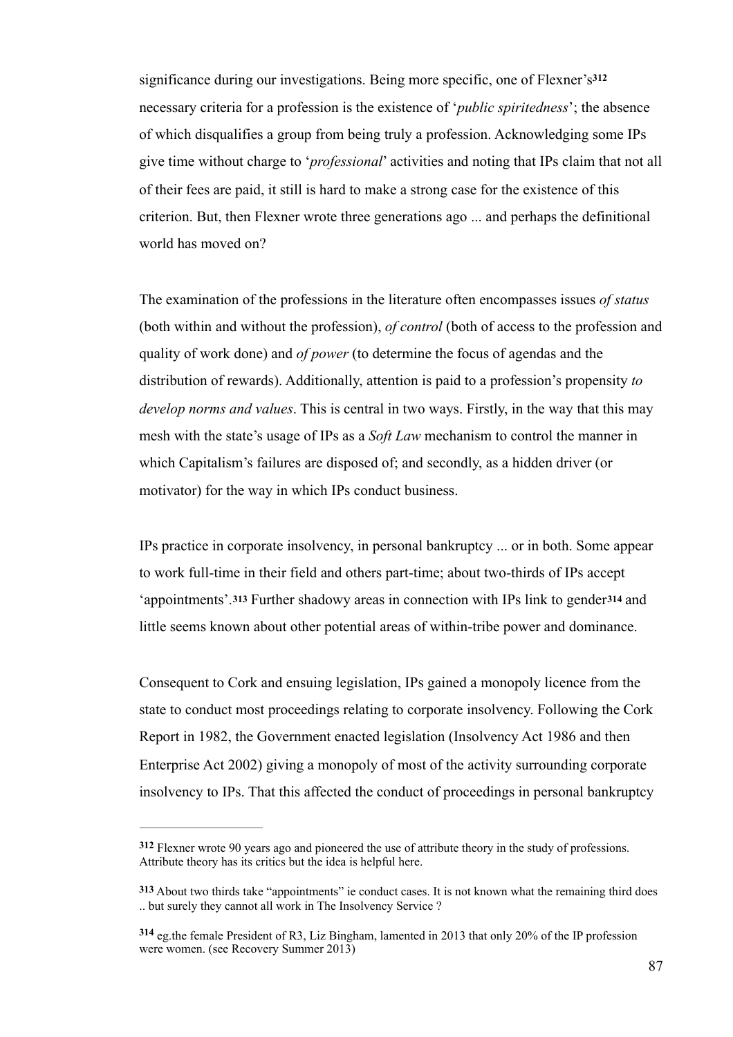significance during our investigations. Being more specific, one of Flexner's[312] necessary criteria for a profession is the existence of '*public spiritedness*'; the absence of which disqualifies a group from being truly a profession. Acknowledging some IPs give time without charge to '*professional*' activities and noting that IPs claim that not all of their fees are paid, it still is hard to make a strong case for the existence of this criterion. But, then Flexner wrote three generations ago ... and perhaps the definitional world has moved on?

The examination of the professions in the literature often encompasses issues *of status* (both within and without the profession), *of control* (both of access to the profession and quality of work done) and *of power* (to determine the focus of agendas and the distribution of rewards). Additionally, attention is paid to a profession's propensity *to develop norms and values*. This is central in two ways. Firstly, in the way that this may mesh with the state's usage of IPs as a *Soft Law* mechanism to control the manner in which Capitalism's failures are disposed of; and secondly, as a hidden driver (or motivator) for the way in which IPs conduct business.

IPs practice in corporate insolvency, in personal bankruptcy ... or in both. Some appear to work full-time in their field and others part-time; about two-thirds of IPs accept 'appointments'.[313] Further shadowy areas in connection with IPs link to gender[314] and little seems known about other potential areas of within-tribe power and dominance.

Consequent to Cork and ensuing legislation, IPs gained a monopoly licence from the state to conduct most proceedings relating to corporate insolvency. Following the Cork Report in 1982, the Government enacted legislation (Insolvency Act 1986 and then Enterprise Act 2002) giving a monopoly of most of the activity surrounding corporate insolvency to IPs. That this affected the conduct of proceedings in personal bankruptcy

---

[312] Flexner wrote 90 years ago and pioneered the use of attribute theory in the study of professions. Attribute theory has its critics but the idea is helpful here.

[313] About two thirds take "appointments" ie conduct cases. It is not known what the remaining third does .. but surely they cannot all work in The Insolvency Service ?

[314] eg.the female President of R3, Liz Bingham, lamented in 2013 that only 20% of the IP profession were women. (see Recovery Summer 2013)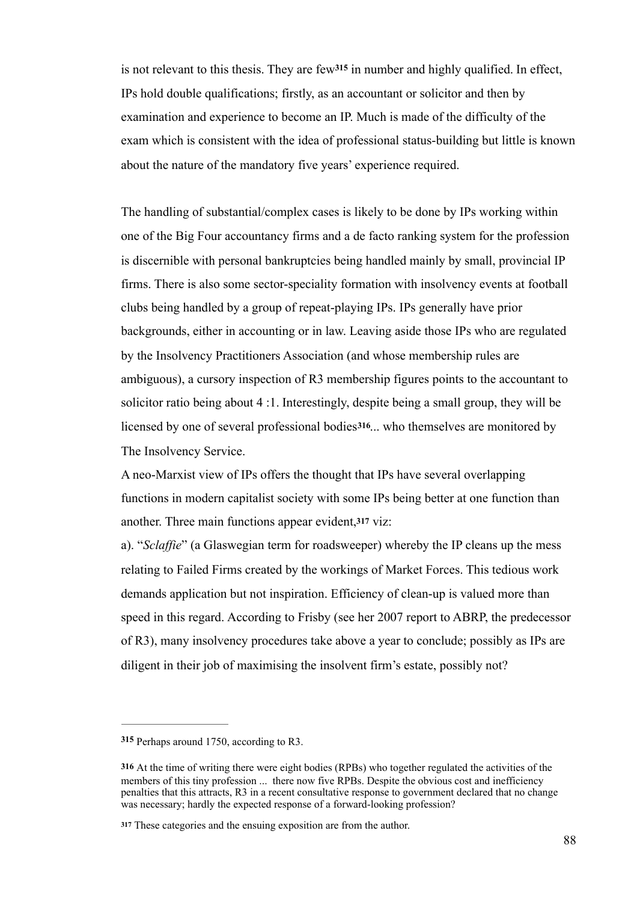is not relevant to this thesis. They are few[315] in number and highly qualified. In effect, IPs hold double qualifications; firstly, as an accountant or solicitor and then by examination and experience to become an IP. Much is made of the difficulty of the exam which is consistent with the idea of professional status-building but little is known about the nature of the mandatory five years' experience required.

The handling of substantial/complex cases is likely to be done by IPs working within one of the Big Four accountancy firms and a de facto ranking system for the profession is discernible with personal bankruptcies being handled mainly by small, provincial IP firms. There is also some sector-speciality formation with insolvency events at football clubs being handled by a group of repeat-playing IPs. IPs generally have prior backgrounds, either in accounting or in law. Leaving aside those IPs who are regulated by the Insolvency Practitioners Association (and whose membership rules are ambiguous), a cursory inspection of R3 membership figures points to the accountant to solicitor ratio being about 4 :1. Interestingly, despite being a small group, they will be licensed by one of several professional bodies[316]... who themselves are monitored by The Insolvency Service.

A neo-Marxist view of IPs offers the thought that IPs have several overlapping functions in modern capitalist society with some IPs being better at one function than another. Three main functions appear evident,[317] viz:

a). "*Sclaffie*" (a Glaswegian term for roadsweeper) whereby the IP cleans up the mess relating to Failed Firms created by the workings of Market Forces. This tedious work demands application but not inspiration. Efficiency of clean-up is valued more than speed in this regard. According to Frisby (see her 2007 report to ABRP, the predecessor of R3), many insolvency procedures take above a year to conclude; possibly as IPs are diligent in their job of maximising the insolvent firm's estate, possibly not?

---

[315] Perhaps around 1750, according to R3.

[316] At the time of writing there were eight bodies (RPBs) who together regulated the activities of the members of this tiny profession ... there now five RPBs. Despite the obvious cost and inefficiency penalties that this attracts, R3 in a recent consultative response to government declared that no change was necessary; hardly the expected response of a forward-looking profession?

[317] These categories and the ensuing exposition are from the author.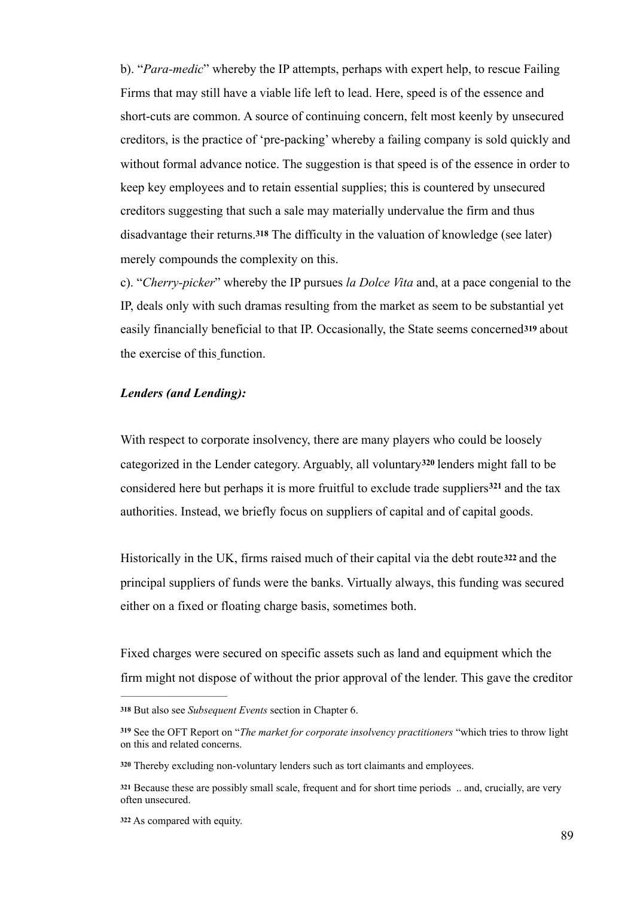b). "*Para-medic*" whereby the IP attempts, perhaps with expert help, to rescue Failing Firms that may still have a viable life left to lead. Here, speed is of the essence and short-cuts are common. A source of continuing concern, felt most keenly by unsecured creditors, is the practice of 'pre-packing' whereby a failing company is sold quickly and without formal advance notice. The suggestion is that speed is of the essence in order to keep key employees and to retain essential supplies; this is countered by unsecured creditors suggesting that such a sale may materially undervalue the firm and thus disadvantage their returns.[318] The difficulty in the valuation of knowledge (see later) merely compounds the complexity on this.

c). "*Cherry-picker*" whereby the IP pursues *la Dolce Vita* and, at a pace congenial to the IP, deals only with such dramas resulting from the market as seem to be substantial yet easily financially beneficial to that IP. Occasionally, the State seems concerned[319] about the exercise of this function.

***Lenders (and Lending):***

With respect to corporate insolvency, there are many players who could be loosely categorized in the Lender category. Arguably, all voluntary[320] lenders might fall to be considered here but perhaps it is more fruitful to exclude trade suppliers[321] and the tax authorities. Instead, we briefly focus on suppliers of capital and of capital goods.

Historically in the UK, firms raised much of their capital via the debt route[322] and the principal suppliers of funds were the banks. Virtually always, this funding was secured either on a fixed or floating charge basis, sometimes both.

Fixed charges were secured on specific assets such as land and equipment which the firm might not dispose of without the prior approval of the lender. This gave the creditor

---

[318] But also see *Subsequent Events* section in Chapter 6.

[319] See the OFT Report on "*The market for corporate insolvency practitioners* "which tries to throw light on this and related concerns.

[320] Thereby excluding non-voluntary lenders such as tort claimants and employees.

[321] Because these are possibly small scale, frequent and for short time periods .. and, crucially, are very often unsecured.

[322] As compared with equity.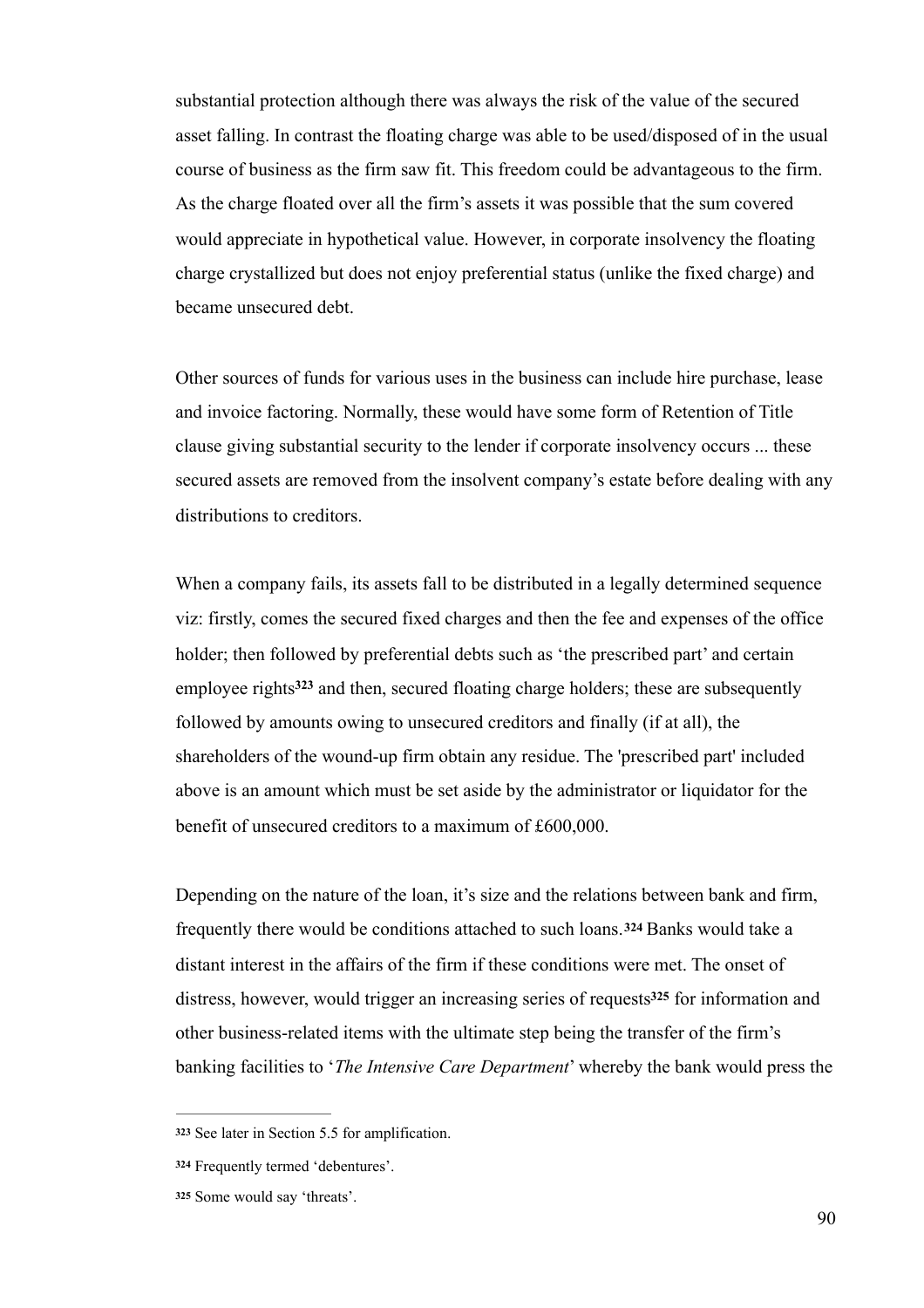substantial protection although there was always the risk of the value of the secured asset falling. In contrast the floating charge was able to be used/disposed of in the usual course of business as the firm saw fit. This freedom could be advantageous to the firm. As the charge floated over all the firm's assets it was possible that the sum covered would appreciate in hypothetical value. However, in corporate insolvency the floating charge crystallized but does not enjoy preferential status (unlike the fixed charge) and became unsecured debt.

Other sources of funds for various uses in the business can include hire purchase, lease and invoice factoring. Normally, these would have some form of Retention of Title clause giving substantial security to the lender if corporate insolvency occurs ... these secured assets are removed from the insolvent company's estate before dealing with any distributions to creditors.

When a company fails, its assets fall to be distributed in a legally determined sequence viz: firstly, comes the secured fixed charges and then the fee and expenses of the office holder; then followed by preferential debts such as 'the prescribed part' and certain employee rights[323] and then, secured floating charge holders; these are subsequently followed by amounts owing to unsecured creditors and finally (if at all), the shareholders of the wound-up firm obtain any residue. The 'prescribed part' included above is an amount which must be set aside by the administrator or liquidator for the benefit of unsecured creditors to a maximum of £600,000.

Depending on the nature of the loan, it's size and the relations between bank and firm, frequently there would be conditions attached to such loans.[324] Banks would take a distant interest in the affairs of the firm if these conditions were met. The onset of distress, however, would trigger an increasing series of requests[325] for information and other business-related items with the ultimate step being the transfer of the firm's banking facilities to '*The Intensive Care Department*' whereby the bank would press the

[323] See later in Section 5.5 for amplification.

[324] Frequently termed 'debentures'.

[325] Some would say 'threats'.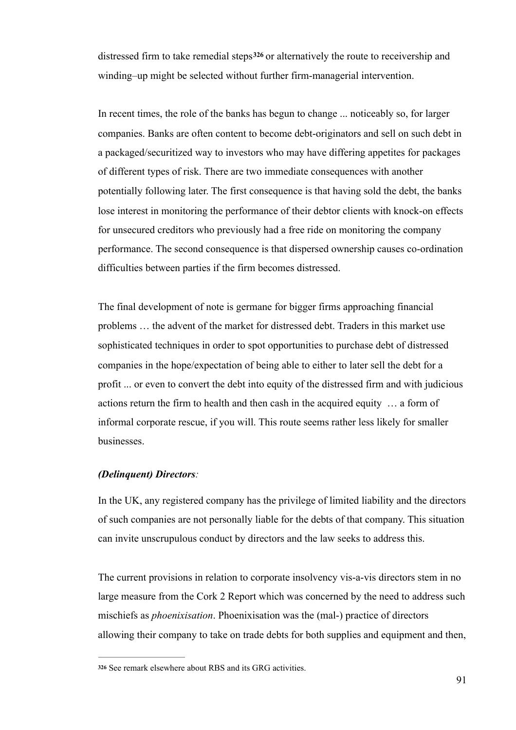distressed firm to take remedial steps[326] or alternatively the route to receivership and winding–up might be selected without further firm-managerial intervention.

In recent times, the role of the banks has begun to change ... noticeably so, for larger companies. Banks are often content to become debt-originators and sell on such debt in a packaged/securitized way to investors who may have differing appetites for packages of different types of risk. There are two immediate consequences with another potentially following later. The first consequence is that having sold the debt, the banks lose interest in monitoring the performance of their debtor clients with knock-on effects for unsecured creditors who previously had a free ride on monitoring the company performance. The second consequence is that dispersed ownership causes co-ordination difficulties between parties if the firm becomes distressed.

The final development of note is germane for bigger firms approaching financial problems … the advent of the market for distressed debt. Traders in this market use sophisticated techniques in order to spot opportunities to purchase debt of distressed companies in the hope/expectation of being able to either to later sell the debt for a profit ... or even to convert the debt into equity of the distressed firm and with judicious actions return the firm to health and then cash in the acquired equity … a form of informal corporate rescue, if you will. This route seems rather less likely for smaller businesses.

***(Delinquent) Directors****:*

In the UK, any registered company has the privilege of limited liability and the directors of such companies are not personally liable for the debts of that company. This situation can invite unscrupulous conduct by directors and the law seeks to address this.

The current provisions in relation to corporate insolvency vis-a-vis directors stem in no large measure from the Cork 2 Report which was concerned by the need to address such mischiefs as *phoenixisation*. Phoenixisation was the (mal-) practice of directors allowing their company to take on trade debts for both supplies and equipment and then,

---

[326] See remark elsewhere about RBS and its GRG activities.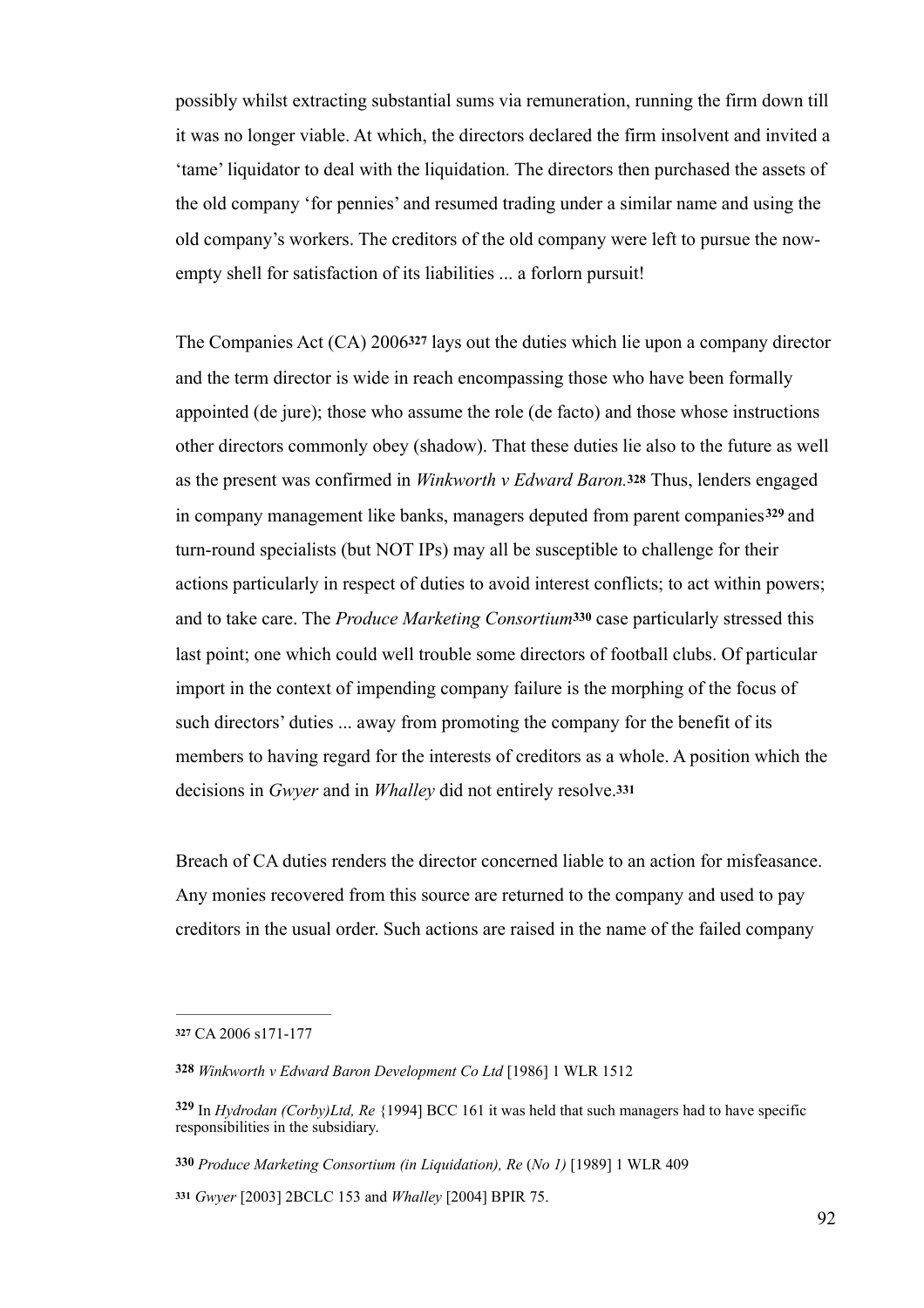possibly whilst extracting substantial sums via remuneration, running the firm down till it was no longer viable. At which, the directors declared the firm insolvent and invited a 'tame' liquidator to deal with the liquidation. The directors then purchased the assets of the old company 'for pennies' and resumed trading under a similar name and using the old company's workers. The creditors of the old company were left to pursue the now-empty shell for satisfaction of its liabilities ... a forlorn pursuit!

The Companies Act (CA) 2006[327] lays out the duties which lie upon a company director and the term director is wide in reach encompassing those who have been formally appointed (de jure); those who assume the role (de facto) and those whose instructions other directors commonly obey (shadow). That these duties lie also to the future as well as the present was confirmed in *Winkworth v Edward Baron.*[328] Thus, lenders engaged in company management like banks, managers deputed from parent companies[329] and turn-round specialists (but NOT IPs) may all be susceptible to challenge for their actions particularly in respect of duties to avoid interest conflicts; to act within powers; and to take care. The *Produce Marketing Consortium*[330] case particularly stressed this last point; one which could well trouble some directors of football clubs. Of particular import in the context of impending company failure is the morphing of the focus of such directors' duties ... away from promoting the company for the benefit of its members to having regard for the interests of creditors as a whole. A position which the decisions in *Gwyer* and in *Whalley* did not entirely resolve.[331]

Breach of CA duties renders the director concerned liable to an action for misfeasance. Any monies recovered from this source are returned to the company and used to pay creditors in the usual order. Such actions are raised in the name of the failed company

---

[327] CA 2006 s171-177

[328] *Winkworth v Edward Baron Development Co Ltd* [1986] 1 WLR 1512

[329] In *Hydrodan (Corby)Ltd, Re* {1994] BCC 161 it was held that such managers had to have specific responsibilities in the subsidiary.

[330] *Produce Marketing Consortium (in Liquidation), Re* (*No 1)* [1989] 1 WLR 409

[331] *Gwyer* [2003] 2BCLC 153 and *Whalley* [2004] BPIR 75.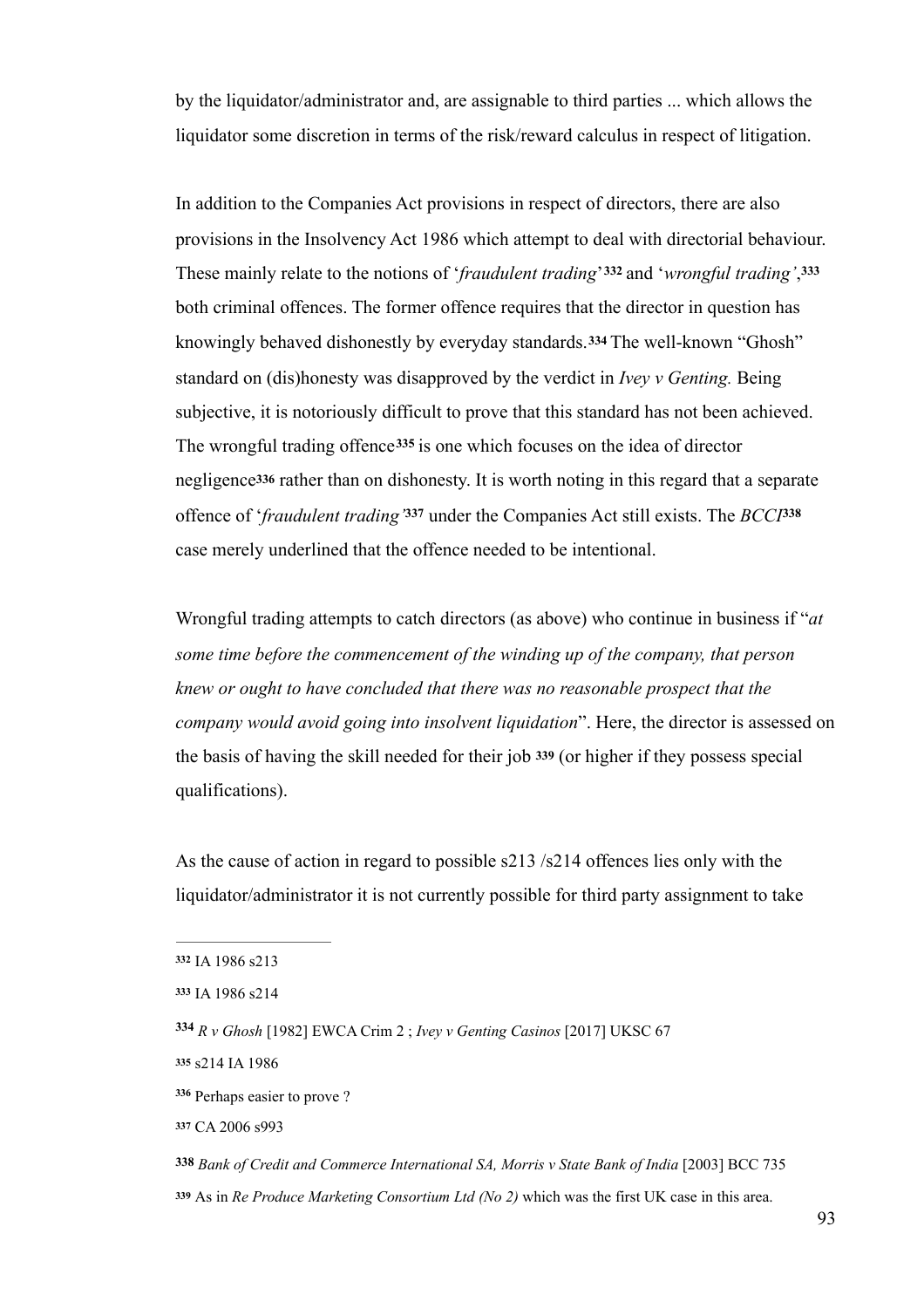by the liquidator/administrator and, are assignable to third parties ... which allows the liquidator some discretion in terms of the risk/reward calculus in respect of litigation.

In addition to the Companies Act provisions in respect of directors, there are also provisions in the Insolvency Act 1986 which attempt to deal with directorial behaviour. These mainly relate to the notions of '*fraudulent trading*'[332] and '*wrongful trading'*,[333] both criminal offences. The former offence requires that the director in question has knowingly behaved dishonestly by everyday standards.[334] The well-known "Ghosh" standard on (dis)honesty was disapproved by the verdict in *Ivey v Genting.* Being subjective, it is notoriously difficult to prove that this standard has not been achieved. The wrongful trading offence[335] is one which focuses on the idea of director negligence[336] rather than on dishonesty. It is worth noting in this regard that a separate offence of '*fraudulent trading'*[337] under the Companies Act still exists. The *BCCI*[338] case merely underlined that the offence needed to be intentional.

Wrongful trading attempts to catch directors (as above) who continue in business if "*at some time before the commencement of the winding up of the company, that person knew or ought to have concluded that there was no reasonable prospect that the company would avoid going into insolvent liquidation*". Here, the director is assessed on the basis of having the skill needed for their job [339] (or higher if they possess special qualifications).

As the cause of action in regard to possible s213 /s214 offences lies only with the liquidator/administrator it is not currently possible for third party assignment to take

---

[332] IA 1986 s213

[333] IA 1986 s214

[334] *R v Ghosh* [1982] EWCA Crim 2 ; *Ivey v Genting Casinos* [2017] UKSC 67

[335] s214 IA 1986

[336] Perhaps easier to prove ?

[337] CA 2006 s993

[338] *Bank of Credit and Commerce International SA, Morris v State Bank of India* [2003] BCC 735

[339] As in *Re Produce Marketing Consortium Ltd (No 2)* which was the first UK case in this area.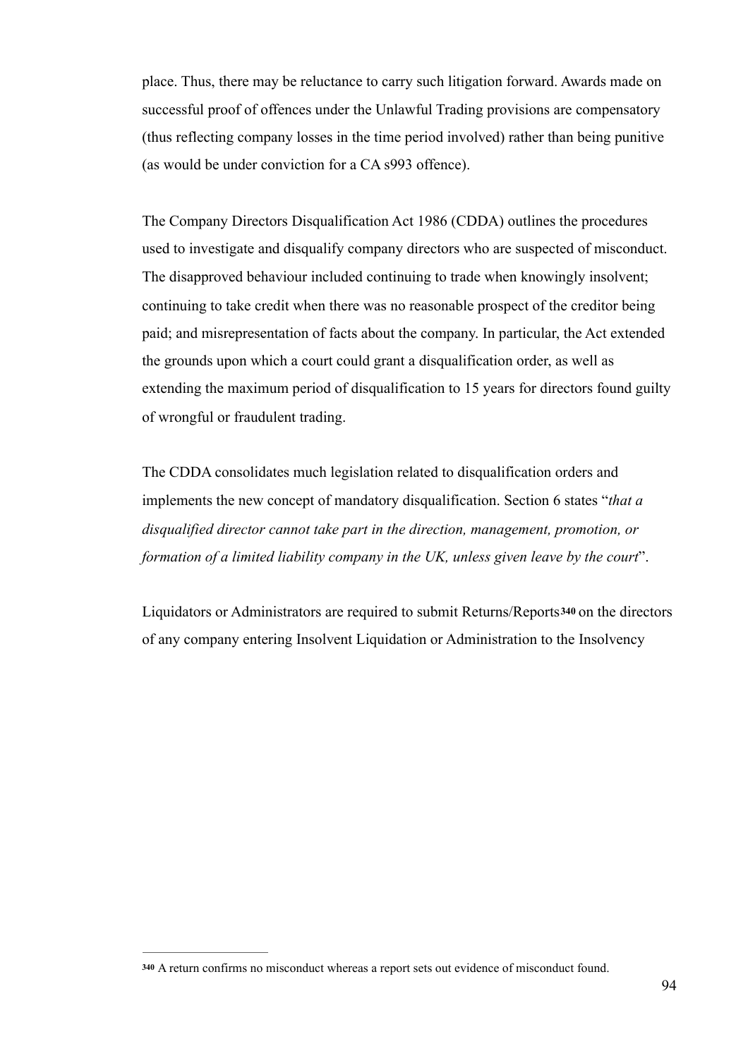place. Thus, there may be reluctance to carry such litigation forward. Awards made on successful proof of offences under the Unlawful Trading provisions are compensatory (thus reflecting company losses in the time period involved) rather than being punitive (as would be under conviction for a CA s993 offence).

The Company Directors Disqualification Act 1986 (CDDA) outlines the procedures used to investigate and disqualify company directors who are suspected of misconduct. The disapproved behaviour included continuing to trade when knowingly insolvent; continuing to take credit when there was no reasonable prospect of the creditor being paid; and misrepresentation of facts about the company. In particular, the Act extended the grounds upon which a court could grant a disqualification order, as well as extending the maximum period of disqualification to 15 years for directors found guilty of wrongful or fraudulent trading.

The CDDA consolidates much legislation related to disqualification orders and implements the new concept of mandatory disqualification. Section 6 states "*that a disqualified director cannot take part in the direction, management, promotion, or formation of a limited liability company in the UK, unless given leave by the court*".

Liquidators or Administrators are required to submit Returns/Reports[340] on the directors of any company entering Insolvent Liquidation or Administration to the Insolvency

[340] A return confirms no misconduct whereas a report sets out evidence of misconduct found.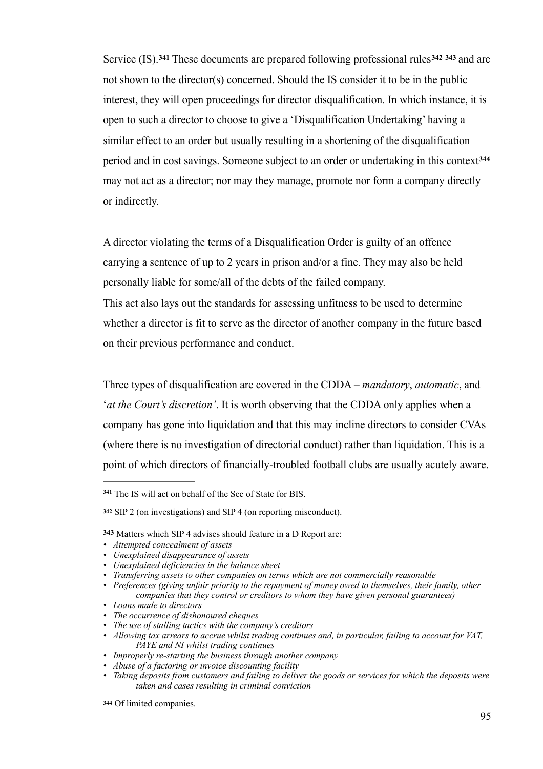Service (IS).[341] These documents are prepared following professional rules[342] [343] and are not shown to the director(s) concerned. Should the IS consider it to be in the public interest, they will open proceedings for director disqualification. In which instance, it is open to such a director to choose to give a 'Disqualification Undertaking' having a similar effect to an order but usually resulting in a shortening of the disqualification period and in cost savings. Someone subject to an order or undertaking in this context[344] may not act as a director; nor may they manage, promote nor form a company directly or indirectly.

A director violating the terms of a Disqualification Order is guilty of an offence carrying a sentence of up to 2 years in prison and/or a fine. They may also be held personally liable for some/all of the debts of the failed company.
This act also lays out the standards for assessing unfitness to be used to determine whether a director is fit to serve as the director of another company in the future based on their previous performance and conduct.

Three types of disqualification are covered in the CDDA – *mandatory*, *automatic*, and '*at the Court's discretion'*. It is worth observing that the CDDA only applies when a company has gone into liquidation and that this may incline directors to consider CVAs (where there is no investigation of directorial conduct) rather than liquidation. This is a point of which directors of financially-troubled football clubs are usually acutely aware.

---

[341] The IS will act on behalf of the Sec of State for BIS.

[342] SIP 2 (on investigations) and SIP 4 (on reporting misconduct).

[343] Matters which SIP 4 advises should feature in a D Report are:

- *Attempted concealment of assets*
- *Unexplained disappearance of assets*
- *Unexplained deficiencies in the balance sheet*
- *Transferring assets to other companies on terms which are not commercially reasonable*
- *Preferences (giving unfair priority to the repayment of money owed to themselves, their family, other companies that they control or creditors to whom they have given personal guarantees)*
- *Loans made to directors*
- *The occurrence of dishonoured cheques*
- *The use of stalling tactics with the company's creditors*
- *Allowing tax arrears to accrue whilst trading continues and, in particular, failing to account for VAT, PAYE and NI whilst trading continues*
- *Improperly re-starting the business through another company*
- *Abuse of a factoring or invoice discounting facility*
- *Taking deposits from customers and failing to deliver the goods or services for which the deposits were taken and cases resulting in criminal conviction*

[344] Of limited companies.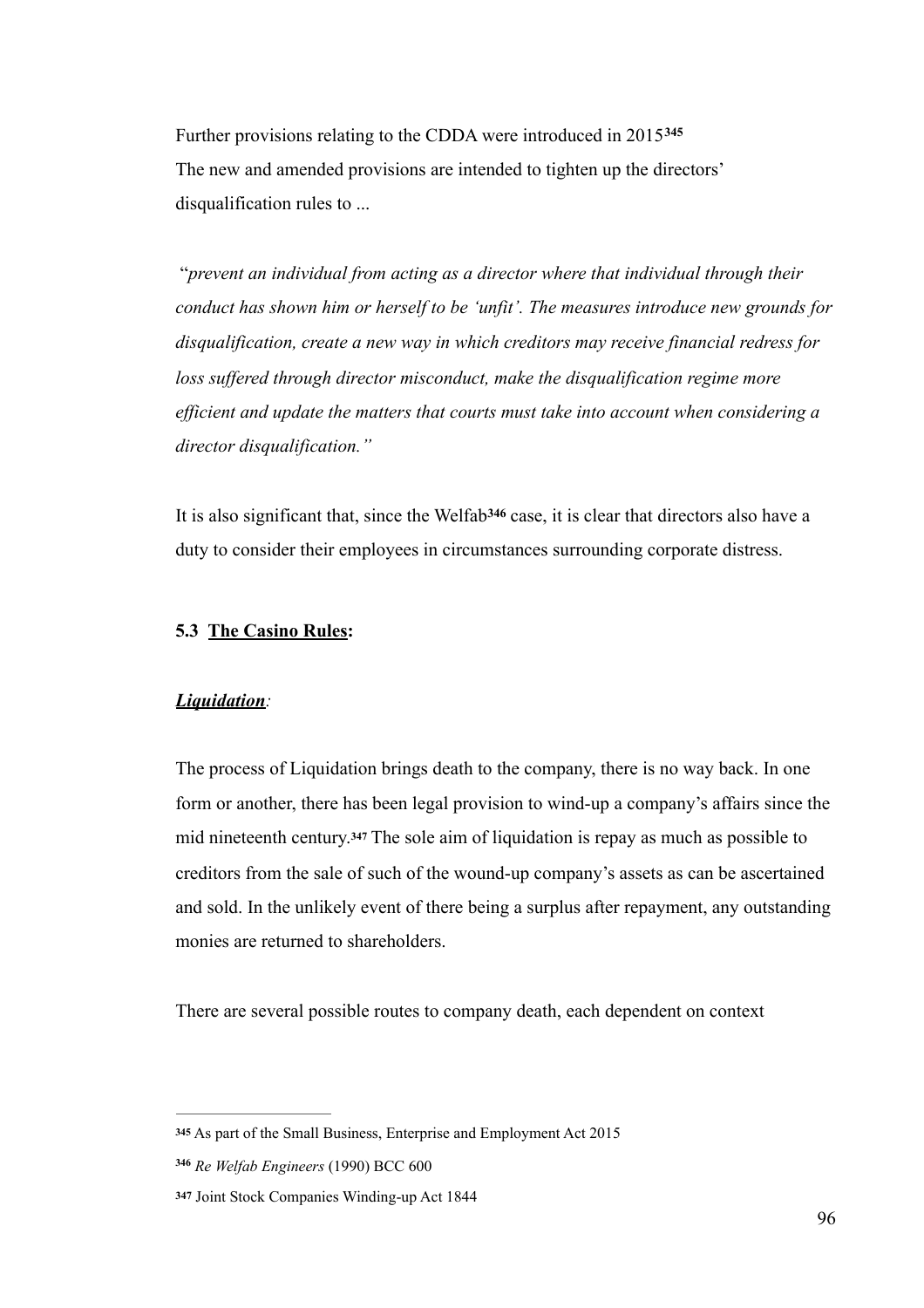Further provisions relating to the CDDA were introduced in 2015[345] The new and amended provisions are intended to tighten up the directors' disqualification rules to ...

"*prevent an individual from acting as a director where that individual through their conduct has shown him or herself to be 'unfit'. The measures introduce new grounds for disqualification, create a new way in which creditors may receive financial redress for loss suffered through director misconduct, make the disqualification regime more efficient and update the matters that courts must take into account when considering a director disqualification.*"

It is also significant that, since the Welfab[346] case, it is clear that directors also have a duty to consider their employees in circumstances surrounding corporate distress.

### 5.3 The Casino Rules:

***Liquidation***:

The process of Liquidation brings death to the company, there is no way back. In one form or another, there has been legal provision to wind-up a company's affairs since the mid nineteenth century.[347] The sole aim of liquidation is repay as much as possible to creditors from the sale of such of the wound-up company's assets as can be ascertained and sold. In the unlikely event of there being a surplus after repayment, any outstanding monies are returned to shareholders.

There are several possible routes to company death, each dependent on context

---

[345] As part of the Small Business, Enterprise and Employment Act 2015

[346] *Re Welfab Engineers* (1990) BCC 600

[347] Joint Stock Companies Winding-up Act 1844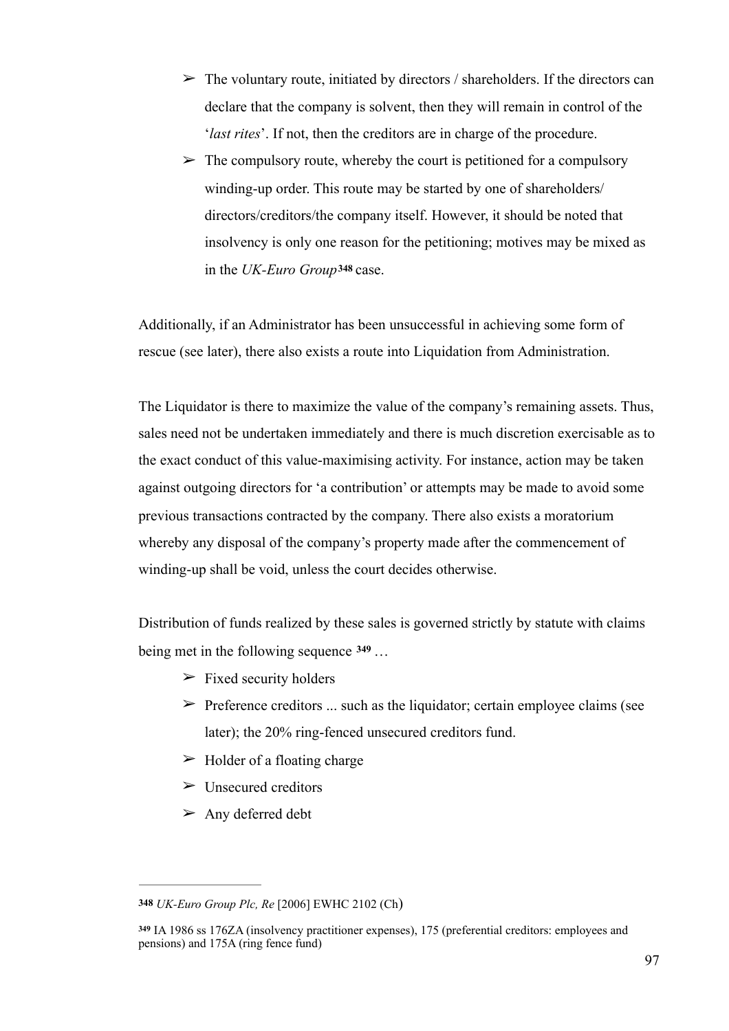- The voluntary route, initiated by directors / shareholders. If the directors can declare that the company is solvent, then they will remain in control of the '*last rites*'. If not, then the creditors are in charge of the procedure.
- The compulsory route, whereby the court is petitioned for a compulsory winding-up order. This route may be started by one of shareholders/ directors/creditors/the company itself. However, it should be noted that insolvency is only one reason for the petitioning; motives may be mixed as in the *UK-Euro Group*[348] case.

Additionally, if an Administrator has been unsuccessful in achieving some form of rescue (see later), there also exists a route into Liquidation from Administration.

The Liquidator is there to maximize the value of the company's remaining assets. Thus, sales need not be undertaken immediately and there is much discretion exercisable as to the exact conduct of this value-maximising activity. For instance, action may be taken against outgoing directors for 'a contribution' or attempts may be made to avoid some previous transactions contracted by the company. There also exists a moratorium whereby any disposal of the company's property made after the commencement of winding-up shall be void, unless the court decides otherwise.

Distribution of funds realized by these sales is governed strictly by statute with claims being met in the following sequence [349] …

- Fixed security holders
- Preference creditors ... such as the liquidator; certain employee claims (see later); the 20% ring-fenced unsecured creditors fund.
- Holder of a floating charge
- Unsecured creditors
- Any deferred debt

---

[348] *UK-Euro Group Plc, Re* [2006] EWHC 2102 (Ch)

[349] IA 1986 ss 176ZA (insolvency practitioner expenses), 175 (preferential creditors: employees and pensions) and 175A (ring fence fund)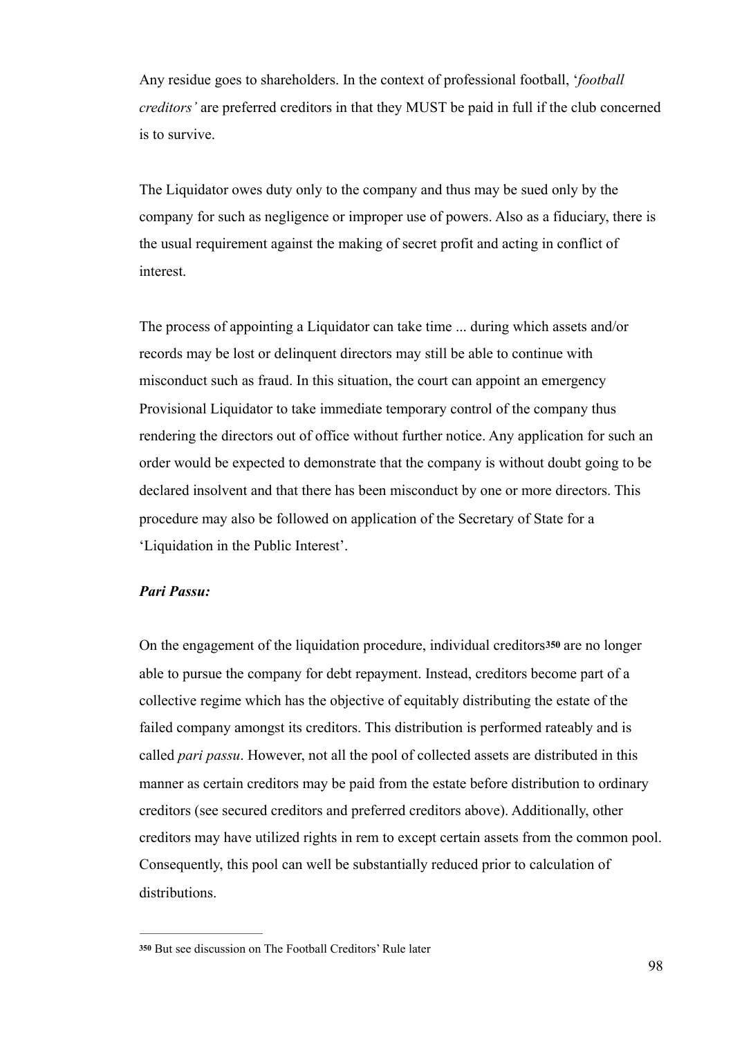Any residue goes to shareholders. In the context of professional football, '*football creditors'* are preferred creditors in that they MUST be paid in full if the club concerned is to survive.

The Liquidator owes duty only to the company and thus may be sued only by the company for such as negligence or improper use of powers. Also as a fiduciary, there is the usual requirement against the making of secret profit and acting in conflict of interest.

The process of appointing a Liquidator can take time ... during which assets and/or records may be lost or delinquent directors may still be able to continue with misconduct such as fraud. In this situation, the court can appoint an emergency Provisional Liquidator to take immediate temporary control of the company thus rendering the directors out of office without further notice. Any application for such an order would be expected to demonstrate that the company is without doubt going to be declared insolvent and that there has been misconduct by one or more directors. This procedure may also be followed on application of the Secretary of State for a 'Liquidation in the Public Interest'.

***Pari Passu:***

On the engagement of the liquidation procedure, individual creditors[350] are no longer able to pursue the company for debt repayment. Instead, creditors become part of a collective regime which has the objective of equitably distributing the estate of the failed company amongst its creditors. This distribution is performed rateably and is called *pari passu*. However, not all the pool of collected assets are distributed in this manner as certain creditors may be paid from the estate before distribution to ordinary creditors (see secured creditors and preferred creditors above). Additionally, other creditors may have utilized rights in rem to except certain assets from the common pool. Consequently, this pool can well be substantially reduced prior to calculation of distributions.

---

[350] But see discussion on The Football Creditors' Rule later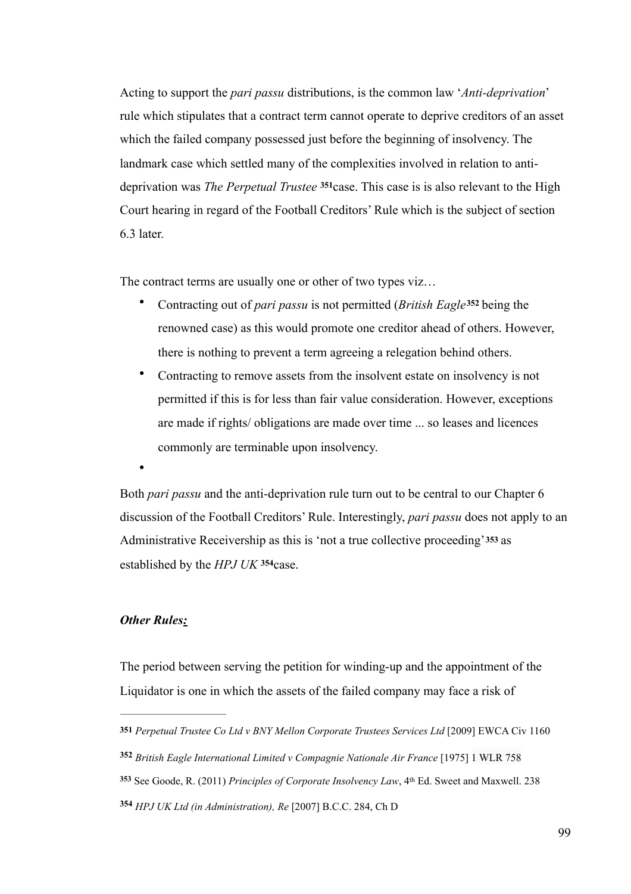Acting to support the *pari passu* distributions, is the common law '*Anti-deprivation*' rule which stipulates that a contract term cannot operate to deprive creditors of an asset which the failed company possessed just before the beginning of insolvency. The landmark case which settled many of the complexities involved in relation to anti-deprivation was *The Perpetual Trustee* [351]case. This case is is also relevant to the High Court hearing in regard of the Football Creditors' Rule which is the subject of section 6.3 later.

The contract terms are usually one or other of two types viz…

- Contracting out of *pari passu* is not permitted (*British Eagle*[352] being the renowned case) as this would promote one creditor ahead of others. However, there is nothing to prevent a term agreeing a relegation behind others.
- Contracting to remove assets from the insolvent estate on insolvency is not permitted if this is for less than fair value consideration. However, exceptions are made if rights/ obligations are made over time ... so leases and licences commonly are terminable upon insolvency.
-

Both *pari passu* and the anti-deprivation rule turn out to be central to our Chapter 6 discussion of the Football Creditors' Rule. Interestingly, *pari passu* does not apply to an Administrative Receivership as this is 'not a true collective proceeding'[353] as established by the *HPJ UK* [354]case.

***Other Rules:***

The period between serving the petition for winding-up and the appointment of the Liquidator is one in which the assets of the failed company may face a risk of

---

[351] *Perpetual Trustee Co Ltd v BNY Mellon Corporate Trustees Services Ltd* [2009] EWCA Civ 1160

[352] *British Eagle International Limited v Compagnie Nationale Air France* [1975] 1 WLR 758

[353] See Goode, R. (2011) *Principles of Corporate Insolvency Law*, 4th Ed. Sweet and Maxwell. 238

[354] *HPJ UK Ltd (in Administration), Re* [2007] B.C.C. 284, Ch D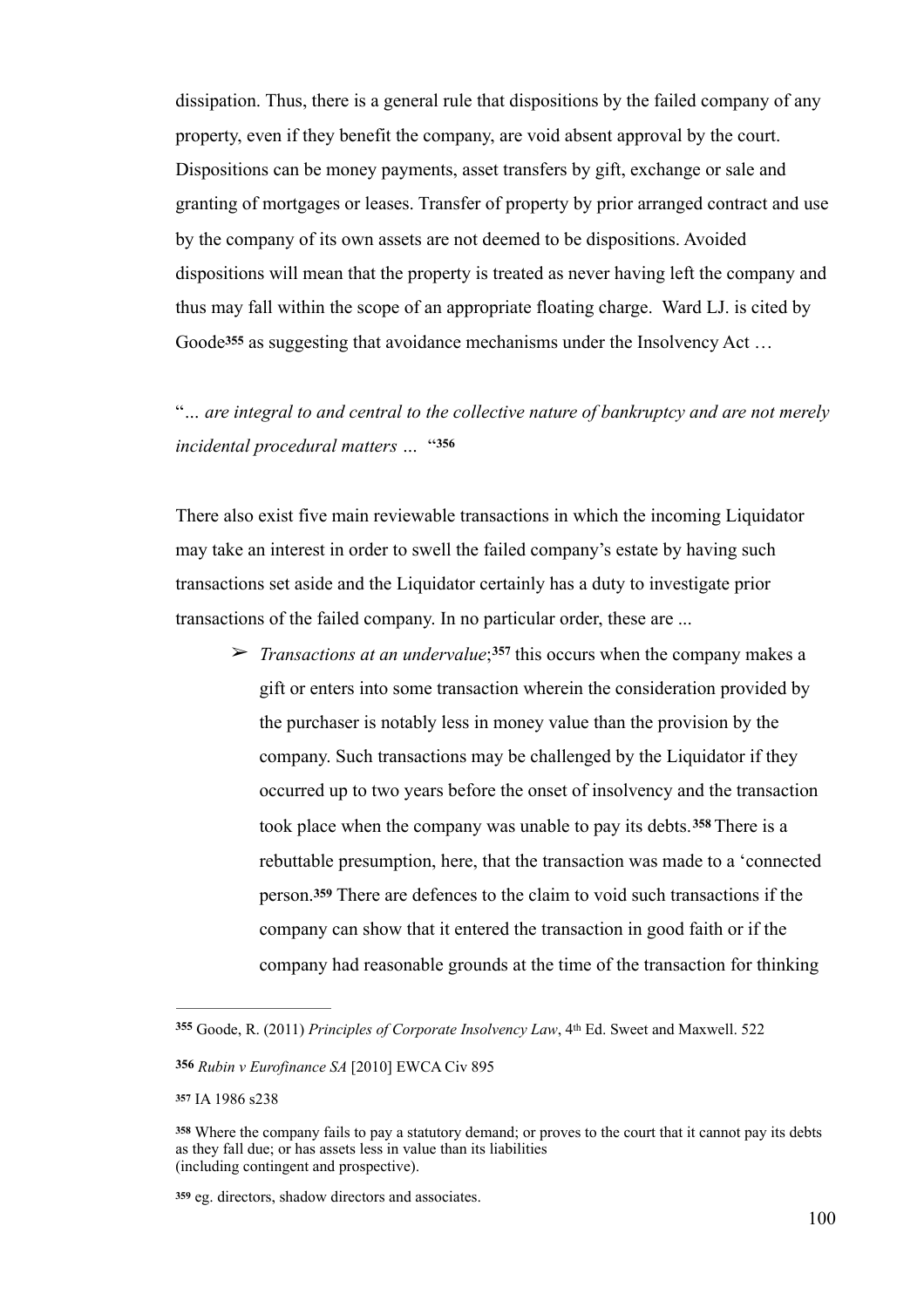dissipation. Thus, there is a general rule that dispositions by the failed company of any property, even if they benefit the company, are void absent approval by the court. Dispositions can be money payments, asset transfers by gift, exchange or sale and granting of mortgages or leases. Transfer of property by prior arranged contract and use by the company of its own assets are not deemed to be dispositions. Avoided dispositions will mean that the property is treated as never having left the company and thus may fall within the scope of an appropriate floating charge. Ward LJ. is cited by Goode[355] as suggesting that avoidance mechanisms under the Insolvency Act …

"*… are integral to and central to the collective nature of bankruptcy and are not merely incidental procedural matters …* "[356]

There also exist five main reviewable transactions in which the incoming Liquidator may take an interest in order to swell the failed company's estate by having such transactions set aside and the Liquidator certainly has a duty to investigate prior transactions of the failed company. In no particular order, these are ...

- *Transactions at an undervalue*;[357] this occurs when the company makes a gift or enters into some transaction wherein the consideration provided by the purchaser is notably less in money value than the provision by the company. Such transactions may be challenged by the Liquidator if they occurred up to two years before the onset of insolvency and the transaction took place when the company was unable to pay its debts.[358] There is a rebuttable presumption, here, that the transaction was made to a 'connected person.[359] There are defences to the claim to void such transactions if the company can show that it entered the transaction in good faith or if the company had reasonable grounds at the time of the transaction for thinking

---

[355] Goode, R. (2011) *Principles of Corporate Insolvency Law*, 4th Ed. Sweet and Maxwell. 522

[356] *Rubin v Eurofinance SA* [2010] EWCA Civ 895

[357] IA 1986 s238

[358] Where the company fails to pay a statutory demand; or proves to the court that it cannot pay its debts as they fall due; or has assets less in value than its liabilities (including contingent and prospective).

[359] eg. directors, shadow directors and associates.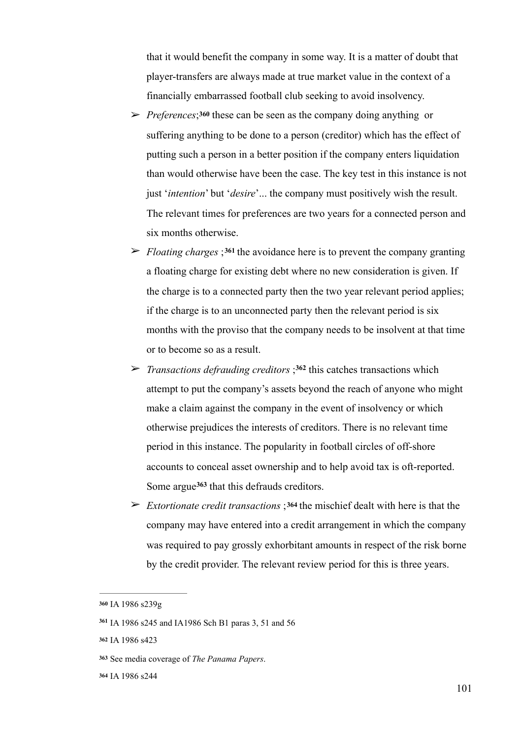that it would benefit the company in some way. It is a matter of doubt that player-transfers are always made at true market value in the context of a financially embarrassed football club seeking to avoid insolvency.

- *Preferences*;[360] these can be seen as the company doing anything or suffering anything to be done to a person (creditor) which has the effect of putting such a person in a better position if the company enters liquidation than would otherwise have been the case. The key test in this instance is not just '*intention*' but '*desire*'... the company must positively wish the result. The relevant times for preferences are two years for a connected person and six months otherwise.
- *Floating charges* ;[361] the avoidance here is to prevent the company granting a floating charge for existing debt where no new consideration is given. If the charge is to a connected party then the two year relevant period applies; if the charge is to an unconnected party then the relevant period is six months with the proviso that the company needs to be insolvent at that time or to become so as a result.
- *Transactions defrauding creditors* ;[362] this catches transactions which attempt to put the company's assets beyond the reach of anyone who might make a claim against the company in the event of insolvency or which otherwise prejudices the interests of creditors. There is no relevant time period in this instance. The popularity in football circles of off-shore accounts to conceal asset ownership and to help avoid tax is oft-reported. Some argue[363] that this defrauds creditors.
- *Extortionate credit transactions* ;[364] the mischief dealt with here is that the company may have entered into a credit arrangement in which the company was required to pay grossly exhorbitant amounts in respect of the risk borne by the credit provider. The relevant review period for this is three years.

---

[360] IA 1986 s239g

[361] IA 1986 s245 and IA1986 Sch B1 paras 3, 51 and 56

[362] IA 1986 s423

[363] See media coverage of *The Panama Papers*.

[364] IA 1986 s244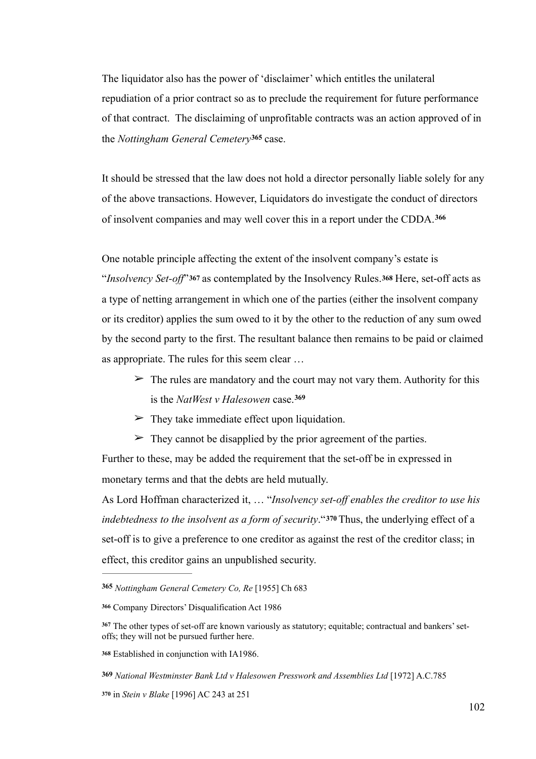The liquidator also has the power of 'disclaimer' which entitles the unilateral repudiation of a prior contract so as to preclude the requirement for future performance of that contract. The disclaiming of unprofitable contracts was an action approved of in the *Nottingham General Cemetery*[365] case.

It should be stressed that the law does not hold a director personally liable solely for any of the above transactions. However, Liquidators do investigate the conduct of directors of insolvent companies and may well cover this in a report under the CDDA.[366]

One notable principle affecting the extent of the insolvent company's estate is "*Insolvency Set-off*"[367] as contemplated by the Insolvency Rules.[368] Here, set-off acts as a type of netting arrangement in which one of the parties (either the insolvent company or its creditor) applies the sum owed to it by the other to the reduction of any sum owed by the second party to the first. The resultant balance then remains to be paid or claimed as appropriate. The rules for this seem clear …

- ➢ The rules are mandatory and the court may not vary them. Authority for this is the *NatWest v Halesowen* case.[369]
- ➢ They take immediate effect upon liquidation.
- ➢ They cannot be disapplied by the prior agreement of the parties.

Further to these, may be added the requirement that the set-off be in expressed in monetary terms and that the debts are held mutually.

As Lord Hoffman characterized it, … "*Insolvency set-off enables the creditor to use his indebtedness to the insolvent as a form of security*."[370] Thus, the underlying effect of a set-off is to give a preference to one creditor as against the rest of the creditor class; in effect, this creditor gains an unpublished security.

---

[365] *Nottingham General Cemetery Co, Re* [1955] Ch 683

[366] Company Directors' Disqualification Act 1986

[367] The other types of set-off are known variously as statutory; equitable; contractual and bankers' set-offs; they will not be pursued further here.

[368] Established in conjunction with IA1986.

[369] *National Westminster Bank Ltd v Halesowen Presswork and Assemblies Ltd* [1972] A.C.785

[370] in *Stein v Blake* [1996] AC 243 at 251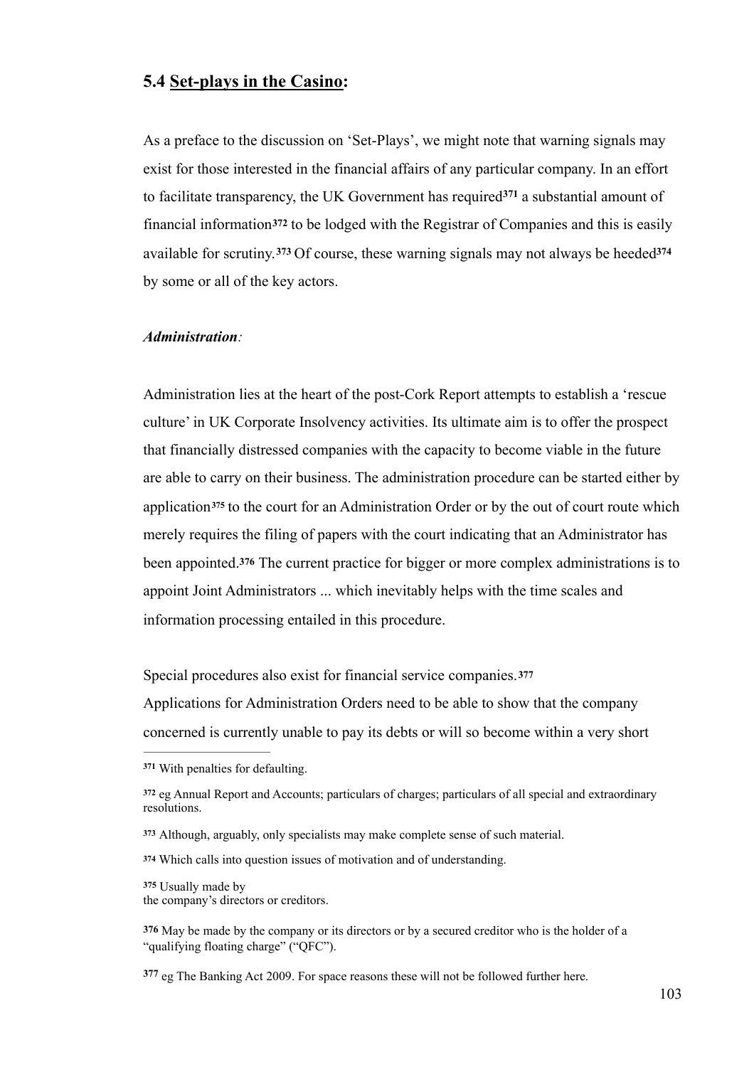## 5.4 Set-plays in the Casino:

As a preface to the discussion on 'Set-Plays', we might note that warning signals may exist for those interested in the financial affairs of any particular company. In an effort to facilitate transparency, the UK Government has required[371] a substantial amount of financial information[372] to be lodged with the Registrar of Companies and this is easily available for scrutiny.[373] Of course, these warning signals may not always be heeded[374] by some or all of the key actors.

***Administration:***

Administration lies at the heart of the post-Cork Report attempts to establish a 'rescue culture' in UK Corporate Insolvency activities. Its ultimate aim is to offer the prospect that financially distressed companies with the capacity to become viable in the future are able to carry on their business. The administration procedure can be started either by application[375] to the court for an Administration Order or by the out of court route which merely requires the filing of papers with the court indicating that an Administrator has been appointed.[376] The current practice for bigger or more complex administrations is to appoint Joint Administrators ... which inevitably helps with the time scales and information processing entailed in this procedure.

Special procedures also exist for financial service companies.[377]
Applications for Administration Orders need to be able to show that the company concerned is currently unable to pay its debts or will so become within a very short

---

[371] With penalties for defaulting.

[372] eg Annual Report and Accounts; particulars of charges; particulars of all special and extraordinary resolutions.

[373] Although, arguably, only specialists may make complete sense of such material.

[374] Which calls into question issues of motivation and of understanding.

[375] Usually made by the company's directors or creditors.

[376] May be made by the company or its directors or by a secured creditor who is the holder of a "qualifying floating charge" ("QFC").

[377] eg The Banking Act 2009. For space reasons these will not be followed further here.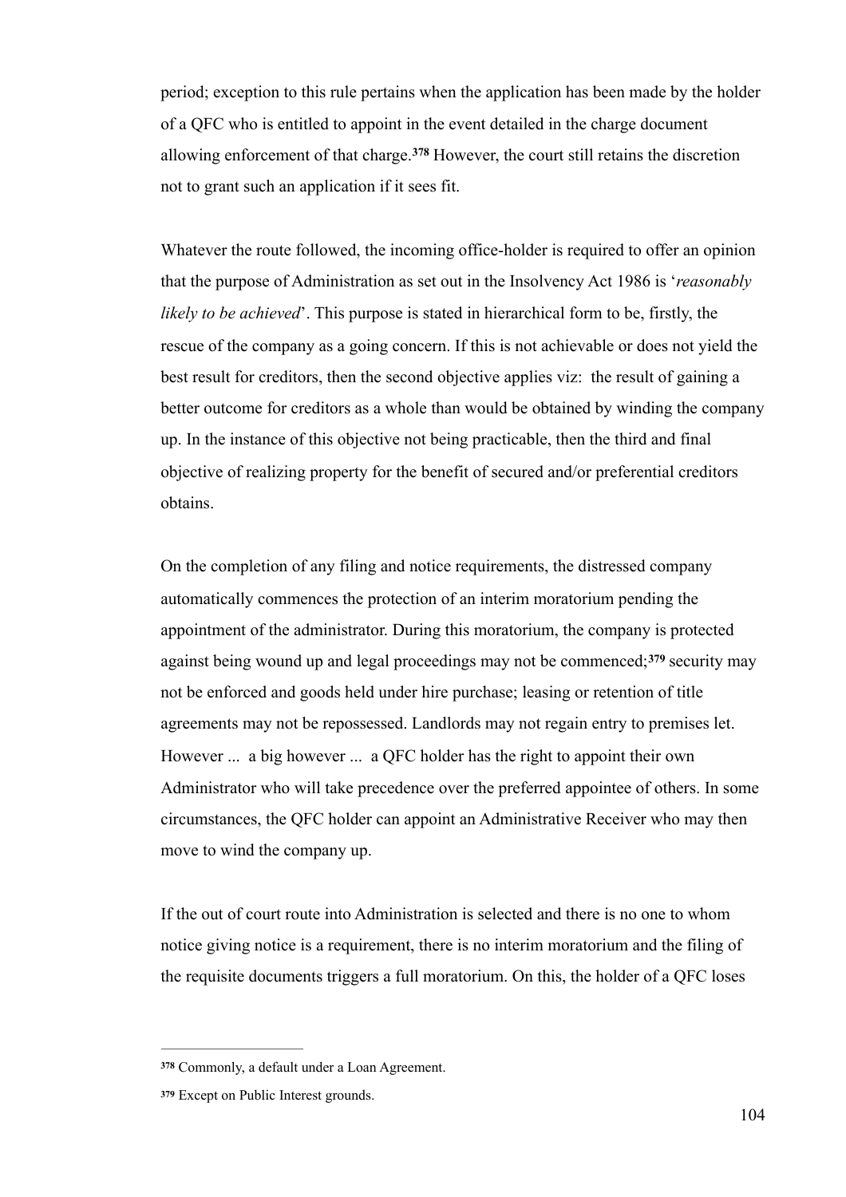period; exception to this rule pertains when the application has been made by the holder of a QFC who is entitled to appoint in the event detailed in the charge document allowing enforcement of that charge.[378] However, the court still retains the discretion not to grant such an application if it sees fit.

Whatever the route followed, the incoming office-holder is required to offer an opinion that the purpose of Administration as set out in the Insolvency Act 1986 is '*reasonably likely to be achieved*'. This purpose is stated in hierarchical form to be, firstly, the rescue of the company as a going concern. If this is not achievable or does not yield the best result for creditors, then the second objective applies viz: the result of gaining a better outcome for creditors as a whole than would be obtained by winding the company up. In the instance of this objective not being practicable, then the third and final objective of realizing property for the benefit of secured and/or preferential creditors obtains.

On the completion of any filing and notice requirements, the distressed company automatically commences the protection of an interim moratorium pending the appointment of the administrator. During this moratorium, the company is protected against being wound up and legal proceedings may not be commenced;[379] security may not be enforced and goods held under hire purchase; leasing or retention of title agreements may not be repossessed. Landlords may not regain entry to premises let. However ... a big however ... a QFC holder has the right to appoint their own Administrator who will take precedence over the preferred appointee of others. In some circumstances, the QFC holder can appoint an Administrative Receiver who may then move to wind the company up.

If the out of court route into Administration is selected and there is no one to whom notice giving notice is a requirement, there is no interim moratorium and the filing of the requisite documents triggers a full moratorium. On this, the holder of a QFC loses

---

[378] Commonly, a default under a Loan Agreement.

[379] Except on Public Interest grounds.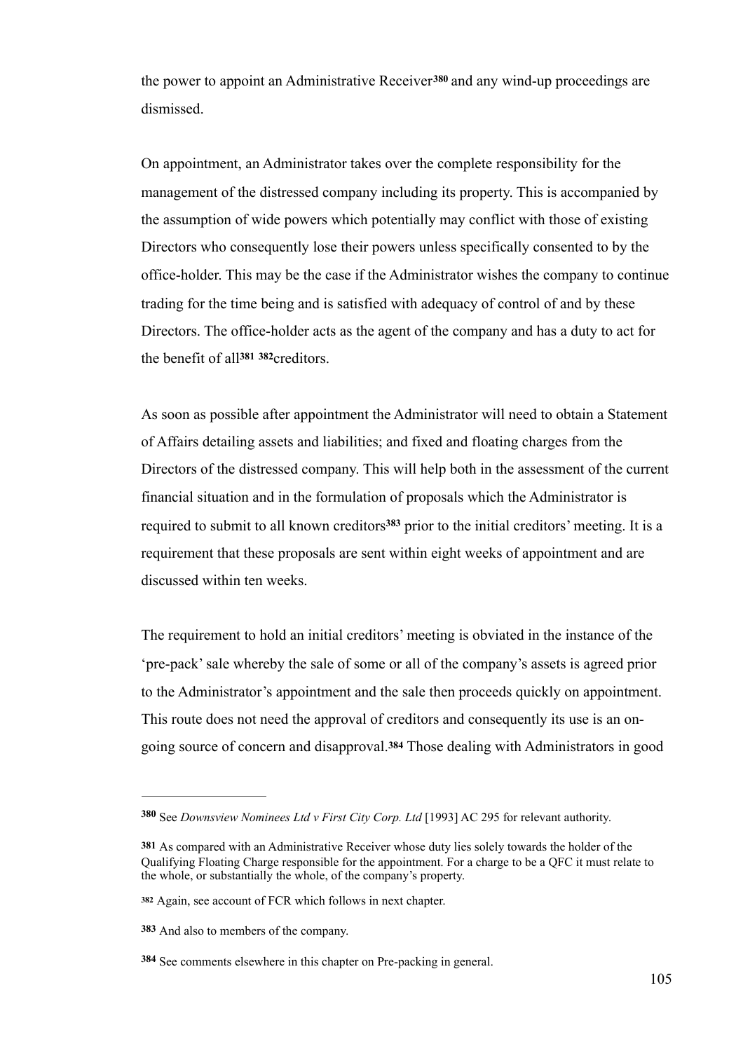the power to appoint an Administrative Receiver[380] and any wind-up proceedings are dismissed.

On appointment, an Administrator takes over the complete responsibility for the management of the distressed company including its property. This is accompanied by the assumption of wide powers which potentially may conflict with those of existing Directors who consequently lose their powers unless specifically consented to by the office-holder. This may be the case if the Administrator wishes the company to continue trading for the time being and is satisfied with adequacy of control of and by these Directors. The office-holder acts as the agent of the company and has a duty to act for the benefit of all[381] [382]creditors.

As soon as possible after appointment the Administrator will need to obtain a Statement of Affairs detailing assets and liabilities; and fixed and floating charges from the Directors of the distressed company. This will help both in the assessment of the current financial situation and in the formulation of proposals which the Administrator is required to submit to all known creditors[383] prior to the initial creditors' meeting. It is a requirement that these proposals are sent within eight weeks of appointment and are discussed within ten weeks.

The requirement to hold an initial creditors' meeting is obviated in the instance of the 'pre-pack' sale whereby the sale of some or all of the company's assets is agreed prior to the Administrator's appointment and the sale then proceeds quickly on appointment. This route does not need the approval of creditors and consequently its use is an on-going source of concern and disapproval.[384] Those dealing with Administrators in good

---

[380] See *Downsview Nominees Ltd v First City Corp. Ltd* [1993] AC 295 for relevant authority.

[381] As compared with an Administrative Receiver whose duty lies solely towards the holder of the Qualifying Floating Charge responsible for the appointment. For a charge to be a QFC it must relate to the whole, or substantially the whole, of the company's property.

[382] Again, see account of FCR which follows in next chapter.

[383] And also to members of the company.

[384] See comments elsewhere in this chapter on Pre-packing in general.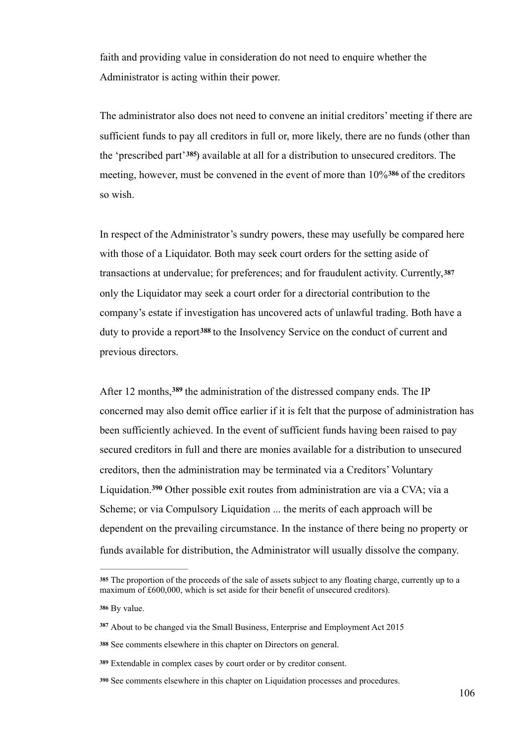faith and providing value in consideration do not need to enquire whether the Administrator is acting within their power.

The administrator also does not need to convene an initial creditors' meeting if there are sufficient funds to pay all creditors in full or, more likely, there are no funds (other than the 'prescribed part'[385]) available at all for a distribution to unsecured creditors. The meeting, however, must be convened in the event of more than 10%[386] of the creditors so wish.

In respect of the Administrator's sundry powers, these may usefully be compared here with those of a Liquidator. Both may seek court orders for the setting aside of transactions at undervalue; for preferences; and for fraudulent activity. Currently,[387] only the Liquidator may seek a court order for a directorial contribution to the company's estate if investigation has uncovered acts of unlawful trading. Both have a duty to provide a report[388] to the Insolvency Service on the conduct of current and previous directors.

After 12 months,[389] the administration of the distressed company ends. The IP concerned may also demit office earlier if it is felt that the purpose of administration has been sufficiently achieved. In the event of sufficient funds having been raised to pay secured creditors in full and there are monies available for a distribution to unsecured creditors, then the administration may be terminated via a Creditors' Voluntary Liquidation.[390] Other possible exit routes from administration are via a CVA; via a Scheme; or via Compulsory Liquidation ... the merits of each approach will be dependent on the prevailing circumstance. In the instance of there being no property or funds available for distribution, the Administrator will usually dissolve the company.

---

[385] The proportion of the proceeds of the sale of assets subject to any floating charge, currently up to a maximum of £600,000, which is set aside for their benefit of unsecured creditors).

[386] By value.

[387] About to be changed via the Small Business, Enterprise and Employment Act 2015

[388] See comments elsewhere in this chapter on Directors on general.

[389] Extendable in complex cases by court order or by creditor consent.

[390] See comments elsewhere in this chapter on Liquidation processes and procedures.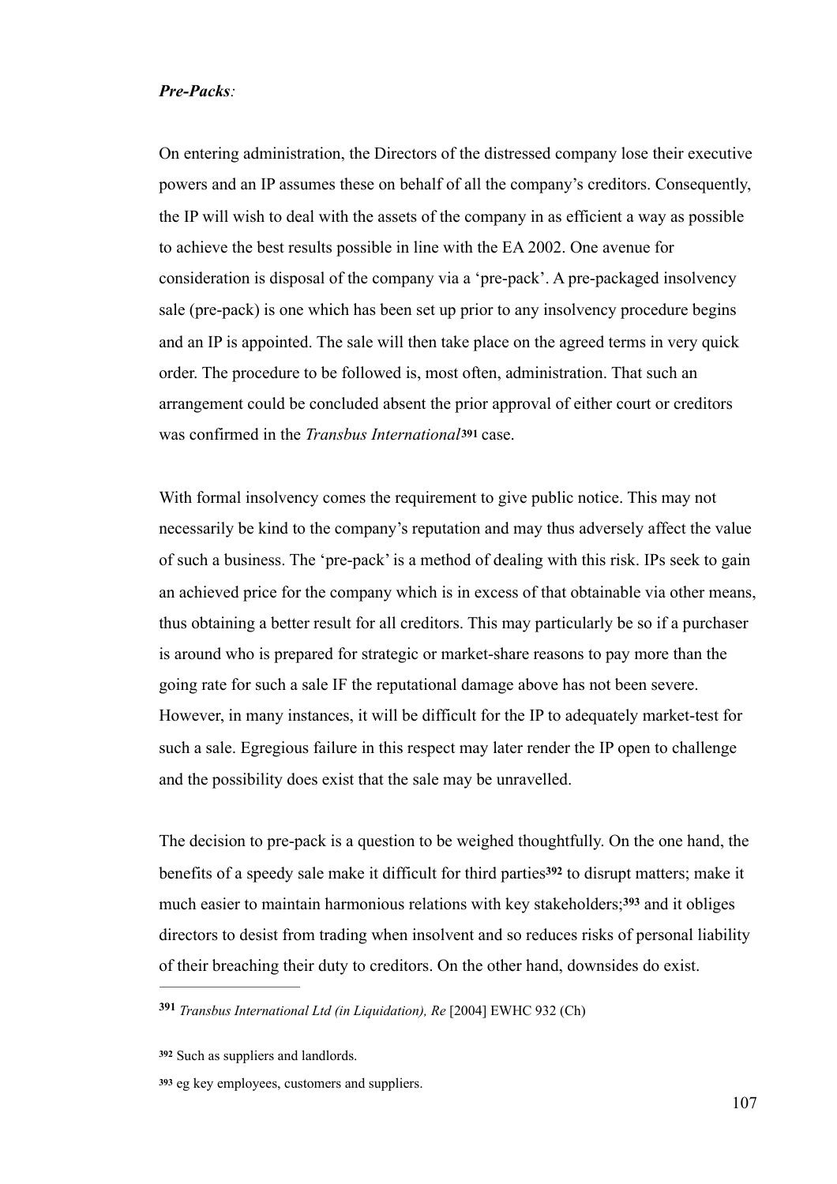***Pre-Packs**:*

On entering administration, the Directors of the distressed company lose their executive powers and an IP assumes these on behalf of all the company's creditors. Consequently, the IP will wish to deal with the assets of the company in as efficient a way as possible to achieve the best results possible in line with the EA 2002. One avenue for consideration is disposal of the company via a 'pre-pack'. A pre-packaged insolvency sale (pre-pack) is one which has been set up prior to any insolvency procedure begins and an IP is appointed. The sale will then take place on the agreed terms in very quick order. The procedure to be followed is, most often, administration. That such an arrangement could be concluded absent the prior approval of either court or creditors was confirmed in the *Transbus International*[391] case.

With formal insolvency comes the requirement to give public notice. This may not necessarily be kind to the company's reputation and may thus adversely affect the value of such a business. The 'pre-pack' is a method of dealing with this risk. IPs seek to gain an achieved price for the company which is in excess of that obtainable via other means, thus obtaining a better result for all creditors. This may particularly be so if a purchaser is around who is prepared for strategic or market-share reasons to pay more than the going rate for such a sale IF the reputational damage above has not been severe. However, in many instances, it will be difficult for the IP to adequately market-test for such a sale. Egregious failure in this respect may later render the IP open to challenge and the possibility does exist that the sale may be unravelled.

The decision to pre-pack is a question to be weighed thoughtfully. On the one hand, the benefits of a speedy sale make it difficult for third parties[392] to disrupt matters; make it much easier to maintain harmonious relations with key stakeholders;[393] and it obliges directors to desist from trading when insolvent and so reduces risks of personal liability of their breaching their duty to creditors. On the other hand, downsides do exist.

---

[391] *Transbus International Ltd (in Liquidation), Re* [2004] EWHC 932 (Ch)

[392] Such as suppliers and landlords.

[393] eg key employees, customers and suppliers.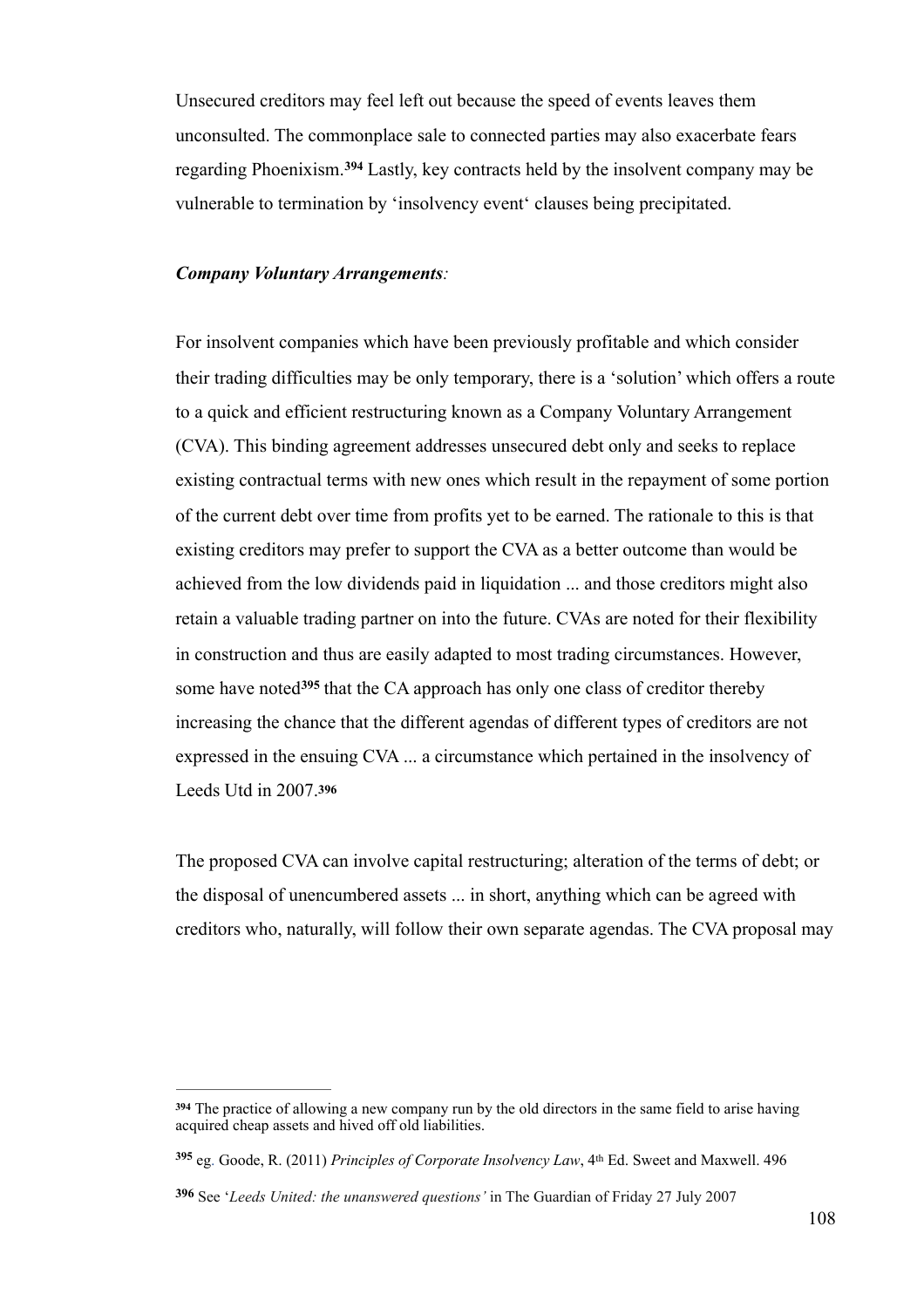Unsecured creditors may feel left out because the speed of events leaves them unconsulted. The commonplace sale to connected parties may also exacerbate fears regarding Phoenixism.[394] Lastly, key contracts held by the insolvent company may be vulnerable to termination by 'insolvency event' clauses being precipitated.

***Company Voluntary Arrangements**:*

For insolvent companies which have been previously profitable and which consider their trading difficulties may be only temporary, there is a 'solution' which offers a route to a quick and efficient restructuring known as a Company Voluntary Arrangement (CVA). This binding agreement addresses unsecured debt only and seeks to replace existing contractual terms with new ones which result in the repayment of some portion of the current debt over time from profits yet to be earned. The rationale to this is that existing creditors may prefer to support the CVA as a better outcome than would be achieved from the low dividends paid in liquidation ... and those creditors might also retain a valuable trading partner on into the future. CVAs are noted for their flexibility in construction and thus are easily adapted to most trading circumstances. However, some have noted[395] that the CA approach has only one class of creditor thereby increasing the chance that the different agendas of different types of creditors are not expressed in the ensuing CVA ... a circumstance which pertained in the insolvency of Leeds Utd in 2007.[396]

The proposed CVA can involve capital restructuring; alteration of the terms of debt; or the disposal of unencumbered assets ... in short, anything which can be agreed with creditors who, naturally, will follow their own separate agendas. The CVA proposal may

---

[394] The practice of allowing a new company run by the old directors in the same field to arise having acquired cheap assets and hived off old liabilities.

[395] eg. Goode, R. (2011) *Principles of Corporate Insolvency Law*, 4th Ed. Sweet and Maxwell. 496

[396] See '*Leeds United: the unanswered questions'* in The Guardian of Friday 27 July 2007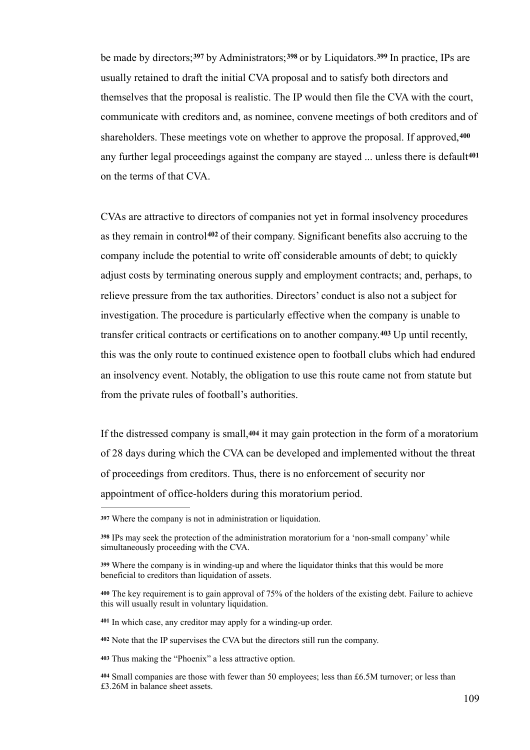be made by directors;[397] by Administrators;[398] or by Liquidators.[399] In practice, IPs are usually retained to draft the initial CVA proposal and to satisfy both directors and themselves that the proposal is realistic. The IP would then file the CVA with the court, communicate with creditors and, as nominee, convene meetings of both creditors and of shareholders. These meetings vote on whether to approve the proposal. If approved,[400] any further legal proceedings against the company are stayed ... unless there is default[401] on the terms of that CVA.

CVAs are attractive to directors of companies not yet in formal insolvency procedures as they remain in control[402] of their company. Significant benefits also accruing to the company include the potential to write off considerable amounts of debt; to quickly adjust costs by terminating onerous supply and employment contracts; and, perhaps, to relieve pressure from the tax authorities. Directors' conduct is also not a subject for investigation. The procedure is particularly effective when the company is unable to transfer critical contracts or certifications on to another company.[403] Up until recently, this was the only route to continued existence open to football clubs which had endured an insolvency event. Notably, the obligation to use this route came not from statute but from the private rules of football's authorities.

If the distressed company is small,[404] it may gain protection in the form of a moratorium of 28 days during which the CVA can be developed and implemented without the threat of proceedings from creditors. Thus, there is no enforcement of security nor appointment of office-holders during this moratorium period.

---

[397] Where the company is not in administration or liquidation.

[398] IPs may seek the protection of the administration moratorium for a 'non-small company' while simultaneously proceeding with the CVA.

[399] Where the company is in winding-up and where the liquidator thinks that this would be more beneficial to creditors than liquidation of assets.

[400] The key requirement is to gain approval of 75% of the holders of the existing debt. Failure to achieve this will usually result in voluntary liquidation.

[401] In which case, any creditor may apply for a winding-up order.

[402] Note that the IP supervises the CVA but the directors still run the company.

[403] Thus making the "Phoenix" a less attractive option.

[404] Small companies are those with fewer than 50 employees; less than £6.5M turnover; or less than £3.26M in balance sheet assets.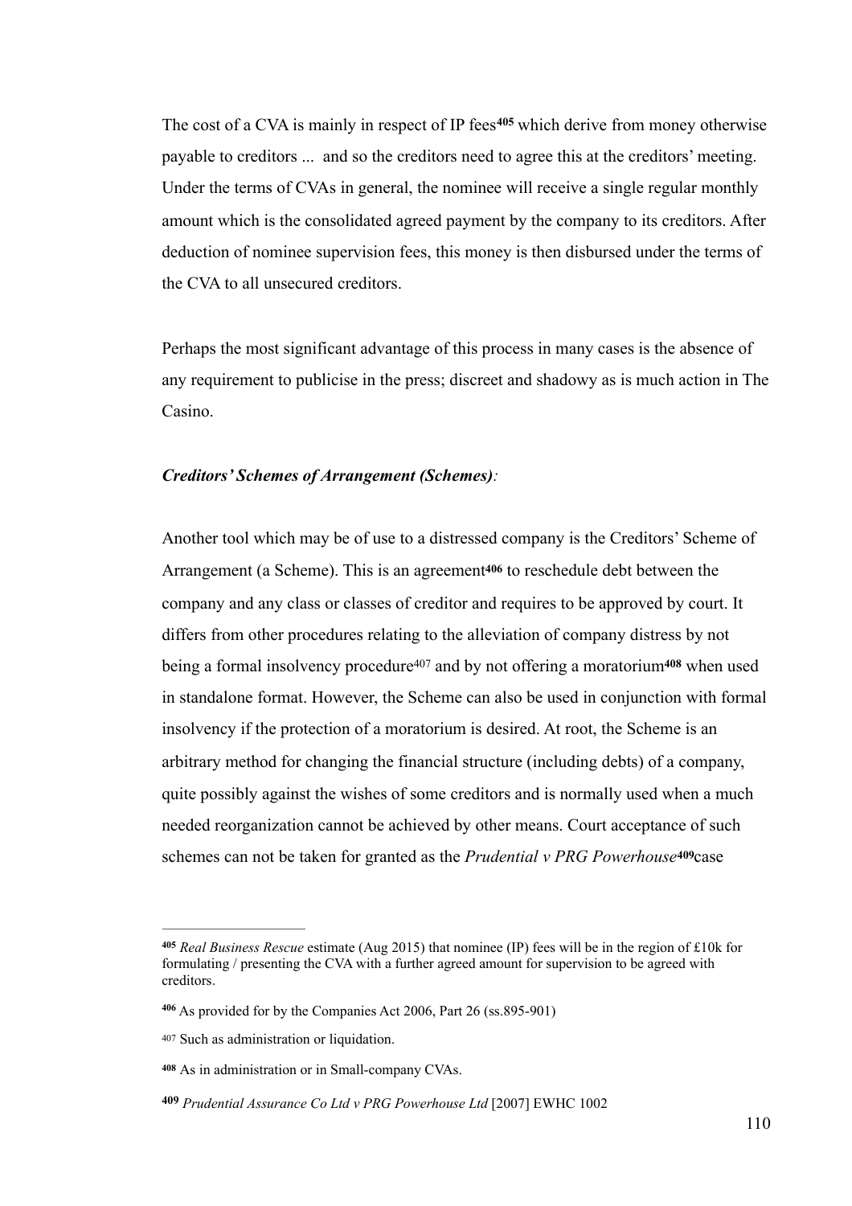The cost of a CVA is mainly in respect of IP fees[405] which derive from money otherwise payable to creditors ...  and so the creditors need to agree this at the creditors' meeting. Under the terms of CVAs in general, the nominee will receive a single regular monthly amount which is the consolidated agreed payment by the company to its creditors. After deduction of nominee supervision fees, this money is then disbursed under the terms of the CVA to all unsecured creditors.

Perhaps the most significant advantage of this process in many cases is the absence of any requirement to publicise in the press; discreet and shadowy as is much action in The Casino.

***Creditors' Schemes of Arrangement (Schemes)****:*

Another tool which may be of use to a distressed company is the Creditors' Scheme of Arrangement (a Scheme). This is an agreement[406] to reschedule debt between the company and any class or classes of creditor and requires to be approved by court. It differs from other procedures relating to the alleviation of company distress by not being a formal insolvency procedure[407] and by not offering a moratorium[408] when used in standalone format. However, the Scheme can also be used in conjunction with formal insolvency if the protection of a moratorium is desired. At root, the Scheme is an arbitrary method for changing the financial structure (including debts) of a company, quite possibly against the wishes of some creditors and is normally used when a much needed reorganization cannot be achieved by other means. Court acceptance of such schemes can not be taken for granted as the *Prudential v PRG Powerhouse*[409]case

---

[405] *Real Business Rescue* estimate (Aug 2015) that nominee (IP) fees will be in the region of £10k for formulating / presenting the CVA with a further agreed amount for supervision to be agreed with creditors.

[406] As provided for by the Companies Act 2006, Part 26 (ss.895-901)

[407] Such as administration or liquidation.

[408] As in administration or in Small-company CVAs.

[409] *Prudential Assurance Co Ltd v PRG Powerhouse Ltd* [2007] EWHC 1002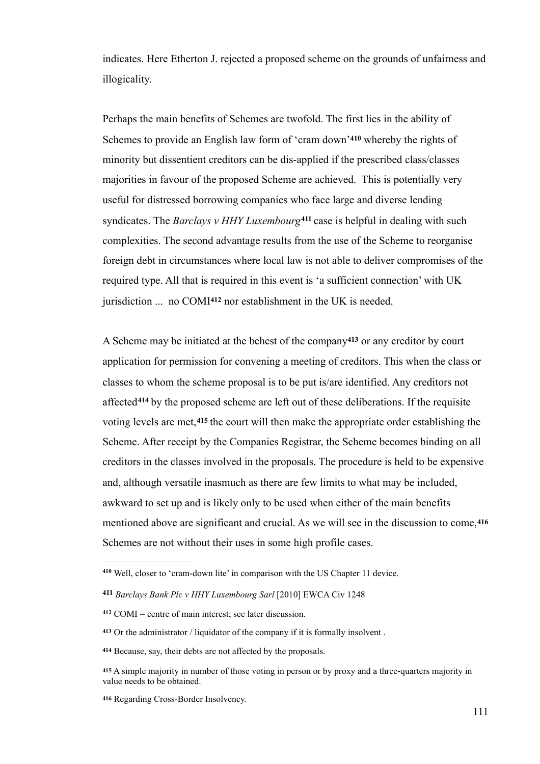indicates. Here Etherton J. rejected a proposed scheme on the grounds of unfairness and illogicality.

Perhaps the main benefits of Schemes are twofold. The first lies in the ability of Schemes to provide an English law form of 'cram down'[410] whereby the rights of minority but dissentient creditors can be dis-applied if the prescribed class/classes majorities in favour of the proposed Scheme are achieved. This is potentially very useful for distressed borrowing companies who face large and diverse lending syndicates. The *Barclays v HHY Luxembourg*[411] case is helpful in dealing with such complexities. The second advantage results from the use of the Scheme to reorganise foreign debt in circumstances where local law is not able to deliver compromises of the required type. All that is required in this event is 'a sufficient connection' with UK jurisdiction ... no COMI[412] nor establishment in the UK is needed.

A Scheme may be initiated at the behest of the company[413] or any creditor by court application for permission for convening a meeting of creditors. This when the class or classes to whom the scheme proposal is to be put is/are identified. Any creditors not affected[414] by the proposed scheme are left out of these deliberations. If the requisite voting levels are met,[415] the court will then make the appropriate order establishing the Scheme. After receipt by the Companies Registrar, the Scheme becomes binding on all creditors in the classes involved in the proposals. The procedure is held to be expensive and, although versatile inasmuch as there are few limits to what may be included, awkward to set up and is likely only to be used when either of the main benefits mentioned above are significant and crucial. As we will see in the discussion to come,[416] Schemes are not without their uses in some high profile cases.

---

[410] Well, closer to 'cram-down lite' in comparison with the US Chapter 11 device.

[411] *Barclays Bank Plc v HHY Luxembourg Sarl* [2010] EWCA Civ 1248

[412] COMI = centre of main interest; see later discussion.

[413] Or the administrator / liquidator of the company if it is formally insolvent .

[414] Because, say, their debts are not affected by the proposals.

[415] A simple majority in number of those voting in person or by proxy and a three-quarters majority in value needs to be obtained.

[416] Regarding Cross-Border Insolvency.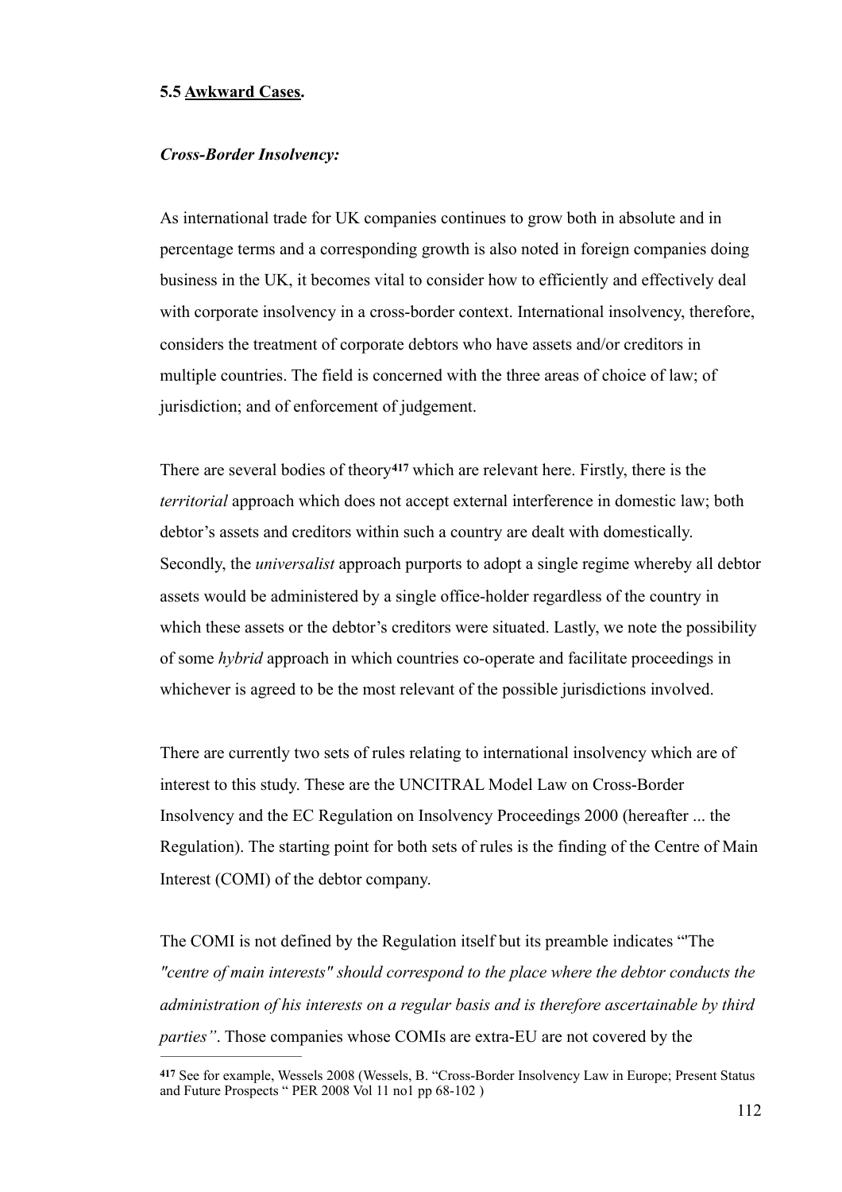**5.5 Awkward Cases.**

***Cross-Border Insolvency:***

As international trade for UK companies continues to grow both in absolute and in percentage terms and a corresponding growth is also noted in foreign companies doing business in the UK, it becomes vital to consider how to efficiently and effectively deal with corporate insolvency in a cross-border context. International insolvency, therefore, considers the treatment of corporate debtors who have assets and/or creditors in multiple countries. The field is concerned with the three areas of choice of law; of jurisdiction; and of enforcement of judgement.

There are several bodies of theory[417] which are relevant here. Firstly, there is the *territorial* approach which does not accept external interference in domestic law; both debtor's assets and creditors within such a country are dealt with domestically. Secondly, the *universalist* approach purports to adopt a single regime whereby all debtor assets would be administered by a single office-holder regardless of the country in which these assets or the debtor's creditors were situated. Lastly, we note the possibility of some *hybrid* approach in which countries co-operate and facilitate proceedings in whichever is agreed to be the most relevant of the possible jurisdictions involved.

There are currently two sets of rules relating to international insolvency which are of interest to this study. These are the UNCITRAL Model Law on Cross-Border Insolvency and the EC Regulation on Insolvency Proceedings 2000 (hereafter ... the Regulation). The starting point for both sets of rules is the finding of the Centre of Main Interest (COMI) of the debtor company.

The COMI is not defined by the Regulation itself but its preamble indicates "'The *"centre of main interests" should correspond to the place where the debtor conducts the administration of his interests on a regular basis and is therefore ascertainable by third parties"*. Those companies whose COMIs are extra-EU are not covered by the

---

[417] See for example, Wessels 2008 (Wessels, B. "Cross-Border Insolvency Law in Europe; Present Status and Future Prospects " PER 2008 Vol 11 no1 pp 68-102 )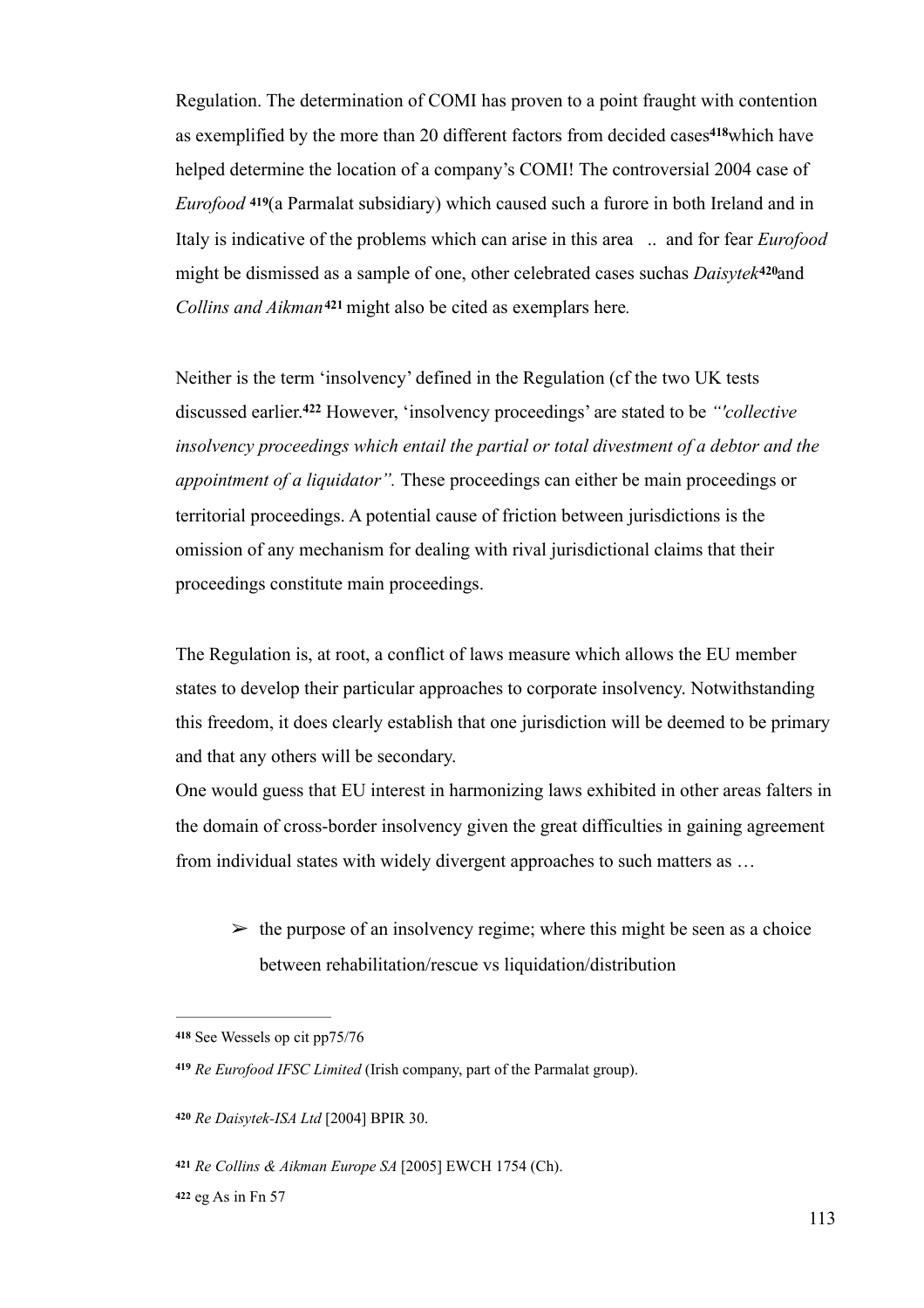Regulation. The determination of COMI has proven to a point fraught with contention as exemplified by the more than 20 different factors from decided cases[418]which have helped determine the location of a company's COMI! The controversial 2004 case of *Eurofood* [419](a Parmalat subsidiary) which caused such a furore in both Ireland and in Italy is indicative of the problems which can arise in this area .. and for fear *Eurofood* might be dismissed as a sample of one, other celebrated cases suchas *Daisytek*[420]and *Collins and Aikman*[421] might also be cited as exemplars here.

Neither is the term 'insolvency' defined in the Regulation (cf the two UK tests discussed earlier.[422] However, 'insolvency proceedings' are stated to be *"'collective insolvency proceedings which entail the partial or total divestment of a debtor and the appointment of a liquidator".* These proceedings can either be main proceedings or territorial proceedings. A potential cause of friction between jurisdictions is the omission of any mechanism for dealing with rival jurisdictional claims that their proceedings constitute main proceedings.

The Regulation is, at root, a conflict of laws measure which allows the EU member states to develop their particular approaches to corporate insolvency. Notwithstanding this freedom, it does clearly establish that one jurisdiction will be deemed to be primary and that any others will be secondary.
One would guess that EU interest in harmonizing laws exhibited in other areas falters in the domain of cross-border insolvency given the great difficulties in gaining agreement from individual states with widely divergent approaches to such matters as …

- ➢ the purpose of an insolvency regime; where this might be seen as a choice between rehabilitation/rescue vs liquidation/distribution

---

[418] See Wessels op cit pp75/76

[419] *Re Eurofood IFSC Limited* (Irish company, part of the Parmalat group).

[420] *Re Daisytek-ISA Ltd* [2004] BPIR 30.

[421] *Re Collins & Aikman Europe SA* [2005] EWCH 1754 (Ch).

[422] eg As in Fn 57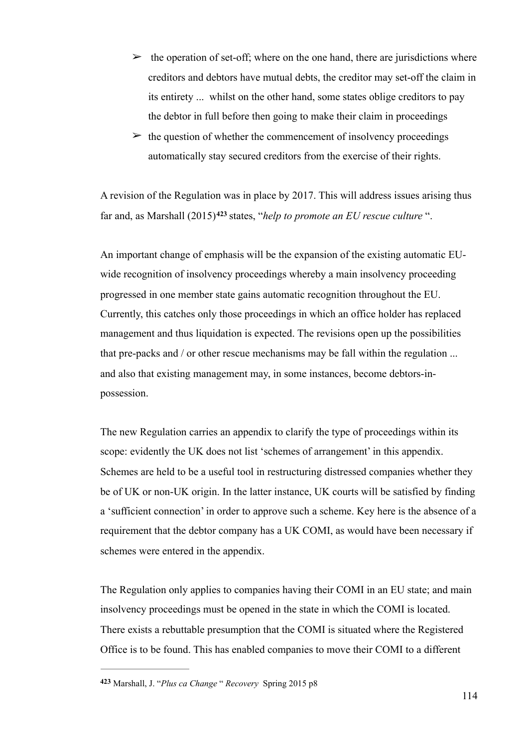- the operation of set-off; where on the one hand, there are jurisdictions where creditors and debtors have mutual debts, the creditor may set-off the claim in its entirety ... whilst on the other hand, some states oblige creditors to pay the debtor in full before then going to make their claim in proceedings
- the question of whether the commencement of insolvency proceedings automatically stay secured creditors from the exercise of their rights.

A revision of the Regulation was in place by 2017. This will address issues arising thus far and, as Marshall (2015)[423] states, "*help to promote an EU rescue culture* ".

An important change of emphasis will be the expansion of the existing automatic EU-wide recognition of insolvency proceedings whereby a main insolvency proceeding progressed in one member state gains automatic recognition throughout the EU. Currently, this catches only those proceedings in which an office holder has replaced management and thus liquidation is expected. The revisions open up the possibilities that pre-packs and / or other rescue mechanisms may be fall within the regulation ... and also that existing management may, in some instances, become debtors-in-possession.

The new Regulation carries an appendix to clarify the type of proceedings within its scope: evidently the UK does not list 'schemes of arrangement' in this appendix. Schemes are held to be a useful tool in restructuring distressed companies whether they be of UK or non-UK origin. In the latter instance, UK courts will be satisfied by finding a 'sufficient connection' in order to approve such a scheme. Key here is the absence of a requirement that the debtor company has a UK COMI, as would have been necessary if schemes were entered in the appendix.

The Regulation only applies to companies having their COMI in an EU state; and main insolvency proceedings must be opened in the state in which the COMI is located. There exists a rebuttable presumption that the COMI is situated where the Registered Office is to be found. This has enabled companies to move their COMI to a different

---

[423] Marshall, J. "*Plus ca Change* " *Recovery* Spring 2015 p8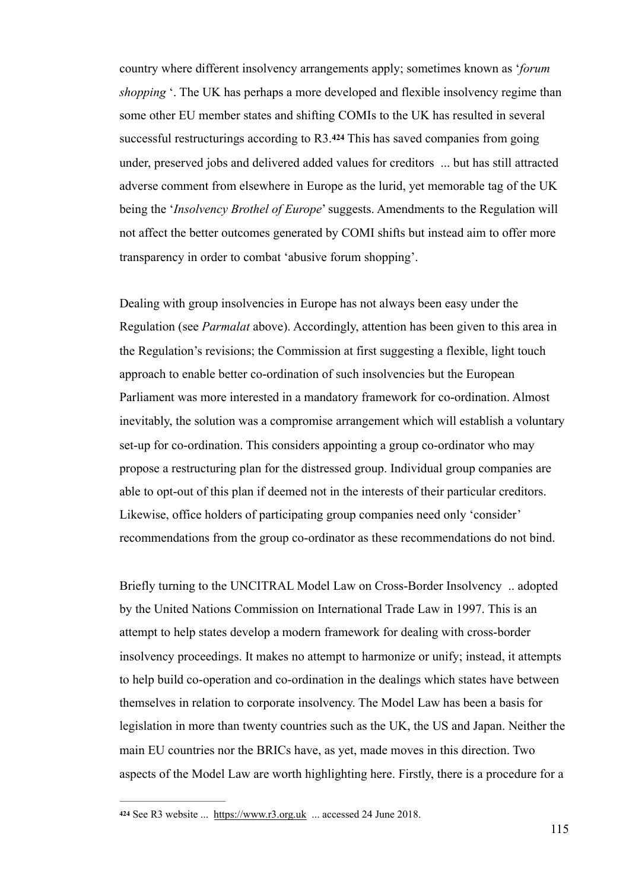country where different insolvency arrangements apply; sometimes known as '*forum shopping* '. The UK has perhaps a more developed and flexible insolvency regime than some other EU member states and shifting COMIs to the UK has resulted in several successful restructurings according to R3.[424] This has saved companies from going under, preserved jobs and delivered added values for creditors ... but has still attracted adverse comment from elsewhere in Europe as the lurid, yet memorable tag of the UK being the '*Insolvency Brothel of Europe*' suggests. Amendments to the Regulation will not affect the better outcomes generated by COMI shifts but instead aim to offer more transparency in order to combat 'abusive forum shopping'.

Dealing with group insolvencies in Europe has not always been easy under the Regulation (see *Parmalat* above). Accordingly, attention has been given to this area in the Regulation's revisions; the Commission at first suggesting a flexible, light touch approach to enable better co-ordination of such insolvencies but the European Parliament was more interested in a mandatory framework for co-ordination. Almost inevitably, the solution was a compromise arrangement which will establish a voluntary set-up for co-ordination. This considers appointing a group co-ordinator who may propose a restructuring plan for the distressed group. Individual group companies are able to opt-out of this plan if deemed not in the interests of their particular creditors. Likewise, office holders of participating group companies need only 'consider' recommendations from the group co-ordinator as these recommendations do not bind.

Briefly turning to the UNCITRAL Model Law on Cross-Border Insolvency .. adopted by the United Nations Commission on International Trade Law in 1997. This is an attempt to help states develop a modern framework for dealing with cross-border insolvency proceedings. It makes no attempt to harmonize or unify; instead, it attempts to help build co-operation and co-ordination in the dealings which states have between themselves in relation to corporate insolvency. The Model Law has been a basis for legislation in more than twenty countries such as the UK, the US and Japan. Neither the main EU countries nor the BRICs have, as yet, made moves in this direction. Two aspects of the Model Law are worth highlighting here. Firstly, there is a procedure for a

---

[424] See R3 website ... https://www.r3.org.uk ... accessed 24 June 2018.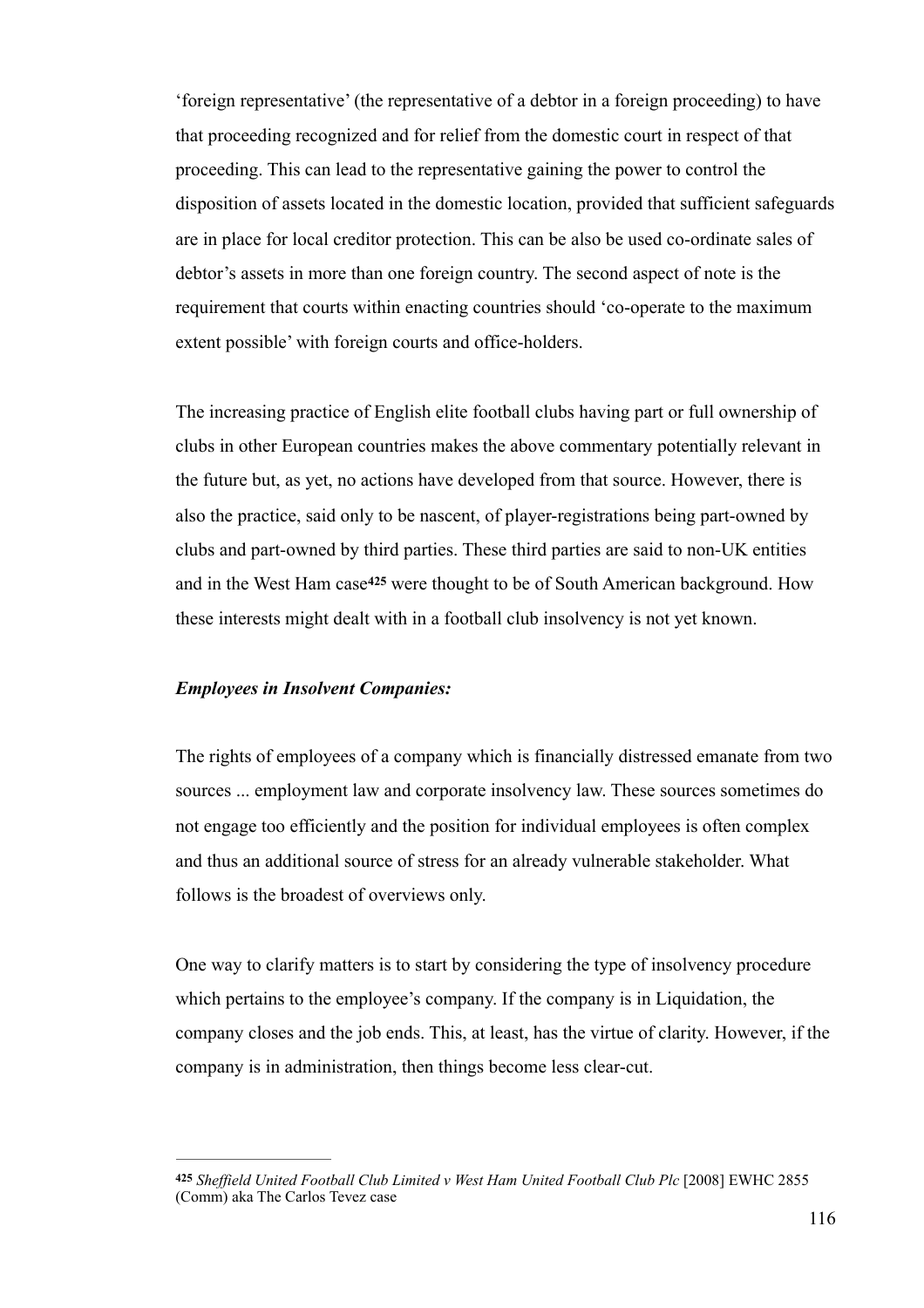‘foreign representative’ (the representative of a debtor in a foreign proceeding) to have that proceeding recognized and for relief from the domestic court in respect of that proceeding. This can lead to the representative gaining the power to control the disposition of assets located in the domestic location, provided that sufficient safeguards are in place for local creditor protection. This can be also be used co-ordinate sales of debtor’s assets in more than one foreign country. The second aspect of note is the requirement that courts within enacting countries should ‘co-operate to the maximum extent possible’ with foreign courts and office-holders.

The increasing practice of English elite football clubs having part or full ownership of clubs in other European countries makes the above commentary potentially relevant in the future but, as yet, no actions have developed from that source. However, there is also the practice, said only to be nascent, of player-registrations being part-owned by clubs and part-owned by third parties. These third parties are said to non-UK entities and in the West Ham case[425] were thought to be of South American background. How these interests might dealt with in a football club insolvency is not yet known.

***Employees in Insolvent Companies:***

The rights of employees of a company which is financially distressed emanate from two sources ... employment law and corporate insolvency law. These sources sometimes do not engage too efficiently and the position for individual employees is often complex and thus an additional source of stress for an already vulnerable stakeholder. What follows is the broadest of overviews only.

One way to clarify matters is to start by considering the type of insolvency procedure which pertains to the employee’s company. If the company is in Liquidation, the company closes and the job ends. This, at least, has the virtue of clarity. However, if the company is in administration, then things become less clear-cut.

---

[425] *Sheffield United Football Club Limited v West Ham United Football Club Plc* [2008] EWHC 2855 (Comm) aka The Carlos Tevez case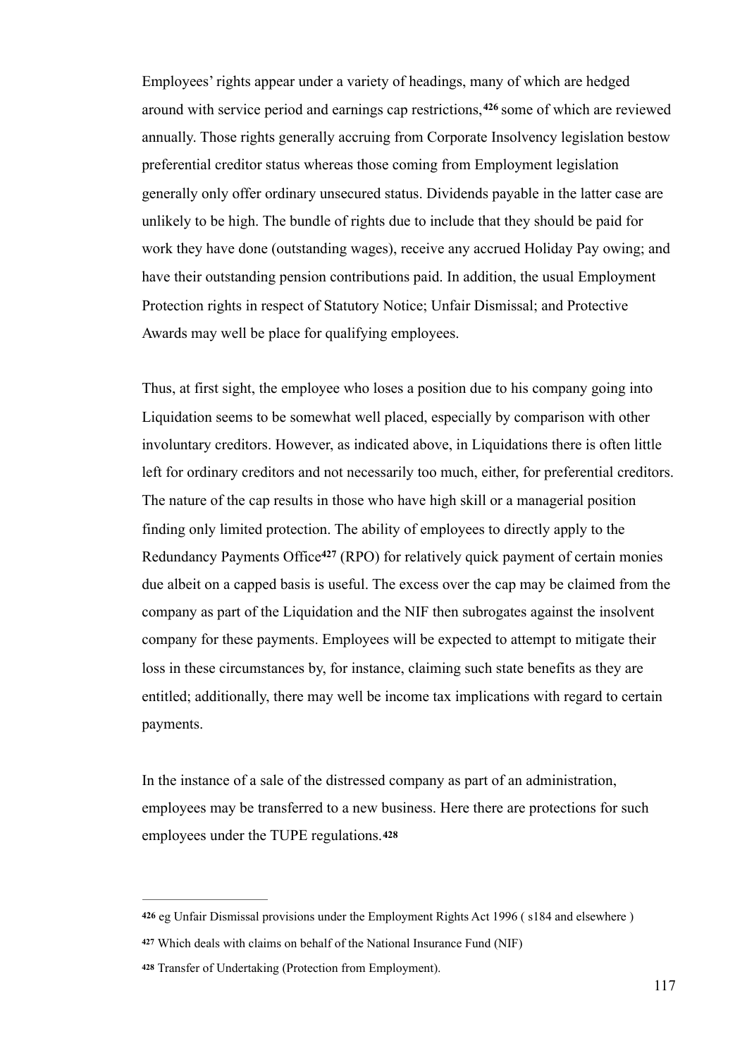Employees' rights appear under a variety of headings, many of which are hedged around with service period and earnings cap restrictions,[426] some of which are reviewed annually. Those rights generally accruing from Corporate Insolvency legislation bestow preferential creditor status whereas those coming from Employment legislation generally only offer ordinary unsecured status. Dividends payable in the latter case are unlikely to be high. The bundle of rights due to include that they should be paid for work they have done (outstanding wages), receive any accrued Holiday Pay owing; and have their outstanding pension contributions paid. In addition, the usual Employment Protection rights in respect of Statutory Notice; Unfair Dismissal; and Protective Awards may well be place for qualifying employees.

Thus, at first sight, the employee who loses a position due to his company going into Liquidation seems to be somewhat well placed, especially by comparison with other involuntary creditors. However, as indicated above, in Liquidations there is often little left for ordinary creditors and not necessarily too much, either, for preferential creditors. The nature of the cap results in those who have high skill or a managerial position finding only limited protection. The ability of employees to directly apply to the Redundancy Payments Office[427] (RPO) for relatively quick payment of certain monies due albeit on a capped basis is useful. The excess over the cap may be claimed from the company as part of the Liquidation and the NIF then subrogates against the insolvent company for these payments. Employees will be expected to attempt to mitigate their loss in these circumstances by, for instance, claiming such state benefits as they are entitled; additionally, there may well be income tax implications with regard to certain payments.

In the instance of a sale of the distressed company as part of an administration, employees may be transferred to a new business. Here there are protections for such employees under the TUPE regulations.[428]

---

[426] eg Unfair Dismissal provisions under the Employment Rights Act 1996 ( s184 and elsewhere )

[427] Which deals with claims on behalf of the National Insurance Fund (NIF)

[428] Transfer of Undertaking (Protection from Employment).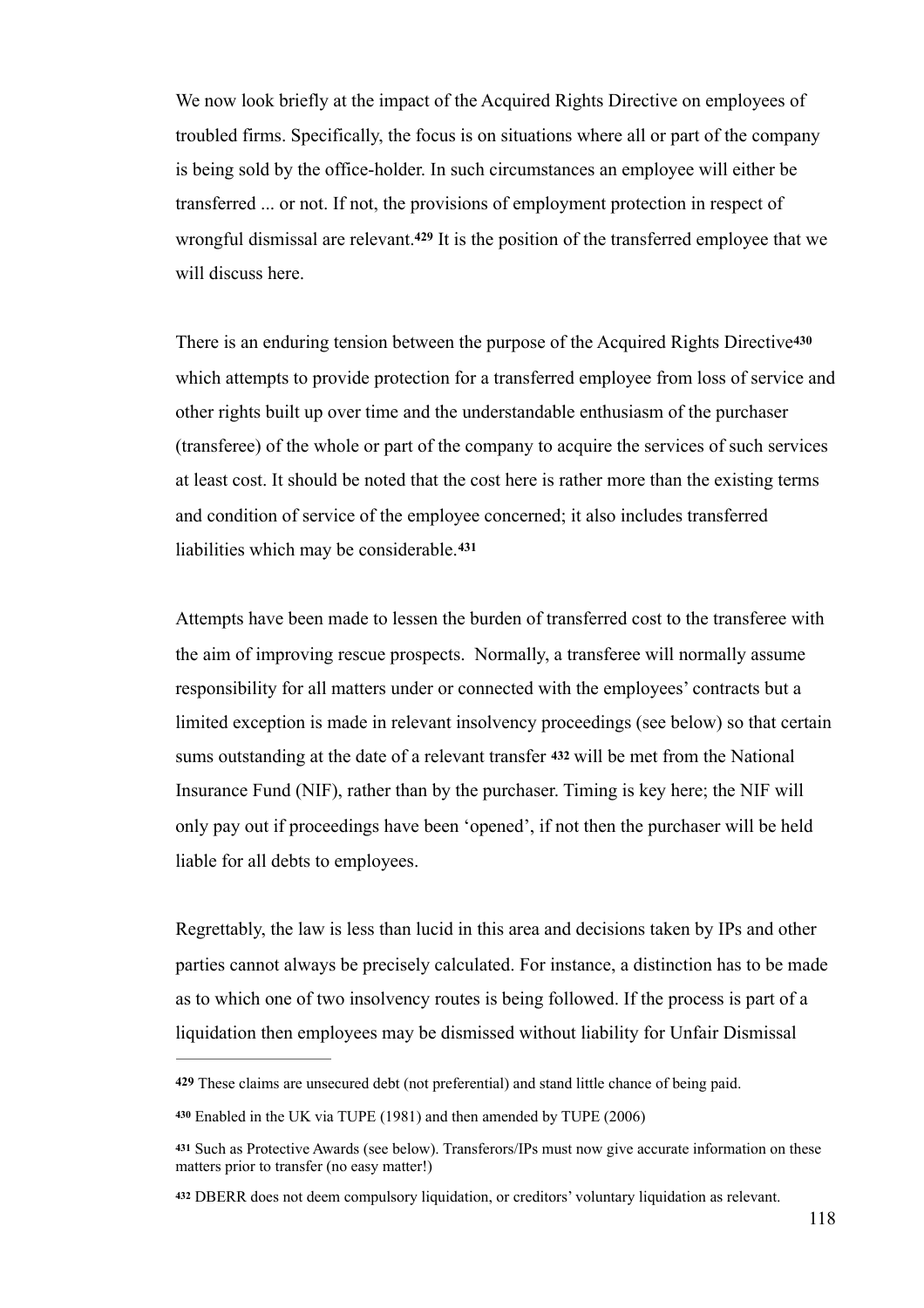We now look briefly at the impact of the Acquired Rights Directive on employees of troubled firms. Specifically, the focus is on situations where all or part of the company is being sold by the office-holder. In such circumstances an employee will either be transferred ... or not. If not, the provisions of employment protection in respect of wrongful dismissal are relevant.[429] It is the position of the transferred employee that we will discuss here.

There is an enduring tension between the purpose of the Acquired Rights Directive[430] which attempts to provide protection for a transferred employee from loss of service and other rights built up over time and the understandable enthusiasm of the purchaser (transferee) of the whole or part of the company to acquire the services of such services at least cost. It should be noted that the cost here is rather more than the existing terms and condition of service of the employee concerned; it also includes transferred liabilities which may be considerable.[431]

Attempts have been made to lessen the burden of transferred cost to the transferee with the aim of improving rescue prospects. Normally, a transferee will normally assume responsibility for all matters under or connected with the employees' contracts but a limited exception is made in relevant insolvency proceedings (see below) so that certain sums outstanding at the date of a relevant transfer [432] will be met from the National Insurance Fund (NIF), rather than by the purchaser. Timing is key here; the NIF will only pay out if proceedings have been 'opened', if not then the purchaser will be held liable for all debts to employees.

Regrettably, the law is less than lucid in this area and decisions taken by IPs and other parties cannot always be precisely calculated. For instance, a distinction has to be made as to which one of two insolvency routes is being followed. If the process is part of a liquidation then employees may be dismissed without liability for Unfair Dismissal

---

[429] These claims are unsecured debt (not preferential) and stand little chance of being paid.

[430] Enabled in the UK via TUPE (1981) and then amended by TUPE (2006)

[431] Such as Protective Awards (see below). Transferors/IPs must now give accurate information on these matters prior to transfer (no easy matter!)

[432] DBERR does not deem compulsory liquidation, or creditors' voluntary liquidation as relevant.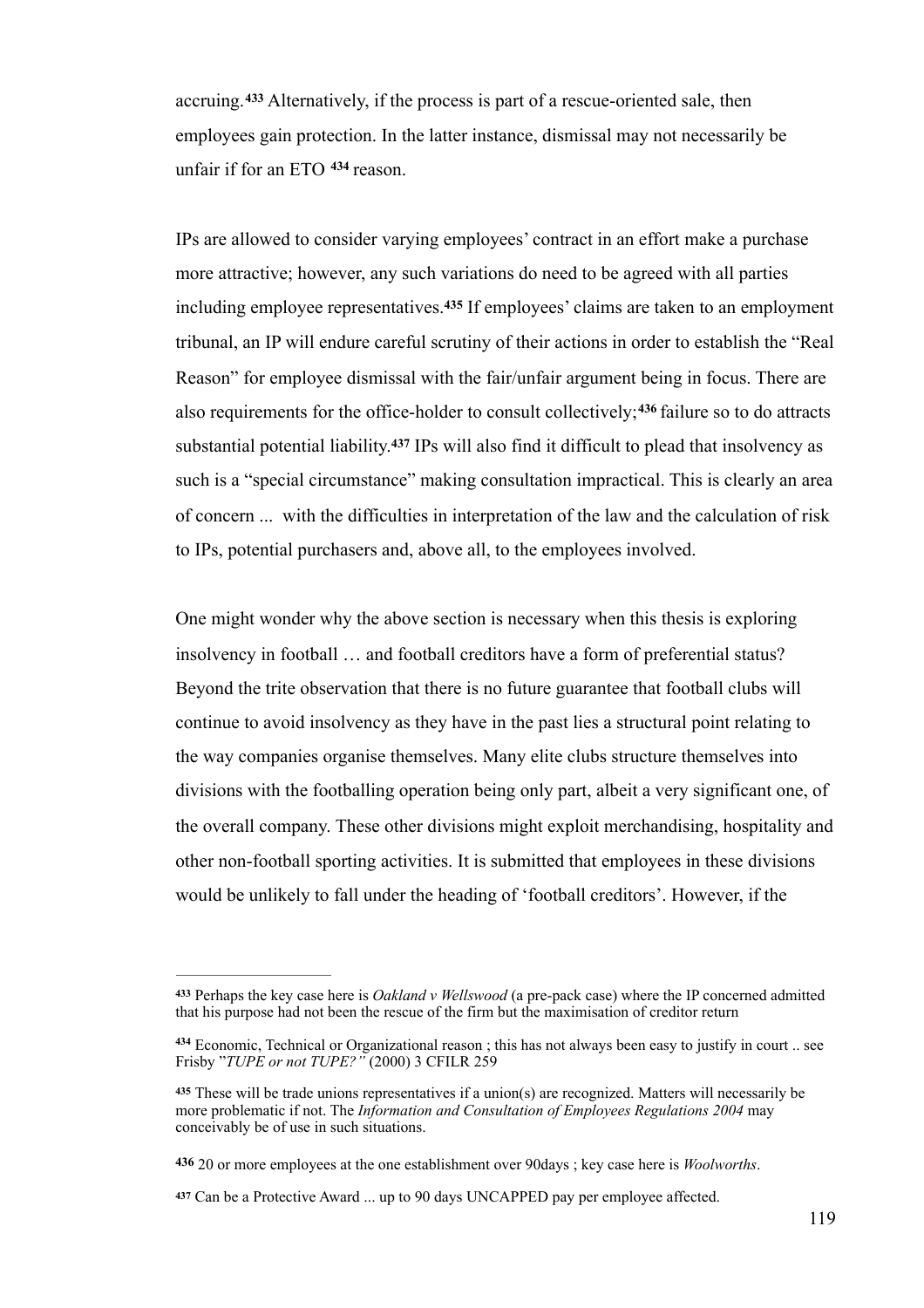accruing.[433] Alternatively, if the process is part of a rescue-oriented sale, then employees gain protection. In the latter instance, dismissal may not necessarily be unfair if for an ETO [434] reason.

IPs are allowed to consider varying employees' contract in an effort make a purchase more attractive; however, any such variations do need to be agreed with all parties including employee representatives.[435] If employees' claims are taken to an employment tribunal, an IP will endure careful scrutiny of their actions in order to establish the "Real Reason" for employee dismissal with the fair/unfair argument being in focus. There are also requirements for the office-holder to consult collectively;[436] failure so to do attracts substantial potential liability.[437] IPs will also find it difficult to plead that insolvency as such is a "special circumstance" making consultation impractical. This is clearly an area of concern ... with the difficulties in interpretation of the law and the calculation of risk to IPs, potential purchasers and, above all, to the employees involved.

One might wonder why the above section is necessary when this thesis is exploring insolvency in football … and football creditors have a form of preferential status? Beyond the trite observation that there is no future guarantee that football clubs will continue to avoid insolvency as they have in the past lies a structural point relating to the way companies organise themselves. Many elite clubs structure themselves into divisions with the footballing operation being only part, albeit a very significant one, of the overall company. These other divisions might exploit merchandising, hospitality and other non-football sporting activities. It is submitted that employees in these divisions would be unlikely to fall under the heading of 'football creditors'. However, if the

---

[433] Perhaps the key case here is *Oakland v Wellswood* (a pre-pack case) where the IP concerned admitted that his purpose had not been the rescue of the firm but the maximisation of creditor return

[434] Economic, Technical or Organizational reason ; this has not always been easy to justify in court .. see Frisby "*TUPE or not TUPE?"* (2000) 3 CFILR 259

[435] These will be trade unions representatives if a union(s) are recognized. Matters will necessarily be more problematic if not. The *Information and Consultation of Employees Regulations 2004* may conceivably be of use in such situations.

[436] 20 or more employees at the one establishment over 90days ; key case here is *Woolworths*.

[437] Can be a Protective Award ... up to 90 days UNCAPPED pay per employee affected.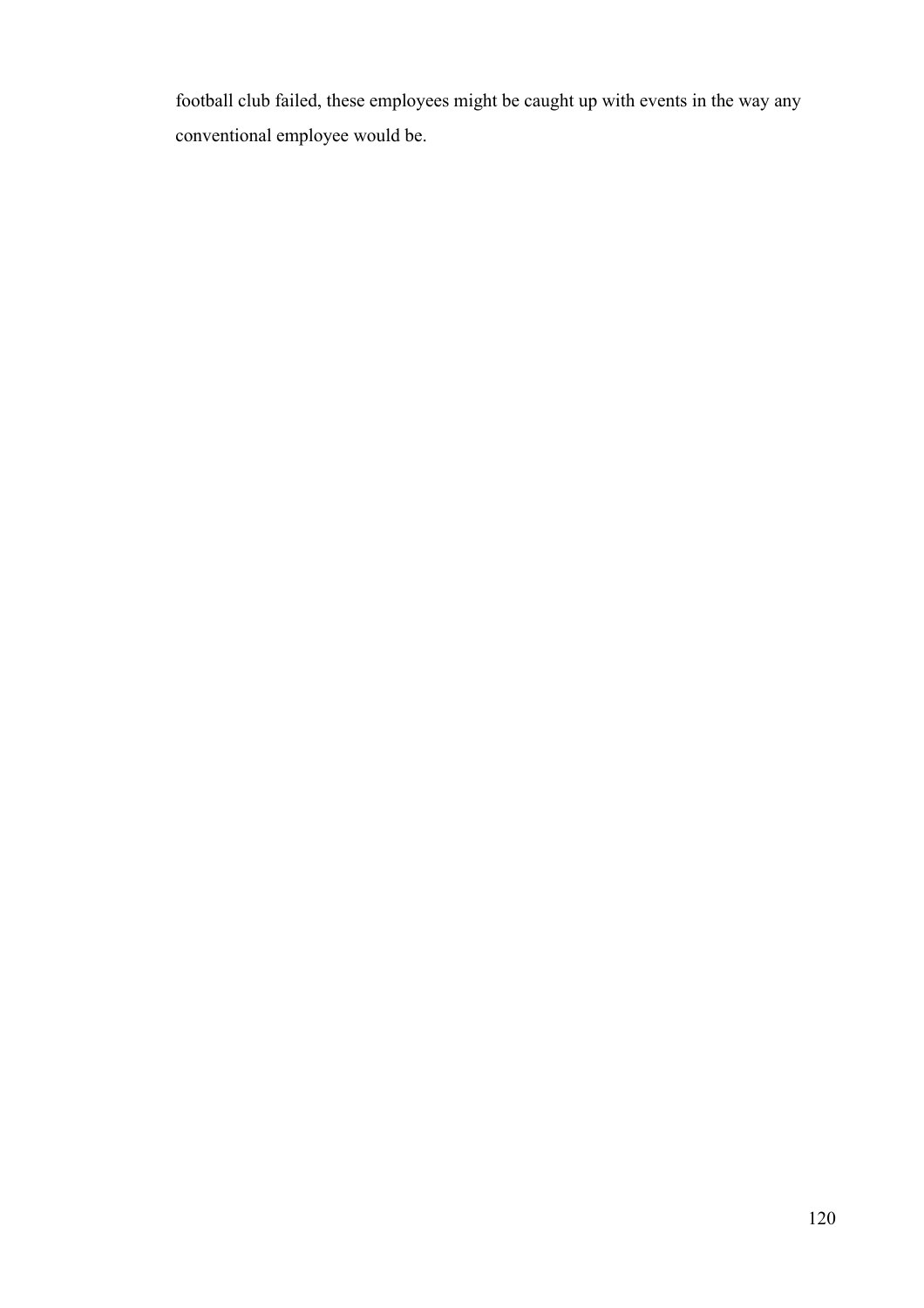football club failed, these employees might be caught up with events in the way any conventional employee would be.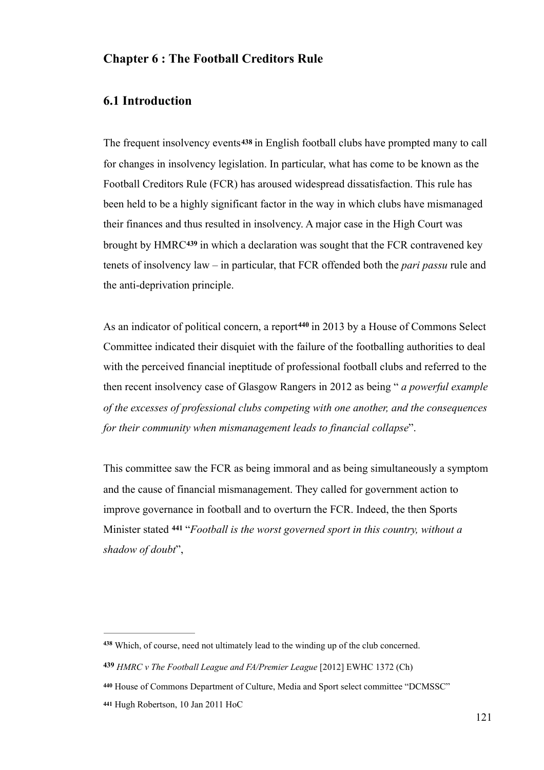## Chapter 6 : The Football Creditors Rule

### 6.1 Introduction

The frequent insolvency events[438] in English football clubs have prompted many to call for changes in insolvency legislation. In particular, what has come to be known as the Football Creditors Rule (FCR) has aroused widespread dissatisfaction. This rule has been held to be a highly significant factor in the way in which clubs have mismanaged their finances and thus resulted in insolvency. A major case in the High Court was brought by HMRC[439] in which a declaration was sought that the FCR contravened key tenets of insolvency law – in particular, that FCR offended both the *pari passu* rule and the anti-deprivation principle.

As an indicator of political concern, a report[440] in 2013 by a House of Commons Select Committee indicated their disquiet with the failure of the footballing authorities to deal with the perceived financial ineptitude of professional football clubs and referred to the then recent insolvency case of Glasgow Rangers in 2012 as being " *a powerful example of the excesses of professional clubs competing with one another, and the consequences for their community when mismanagement leads to financial collapse*".

This committee saw the FCR as being immoral and as being simultaneously a symptom and the cause of financial mismanagement. They called for government action to improve governance in football and to overturn the FCR. Indeed, the then Sports Minister stated [441] "*Football is the worst governed sport in this country, without a shadow of doubt*",

---

[438] Which, of course, need not ultimately lead to the winding up of the club concerned.

[439] *HMRC v The Football League and FA/Premier League* [2012] EWHC 1372 (Ch)

[440] House of Commons Department of Culture, Media and Sport select committee "DCMSSC"

[441] Hugh Robertson, 10 Jan 2011 HoC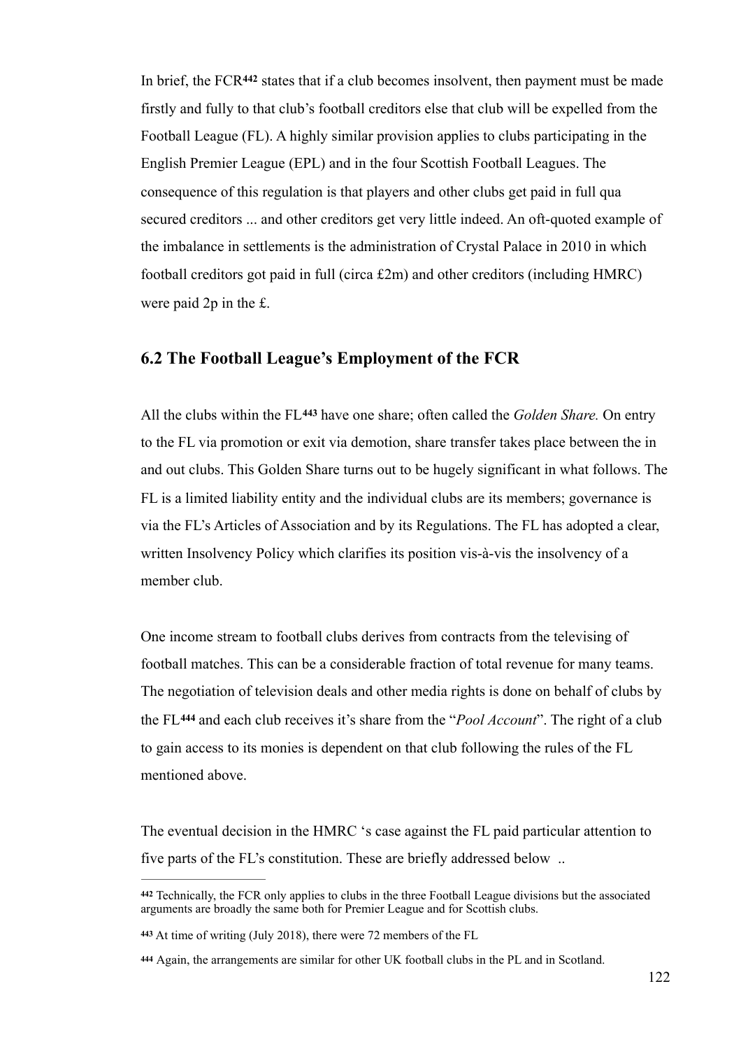In brief, the FCR[442] states that if a club becomes insolvent, then payment must be made firstly and fully to that club's football creditors else that club will be expelled from the Football League (FL). A highly similar provision applies to clubs participating in the English Premier League (EPL) and in the four Scottish Football Leagues. The consequence of this regulation is that players and other clubs get paid in full qua secured creditors ... and other creditors get very little indeed. An oft-quoted example of the imbalance in settlements is the administration of Crystal Palace in 2010 in which football creditors got paid in full (circa £2m) and other creditors (including HMRC) were paid 2p in the £.

## 6.2 The Football League's Employment of the FCR

All the clubs within the FL[443] have one share; often called the *Golden Share.* On entry to the FL via promotion or exit via demotion, share transfer takes place between the in and out clubs. This Golden Share turns out to be hugely significant in what follows. The FL is a limited liability entity and the individual clubs are its members; governance is via the FL's Articles of Association and by its Regulations. The FL has adopted a clear, written Insolvency Policy which clarifies its position vis-à-vis the insolvency of a member club.

One income stream to football clubs derives from contracts from the televising of football matches. This can be a considerable fraction of total revenue for many teams. The negotiation of television deals and other media rights is done on behalf of clubs by the FL[444] and each club receives it's share from the "*Pool Account*". The right of a club to gain access to its monies is dependent on that club following the rules of the FL mentioned above.

The eventual decision in the HMRC 's case against the FL paid particular attention to five parts of the FL's constitution. These are briefly addressed below ..

---

[442] Technically, the FCR only applies to clubs in the three Football League divisions but the associated arguments are broadly the same both for Premier League and for Scottish clubs.

[443] At time of writing (July 2018), there were 72 members of the FL

[444] Again, the arrangements are similar for other UK football clubs in the PL and in Scotland.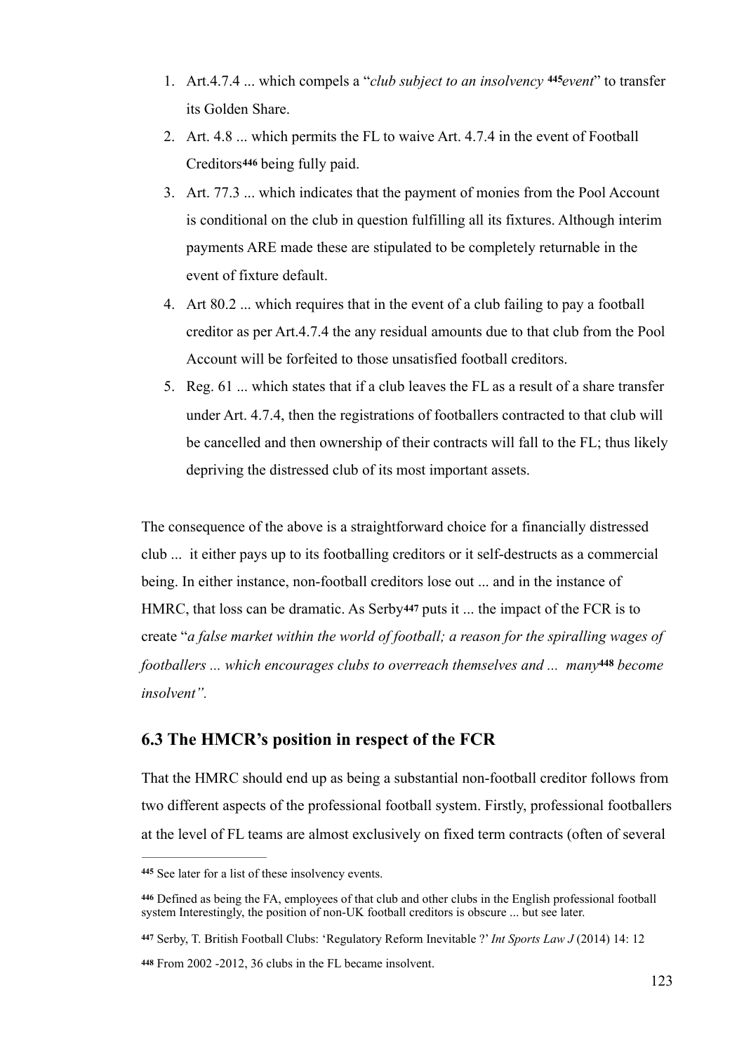1. Art.4.7.4 ... which compels a "*club subject to an insolvency* [445]*event*" to transfer its Golden Share.
2. Art. 4.8 ... which permits the FL to waive Art. 4.7.4 in the event of Football Creditors[446] being fully paid.
3. Art. 77.3 ... which indicates that the payment of monies from the Pool Account is conditional on the club in question fulfilling all its fixtures. Although interim payments ARE made these are stipulated to be completely returnable in the event of fixture default.
4. Art 80.2 ... which requires that in the event of a club failing to pay a football creditor as per Art.4.7.4 the any residual amounts due to that club from the Pool Account will be forfeited to those unsatisfied football creditors.
5. Reg. 61 ... which states that if a club leaves the FL as a result of a share transfer under Art. 4.7.4, then the registrations of footballers contracted to that club will be cancelled and then ownership of their contracts will fall to the FL; thus likely depriving the distressed club of its most important assets.

The consequence of the above is a straightforward choice for a financially distressed club ... it either pays up to its footballing creditors or it self-destructs as a commercial being. In either instance, non-football creditors lose out ... and in the instance of HMRC, that loss can be dramatic. As Serby[447] puts it ... the impact of the FCR is to create "*a false market within the world of football; a reason for the spiralling wages of footballers ... which encourages clubs to overreach themselves and ... many*[448] *become insolvent".*

## 6.3 The HMCR's position in respect of the FCR

That the HMRC should end up as being a substantial non-football creditor follows from two different aspects of the professional football system. Firstly, professional footballers at the level of FL teams are almost exclusively on fixed term contracts (often of several

---

[445] See later for a list of these insolvency events.

[446] Defined as being the FA, employees of that club and other clubs in the English professional football system Interestingly, the position of non-UK football creditors is obscure ... but see later.

[447] Serby, T. British Football Clubs: 'Regulatory Reform Inevitable ?' *Int Sports Law J* (2014) 14: 12

[448] From 2002 -2012, 36 clubs in the FL became insolvent.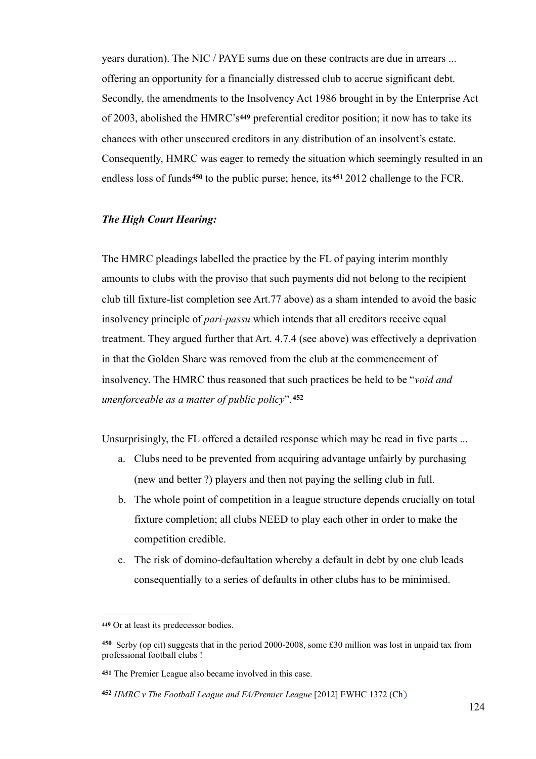years duration). The NIC / PAYE sums due on these contracts are due in arrears ... offering an opportunity for a financially distressed club to accrue significant debt. Secondly, the amendments to the Insolvency Act 1986 brought in by the Enterprise Act of 2003, abolished the HMRC's[449] preferential creditor position; it now has to take its chances with other unsecured creditors in any distribution of an insolvent's estate. Consequently, HMRC was eager to remedy the situation which seemingly resulted in an endless loss of funds[450] to the public purse; hence, its[451] 2012 challenge to the FCR.

***The High Court Hearing:***

The HMRC pleadings labelled the practice by the FL of paying interim monthly amounts to clubs with the proviso that such payments did not belong to the recipient club till fixture-list completion see Art.77 above) as a sham intended to avoid the basic insolvency principle of *pari-passu* which intends that all creditors receive equal treatment. They argued further that Art. 4.7.4 (see above) was effectively a deprivation in that the Golden Share was removed from the club at the commencement of insolvency. The HMRC thus reasoned that such practices be held to be "*void and unenforceable as a matter of public policy*".[452]

Unsurprisingly, the FL offered a detailed response which may be read in five parts ...

a. Clubs need to be prevented from acquiring advantage unfairly by purchasing (new and better ?) players and then not paying the selling club in full.
b. The whole point of competition in a league structure depends crucially on total fixture completion; all clubs NEED to play each other in order to make the competition credible.
c. The risk of domino-defaultation whereby a default in debt by one club leads consequentially to a series of defaults in other clubs has to be minimised.

---

[449] Or at least its predecessor bodies.

[450] Serby (op cit) suggests that in the period 2000-2008, some £30 million was lost in unpaid tax from professional football clubs !

[451] The Premier League also became involved in this case.

[452] *HMRC v The Football League and FA/Premier League* [2012] EWHC 1372 (Ch)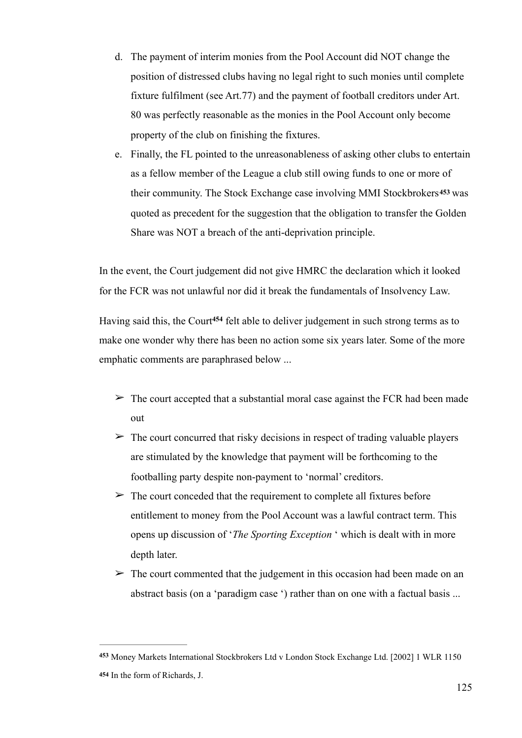d. The payment of interim monies from the Pool Account did NOT change the position of distressed clubs having no legal right to such monies until complete fixture fulfilment (see Art.77) and the payment of football creditors under Art. 80 was perfectly reasonable as the monies in the Pool Account only become property of the club on finishing the fixtures.

e. Finally, the FL pointed to the unreasonableness of asking other clubs to entertain as a fellow member of the League a club still owing funds to one or more of their community. The Stock Exchange case involving MMI Stockbrokers[453] was quoted as precedent for the suggestion that the obligation to transfer the Golden Share was NOT a breach of the anti-deprivation principle.

In the event, the Court judgement did not give HMRC the declaration which it looked for the FCR was not unlawful nor did it break the fundamentals of Insolvency Law.

Having said this, the Court[454] felt able to deliver judgement in such strong terms as to make one wonder why there has been no action some six years later. Some of the more emphatic comments are paraphrased below ...

- ➢ The court accepted that a substantial moral case against the FCR had been made out
- ➢ The court concurred that risky decisions in respect of trading valuable players are stimulated by the knowledge that payment will be forthcoming to the footballing party despite non-payment to 'normal' creditors.
- ➢ The court conceded that the requirement to complete all fixtures before entitlement to money from the Pool Account was a lawful contract term. This opens up discussion of '*The Sporting Exception* ' which is dealt with in more depth later.
- ➢ The court commented that the judgement in this occasion had been made on an abstract basis (on a 'paradigm case ') rather than on one with a factual basis ...

---

[453] Money Markets International Stockbrokers Ltd v London Stock Exchange Ltd. [2002] 1 WLR 1150

[454] In the form of Richards, J.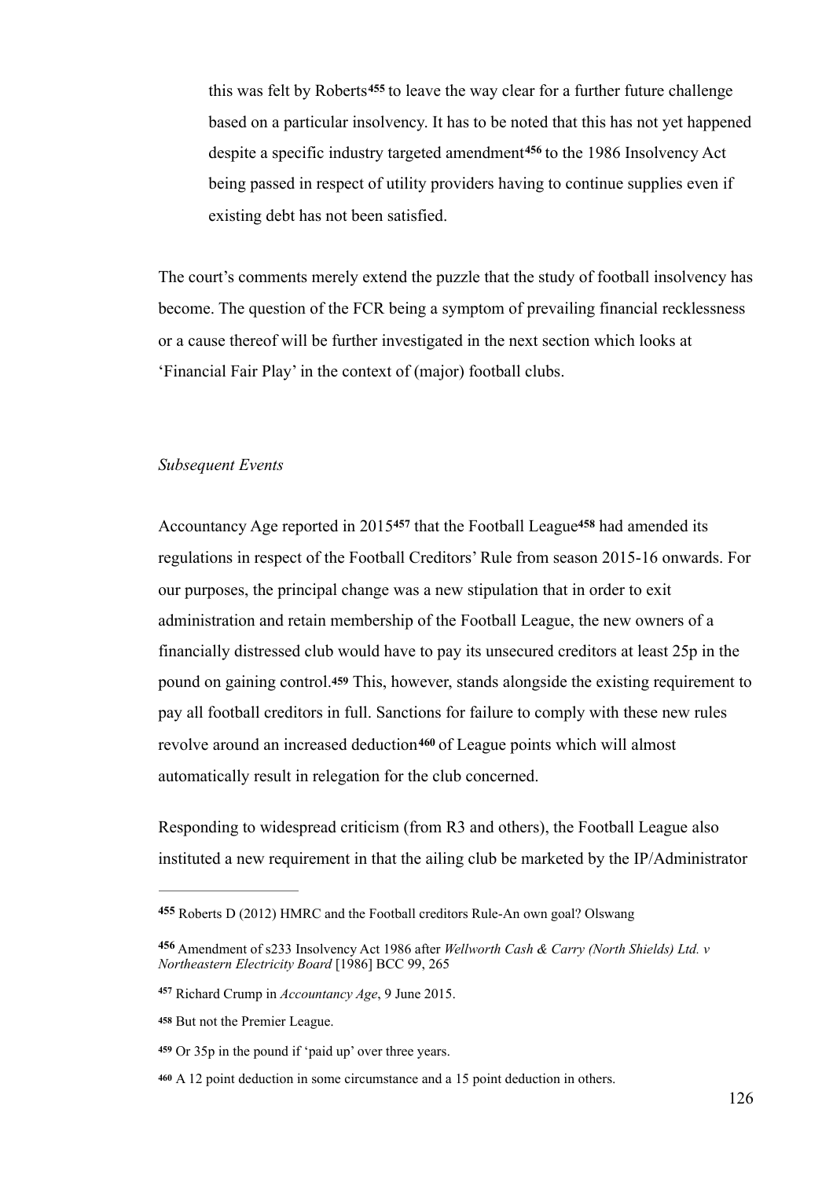this was felt by Roberts[455] to leave the way clear for a further future challenge based on a particular insolvency. It has to be noted that this has not yet happened despite a specific industry targeted amendment[456] to the 1986 Insolvency Act being passed in respect of utility providers having to continue supplies even if existing debt has not been satisfied.

The court's comments merely extend the puzzle that the study of football insolvency has become. The question of the FCR being a symptom of prevailing financial recklessness or a cause thereof will be further investigated in the next section which looks at 'Financial Fair Play' in the context of (major) football clubs.

*Subsequent Events*

Accountancy Age reported in 2015[457] that the Football League[458] had amended its regulations in respect of the Football Creditors' Rule from season 2015-16 onwards. For our purposes, the principal change was a new stipulation that in order to exit administration and retain membership of the Football League, the new owners of a financially distressed club would have to pay its unsecured creditors at least 25p in the pound on gaining control.[459] This, however, stands alongside the existing requirement to pay all football creditors in full. Sanctions for failure to comply with these new rules revolve around an increased deduction[460] of League points which will almost automatically result in relegation for the club concerned.

Responding to widespread criticism (from R3 and others), the Football League also instituted a new requirement in that the ailing club be marketed by the IP/Administrator

---

[455] Roberts D (2012) HMRC and the Football creditors Rule-An own goal? Olswang

[456] Amendment of s233 Insolvency Act 1986 after *Wellworth Cash & Carry (North Shields) Ltd. v Northeastern Electricity Board* [1986] BCC 99, 265

[457] Richard Crump in *Accountancy Age*, 9 June 2015.

[458] But not the Premier League.

[459] Or 35p in the pound if 'paid up' over three years.

[460] A 12 point deduction in some circumstance and a 15 point deduction in others.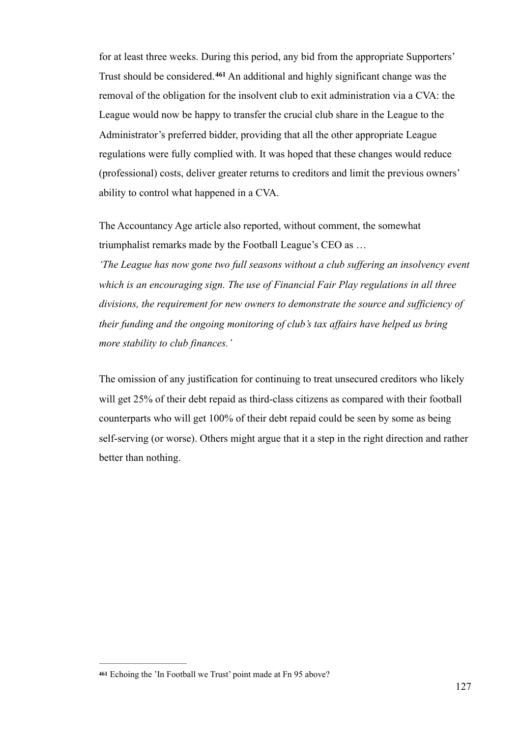for at least three weeks. During this period, any bid from the appropriate Supporters' Trust should be considered.[461] An additional and highly significant change was the removal of the obligation for the insolvent club to exit administration via a CVA: the League would now be happy to transfer the crucial club share in the League to the Administrator's preferred bidder, providing that all the other appropriate League regulations were fully complied with. It was hoped that these changes would reduce (professional) costs, deliver greater returns to creditors and limit the previous owners' ability to control what happened in a CVA.

The Accountancy Age article also reported, without comment, the somewhat triumphalist remarks made by the Football League's CEO as …
*'The League has now gone two full seasons without a club suffering an insolvency event which is an encouraging sign. The use of Financial Fair Play regulations in all three divisions, the requirement for new owners to demonstrate the source and sufficiency of their funding and the ongoing monitoring of club's tax affairs have helped us bring more stability to club finances.'*

The omission of any justification for continuing to treat unsecured creditors who likely will get 25% of their debt repaid as third-class citizens as compared with their football counterparts who will get 100% of their debt repaid could be seen by some as being self-serving (or worse). Others might argue that it a step in the right direction and rather better than nothing.

---

[461] Echoing the 'In Football we Trust' point made at Fn 95 above?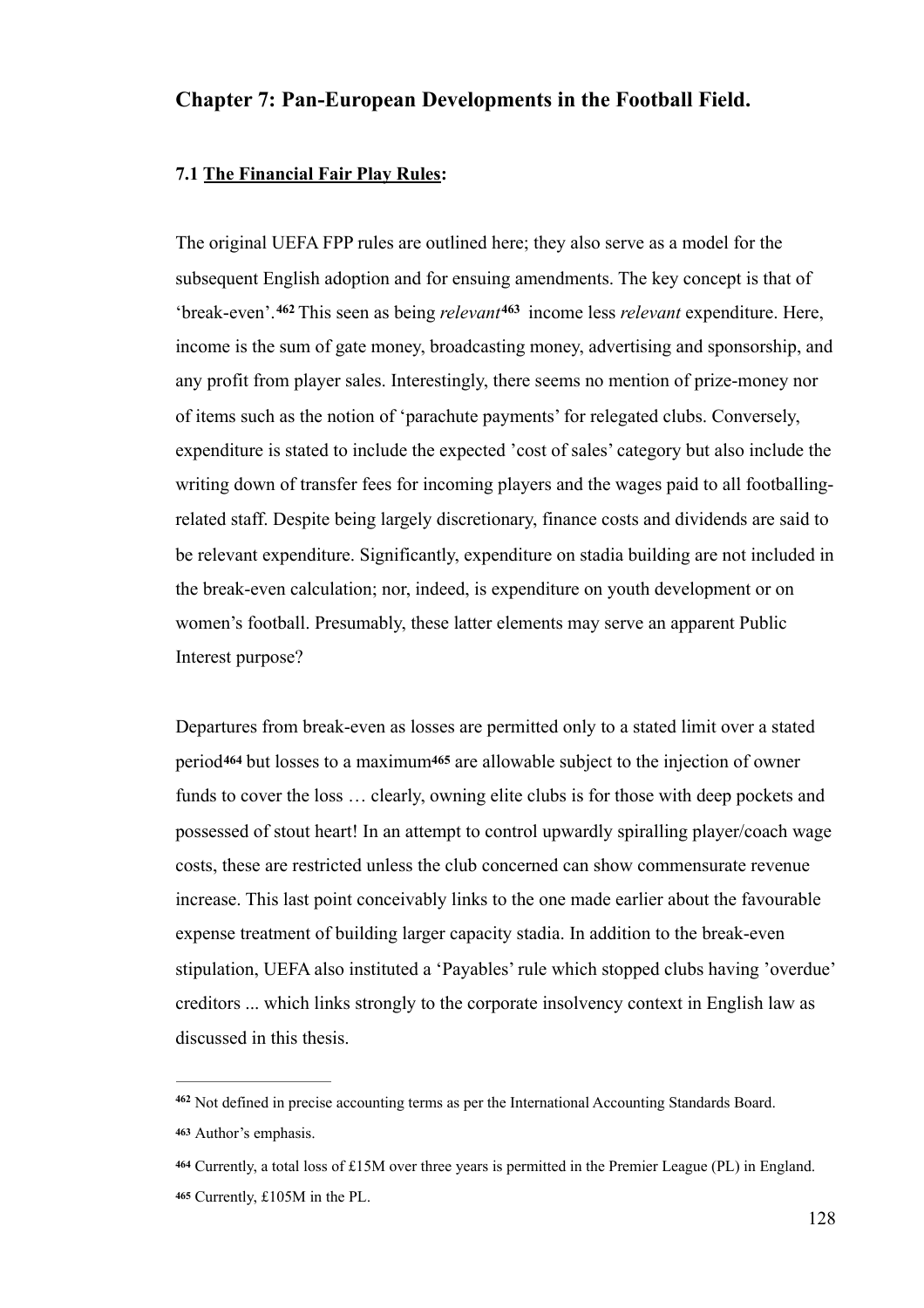## Chapter 7: Pan-European Developments in the Football Field.

### 7.1 The Financial Fair Play Rules:

The original UEFA FPP rules are outlined here; they also serve as a model for the subsequent English adoption and for ensuing amendments. The key concept is that of 'break-even'.[462] This seen as being *relevant*[463] income less *relevant* expenditure. Here, income is the sum of gate money, broadcasting money, advertising and sponsorship, and any profit from player sales. Interestingly, there seems no mention of prize-money nor of items such as the notion of 'parachute payments' for relegated clubs. Conversely, expenditure is stated to include the expected 'cost of sales' category but also include the writing down of transfer fees for incoming players and the wages paid to all footballing-related staff. Despite being largely discretionary, finance costs and dividends are said to be relevant expenditure. Significantly, expenditure on stadia building are not included in the break-even calculation; nor, indeed, is expenditure on youth development or on women's football. Presumably, these latter elements may serve an apparent Public Interest purpose?

Departures from break-even as losses are permitted only to a stated limit over a stated period[464] but losses to a maximum[465] are allowable subject to the injection of owner funds to cover the loss … clearly, owning elite clubs is for those with deep pockets and possessed of stout heart! In an attempt to control upwardly spiralling player/coach wage costs, these are restricted unless the club concerned can show commensurate revenue increase. This last point conceivably links to the one made earlier about the favourable expense treatment of building larger capacity stadia. In addition to the break-even stipulation, UEFA also instituted a 'Payables' rule which stopped clubs having 'overdue' creditors ... which links strongly to the corporate insolvency context in English law as discussed in this thesis.

---

[462] Not defined in precise accounting terms as per the International Accounting Standards Board.

[463] Author's emphasis.

[464] Currently, a total loss of £15M over three years is permitted in the Premier League (PL) in England.

[465] Currently, £105M in the PL.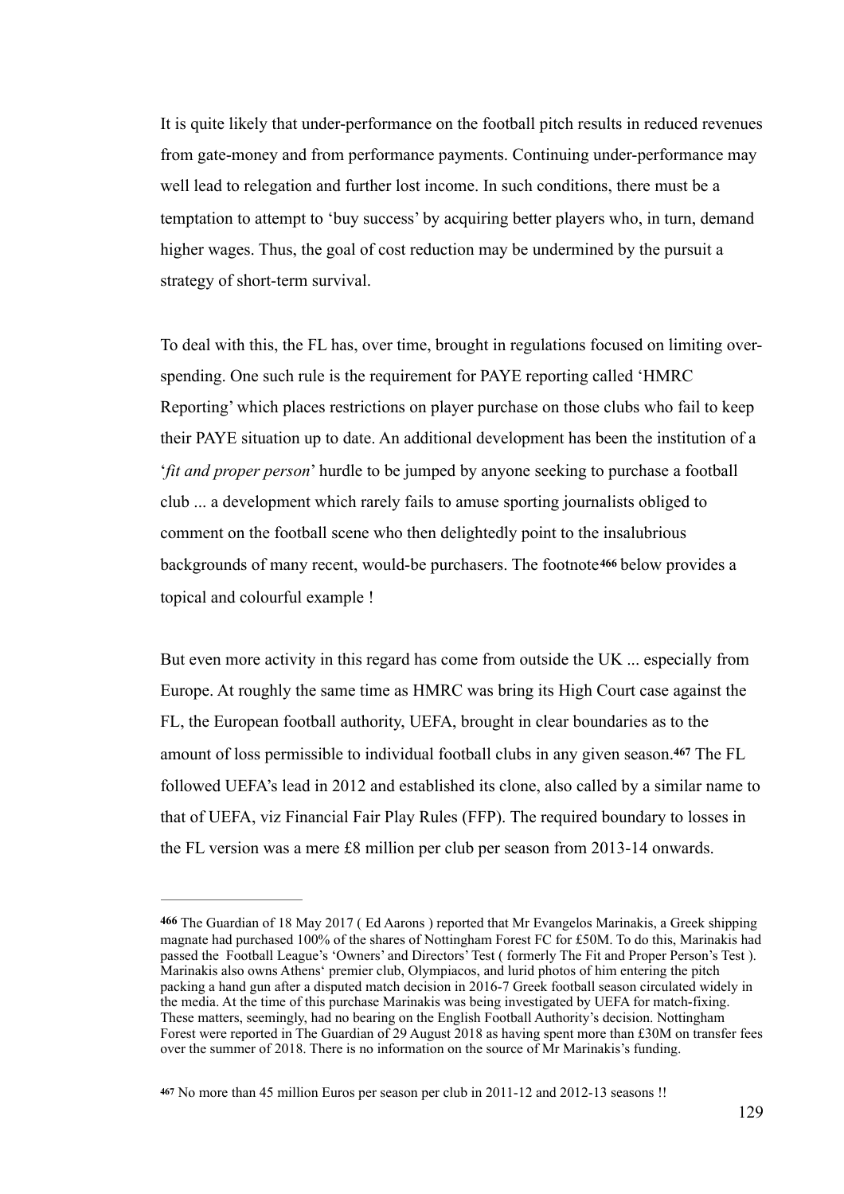It is quite likely that under-performance on the football pitch results in reduced revenues from gate-money and from performance payments. Continuing under-performance may well lead to relegation and further lost income. In such conditions, there must be a temptation to attempt to 'buy success' by acquiring better players who, in turn, demand higher wages. Thus, the goal of cost reduction may be undermined by the pursuit a strategy of short-term survival.

To deal with this, the FL has, over time, brought in regulations focused on limiting over-spending. One such rule is the requirement for PAYE reporting called 'HMRC Reporting' which places restrictions on player purchase on those clubs who fail to keep their PAYE situation up to date. An additional development has been the institution of a '*fit and proper person*' hurdle to be jumped by anyone seeking to purchase a football club ... a development which rarely fails to amuse sporting journalists obliged to comment on the football scene who then delightedly point to the insalubrious backgrounds of many recent, would-be purchasers. The footnote[466] below provides a topical and colourful example !

But even more activity in this regard has come from outside the UK ... especially from Europe. At roughly the same time as HMRC was bring its High Court case against the FL, the European football authority, UEFA, brought in clear boundaries as to the amount of loss permissible to individual football clubs in any given season.[467] The FL followed UEFA's lead in 2012 and established its clone, also called by a similar name to that of UEFA, viz Financial Fair Play Rules (FFP). The required boundary to losses in the FL version was a mere £8 million per club per season from 2013-14 onwards.

---

[466] The Guardian of 18 May 2017 ( Ed Aarons ) reported that Mr Evangelos Marinakis, a Greek shipping magnate had purchased 100% of the shares of Nottingham Forest FC for £50M. To do this, Marinakis had passed the Football League's 'Owners' and Directors' Test ( formerly The Fit and Proper Person's Test ). Marinakis also owns Athens' premier club, Olympiacos, and lurid photos of him entering the pitch packing a hand gun after a disputed match decision in 2016-7 Greek football season circulated widely in the media. At the time of this purchase Marinakis was being investigated by UEFA for match-fixing. These matters, seemingly, had no bearing on the English Football Authority's decision. Nottingham Forest were reported in The Guardian of 29 August 2018 as having spent more than £30M on transfer fees over the summer of 2018. There is no information on the source of Mr Marinakis's funding.

[467] No more than 45 million Euros per season per club in 2011-12 and 2012-13 seasons !!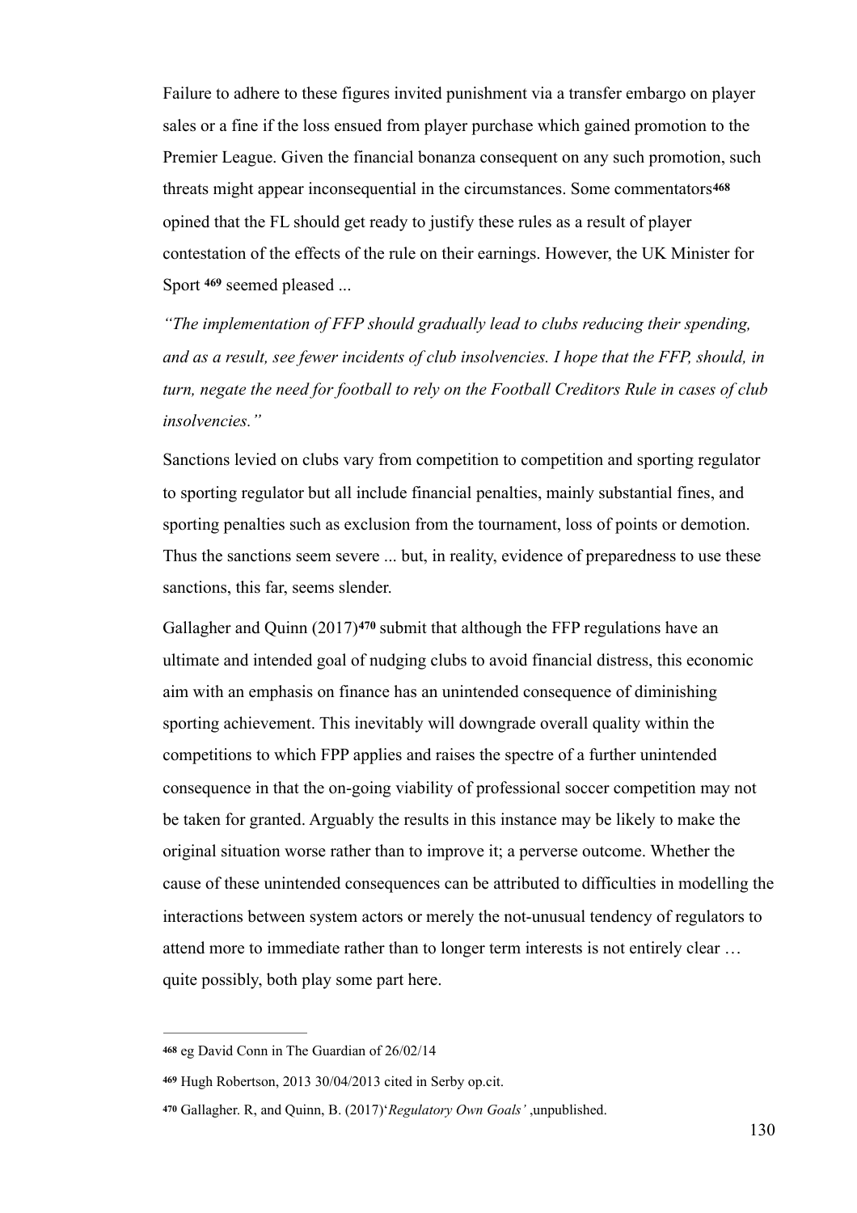Failure to adhere to these figures invited punishment via a transfer embargo on player sales or a fine if the loss ensued from player purchase which gained promotion to the Premier League. Given the financial bonanza consequent on any such promotion, such threats might appear inconsequential in the circumstances. Some commentators[468] opined that the FL should get ready to justify these rules as a result of player contestation of the effects of the rule on their earnings. However, the UK Minister for Sport [469] seemed pleased ...

*"The implementation of FFP should gradually lead to clubs reducing their spending, and as a result, see fewer incidents of club insolvencies. I hope that the FFP, should, in turn, negate the need for football to rely on the Football Creditors Rule in cases of club insolvencies."*

Sanctions levied on clubs vary from competition to competition and sporting regulator to sporting regulator but all include financial penalties, mainly substantial fines, and sporting penalties such as exclusion from the tournament, loss of points or demotion. Thus the sanctions seem severe ... but, in reality, evidence of preparedness to use these sanctions, this far, seems slender.

Gallagher and Quinn (2017)[470] submit that although the FFP regulations have an ultimate and intended goal of nudging clubs to avoid financial distress, this economic aim with an emphasis on finance has an unintended consequence of diminishing sporting achievement. This inevitably will downgrade overall quality within the competitions to which FPP applies and raises the spectre of a further unintended consequence in that the on-going viability of professional soccer competition may not be taken for granted. Arguably the results in this instance may be likely to make the original situation worse rather than to improve it; a perverse outcome. Whether the cause of these unintended consequences can be attributed to difficulties in modelling the interactions between system actors or merely the not-unusual tendency of regulators to attend more to immediate rather than to longer term interests is not entirely clear … quite possibly, both play some part here.

---

[468] eg David Conn in The Guardian of 26/02/14

[469] Hugh Robertson, 2013 30/04/2013 cited in Serby op.cit.

[470] Gallagher. R, and Quinn, B. (2017)'*Regulatory Own Goals'* ,unpublished.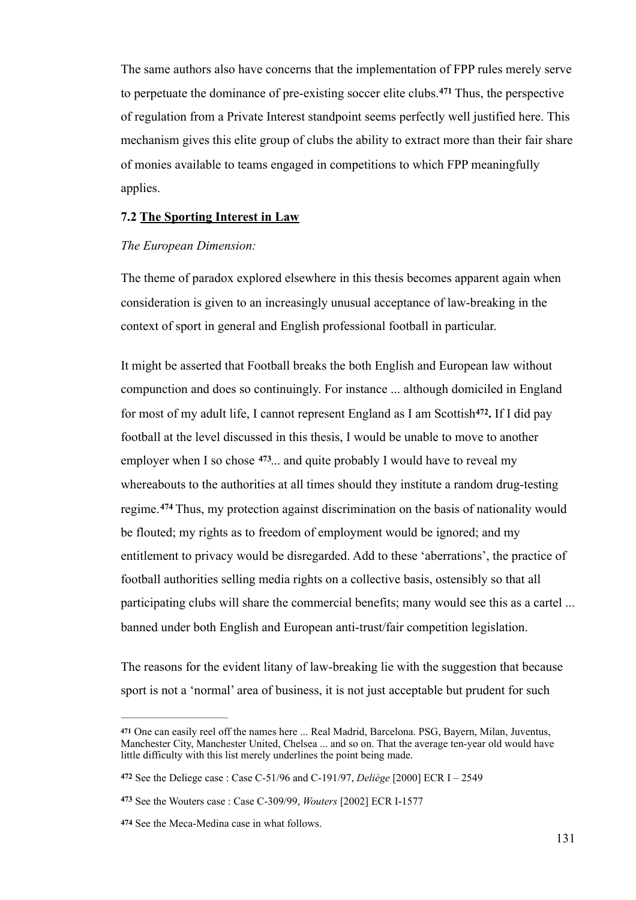The same authors also have concerns that the implementation of FPP rules merely serve to perpetuate the dominance of pre-existing soccer elite clubs.[471] Thus, the perspective of regulation from a Private Interest standpoint seems perfectly well justified here. This mechanism gives this elite group of clubs the ability to extract more than their fair share of monies available to teams engaged in competitions to which FPP meaningfully applies.

**7.2 <u>The Sporting Interest in Law</u>**

*The European Dimension:*

The theme of paradox explored elsewhere in this thesis becomes apparent again when consideration is given to an increasingly unusual acceptance of law-breaking in the context of sport in general and English professional football in particular.

It might be asserted that Football breaks the both English and European law without compunction and does so continuingly. For instance ... although domiciled in England for most of my adult life, I cannot represent England as I am Scottish[472]**.** If I did pay football at the level discussed in this thesis, I would be unable to move to another employer when I so chose [473]... and quite probably I would have to reveal my whereabouts to the authorities at all times should they institute a random drug-testing regime.[474] Thus, my protection against discrimination on the basis of nationality would be flouted; my rights as to freedom of employment would be ignored; and my entitlement to privacy would be disregarded. Add to these 'aberrations', the practice of football authorities selling media rights on a collective basis, ostensibly so that all participating clubs will share the commercial benefits; many would see this as a cartel ... banned under both English and European anti-trust/fair competition legislation.

The reasons for the evident litany of law-breaking lie with the suggestion that because sport is not a 'normal' area of business, it is not just acceptable but prudent for such

---

[471] One can easily reel off the names here ... Real Madrid, Barcelona. PSG, Bayern, Milan, Juventus, Manchester City, Manchester United, Chelsea ... and so on. That the average ten-year old would have little difficulty with this list merely underlines the point being made.

[472] See the Deliege case : Case C-51/96 and C-191/97, *Deliège* [2000] ECR I – 2549

[473] See the Wouters case : Case C-309/99, *Wouters* [2002] ECR I-1577

[474] See the Meca-Medina case in what follows.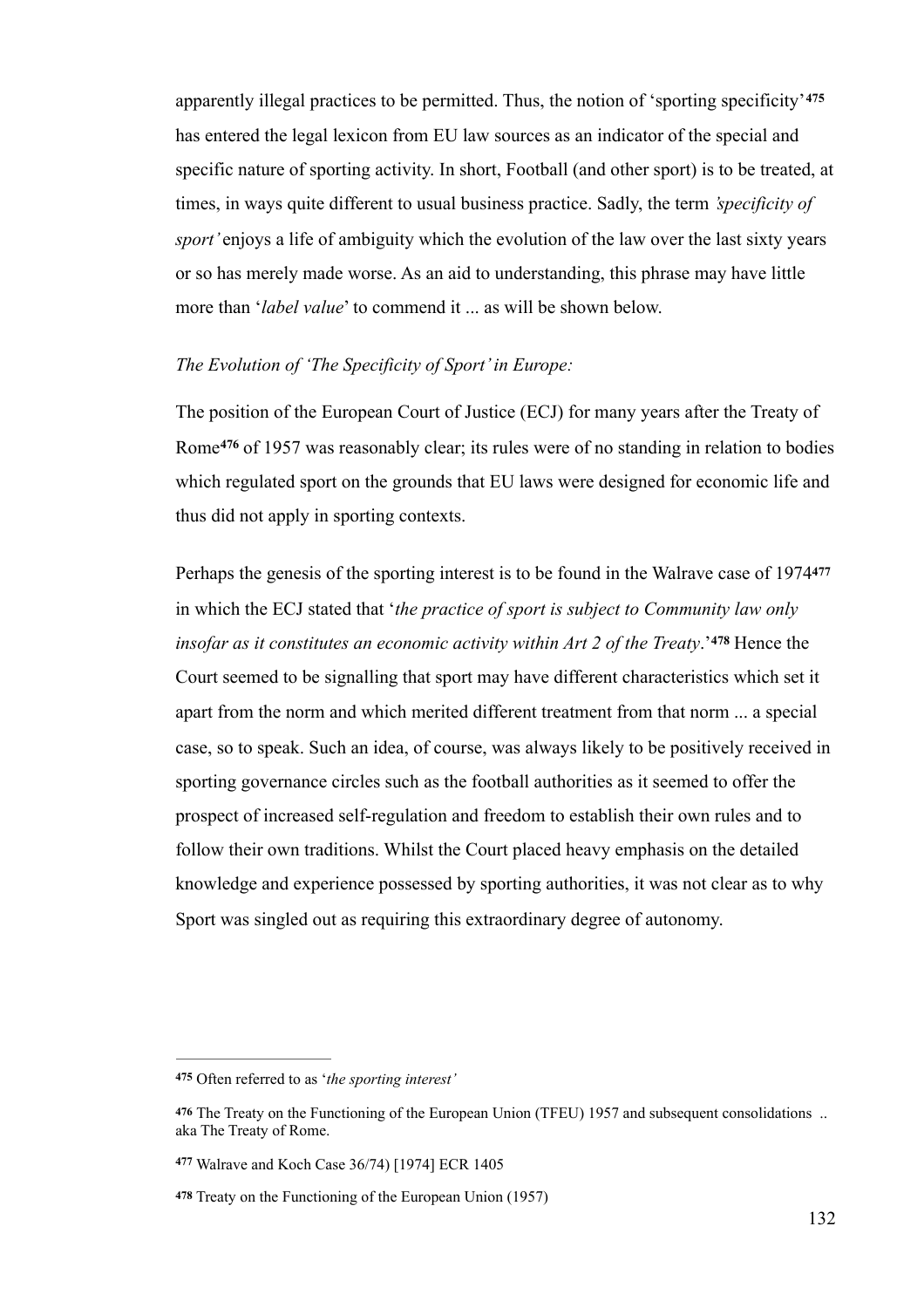apparently illegal practices to be permitted. Thus, the notion of 'sporting specificity'[475] has entered the legal lexicon from EU law sources as an indicator of the special and specific nature of sporting activity. In short, Football (and other sport) is to be treated, at times, in ways quite different to usual business practice. Sadly, the term *'specificity of sport'* enjoys a life of ambiguity which the evolution of the law over the last sixty years or so has merely made worse. As an aid to understanding, this phrase may have little more than '*label value*' to commend it ... as will be shown below.

*The Evolution of 'The Specificity of Sport' in Europe:*

The position of the European Court of Justice (ECJ) for many years after the Treaty of Rome[476] of 1957 was reasonably clear; its rules were of no standing in relation to bodies which regulated sport on the grounds that EU laws were designed for economic life and thus did not apply in sporting contexts.

Perhaps the genesis of the sporting interest is to be found in the Walrave case of 1974[477] in which the ECJ stated that '*the practice of sport is subject to Community law only insofar as it constitutes an economic activity within Art 2 of the Treaty*.'[478] Hence the Court seemed to be signalling that sport may have different characteristics which set it apart from the norm and which merited different treatment from that norm ... a special case, so to speak. Such an idea, of course, was always likely to be positively received in sporting governance circles such as the football authorities as it seemed to offer the prospect of increased self-regulation and freedom to establish their own rules and to follow their own traditions. Whilst the Court placed heavy emphasis on the detailed knowledge and experience possessed by sporting authorities, it was not clear as to why Sport was singled out as requiring this extraordinary degree of autonomy.

---

[475] Often referred to as '*the sporting interest'*

[476] The Treaty on the Functioning of the European Union (TFEU) 1957 and subsequent consolidations .. aka The Treaty of Rome.

[477] Walrave and Koch Case 36/74) [1974] ECR 1405

[478] Treaty on the Functioning of the European Union (1957)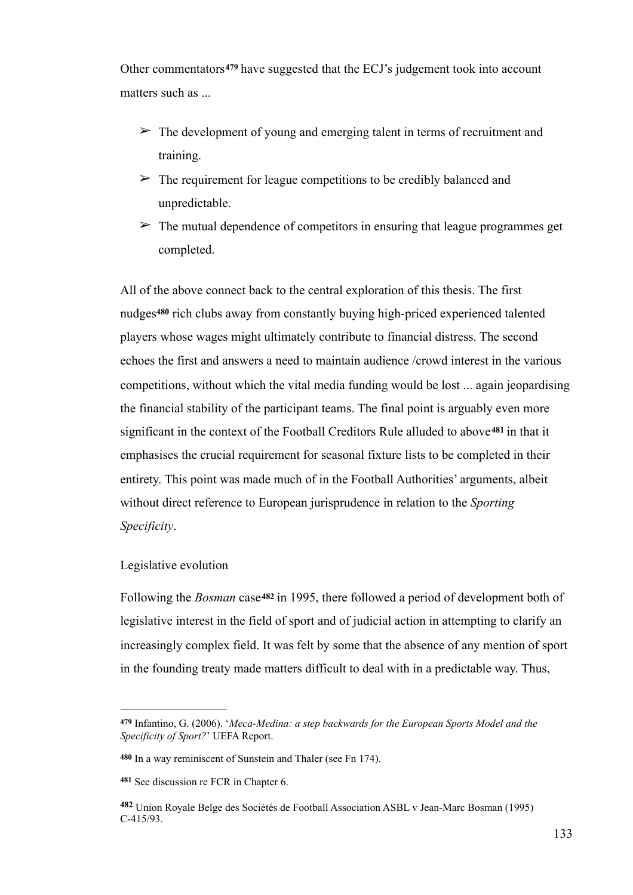Other commentators[479] have suggested that the ECJ's judgement took into account matters such as ...

- ➢ The development of young and emerging talent in terms of recruitment and training.
- ➢ The requirement for league competitions to be credibly balanced and unpredictable.
- ➢ The mutual dependence of competitors in ensuring that league programmes get completed.

All of the above connect back to the central exploration of this thesis. The first nudges[480] rich clubs away from constantly buying high-priced experienced talented players whose wages might ultimately contribute to financial distress. The second echoes the first and answers a need to maintain audience /crowd interest in the various competitions, without which the vital media funding would be lost ... again jeopardising the financial stability of the participant teams. The final point is arguably even more significant in the context of the Football Creditors Rule alluded to above[481] in that it emphasises the crucial requirement for seasonal fixture lists to be completed in their entirety. This point was made much of in the Football Authorities' arguments, albeit without direct reference to European jurisprudence in relation to the *Sporting Specificity*.

Legislative evolution

Following the *Bosman* case[482] in 1995, there followed a period of development both of legislative interest in the field of sport and of judicial action in attempting to clarify an increasingly complex field. It was felt by some that the absence of any mention of sport in the founding treaty made matters difficult to deal with in a predictable way. Thus,

---

[479] Infantino, G. (2006). '*Meca-Medina: a step backwards for the European Sports Model and the Specificity of Sport?*' UEFA Report.

[480] In a way reminiscent of Sunstein and Thaler (see Fn 174).

[481] See discussion re FCR in Chapter 6.

[482] Union Royale Belge des Sociétés de Football Association ASBL v Jean-Marc Bosman (1995) C-415/93.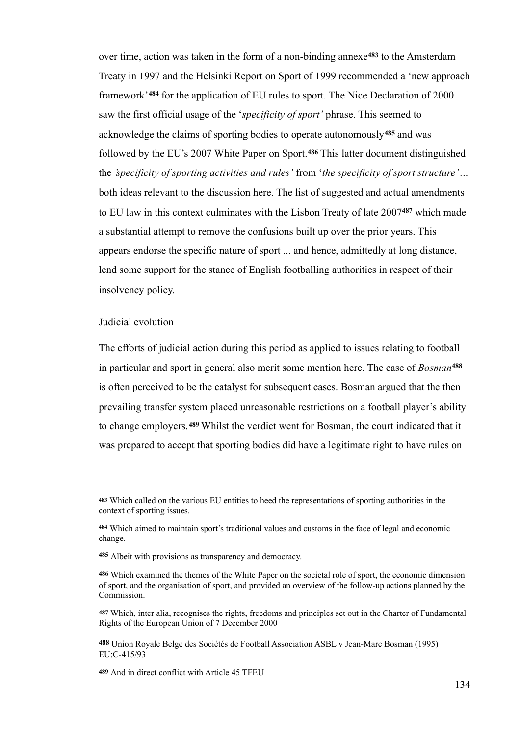over time, action was taken in the form of a non-binding annexe[483] to the Amsterdam Treaty in 1997 and the Helsinki Report on Sport of 1999 recommended a 'new approach framework'[484] for the application of EU rules to sport. The Nice Declaration of 2000 saw the first official usage of the '*specificity of sport'* phrase. This seemed to acknowledge the claims of sporting bodies to operate autonomously[485] and was followed by the EU's 2007 White Paper on Sport.[486] This latter document distinguished the *'specificity of sporting activities and rules'* from '*the specificity of sport structure'*… both ideas relevant to the discussion here. The list of suggested and actual amendments to EU law in this context culminates with the Lisbon Treaty of late 2007[487] which made a substantial attempt to remove the confusions built up over the prior years. This appears endorse the specific nature of sport ... and hence, admittedly at long distance, lend some support for the stance of English footballing authorities in respect of their insolvency policy.

Judicial evolution

The efforts of judicial action during this period as applied to issues relating to football in particular and sport in general also merit some mention here. The case of *Bosman*[488] is often perceived to be the catalyst for subsequent cases. Bosman argued that the then prevailing transfer system placed unreasonable restrictions on a football player's ability to change employers.[489] Whilst the verdict went for Bosman, the court indicated that it was prepared to accept that sporting bodies did have a legitimate right to have rules on

---

[483] Which called on the various EU entities to heed the representations of sporting authorities in the context of sporting issues.

[484] Which aimed to maintain sport's traditional values and customs in the face of legal and economic change.

[485] Albeit with provisions as transparency and democracy.

[486] Which examined the themes of the White Paper on the societal role of sport, the economic dimension of sport, and the organisation of sport, and provided an overview of the follow-up actions planned by the Commission.

[487] Which, inter alia, recognises the rights, freedoms and principles set out in the Charter of Fundamental Rights of the European Union of 7 December 2000

[488] Union Royale Belge des Sociétés de Football Association ASBL v Jean-Marc Bosman (1995) EU:C-415/93

[489] And in direct conflict with Article 45 TFEU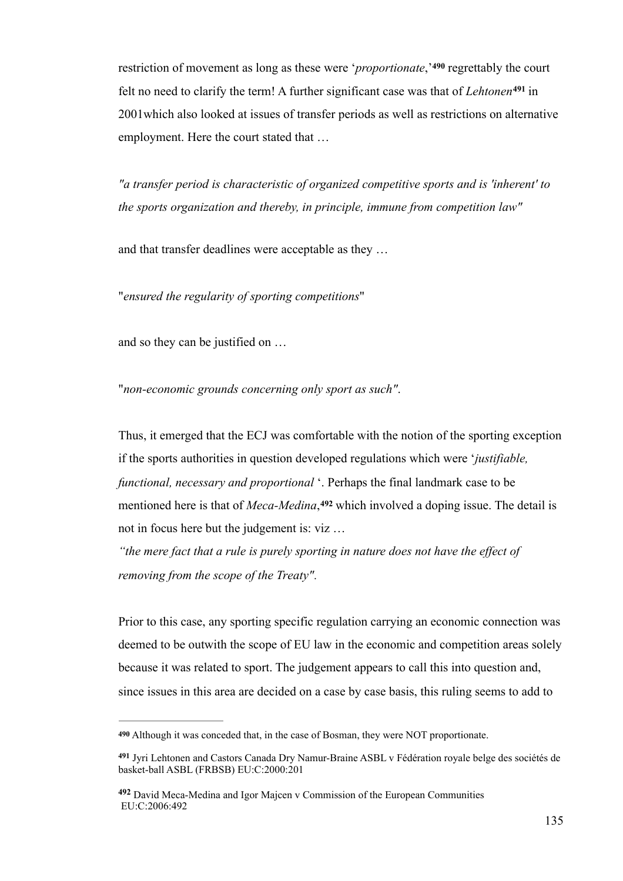restriction of movement as long as these were '*proportionate*,'[490] regrettably the court felt no need to clarify the term! A further significant case was that of *Lehtonen*[491] in 2001which also looked at issues of transfer periods as well as restrictions on alternative employment. Here the court stated that …

*"a transfer period is characteristic of organized competitive sports and is 'inherent' to the sports organization and thereby, in principle, immune from competition law"*

and that transfer deadlines were acceptable as they …

"*ensured the regularity of sporting competitions*"

and so they can be justified on …

"*non-economic grounds concerning only sport as such"*.

Thus, it emerged that the ECJ was comfortable with the notion of the sporting exception if the sports authorities in question developed regulations which were '*justifiable, functional, necessary and proportional* '. Perhaps the final landmark case to be mentioned here is that of *Meca-Medina*,[492] which involved a doping issue. The detail is not in focus here but the judgement is: viz …

*"the mere fact that a rule is purely sporting in nature does not have the effect of removing from the scope of the Treaty".*

Prior to this case, any sporting specific regulation carrying an economic connection was deemed to be outwith the scope of EU law in the economic and competition areas solely because it was related to sport. The judgement appears to call this into question and, since issues in this area are decided on a case by case basis, this ruling seems to add to

---

[490] Although it was conceded that, in the case of Bosman, they were NOT proportionate.

[491] Jyri Lehtonen and Castors Canada Dry Namur-Braine ASBL v Fédération royale belge des sociétés de basket-ball ASBL (FRBSB) EU:C:2000:201

[492] David Meca-Medina and Igor Majcen v Commission of the European Communities EU:C:2006:492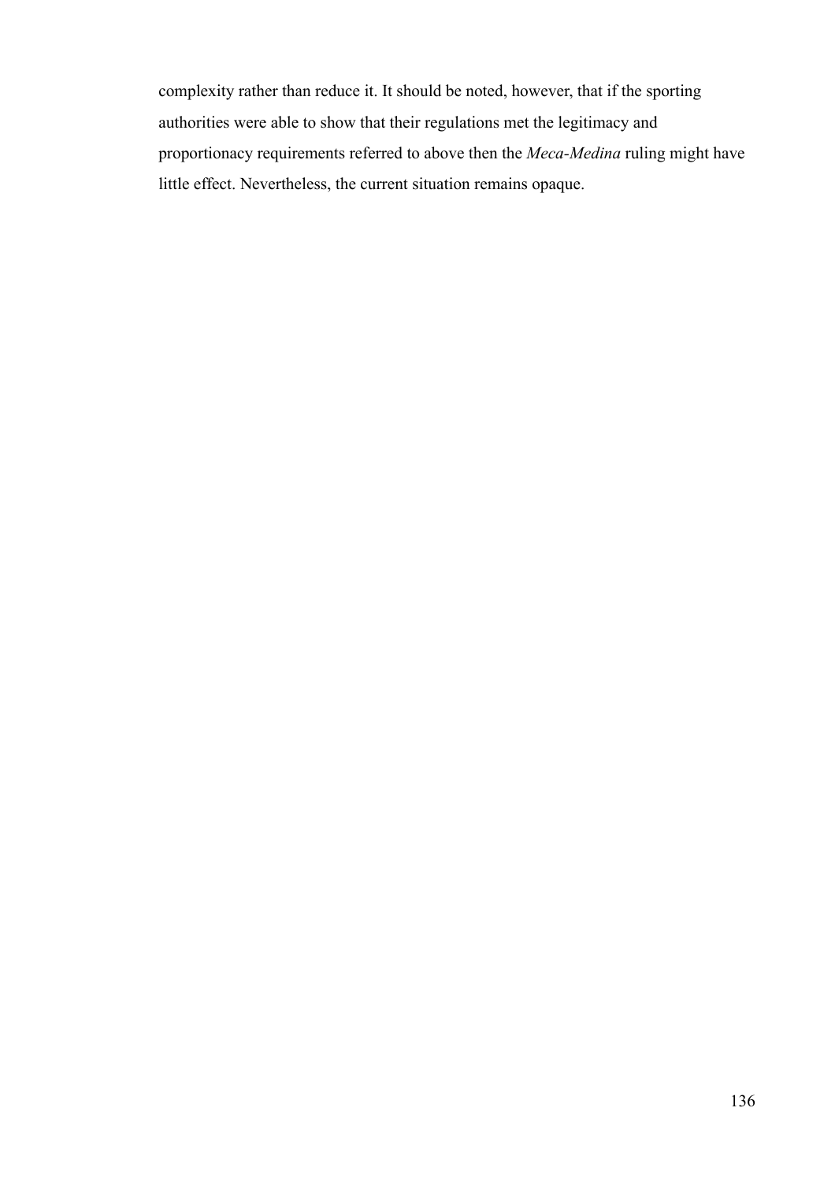complexity rather than reduce it. It should be noted, however, that if the sporting authorities were able to show that their regulations met the legitimacy and proportionacy requirements referred to above then the *Meca-Medina* ruling might have little effect. Nevertheless, the current situation remains opaque.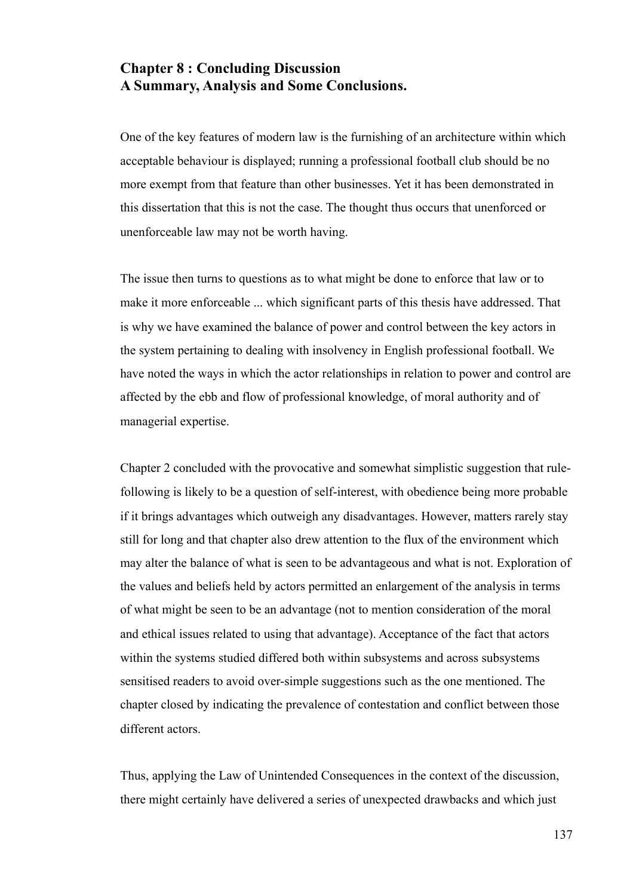# Chapter 8 : Concluding Discussion
# A Summary, Analysis and Some Conclusions.

One of the key features of modern law is the furnishing of an architecture within which acceptable behaviour is displayed; running a professional football club should be no more exempt from that feature than other businesses. Yet it has been demonstrated in this dissertation that this is not the case. The thought thus occurs that unenforced or unenforceable law may not be worth having.

The issue then turns to questions as to what might be done to enforce that law or to make it more enforceable ... which significant parts of this thesis have addressed. That is why we have examined the balance of power and control between the key actors in the system pertaining to dealing with insolvency in English professional football. We have noted the ways in which the actor relationships in relation to power and control are affected by the ebb and flow of professional knowledge, of moral authority and of managerial expertise.

Chapter 2 concluded with the provocative and somewhat simplistic suggestion that rule-following is likely to be a question of self-interest, with obedience being more probable if it brings advantages which outweigh any disadvantages. However, matters rarely stay still for long and that chapter also drew attention to the flux of the environment which may alter the balance of what is seen to be advantageous and what is not. Exploration of the values and beliefs held by actors permitted an enlargement of the analysis in terms of what might be seen to be an advantage (not to mention consideration of the moral and ethical issues related to using that advantage). Acceptance of the fact that actors within the systems studied differed both within subsystems and across subsystems sensitised readers to avoid over-simple suggestions such as the one mentioned. The chapter closed by indicating the prevalence of contestation and conflict between those different actors.

Thus, applying the Law of Unintended Consequences in the context of the discussion, there might certainly have delivered a series of unexpected drawbacks and which just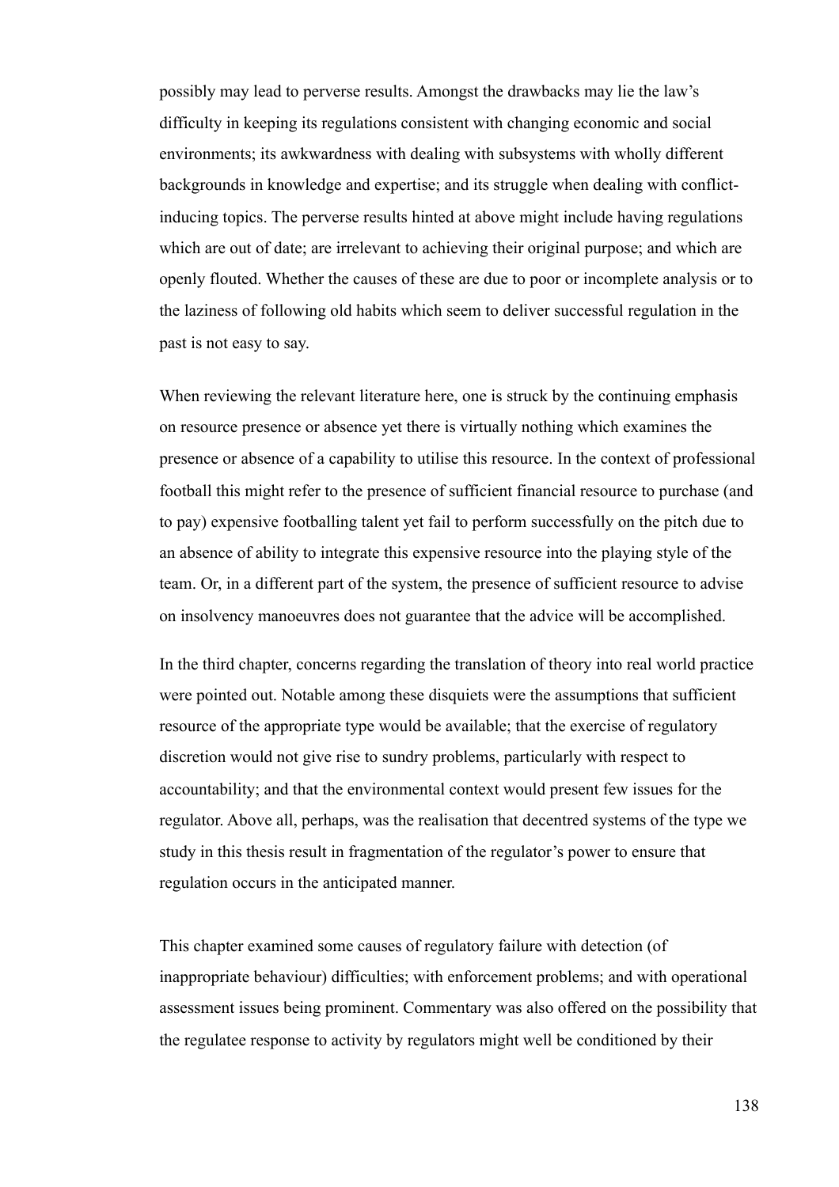possibly may lead to perverse results. Amongst the drawbacks may lie the law's difficulty in keeping its regulations consistent with changing economic and social environments; its awkwardness with dealing with subsystems with wholly different backgrounds in knowledge and expertise; and its struggle when dealing with conflict-inducing topics. The perverse results hinted at above might include having regulations which are out of date; are irrelevant to achieving their original purpose; and which are openly flouted. Whether the causes of these are due to poor or incomplete analysis or to the laziness of following old habits which seem to deliver successful regulation in the past is not easy to say.

When reviewing the relevant literature here, one is struck by the continuing emphasis on resource presence or absence yet there is virtually nothing which examines the presence or absence of a capability to utilise this resource. In the context of professional football this might refer to the presence of sufficient financial resource to purchase (and to pay) expensive footballing talent yet fail to perform successfully on the pitch due to an absence of ability to integrate this expensive resource into the playing style of the team. Or, in a different part of the system, the presence of sufficient resource to advise on insolvency manoeuvres does not guarantee that the advice will be accomplished.

In the third chapter, concerns regarding the translation of theory into real world practice were pointed out. Notable among these disquiets were the assumptions that sufficient resource of the appropriate type would be available; that the exercise of regulatory discretion would not give rise to sundry problems, particularly with respect to accountability; and that the environmental context would present few issues for the regulator. Above all, perhaps, was the realisation that decentred systems of the type we study in this thesis result in fragmentation of the regulator's power to ensure that regulation occurs in the anticipated manner.

This chapter examined some causes of regulatory failure with detection (of inappropriate behaviour) difficulties; with enforcement problems; and with operational assessment issues being prominent. Commentary was also offered on the possibility that the regulatee response to activity by regulators might well be conditioned by their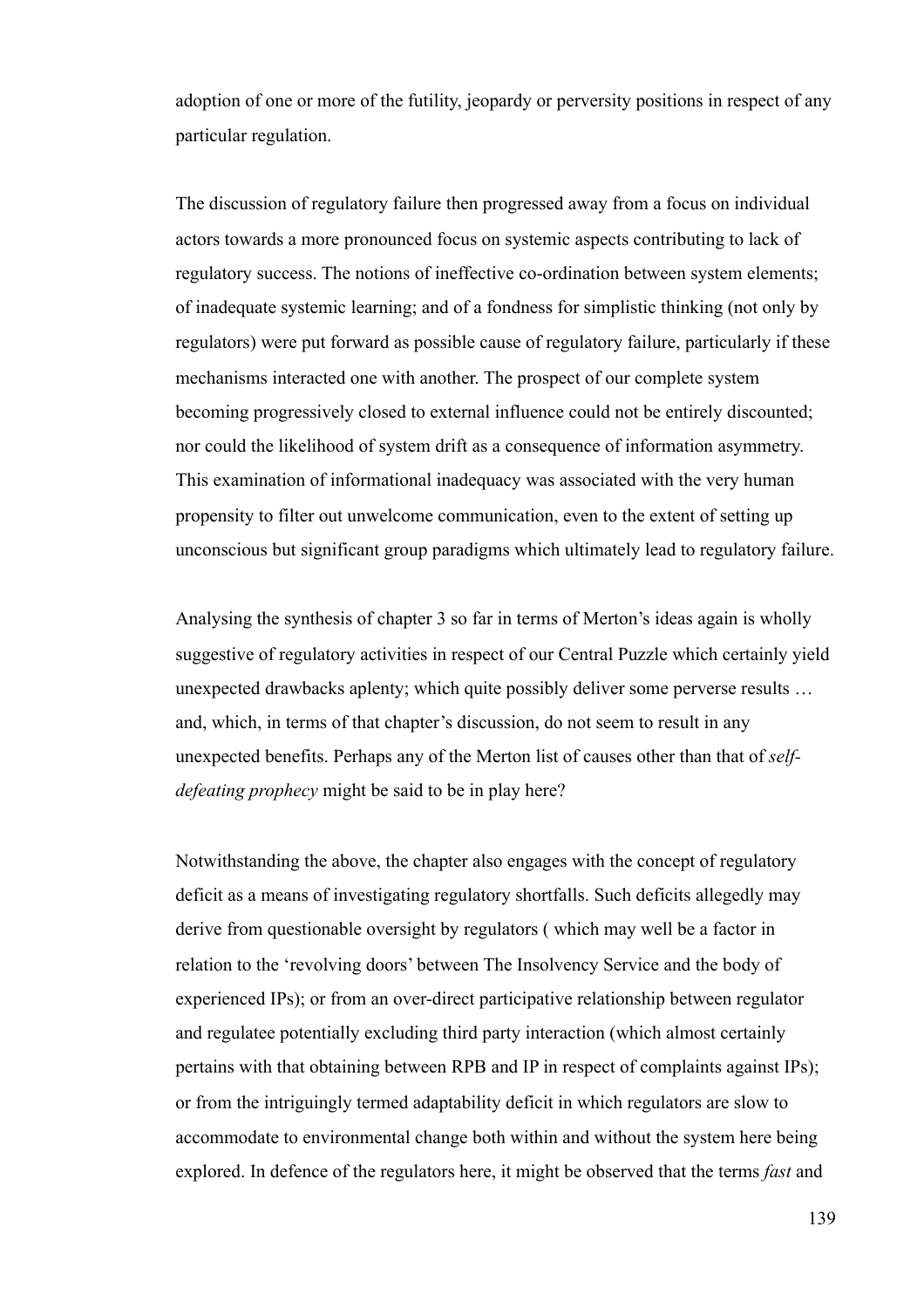adoption of one or more of the futility, jeopardy or perversity positions in respect of any particular regulation.

The discussion of regulatory failure then progressed away from a focus on individual actors towards a more pronounced focus on systemic aspects contributing to lack of regulatory success. The notions of ineffective co-ordination between system elements; of inadequate systemic learning; and of a fondness for simplistic thinking (not only by regulators) were put forward as possible cause of regulatory failure, particularly if these mechanisms interacted one with another. The prospect of our complete system becoming progressively closed to external influence could not be entirely discounted; nor could the likelihood of system drift as a consequence of information asymmetry. This examination of informational inadequacy was associated with the very human propensity to filter out unwelcome communication, even to the extent of setting up unconscious but significant group paradigms which ultimately lead to regulatory failure.

Analysing the synthesis of chapter 3 so far in terms of Merton's ideas again is wholly suggestive of regulatory activities in respect of our Central Puzzle which certainly yield unexpected drawbacks aplenty; which quite possibly deliver some perverse results … and, which, in terms of that chapter's discussion, do not seem to result in any unexpected benefits. Perhaps any of the Merton list of causes other than that of *self-defeating prophecy* might be said to be in play here?

Notwithstanding the above, the chapter also engages with the concept of regulatory deficit as a means of investigating regulatory shortfalls. Such deficits allegedly may derive from questionable oversight by regulators ( which may well be a factor in relation to the 'revolving doors' between The Insolvency Service and the body of experienced IPs); or from an over-direct participative relationship between regulator and regulatee potentially excluding third party interaction (which almost certainly pertains with that obtaining between RPB and IP in respect of complaints against IPs); or from the intriguingly termed adaptability deficit in which regulators are slow to accommodate to environmental change both within and without the system here being explored. In defence of the regulators here, it might be observed that the terms *fast* and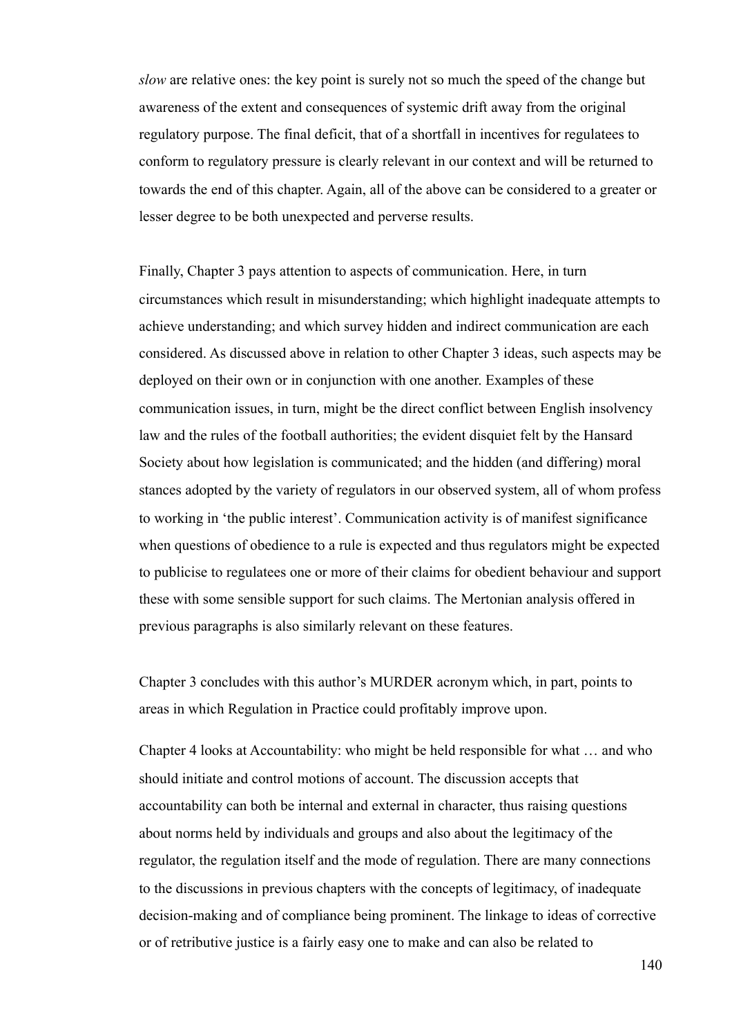*slow* are relative ones: the key point is surely not so much the speed of the change but awareness of the extent and consequences of systemic drift away from the original regulatory purpose. The final deficit, that of a shortfall in incentives for regulatees to conform to regulatory pressure is clearly relevant in our context and will be returned to towards the end of this chapter. Again, all of the above can be considered to a greater or lesser degree to be both unexpected and perverse results.

Finally, Chapter 3 pays attention to aspects of communication. Here, in turn circumstances which result in misunderstanding; which highlight inadequate attempts to achieve understanding; and which survey hidden and indirect communication are each considered. As discussed above in relation to other Chapter 3 ideas, such aspects may be deployed on their own or in conjunction with one another. Examples of these communication issues, in turn, might be the direct conflict between English insolvency law and the rules of the football authorities; the evident disquiet felt by the Hansard Society about how legislation is communicated; and the hidden (and differing) moral stances adopted by the variety of regulators in our observed system, all of whom profess to working in 'the public interest'. Communication activity is of manifest significance when questions of obedience to a rule is expected and thus regulators might be expected to publicise to regulatees one or more of their claims for obedient behaviour and support these with some sensible support for such claims. The Mertonian analysis offered in previous paragraphs is also similarly relevant on these features.

Chapter 3 concludes with this author's MURDER acronym which, in part, points to areas in which Regulation in Practice could profitably improve upon.

Chapter 4 looks at Accountability: who might be held responsible for what … and who should initiate and control motions of account. The discussion accepts that accountability can both be internal and external in character, thus raising questions about norms held by individuals and groups and also about the legitimacy of the regulator, the regulation itself and the mode of regulation. There are many connections to the discussions in previous chapters with the concepts of legitimacy, of inadequate decision-making and of compliance being prominent. The linkage to ideas of corrective or of retributive justice is a fairly easy one to make and can also be related to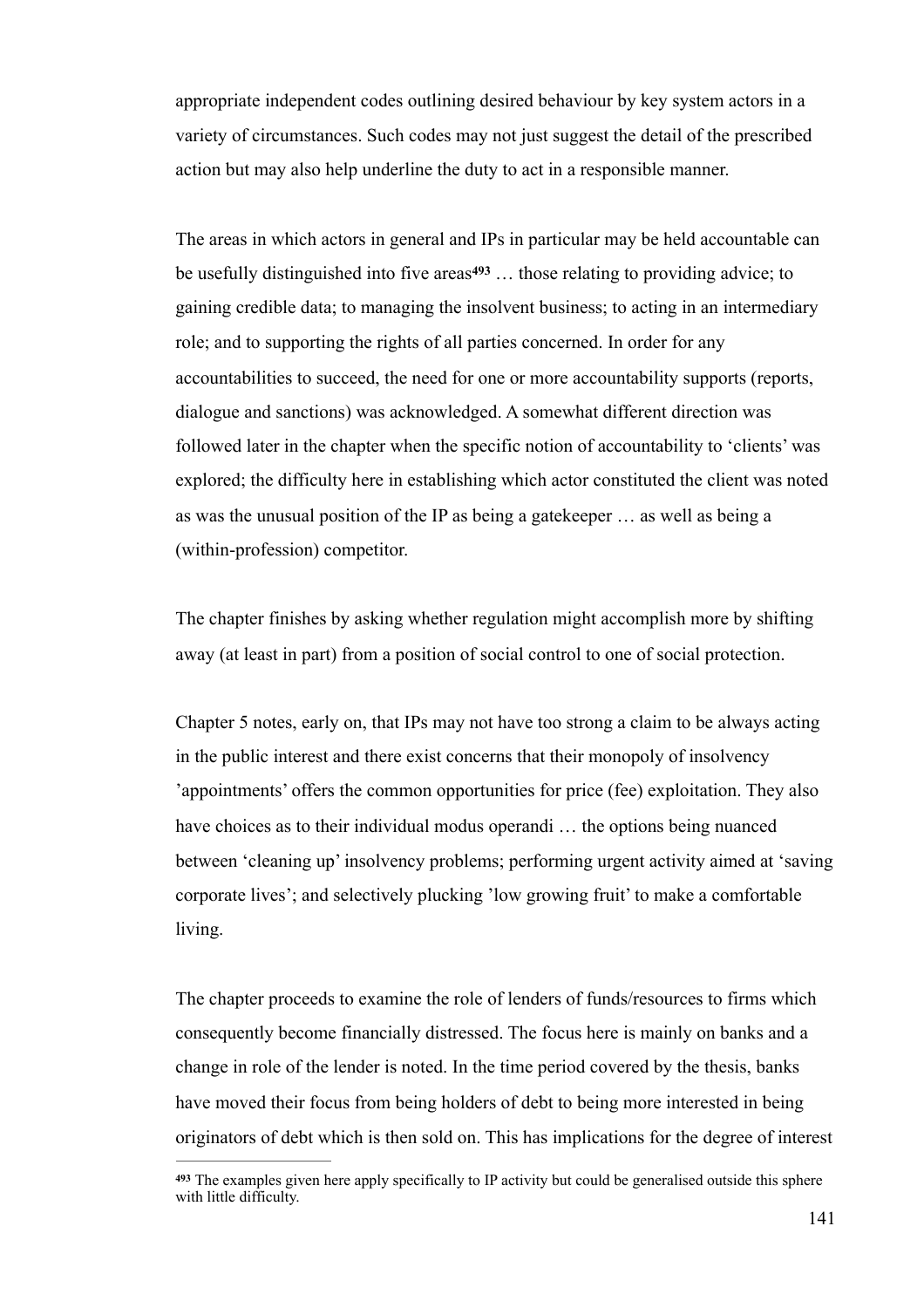appropriate independent codes outlining desired behaviour by key system actors in a variety of circumstances. Such codes may not just suggest the detail of the prescribed action but may also help underline the duty to act in a responsible manner.

The areas in which actors in general and IPs in particular may be held accountable can be usefully distinguished into five areas[493] … those relating to providing advice; to gaining credible data; to managing the insolvent business; to acting in an intermediary role; and to supporting the rights of all parties concerned. In order for any accountabilities to succeed, the need for one or more accountability supports (reports, dialogue and sanctions) was acknowledged. A somewhat different direction was followed later in the chapter when the specific notion of accountability to 'clients' was explored; the difficulty here in establishing which actor constituted the client was noted as was the unusual position of the IP as being a gatekeeper … as well as being a (within-profession) competitor.

The chapter finishes by asking whether regulation might accomplish more by shifting away (at least in part) from a position of social control to one of social protection.

Chapter 5 notes, early on, that IPs may not have too strong a claim to be always acting in the public interest and there exist concerns that their monopoly of insolvency 'appointments' offers the common opportunities for price (fee) exploitation. They also have choices as to their individual modus operandi … the options being nuanced between 'cleaning up' insolvency problems; performing urgent activity aimed at 'saving corporate lives'; and selectively plucking 'low growing fruit' to make a comfortable living.

The chapter proceeds to examine the role of lenders of funds/resources to firms which consequently become financially distressed. The focus here is mainly on banks and a change in role of the lender is noted. In the time period covered by the thesis, banks have moved their focus from being holders of debt to being more interested in being originators of debt which is then sold on. This has implications for the degree of interest

[493] The examples given here apply specifically to IP activity but could be generalised outside this sphere with little difficulty.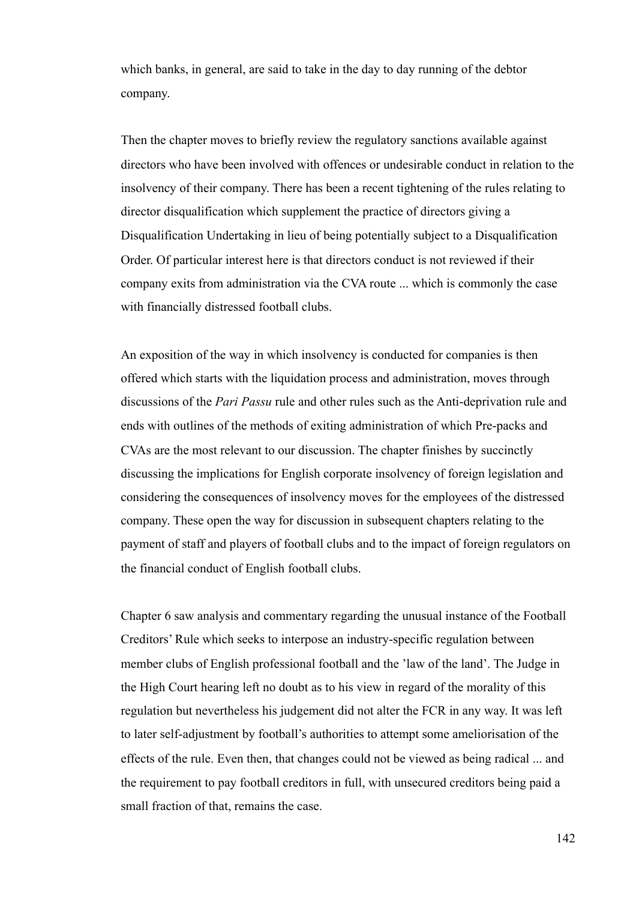which banks, in general, are said to take in the day to day running of the debtor company.

Then the chapter moves to briefly review the regulatory sanctions available against directors who have been involved with offences or undesirable conduct in relation to the insolvency of their company. There has been a recent tightening of the rules relating to director disqualification which supplement the practice of directors giving a Disqualification Undertaking in lieu of being potentially subject to a Disqualification Order. Of particular interest here is that directors conduct is not reviewed if their company exits from administration via the CVA route ... which is commonly the case with financially distressed football clubs.

An exposition of the way in which insolvency is conducted for companies is then offered which starts with the liquidation process and administration, moves through discussions of the *Pari Passu* rule and other rules such as the Anti-deprivation rule and ends with outlines of the methods of exiting administration of which Pre-packs and CVAs are the most relevant to our discussion. The chapter finishes by succinctly discussing the implications for English corporate insolvency of foreign legislation and considering the consequences of insolvency moves for the employees of the distressed company. These open the way for discussion in subsequent chapters relating to the payment of staff and players of football clubs and to the impact of foreign regulators on the financial conduct of English football clubs.

Chapter 6 saw analysis and commentary regarding the unusual instance of the Football Creditors' Rule which seeks to interpose an industry-specific regulation between member clubs of English professional football and the 'law of the land'. The Judge in the High Court hearing left no doubt as to his view in regard of the morality of this regulation but nevertheless his judgement did not alter the FCR in any way. It was left to later self-adjustment by football's authorities to attempt some ameliorisation of the effects of the rule. Even then, that changes could not be viewed as being radical ... and the requirement to pay football creditors in full, with unsecured creditors being paid a small fraction of that, remains the case.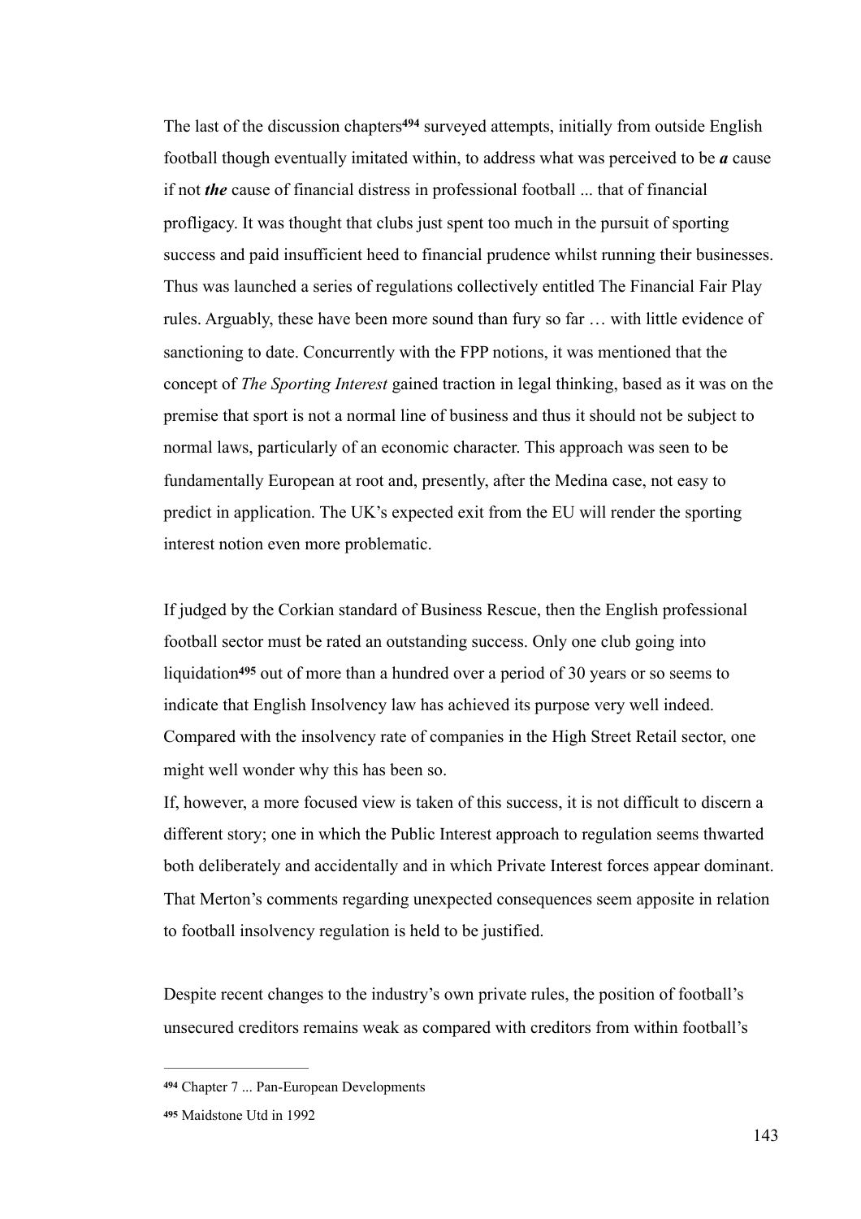The last of the discussion chapters[494] surveyed attempts, initially from outside English football though eventually imitated within, to address what was perceived to be ***a*** cause if not ***the*** cause of financial distress in professional football ... that of financial profligacy. It was thought that clubs just spent too much in the pursuit of sporting success and paid insufficient heed to financial prudence whilst running their businesses. Thus was launched a series of regulations collectively entitled The Financial Fair Play rules. Arguably, these have been more sound than fury so far … with little evidence of sanctioning to date. Concurrently with the FPP notions, it was mentioned that the concept of *The Sporting Interest* gained traction in legal thinking, based as it was on the premise that sport is not a normal line of business and thus it should not be subject to normal laws, particularly of an economic character. This approach was seen to be fundamentally European at root and, presently, after the Medina case, not easy to predict in application. The UK's expected exit from the EU will render the sporting interest notion even more problematic.

If judged by the Corkian standard of Business Rescue, then the English professional football sector must be rated an outstanding success. Only one club going into liquidation[495] out of more than a hundred over a period of 30 years or so seems to indicate that English Insolvency law has achieved its purpose very well indeed. Compared with the insolvency rate of companies in the High Street Retail sector, one might well wonder why this has been so.

If, however, a more focused view is taken of this success, it is not difficult to discern a different story; one in which the Public Interest approach to regulation seems thwarted both deliberately and accidentally and in which Private Interest forces appear dominant. That Merton's comments regarding unexpected consequences seem apposite in relation to football insolvency regulation is held to be justified.

Despite recent changes to the industry's own private rules, the position of football's unsecured creditors remains weak as compared with creditors from within football's

---

[494] Chapter 7 ... Pan-European Developments

[495] Maidstone Utd in 1992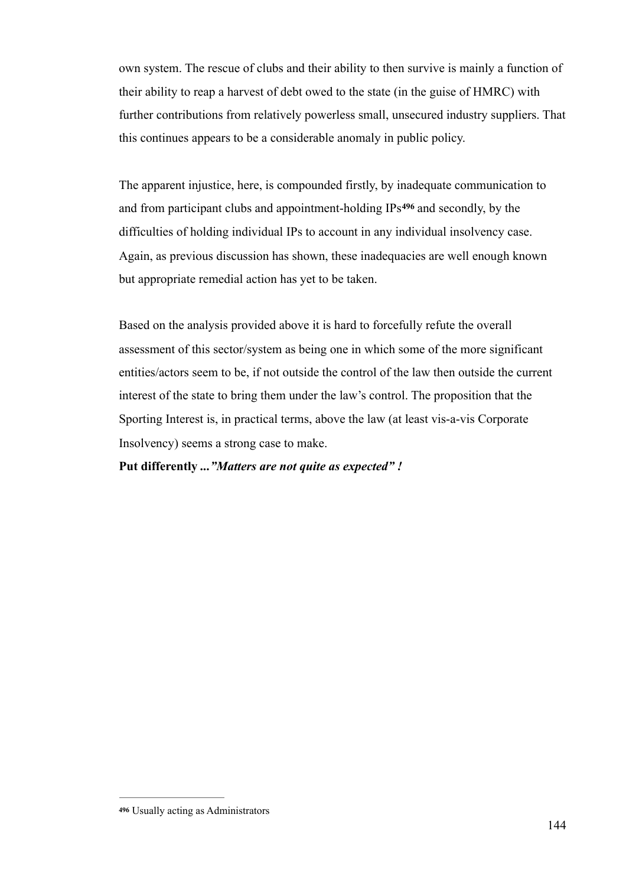own system. The rescue of clubs and their ability to then survive is mainly a function of their ability to reap a harvest of debt owed to the state (in the guise of HMRC) with further contributions from relatively powerless small, unsecured industry suppliers. That this continues appears to be a considerable anomaly in public policy.

The apparent injustice, here, is compounded firstly, by inadequate communication to and from participant clubs and appointment-holding IPs[496] and secondly, by the difficulties of holding individual IPs to account in any individual insolvency case. Again, as previous discussion has shown, these inadequacies are well enough known but appropriate remedial action has yet to be taken.

Based on the analysis provided above it is hard to forcefully refute the overall assessment of this sector/system as being one in which some of the more significant entities/actors seem to be, if not outside the control of the law then outside the current interest of the state to bring them under the law's control. The proposition that the Sporting Interest is, in practical terms, above the law (at least vis-a-vis Corporate Insolvency) seems a strong case to make.

**Put differently ...*"Matters are not quite as expected" !***

---

[496] Usually acting as Administrators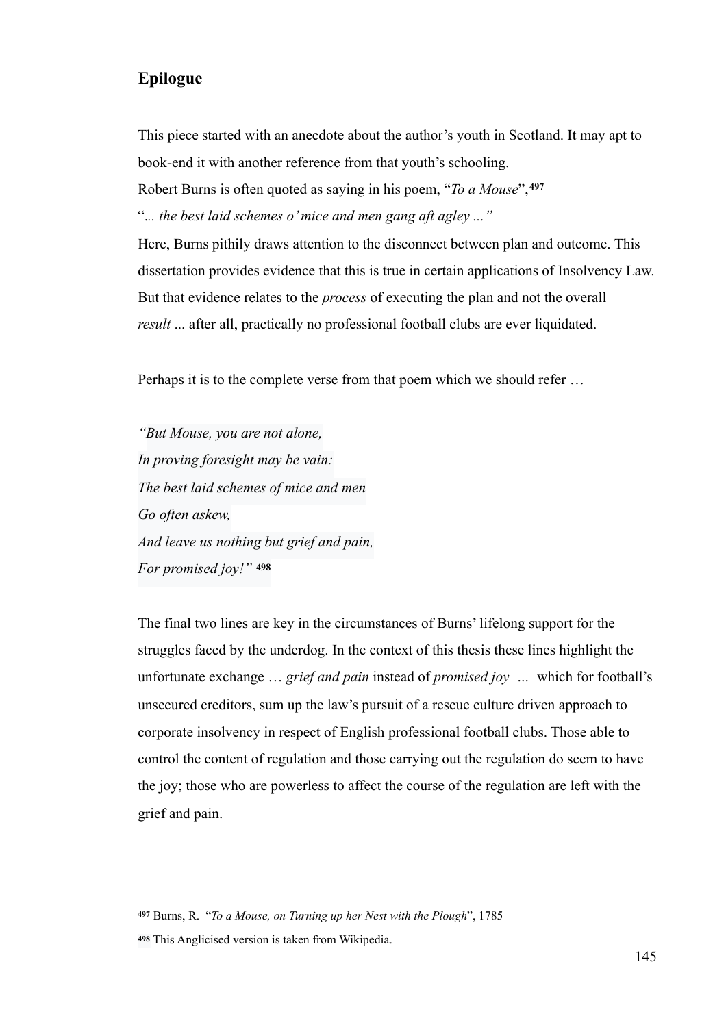## Epilogue

This piece started with an anecdote about the author's youth in Scotland. It may apt to book-end it with another reference from that youth's schooling.

Robert Burns is often quoted as saying in his poem, "*To a Mouse*",[497]

"*... the best laid schemes o' mice and men gang aft agley ...*"

Here, Burns pithily draws attention to the disconnect between plan and outcome. This dissertation provides evidence that this is true in certain applications of Insolvency Law. But that evidence relates to the *process* of executing the plan and not the overall *result* ... after all, practically no professional football clubs are ever liquidated.

Perhaps it is to the complete verse from that poem which we should refer …

*"But Mouse, you are not alone,*
*In proving foresight may be vain:*
*The best laid schemes of mice and men*
*Go often askew,*
*And leave us nothing but grief and pain,*
*For promised joy!"* [498]

The final two lines are key in the circumstances of Burns' lifelong support for the struggles faced by the underdog. In the context of this thesis these lines highlight the unfortunate exchange … *grief and pain* instead of *promised joy* ... which for football's unsecured creditors, sum up the law's pursuit of a rescue culture driven approach to corporate insolvency in respect of English professional football clubs. Those able to control the content of regulation and those carrying out the regulation do seem to have the joy; those who are powerless to affect the course of the regulation are left with the grief and pain.

---

[497] Burns, R. "*To a Mouse, on Turning up her Nest with the Plough*", 1785

[498] This Anglicised version is taken from Wikipedia.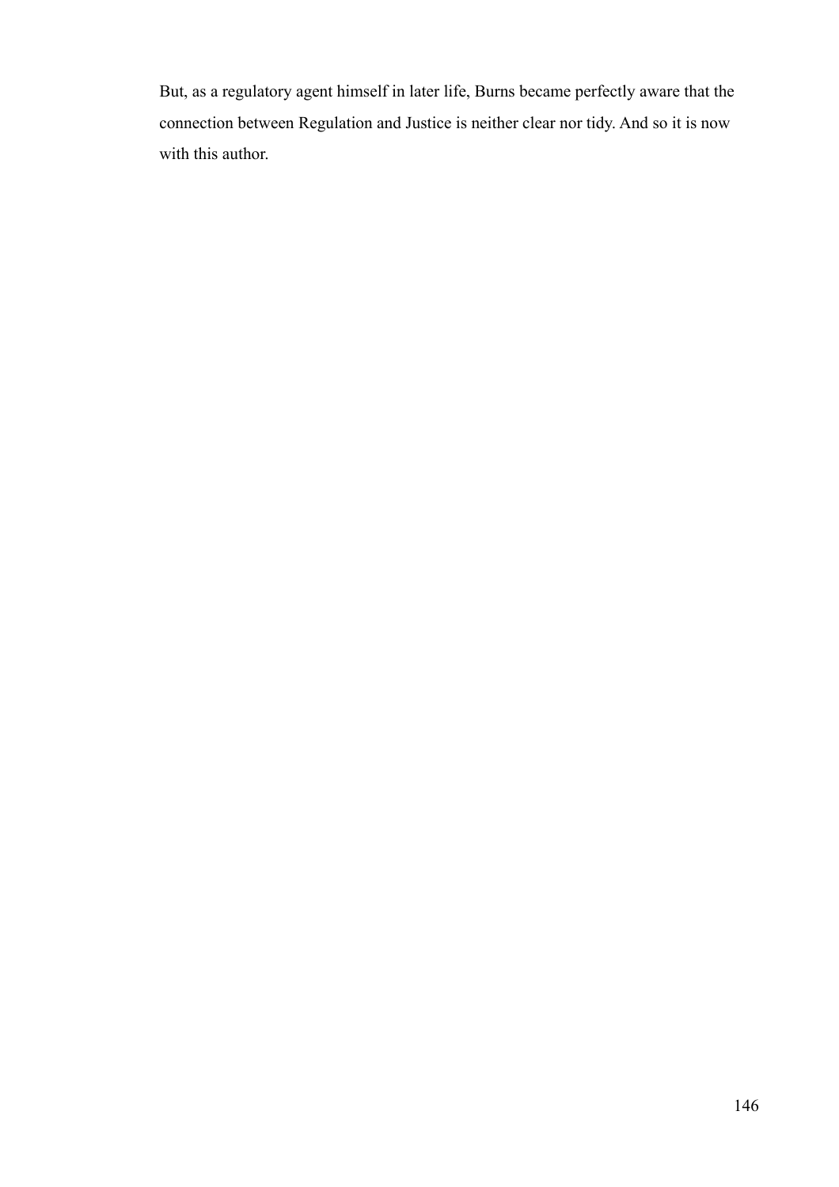But, as a regulatory agent himself in later life, Burns became perfectly aware that the connection between Regulation and Justice is neither clear nor tidy. And so it is now with this author.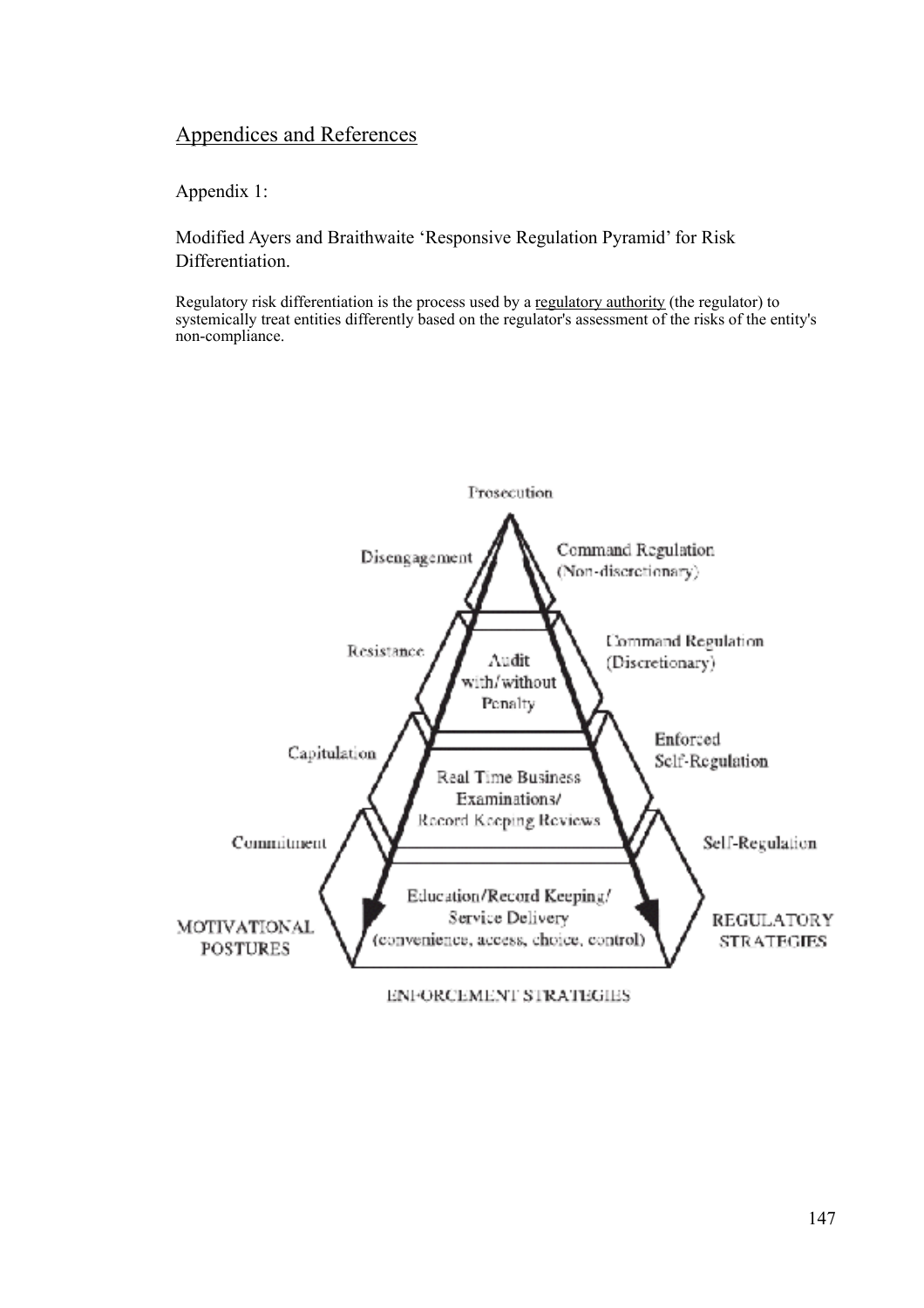## Appendices and References

### Appendix 1:

### Modified Ayers and Braithwaite 'Responsive Regulation Pyramid' for Risk Differentiation.

Regulatory risk differentiation is the process used by a regulatory authority (the regulator) to systemically treat entities differently based on the regulator's assessment of the risks of the entity's non-compliance.

Prosecution

Disengagement

Command Regulation (Non-discretionary)

Resistance

Audit with/without Penalty

Command Regulation (Discretionary)

Capitulation

Real Time Business Examinations/ Record Keeping Reviews

Enforced Self-Regulation

Commitment

Self-Regulation

Education/Record Keeping/ Service Delivery (convenience, access, choice, control)

MOTIVATIONAL POSTURES

REGULATORY STRATEGIES

ENFORCEMENT STRATEGIES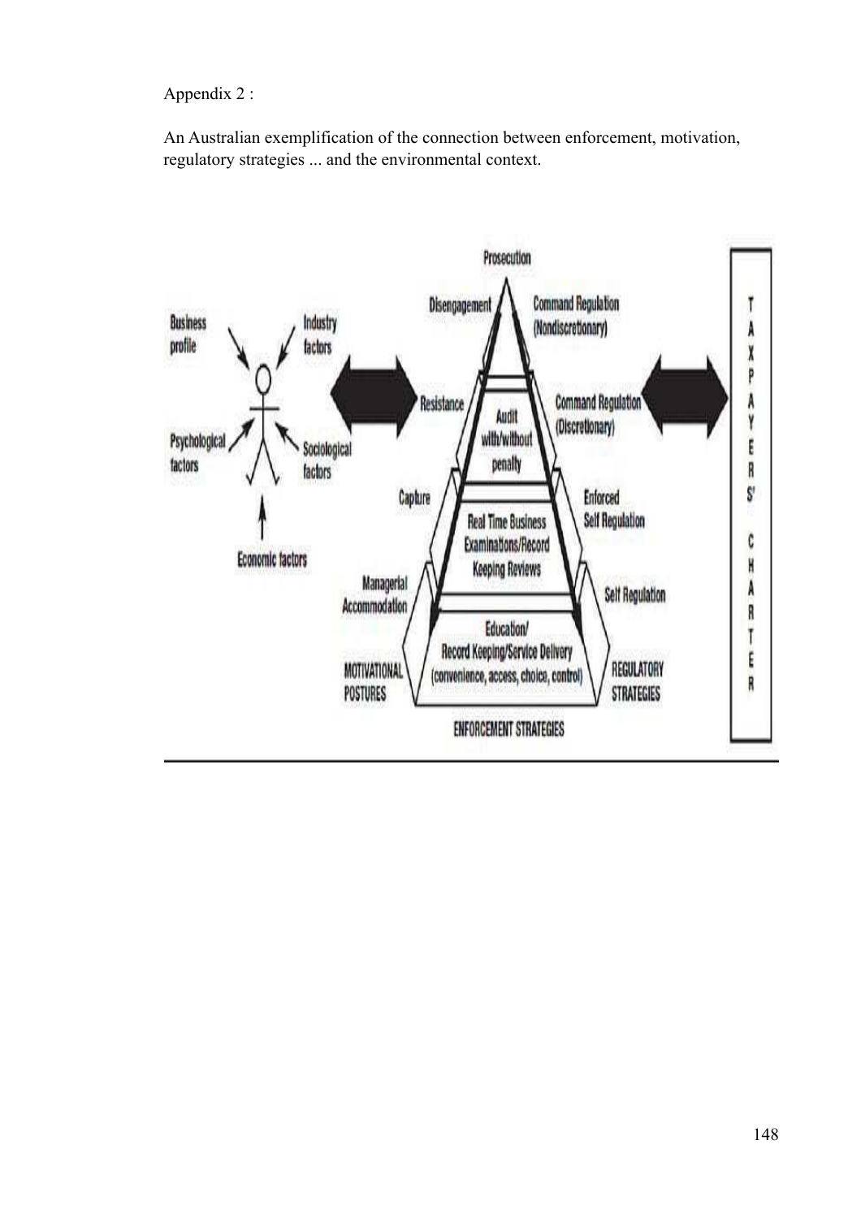Appendix 2 :

An Australian exemplification of the connection between enforcement, motivation, regulatory strategies ... and the environmental context.

Prosecution

Disengagement — Command Regulation (Nondiscretionary)

Resistance — Audit with/without penalty — Command Regulation (Discretionary)

Capture — Real Time Business Examinations/Record Keeping Reviews — Enforced Self Regulation

Managerial Accommodation — Education/ Record Keeping/Service Delivery (convenience, access, choice, control) — Self Regulation

MOTIVATIONAL POSTURES — ENFORCEMENT STRATEGIES — REGULATORY STRATEGIES

Business profile, Industry factors, Psychological factors, Sociological factors, Economic factors

TAXPAYERS' CHARTER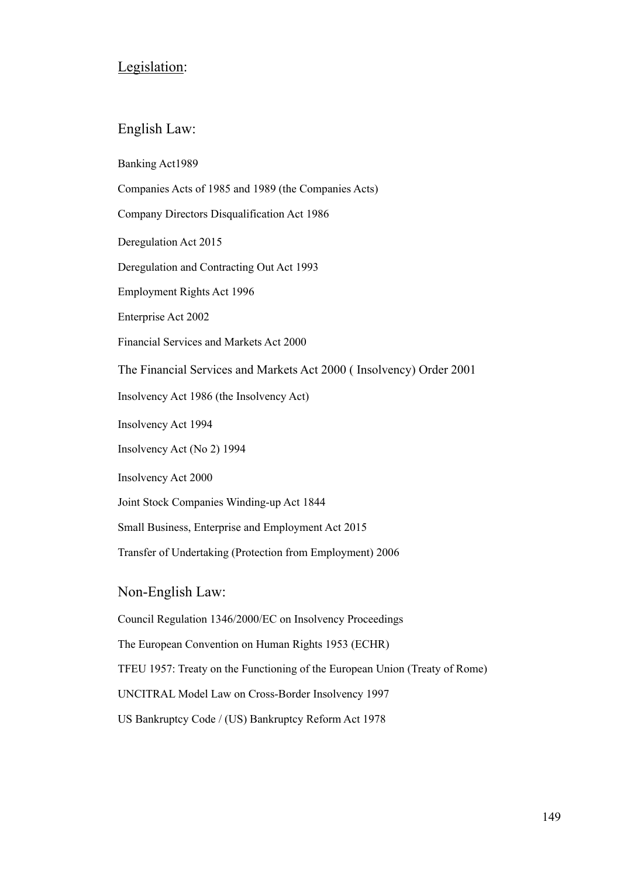## Legislation:

### English Law:

Banking Act1989

Companies Acts of 1985 and 1989 (the Companies Acts)

Company Directors Disqualification Act 1986

Deregulation Act 2015

Deregulation and Contracting Out Act 1993

Employment Rights Act 1996

Enterprise Act 2002

Financial Services and Markets Act 2000

The Financial Services and Markets Act 2000 ( Insolvency) Order 2001

Insolvency Act 1986 (the Insolvency Act)

Insolvency Act 1994

Insolvency Act (No 2) 1994

Insolvency Act 2000

Joint Stock Companies Winding-up Act 1844

Small Business, Enterprise and Employment Act 2015

Transfer of Undertaking (Protection from Employment) 2006

### Non-English Law:

Council Regulation 1346/2000/EC on Insolvency Proceedings

The European Convention on Human Rights 1953 (ECHR)

TFEU 1957: Treaty on the Functioning of the European Union (Treaty of Rome)

UNCITRAL Model Law on Cross-Border Insolvency 1997

US Bankruptcy Code / (US) Bankruptcy Reform Act 1978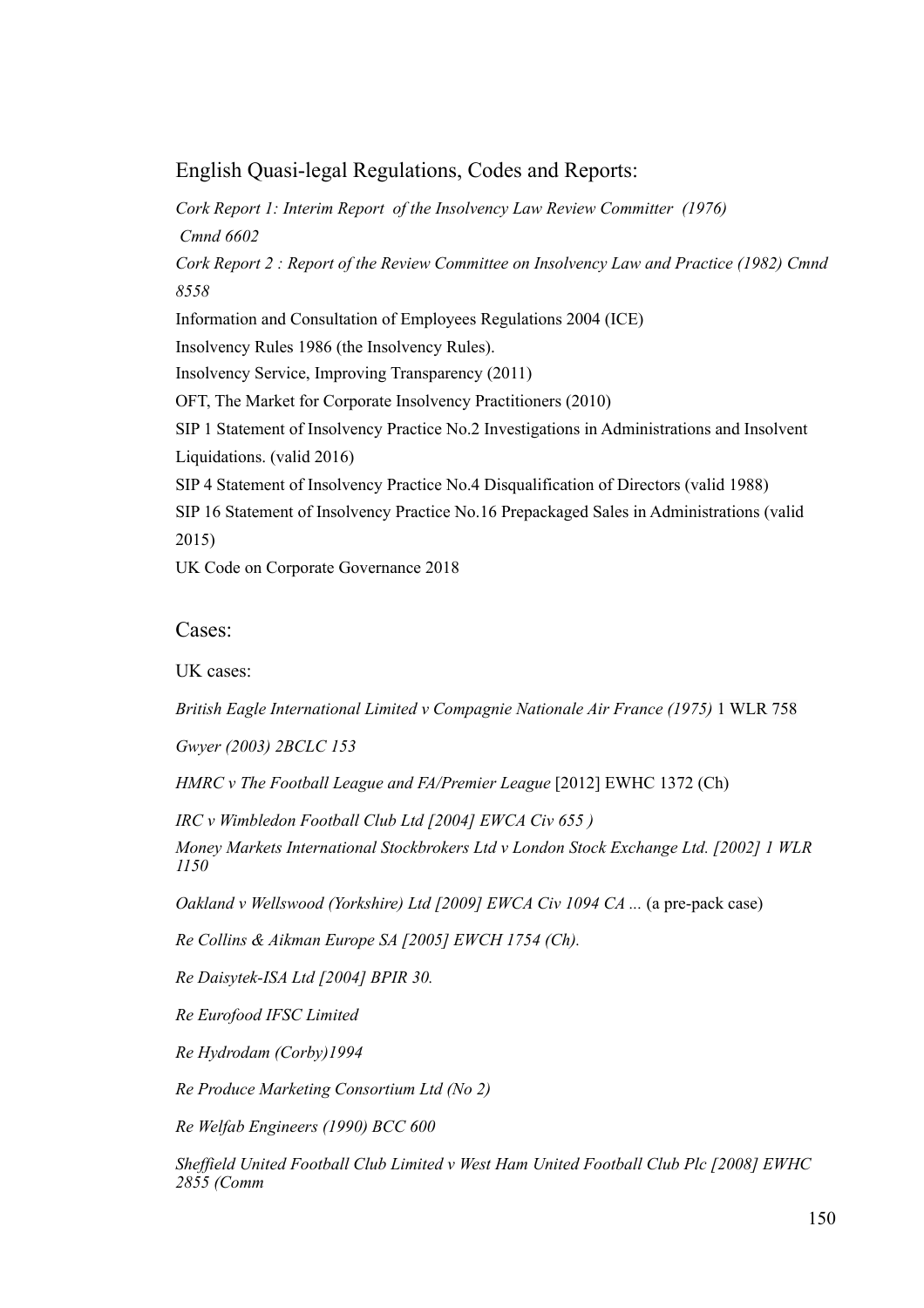## English Quasi-legal Regulations, Codes and Reports:

*Cork Report 1: Interim Report of the Insolvency Law Review Committer (1976) Cmnd 6602*

*Cork Report 2 : Report of the Review Committee on Insolvency Law and Practice (1982) Cmnd 8558*

Information and Consultation of Employees Regulations 2004 (ICE)

Insolvency Rules 1986 (the Insolvency Rules).

Insolvency Service, Improving Transparency (2011)

OFT, The Market for Corporate Insolvency Practitioners (2010)

SIP 1 Statement of Insolvency Practice No.2 Investigations in Administrations and Insolvent Liquidations. (valid 2016)

SIP 4 Statement of Insolvency Practice No.4 Disqualification of Directors (valid 1988)

SIP 16 Statement of Insolvency Practice No.16 Prepackaged Sales in Administrations (valid 2015)

UK Code on Corporate Governance 2018

## Cases:

UK cases:

*British Eagle International Limited v Compagnie Nationale Air France (1975)* 1 WLR 758

*Gwyer (2003) 2BCLC 153*

*HMRC v The Football League and FA/Premier League* [2012] EWHC 1372 (Ch)

*IRC v Wimbledon Football Club Ltd [2004] EWCA Civ 655 )*

*Money Markets International Stockbrokers Ltd v London Stock Exchange Ltd. [2002] 1 WLR 1150*

*Oakland v Wellswood (Yorkshire) Ltd [2009] EWCA Civ 1094 CA ...* (a pre-pack case)

*Re Collins & Aikman Europe SA [2005] EWCH 1754 (Ch).*

*Re Daisytek-ISA Ltd [2004] BPIR 30.*

*Re Eurofood IFSC Limited*

*Re Hydrodam (Corby)1994*

*Re Produce Marketing Consortium Ltd (No 2)*

*Re Welfab Engineers (1990) BCC 600*

*Sheffield United Football Club Limited v West Ham United Football Club Plc [2008] EWHC 2855 (Comm*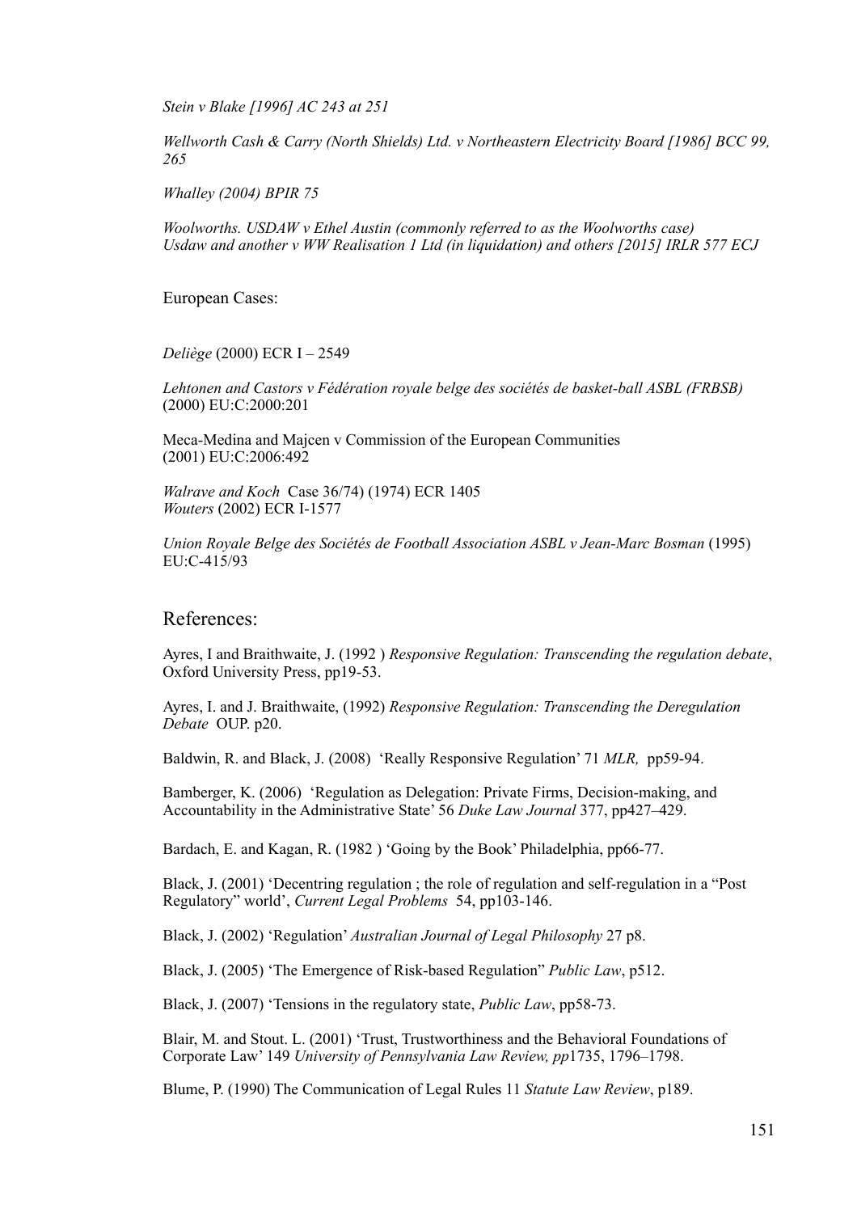*Stein v Blake [1996] AC 243 at 251*

*Wellworth Cash & Carry (North Shields) Ltd. v Northeastern Electricity Board [1986] BCC 99, 265*

*Whalley (2004) BPIR 75*

*Woolworths. USDAW v Ethel Austin (commonly referred to as the Woolworths case) Usdaw and another v WW Realisation 1 Ltd (in liquidation) and others [2015] IRLR 577 ECJ*

European Cases:

*Deliège* (2000) ECR I – 2549

*Lehtonen and Castors v Fédération royale belge des sociétés de basket-ball ASBL (FRBSB)* (2000) EU:C:2000:201

Meca-Medina and Majcen v Commission of the European Communities (2001) EU:C:2006:492

*Walrave and Koch* Case 36/74) (1974) ECR 1405
*Wouters* (2002) ECR I-1577

*Union Royale Belge des Sociétés de Football Association ASBL v Jean-Marc Bosman* (1995) EU:C-415/93

## References:

Ayres, I and Braithwaite, J. (1992 ) *Responsive Regulation: Transcending the regulation debate*, Oxford University Press, pp19-53.

Ayres, I. and J. Braithwaite, (1992) *Responsive Regulation: Transcending the Deregulation Debate* OUP. p20.

Baldwin, R. and Black, J. (2008) 'Really Responsive Regulation' 71 *MLR,* pp59-94.

Bamberger, K. (2006) 'Regulation as Delegation: Private Firms, Decision-making, and Accountability in the Administrative State' 56 *Duke Law Journal* 377, pp427–429.

Bardach, E. and Kagan, R. (1982 ) 'Going by the Book' Philadelphia, pp66-77.

Black, J. (2001) 'Decentring regulation ; the role of regulation and self-regulation in a "Post Regulatory" world', *Current Legal Problems* 54, pp103-146.

Black, J. (2002) 'Regulation' *Australian Journal of Legal Philosophy* 27 p8.

Black, J. (2005) 'The Emergence of Risk-based Regulation" *Public Law*, p512.

Black, J. (2007) 'Tensions in the regulatory state, *Public Law*, pp58-73.

Blair, M. and Stout. L. (2001) 'Trust, Trustworthiness and the Behavioral Foundations of Corporate Law' 149 *University of Pennsylvania Law Review, pp*1735, 1796–1798.

Blume, P. (1990) The Communication of Legal Rules 11 *Statute Law Review*, p189.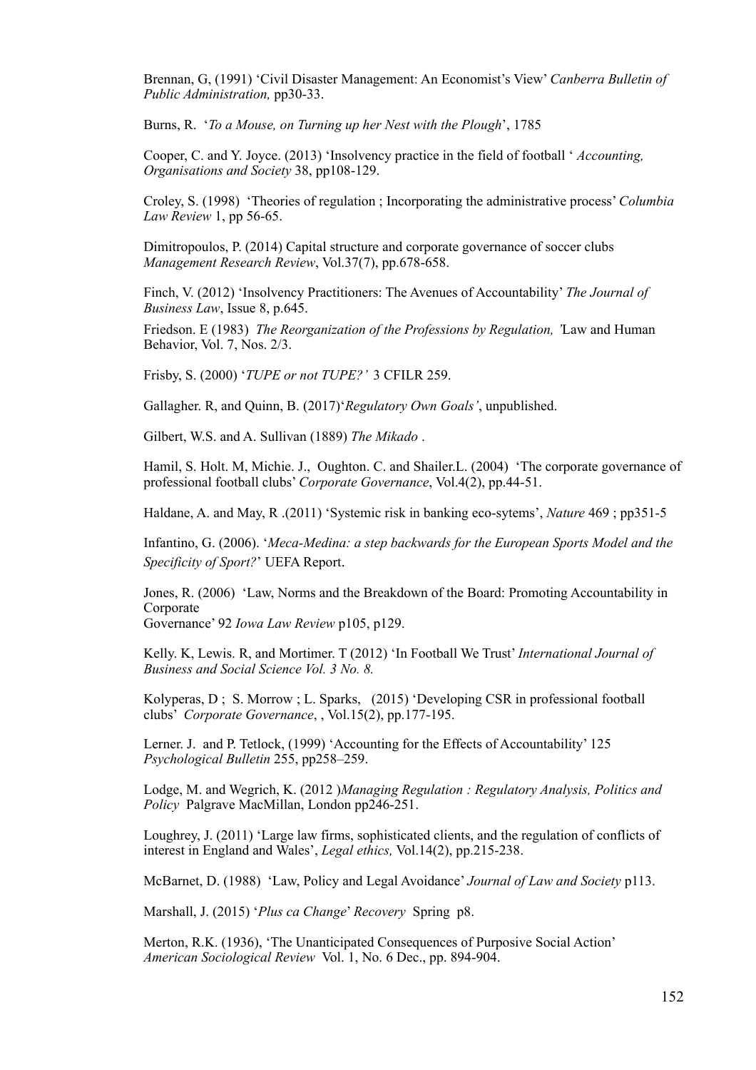Brennan, G, (1991) 'Civil Disaster Management: An Economist's View' *Canberra Bulletin of Public Administration,* pp30-33.

Burns, R. '*To a Mouse, on Turning up her Nest with the Plough*', 1785

Cooper, C. and Y. Joyce. (2013) 'Insolvency practice in the field of football ' *Accounting, Organisations and Society* 38, pp108-129.

Croley, S. (1998) 'Theories of regulation ; Incorporating the administrative process' *Columbia Law Review* 1, pp 56-65.

Dimitropoulos, P. (2014) Capital structure and corporate governance of soccer clubs *Management Research Review*, Vol.37(7), pp.678-658.

Finch, V. (2012) 'Insolvency Practitioners: The Avenues of Accountability' *The Journal of Business Law*, Issue 8, p.645.

Friedson. E (1983) *The Reorganization of the Professions by Regulation, '*Law and Human Behavior, Vol. 7, Nos. 2/3.

Frisby, S. (2000) '*TUPE or not TUPE?'* 3 CFILR 259.

Gallagher. R, and Quinn, B. (2017)'*Regulatory Own Goals'*, unpublished.

Gilbert, W.S. and A. Sullivan (1889) *The Mikado* .

Hamil, S. Holt. M, Michie. J., Oughton. C. and Shailer.L. (2004) 'The corporate governance of professional football clubs' *Corporate Governance*, Vol.4(2), pp.44-51.

Haldane, A. and May, R .(2011) 'Systemic risk in banking eco-sytems', *Nature* 469 ; pp351-5

Infantino, G. (2006). '*Meca-Medina: a step backwards for the European Sports Model and the Specificity of Sport?*' UEFA Report.

Jones, R. (2006) 'Law, Norms and the Breakdown of the Board: Promoting Accountability in Corporate
Governance' 92 *Iowa Law Review* p105, p129.

Kelly. K, Lewis. R, and Mortimer. T (2012) 'In Football We Trust' *International Journal of Business and Social Science Vol. 3 No. 8.*

Kolyperas, D ; S. Morrow ; L. Sparks, (2015) 'Developing CSR in professional football clubs' *Corporate Governance*, , Vol.15(2), pp.177-195.

Lerner. J. and P. Tetlock, (1999) 'Accounting for the Effects of Accountability' 125 *Psychological Bulletin* 255, pp258–259.

Lodge, M. and Wegrich, K. (2012 )*Managing Regulation : Regulatory Analysis, Politics and Policy* Palgrave MacMillan, London pp246-251.

Loughrey, J. (2011) 'Large law firms, sophisticated clients, and the regulation of conflicts of interest in England and Wales', *Legal ethics,* Vol.14(2), pp.215-238.

McBarnet, D. (1988) 'Law, Policy and Legal Avoidance' *Journal of Law and Society* p113.

Marshall, J. (2015) '*Plus ca Change*' *Recovery* Spring p8.

Merton, R.K. (1936), 'The Unanticipated Consequences of Purposive Social Action' *American Sociological Review* Vol. 1, No. 6 Dec., pp. 894-904.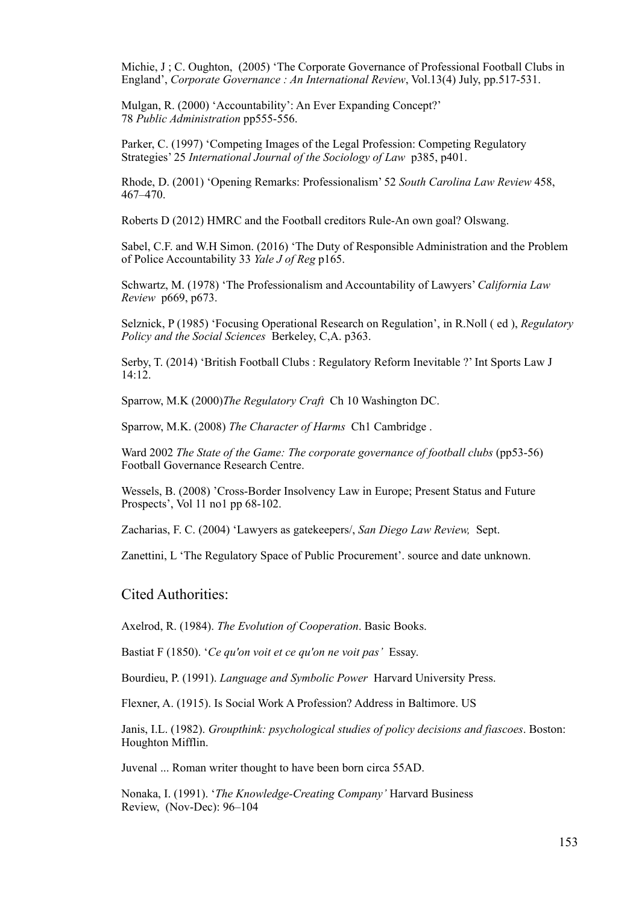Michie, J ; C. Oughton, (2005) 'The Corporate Governance of Professional Football Clubs in England', *Corporate Governance : An International Review*, Vol.13(4) July, pp.517-531.

Mulgan, R. (2000) 'Accountability': An Ever Expanding Concept?' 78 *Public Administration* pp555-556.

Parker, C. (1997) 'Competing Images of the Legal Profession: Competing Regulatory Strategies' 25 *International Journal of the Sociology of Law* p385, p401.

Rhode, D. (2001) 'Opening Remarks: Professionalism' 52 *South Carolina Law Review* 458, 467–470.

Roberts D (2012) HMRC and the Football creditors Rule-An own goal? Olswang.

Sabel, C.F. and W.H Simon. (2016) 'The Duty of Responsible Administration and the Problem of Police Accountability 33 *Yale J of Reg* p165.

Schwartz, M. (1978) 'The Professionalism and Accountability of Lawyers' *California Law Review* p669, p673.

Selznick, P (1985) 'Focusing Operational Research on Regulation', in R.Noll ( ed ), *Regulatory Policy and the Social Sciences* Berkeley, C,A. p363.

Serby, T. (2014) 'British Football Clubs : Regulatory Reform Inevitable ?' Int Sports Law J 14:12.

Sparrow, M.K (2000)*The Regulatory Craft* Ch 10 Washington DC.

Sparrow, M.K. (2008) *The Character of Harms* Ch1 Cambridge .

Ward 2002 *The State of the Game: The corporate governance of football clubs* (pp53-56) Football Governance Research Centre.

Wessels, B. (2008) 'Cross-Border Insolvency Law in Europe; Present Status and Future Prospects', Vol 11 no1 pp 68-102.

Zacharias, F. C. (2004) 'Lawyers as gatekeepers/, *San Diego Law Review,* Sept.

Zanettini, L 'The Regulatory Space of Public Procurement'. source and date unknown.

## Cited Authorities:

Axelrod, R. (1984). *The Evolution of Cooperation*. Basic Books.

Bastiat F (1850). '*Ce qu'on voit et ce qu'on ne voit pas'* Essay.

Bourdieu, P. (1991). *Language and Symbolic Power* Harvard University Press.

Flexner, A. (1915). Is Social Work A Profession? Address in Baltimore. US

Janis, I.L. (1982). *Groupthink: psychological studies of policy decisions and fiascoes*. Boston: Houghton Mifflin.

Juvenal ... Roman writer thought to have been born circa 55AD.

Nonaka, I. (1991). '*The Knowledge-Creating Company'* Harvard Business Review, (Nov-Dec): 96–104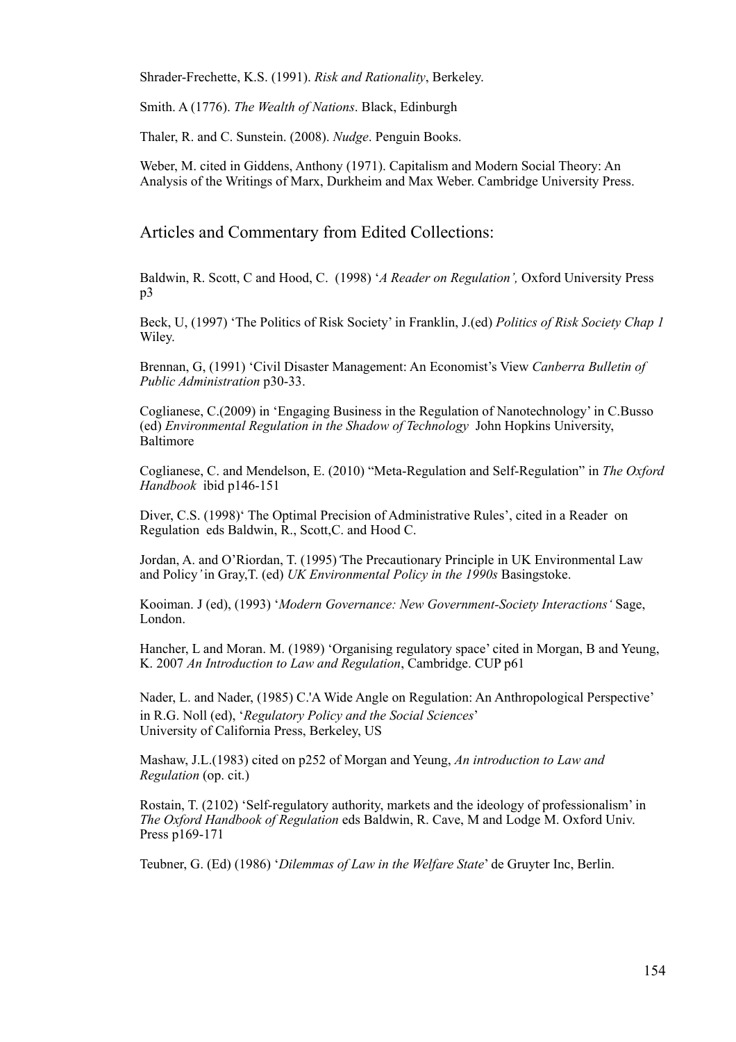Shrader-Frechette, K.S. (1991). *Risk and Rationality*, Berkeley.

Smith. A (1776). *The Wealth of Nations*. Black, Edinburgh

Thaler, R. and C. Sunstein. (2008). *Nudge*. Penguin Books.

Weber, M. cited in Giddens, Anthony (1971). Capitalism and Modern Social Theory: An Analysis of the Writings of Marx, Durkheim and Max Weber. Cambridge University Press.

## Articles and Commentary from Edited Collections:

Baldwin, R. Scott, C and Hood, C. (1998) '*A Reader on Regulation',* Oxford University Press p3

Beck, U, (1997) 'The Politics of Risk Society' in Franklin, J.(ed) *Politics of Risk Society Chap 1* Wiley.

Brennan, G, (1991) 'Civil Disaster Management: An Economist's View *Canberra Bulletin of Public Administration* p30-33.

Coglianese, C.(2009) in 'Engaging Business in the Regulation of Nanotechnology' in C.Busso (ed) *Environmental Regulation in the Shadow of Technology* John Hopkins University, Baltimore

Coglianese, C. and Mendelson, E. (2010) "Meta-Regulation and Self-Regulation" in *The Oxford Handbook* ibid p146-151

Diver, C.S. (1998)' The Optimal Precision of Administrative Rules', cited in a Reader on Regulation eds Baldwin, R., Scott,C. and Hood C.

Jordan, A. and O'Riordan, T. (1995)'The Precautionary Principle in UK Environmental Law and Policy' in Gray,T. (ed) *UK Environmental Policy in the 1990s* Basingstoke.

Kooiman. J (ed), (1993) '*Modern Governance: New Government-Society Interactions'* Sage, London.

Hancher, L and Moran. M. (1989) 'Organising regulatory space' cited in Morgan, B and Yeung, K. 2007 *An Introduction to Law and Regulation*, Cambridge. CUP p61

Nader, L. and Nader, (1985) C.'A Wide Angle on Regulation: An Anthropological Perspective' in R.G. Noll (ed), '*Regulatory Policy and the Social Sciences*' University of California Press, Berkeley, US

Mashaw, J.L.(1983) cited on p252 of Morgan and Yeung, *An introduction to Law and Regulation* (op. cit.)

Rostain, T. (2102) 'Self-regulatory authority, markets and the ideology of professionalism' in *The Oxford Handbook of Regulation* eds Baldwin, R. Cave, M and Lodge M. Oxford Univ. Press p169-171

Teubner, G. (Ed) (1986) '*Dilemmas of Law in the Welfare State*' de Gruyter Inc, Berlin.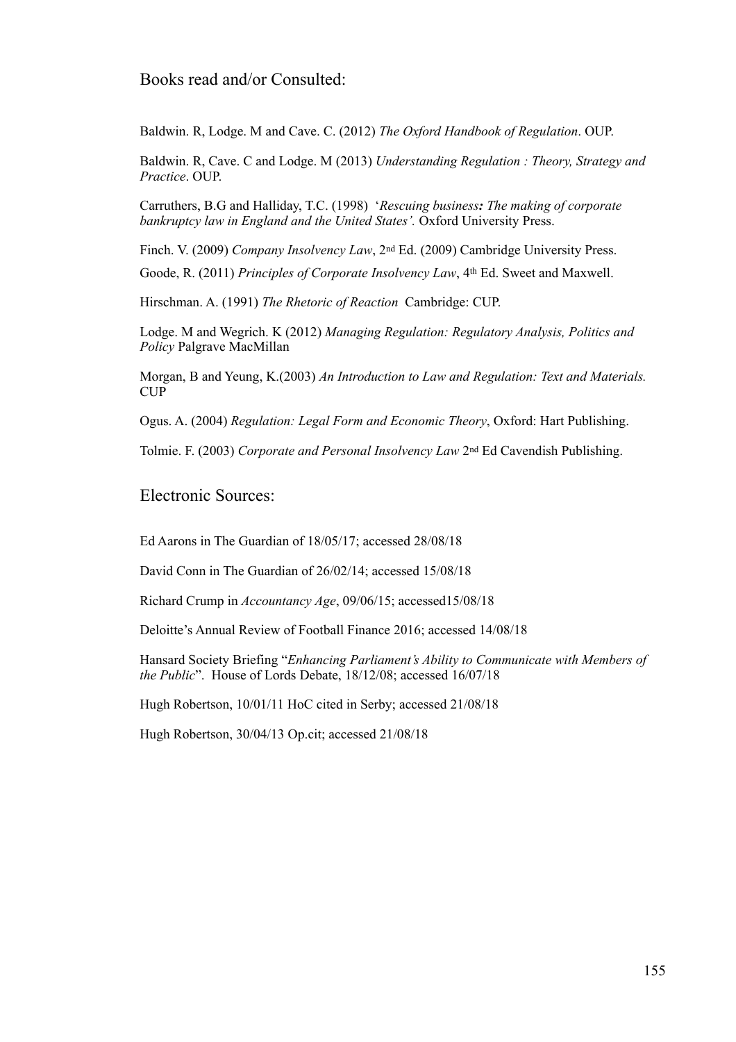## Books read and/or Consulted:

Baldwin. R, Lodge. M and Cave. C. (2012) *The Oxford Handbook of Regulation*. OUP.

Baldwin. R, Cave. C and Lodge. M (2013) *Understanding Regulation : Theory, Strategy and Practice*. OUP.

Carruthers, B.G and Halliday, T.C. (1998) '*Rescuing business: The making of corporate bankruptcy law in England and the United States'.* Oxford University Press.

Finch. V. (2009) *Company Insolvency Law*, 2nd Ed. (2009) Cambridge University Press.

Goode, R. (2011) *Principles of Corporate Insolvency Law*, 4th Ed. Sweet and Maxwell.

Hirschman. A. (1991) *The Rhetoric of Reaction* Cambridge: CUP.

Lodge. M and Wegrich. K (2012) *Managing Regulation: Regulatory Analysis, Politics and Policy* Palgrave MacMillan

Morgan, B and Yeung, K.(2003) *An Introduction to Law and Regulation: Text and Materials.* CUP

Ogus. A. (2004) *Regulation: Legal Form and Economic Theory*, Oxford: Hart Publishing.

Tolmie. F. (2003) *Corporate and Personal Insolvency Law* 2nd Ed Cavendish Publishing.

## Electronic Sources:

Ed Aarons in The Guardian of 18/05/17; accessed 28/08/18

David Conn in The Guardian of 26/02/14; accessed 15/08/18

Richard Crump in *Accountancy Age*, 09/06/15; accessed15/08/18

Deloitte's Annual Review of Football Finance 2016; accessed 14/08/18

Hansard Society Briefing "*Enhancing Parliament's Ability to Communicate with Members of the Public*". House of Lords Debate, 18/12/08; accessed 16/07/18

Hugh Robertson, 10/01/11 HoC cited in Serby; accessed 21/08/18

Hugh Robertson, 30/04/13 Op.cit; accessed 21/08/18